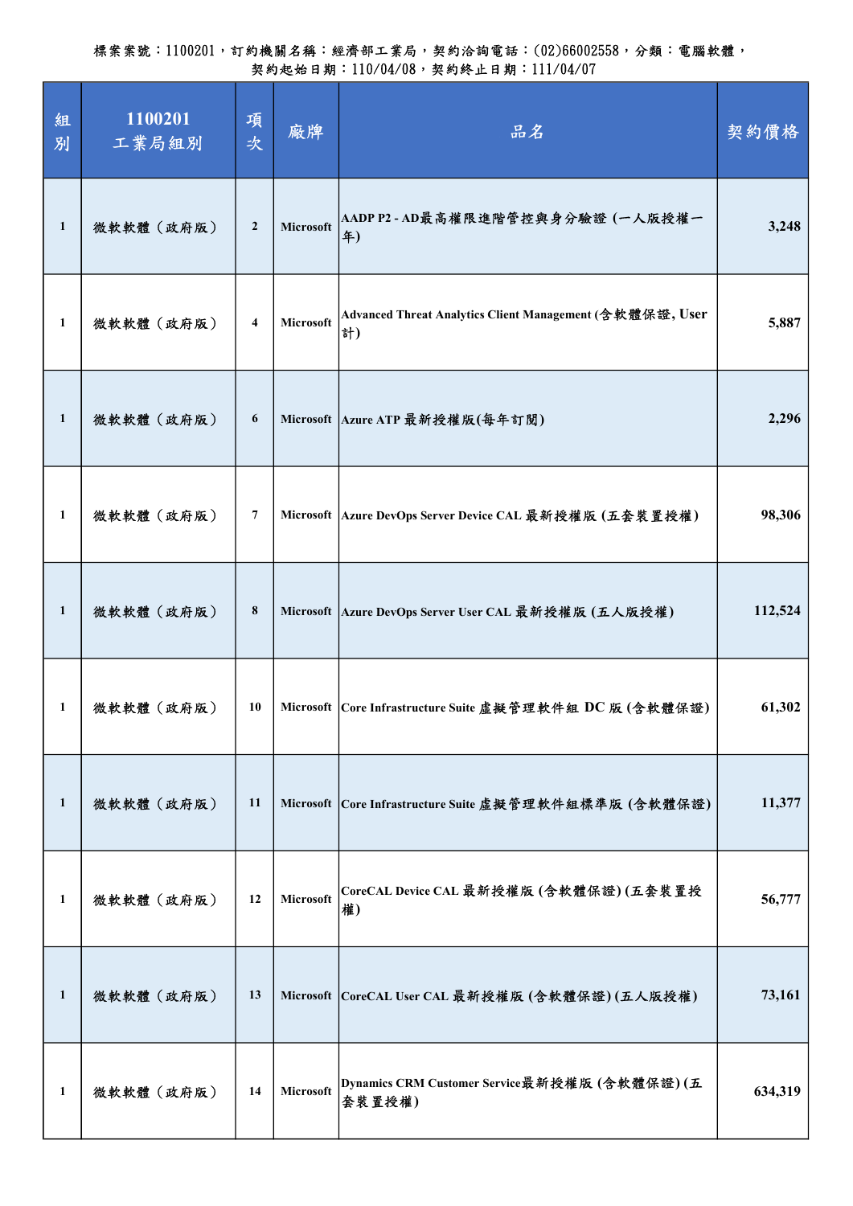標案案號：1100201，訂約機關名稱：經濟部工業局，契約洽詢電話：(02)66002558，分類：電腦軟體，契約起始日期：110/04/08，契約終止日期：111/04/07

| 組別 | 1100201 工業局組別 | 項次 | 廠牌 | 品名 | 契約價格 |
|---|---|---|---|---|---|
| 1 | 微軟軟體（政府版） | 2 | Microsoft | AADP P2 - AD最高權限進階管控與身分驗證 (一人版授權一年) | 3,248 |
| 1 | 微軟軟體（政府版） | 4 | Microsoft | Advanced Threat Analytics Client Management (含軟體保證, User計) | 5,887 |
| 1 | 微軟軟體（政府版） | 6 | Microsoft | Azure ATP 最新授權版(每年訂閱) | 2,296 |
| 1 | 微軟軟體（政府版） | 7 | Microsoft | Azure DevOps Server Device CAL 最新授權版 (五套裝置授權) | 98,306 |
| 1 | 微軟軟體（政府版） | 8 | Microsoft | Azure DevOps Server User CAL 最新授權版 (五人版授權) | 112,524 |
| 1 | 微軟軟體（政府版） | 10 | Microsoft | Core Infrastructure Suite 虛擬管理軟件組 DC 版 (含軟體保證) | 61,302 |
| 1 | 微軟軟體（政府版） | 11 | Microsoft | Core Infrastructure Suite 虛擬管理軟件組標準版 (含軟體保證) | 11,377 |
| 1 | 微軟軟體（政府版） | 12 | Microsoft | CoreCAL Device CAL 最新授權版 (含軟體保證) (五套裝置授權) | 56,777 |
| 1 | 微軟軟體（政府版） | 13 | Microsoft | CoreCAL User CAL 最新授權版 (含軟體保證) (五人版授權) | 73,161 |
| 1 | 微軟軟體（政府版） | 14 | Microsoft | Dynamics CRM Customer Service最新授權版 (含軟體保證) (五套裝置授權) | 634,319 |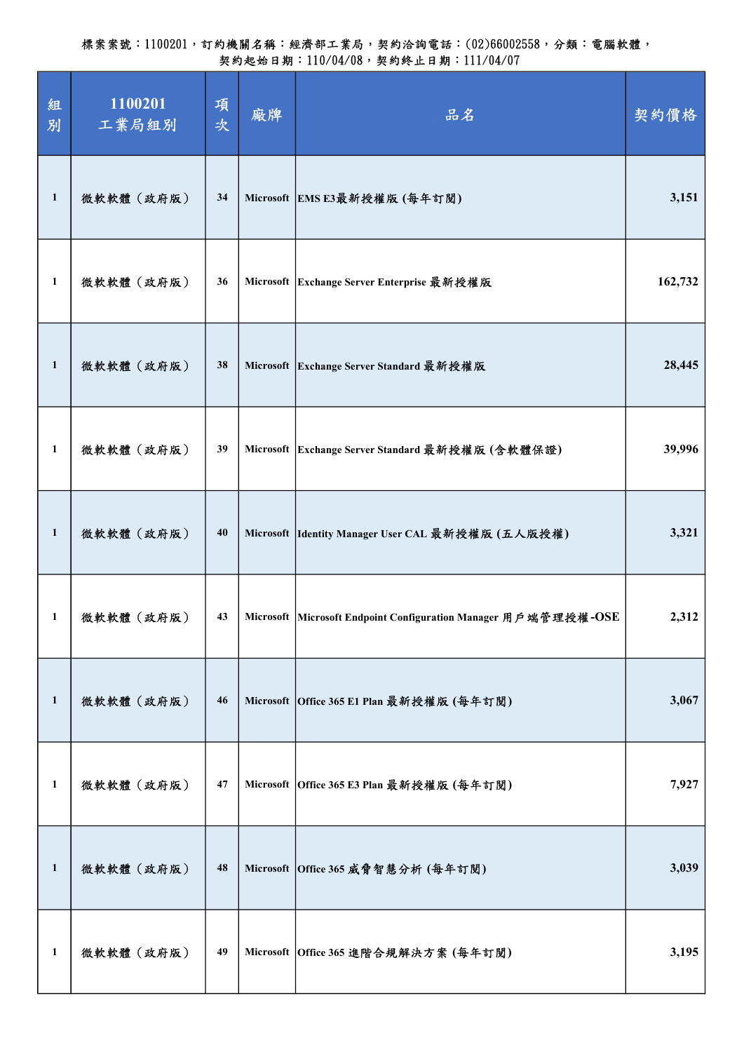標案案號：1100201，訂約機關名稱：經濟部工業局，契約洽詢電話：(02)66002558，分類：電腦軟體，
契約起始日期：110/04/08，契約終止日期：111/04/07

| 組別 | 1100201 工業局組別 | 項次 | 廠牌 | 品名 | 契約價格 |
|---|---|---|---|---|---|
| 1 | 微軟軟體（政府版） | 34 | Microsoft | EMS E3最新授權版 (每年訂閱) | 3,151 |
| 1 | 微軟軟體（政府版） | 36 | Microsoft | Exchange Server Enterprise 最新授權版 | 162,732 |
| 1 | 微軟軟體（政府版） | 38 | Microsoft | Exchange Server Standard 最新授權版 | 28,445 |
| 1 | 微軟軟體（政府版） | 39 | Microsoft | Exchange Server Standard 最新授權版 (含軟體保證) | 39,996 |
| 1 | 微軟軟體（政府版） | 40 | Microsoft | Identity Manager User CAL 最新授權版 (五人版授權) | 3,321 |
| 1 | 微軟軟體（政府版） | 43 | Microsoft | Microsoft Endpoint Configuration Manager 用戶端管理授權-OSE | 2,312 |
| 1 | 微軟軟體（政府版） | 46 | Microsoft | Office 365 E1 Plan 最新授權版 (每年訂閱) | 3,067 |
| 1 | 微軟軟體（政府版） | 47 | Microsoft | Office 365 E3 Plan 最新授權版 (每年訂閱) | 7,927 |
| 1 | 微軟軟體（政府版） | 48 | Microsoft | Office 365 威脅智慧分析 (每年訂閱) | 3,039 |
| 1 | 微軟軟體（政府版） | 49 | Microsoft | Office 365 進階合規解決方案 (每年訂閱) | 3,195 |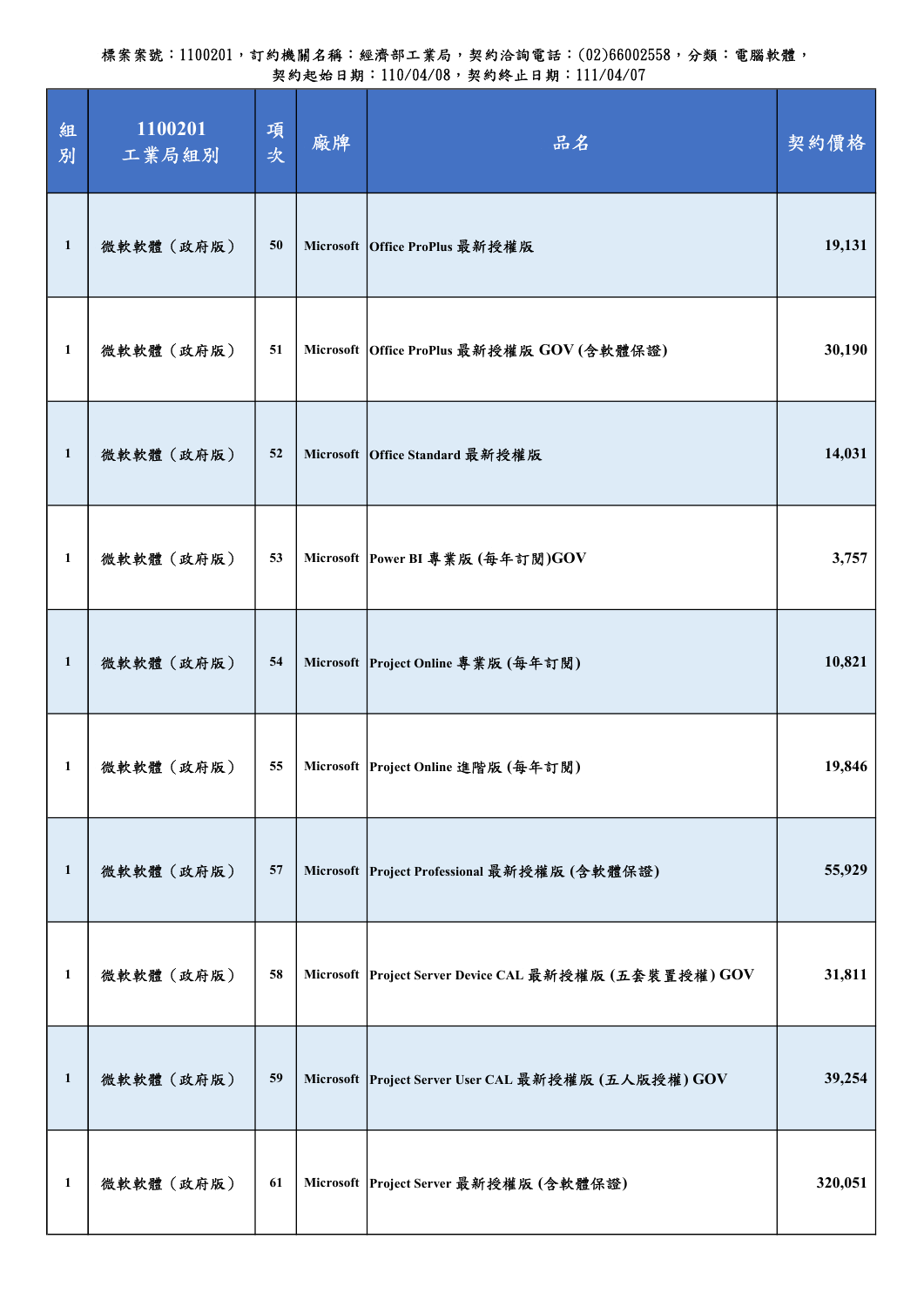標案案號：1100201，訂約機關名稱：經濟部工業局，契約洽詢電話：(02)66002558，分類：電腦軟體，
契約起始日期：110/04/08，契約終止日期：111/04/07

| 組別 | 1100201 工業局組別 | 項次 | 廠牌 | 品名 | 契約價格 |
|---|---|---|---|---|---|
| 1 | 微軟軟體（政府版） | 50 | Microsoft | Office ProPlus 最新授權版 | 19,131 |
| 1 | 微軟軟體（政府版） | 51 | Microsoft | Office ProPlus 最新授權版 GOV (含軟體保證) | 30,190 |
| 1 | 微軟軟體（政府版） | 52 | Microsoft | Office Standard 最新授權版 | 14,031 |
| 1 | 微軟軟體（政府版） | 53 | Microsoft | Power BI 專業版 (每年訂閱)GOV | 3,757 |
| 1 | 微軟軟體（政府版） | 54 | Microsoft | Project Online 專業版 (每年訂閱) | 10,821 |
| 1 | 微軟軟體（政府版） | 55 | Microsoft | Project Online 進階版 (每年訂閱) | 19,846 |
| 1 | 微軟軟體（政府版） | 57 | Microsoft | Project Professional 最新授權版 (含軟體保證) | 55,929 |
| 1 | 微軟軟體（政府版） | 58 | Microsoft | Project Server Device CAL 最新授權版 (五套裝置授權) GOV | 31,811 |
| 1 | 微軟軟體（政府版） | 59 | Microsoft | Project Server User CAL 最新授權版 (五人版授權) GOV | 39,254 |
| 1 | 微軟軟體（政府版） | 61 | Microsoft | Project Server 最新授權版 (含軟體保證) | 320,051 |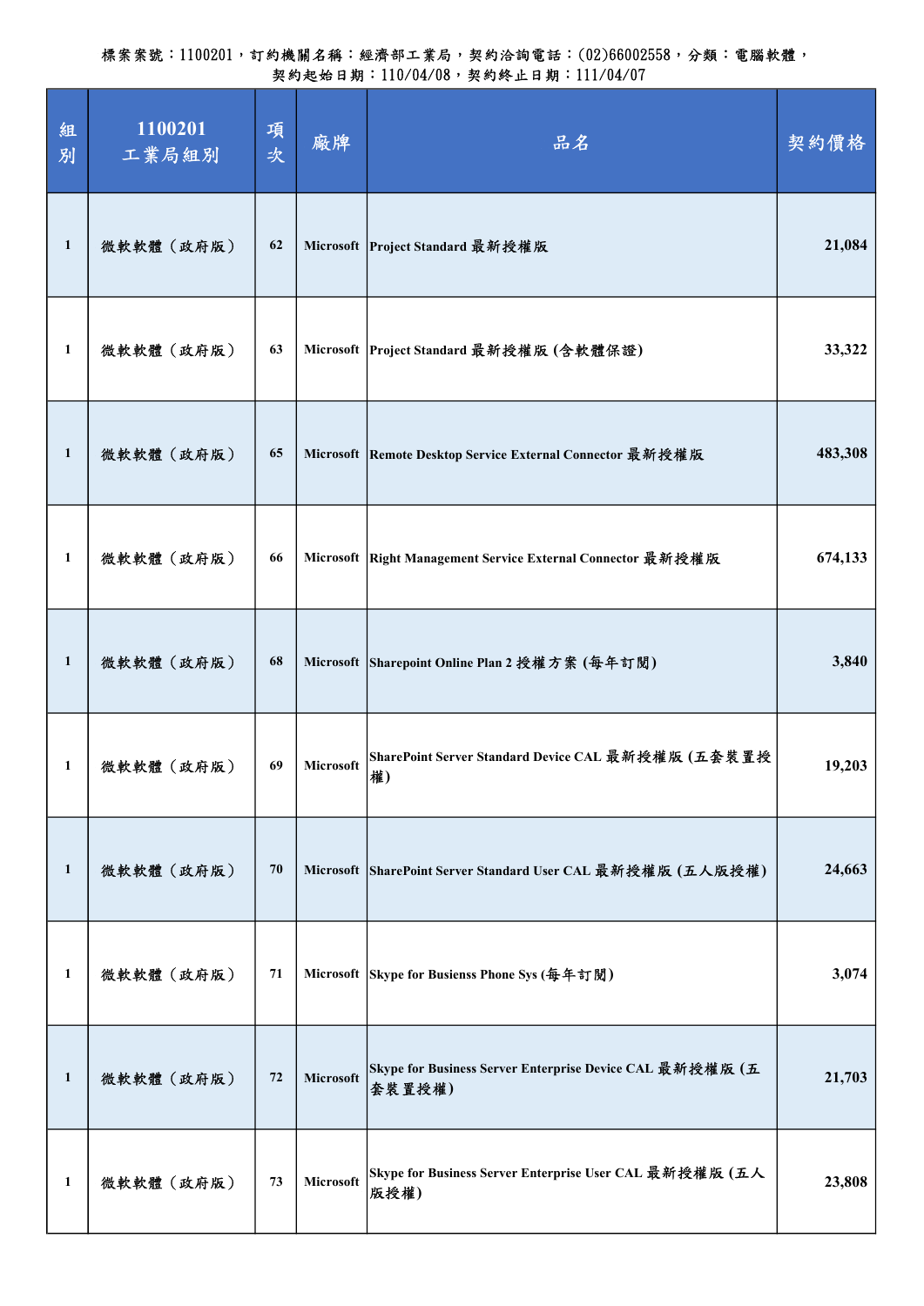標案案號：1100201，訂約機關名稱：經濟部工業局，契約洽詢電話：(02)66002558，分類：電腦軟體，
契約起始日期：110/04/08，契約終止日期：111/04/07

| 組別 | 1100201 工業局組別 | 項次 | 廠牌 | 品名 | 契約價格 |
|---|---|---|---|---|---|
| 1 | 微軟軟體（政府版） | 62 | Microsoft | Project Standard 最新授權版 | 21,084 |
| 1 | 微軟軟體（政府版） | 63 | Microsoft | Project Standard 最新授權版 (含軟體保證) | 33,322 |
| 1 | 微軟軟體（政府版） | 65 | Microsoft | Remote Desktop Service External Connector 最新授權版 | 483,308 |
| 1 | 微軟軟體（政府版） | 66 | Microsoft | Right Management Service External Connector 最新授權版 | 674,133 |
| 1 | 微軟軟體（政府版） | 68 | Microsoft | Sharepoint Online Plan 2 授權方案 (每年訂閱) | 3,840 |
| 1 | 微軟軟體（政府版） | 69 | Microsoft | SharePoint Server Standard Device CAL 最新授權版 (五套裝置授權) | 19,203 |
| 1 | 微軟軟體（政府版） | 70 | Microsoft | SharePoint Server Standard User CAL 最新授權版 (五人版授權) | 24,663 |
| 1 | 微軟軟體（政府版） | 71 | Microsoft | Skype for Busienss Phone Sys (每年訂閱) | 3,074 |
| 1 | 微軟軟體（政府版） | 72 | Microsoft | Skype for Business Server Enterprise Device CAL 最新授權版 (五套裝置授權) | 21,703 |
| 1 | 微軟軟體（政府版） | 73 | Microsoft | Skype for Business Server Enterprise User CAL 最新授權版 (五人版授權) | 23,808 |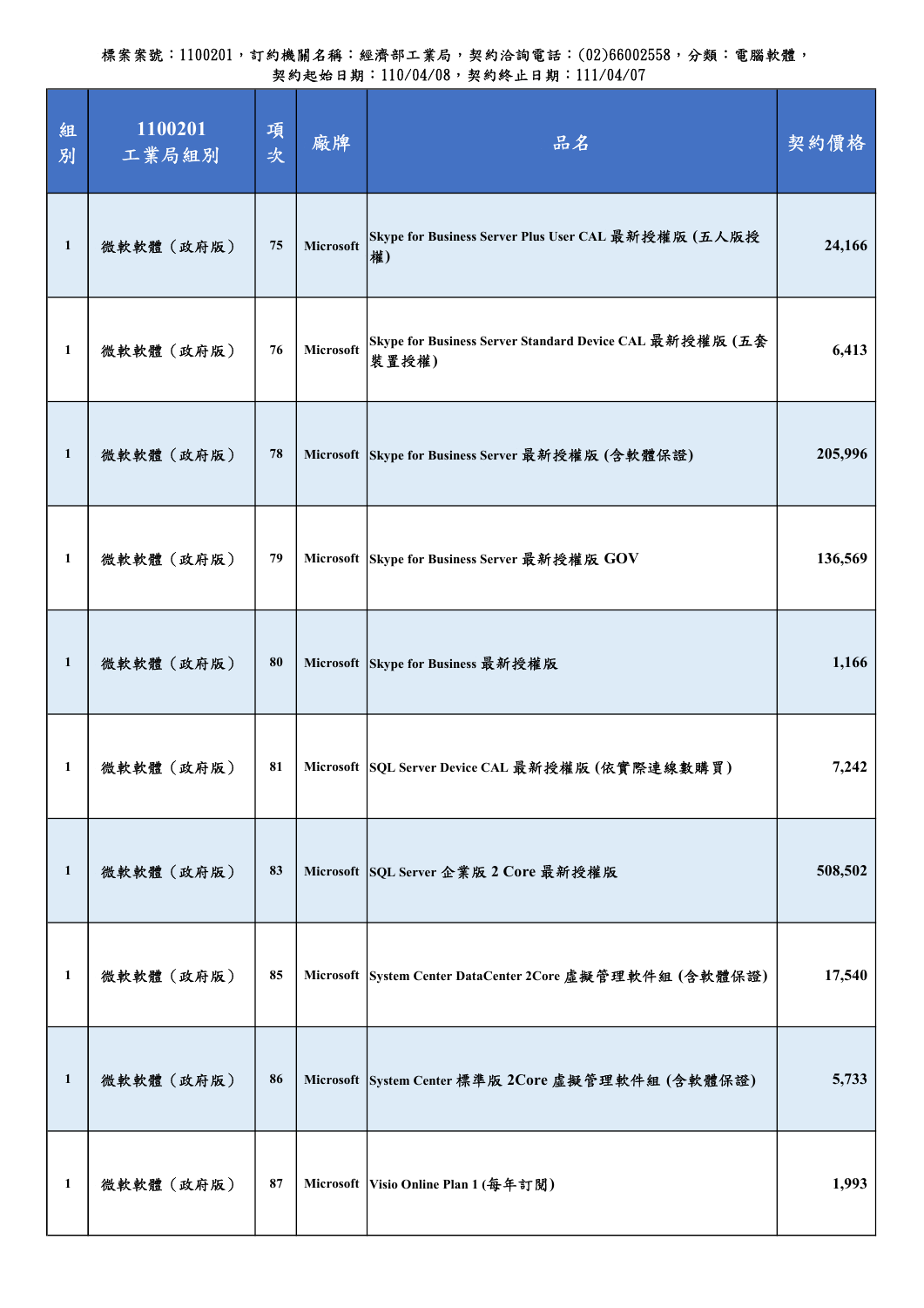標案案號：1100201，訂約機關名稱：經濟部工業局，契約洽詢電話：(02)66002558，分類：電腦軟體，
契約起始日期：110/04/08，契約終止日期：111/04/07

| 組別 | 1100201<br>工業局組別 | 項次 | 廠牌 | 品名 | 契約價格 |
|---|---|---|---|---|---|
| 1 | 微軟軟體（政府版） | 75 | Microsoft | Skype for Business Server Plus User CAL 最新授權版 (五人版授權) | 24,166 |
| 1 | 微軟軟體（政府版） | 76 | Microsoft | Skype for Business Server Standard Device CAL 最新授權版 (五套裝置授權) | 6,413 |
| 1 | 微軟軟體（政府版） | 78 | Microsoft | Skype for Business Server 最新授權版 (含軟體保證) | 205,996 |
| 1 | 微軟軟體（政府版） | 79 | Microsoft | Skype for Business Server 最新授權版 GOV | 136,569 |
| 1 | 微軟軟體（政府版） | 80 | Microsoft | Skype for Business 最新授權版 | 1,166 |
| 1 | 微軟軟體（政府版） | 81 | Microsoft | SQL Server Device CAL 最新授權版 (依實際連線數購買) | 7,242 |
| 1 | 微軟軟體（政府版） | 83 | Microsoft | SQL Server 企業版 2 Core 最新授權版 | 508,502 |
| 1 | 微軟軟體（政府版） | 85 | Microsoft | System Center DataCenter 2Core 虛擬管理軟件組 (含軟體保證) | 17,540 |
| 1 | 微軟軟體（政府版） | 86 | Microsoft | System Center 標準版 2Core 虛擬管理軟件組 (含軟體保證) | 5,733 |
| 1 | 微軟軟體（政府版） | 87 | Microsoft | Visio Online Plan 1 (每年訂閱) | 1,993 |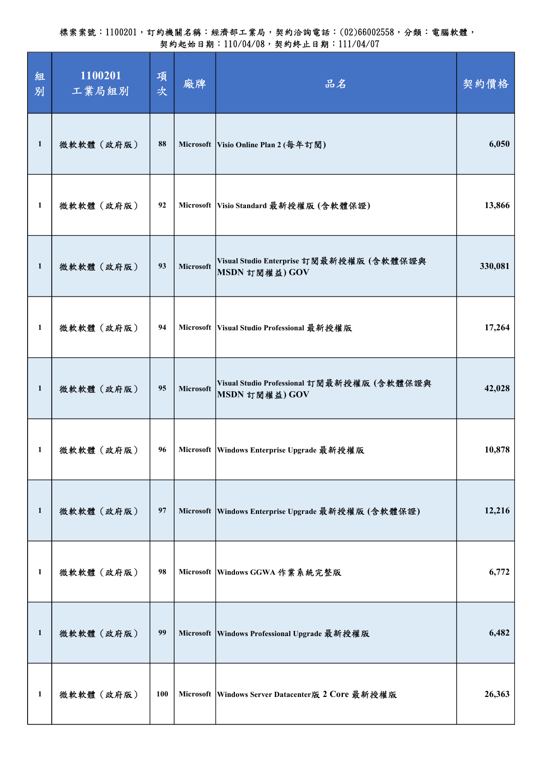標案案號：1100201，訂約機關名稱：經濟部工業局，契約洽詢電話：(02)66002558，分類：電腦軟體，
契約起始日期：110/04/08，契約終止日期：111/04/07

| 組別 | 1100201 工業局組別 | 項次 | 廠牌 | 品名 | 契約價格 |
|---|---|---|---|---|---|
| 1 | 微軟軟體（政府版） | 88 | Microsoft | Visio Online Plan 2 (每年訂閱) | 6,050 |
| 1 | 微軟軟體（政府版） | 92 | Microsoft | Visio Standard 最新授權版 (含軟體保證) | 13,866 |
| 1 | 微軟軟體（政府版） | 93 | Microsoft | Visual Studio Enterprise 訂閱最新授權版 (含軟體保證與 MSDN 訂閱權益) GOV | 330,081 |
| 1 | 微軟軟體（政府版） | 94 | Microsoft | Visual Studio Professional 最新授權版 | 17,264 |
| 1 | 微軟軟體（政府版） | 95 | Microsoft | Visual Studio Professional 訂閱最新授權版 (含軟體保證與 MSDN 訂閱權益) GOV | 42,028 |
| 1 | 微軟軟體（政府版） | 96 | Microsoft | Windows Enterprise Upgrade 最新授權版 | 10,878 |
| 1 | 微軟軟體（政府版） | 97 | Microsoft | Windows Enterprise Upgrade 最新授權版 (含軟體保證) | 12,216 |
| 1 | 微軟軟體（政府版） | 98 | Microsoft | Windows GGWA 作業系統完整版 | 6,772 |
| 1 | 微軟軟體（政府版） | 99 | Microsoft | Windows Professional Upgrade 最新授權版 | 6,482 |
| 1 | 微軟軟體（政府版） | 100 | Microsoft | Windows Server Datacenter版 2 Core 最新授權版 | 26,363 |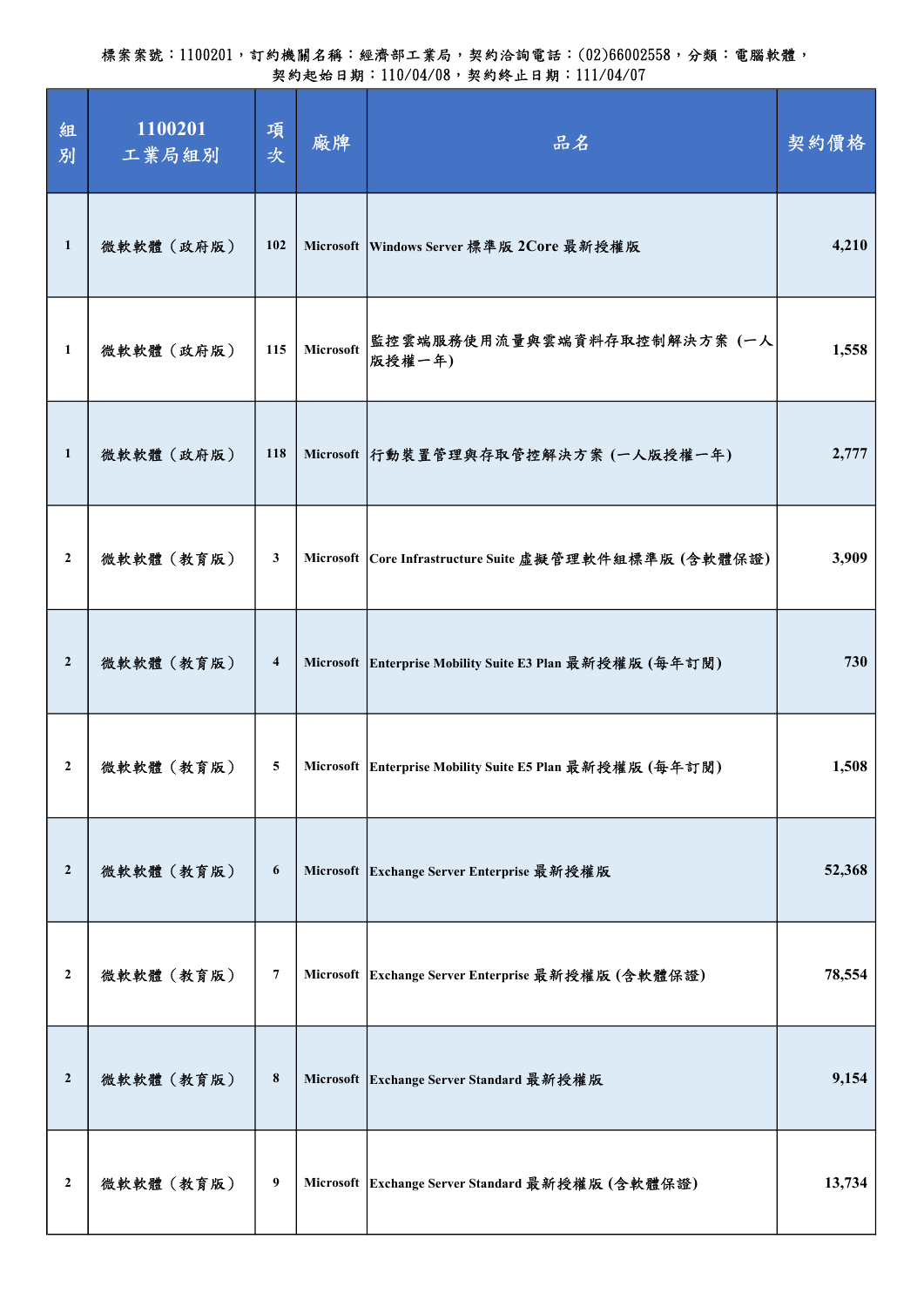標案案號：1100201，訂約機關名稱：經濟部工業局，契約洽詢電話：(02)66002558，分類：電腦軟體，
契約起始日期：110/04/08，契約終止日期：111/04/07

| 組別 | 1100201<br>工業局組別 | 項次 | 廠牌 | 品名 | 契約價格 |
|---|---|---|---|---|---|
| 1 | 微軟軟體（政府版） | 102 | Microsoft | Windows Server 標準版 2Core 最新授權版 | 4,210 |
| 1 | 微軟軟體（政府版） | 115 | Microsoft | 監控雲端服務使用流量與雲端資料存取控制解決方案 (一人版授權一年) | 1,558 |
| 1 | 微軟軟體（政府版） | 118 | Microsoft | 行動裝置管理與存取管控解決方案 (一人版授權一年) | 2,777 |
| 2 | 微軟軟體（教育版） | 3 | Microsoft | Core Infrastructure Suite 虛擬管理軟件組標準版 (含軟體保證) | 3,909 |
| 2 | 微軟軟體（教育版） | 4 | Microsoft | Enterprise Mobility Suite E3 Plan 最新授權版 (每年訂閱) | 730 |
| 2 | 微軟軟體（教育版） | 5 | Microsoft | Enterprise Mobility Suite E5 Plan 最新授權版 (每年訂閱) | 1,508 |
| 2 | 微軟軟體（教育版） | 6 | Microsoft | Exchange Server Enterprise 最新授權版 | 52,368 |
| 2 | 微軟軟體（教育版） | 7 | Microsoft | Exchange Server Enterprise 最新授權版 (含軟體保證) | 78,554 |
| 2 | 微軟軟體（教育版） | 8 | Microsoft | Exchange Server Standard 最新授權版 | 9,154 |
| 2 | 微軟軟體（教育版） | 9 | Microsoft | Exchange Server Standard 最新授權版 (含軟體保證) | 13,734 |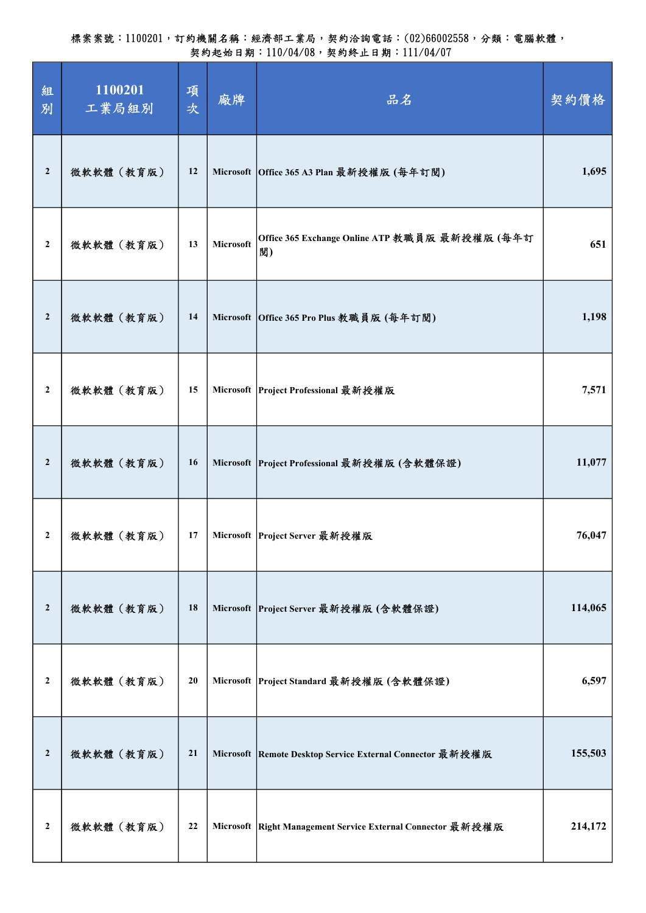標案案號：1100201，訂約機關名稱：經濟部工業局，契約洽詢電話：(02)66002558，分類：電腦軟體，契約起始日期：110/04/08，契約終止日期：111/04/07

| 組別 | 1100201 工業局組別 | 項次 | 廠牌 | 品名 | 契約價格 |
|---|---|---|---|---|---|
| 2 | 微軟軟體（教育版） | 12 | Microsoft | Office 365 A3 Plan 最新授權版 (每年訂閱) | 1,695 |
| 2 | 微軟軟體（教育版） | 13 | Microsoft | Office 365 Exchange Online ATP 教職員版 最新授權版 (每年訂閱) | 651 |
| 2 | 微軟軟體（教育版） | 14 | Microsoft | Office 365 Pro Plus 教職員版 (每年訂閱) | 1,198 |
| 2 | 微軟軟體（教育版） | 15 | Microsoft | Project Professional 最新授權版 | 7,571 |
| 2 | 微軟軟體（教育版） | 16 | Microsoft | Project Professional 最新授權版 (含軟體保證) | 11,077 |
| 2 | 微軟軟體（教育版） | 17 | Microsoft | Project Server 最新授權版 | 76,047 |
| 2 | 微軟軟體（教育版） | 18 | Microsoft | Project Server 最新授權版 (含軟體保證) | 114,065 |
| 2 | 微軟軟體（教育版） | 20 | Microsoft | Project Standard 最新授權版 (含軟體保證) | 6,597 |
| 2 | 微軟軟體（教育版） | 21 | Microsoft | Remote Desktop Service External Connector 最新授權版 | 155,503 |
| 2 | 微軟軟體（教育版） | 22 | Microsoft | Right Management Service External Connector 最新授權版 | 214,172 |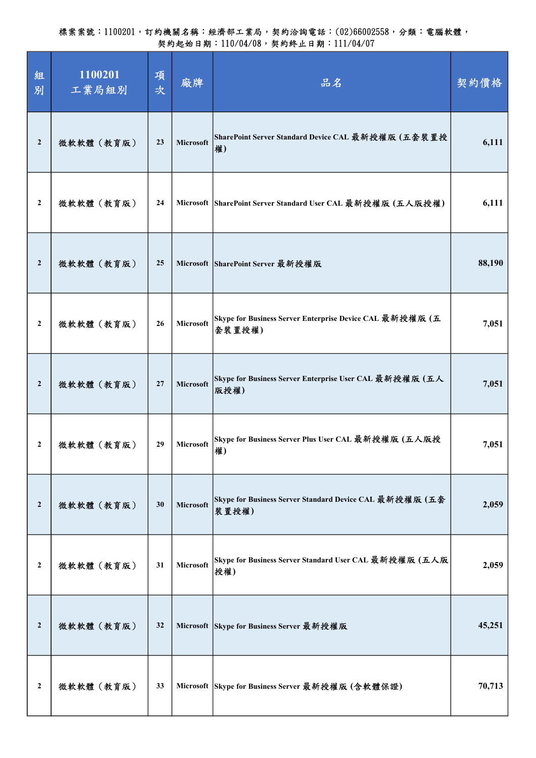標案案號：1100201，訂約機關名稱：經濟部工業局，契約洽詢電話：(02)66002558，分類：電腦軟體，
契約起始日期：110/04/08，契約終止日期：111/04/07

| 組別 | 1100201<br>工業局組別 | 項次 | 廠牌 | 品名 | 契約價格 |
|---|---|---|---|---|---|
| 2 | 微軟軟體（教育版） | 23 | Microsoft | SharePoint Server Standard Device CAL 最新授權版 (五套裝置授權) | 6,111 |
| 2 | 微軟軟體（教育版） | 24 | Microsoft | SharePoint Server Standard User CAL 最新授權版 (五人版授權) | 6,111 |
| 2 | 微軟軟體（教育版） | 25 | Microsoft | SharePoint Server 最新授權版 | 88,190 |
| 2 | 微軟軟體（教育版） | 26 | Microsoft | Skype for Business Server Enterprise Device CAL 最新授權版 (五套裝置授權) | 7,051 |
| 2 | 微軟軟體（教育版） | 27 | Microsoft | Skype for Business Server Enterprise User CAL 最新授權版 (五人版授權) | 7,051 |
| 2 | 微軟軟體（教育版） | 29 | Microsoft | Skype for Business Server Plus User CAL 最新授權版 (五人版授權) | 7,051 |
| 2 | 微軟軟體（教育版） | 30 | Microsoft | Skype for Business Server Standard Device CAL 最新授權版 (五套裝置授權) | 2,059 |
| 2 | 微軟軟體（教育版） | 31 | Microsoft | Skype for Business Server Standard User CAL 最新授權版 (五人版授權) | 2,059 |
| 2 | 微軟軟體（教育版） | 32 | Microsoft | Skype for Business Server 最新授權版 | 45,251 |
| 2 | 微軟軟體（教育版） | 33 | Microsoft | Skype for Business Server 最新授權版 (含軟體保證) | 70,713 |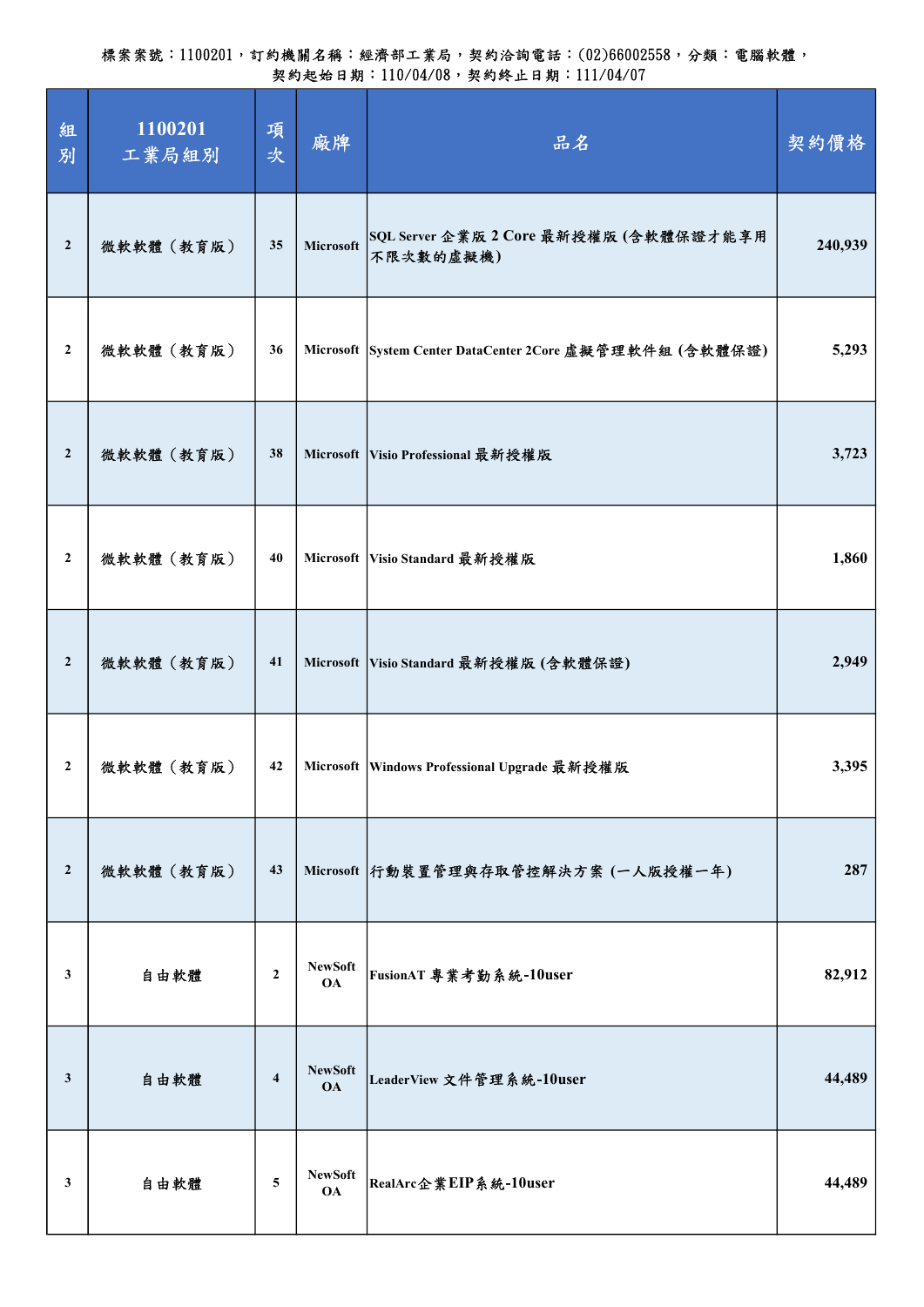標案案號：1100201，訂約機關名稱：經濟部工業局，契約洽詢電話：(02)66002558，分類：電腦軟體，
契約起始日期：110/04/08，契約終止日期：111/04/07

| 組別 | 1100201<br>工業局組別 | 項次 | 廠牌 | 品名 | 契約價格 |
|---|---|---|---|---|---|
| 2 | 微軟軟體（教育版） | 35 | Microsoft | SQL Server 企業版 2 Core 最新授權版 (含軟體保證才能享用不限次數的虛擬機) | 240,939 |
| 2 | 微軟軟體（教育版） | 36 | Microsoft | System Center DataCenter 2Core 虛擬管理軟件組 (含軟體保證) | 5,293 |
| 2 | 微軟軟體（教育版） | 38 | Microsoft | Visio Professional 最新授權版 | 3,723 |
| 2 | 微軟軟體（教育版） | 40 | Microsoft | Visio Standard 最新授權版 | 1,860 |
| 2 | 微軟軟體（教育版） | 41 | Microsoft | Visio Standard 最新授權版 (含軟體保證) | 2,949 |
| 2 | 微軟軟體（教育版） | 42 | Microsoft | Windows Professional Upgrade 最新授權版 | 3,395 |
| 2 | 微軟軟體（教育版） | 43 | Microsoft | 行動裝置管理與存取管控解決方案 (一人版授權一年) | 287 |
| 3 | 自由軟體 | 2 | NewSoft OA | FusionAT 專業考勤系統-10user | 82,912 |
| 3 | 自由軟體 | 4 | NewSoft OA | LeaderView 文件管理系統-10user | 44,489 |
| 3 | 自由軟體 | 5 | NewSoft OA | RealArc企業EIP系統-10user | 44,489 |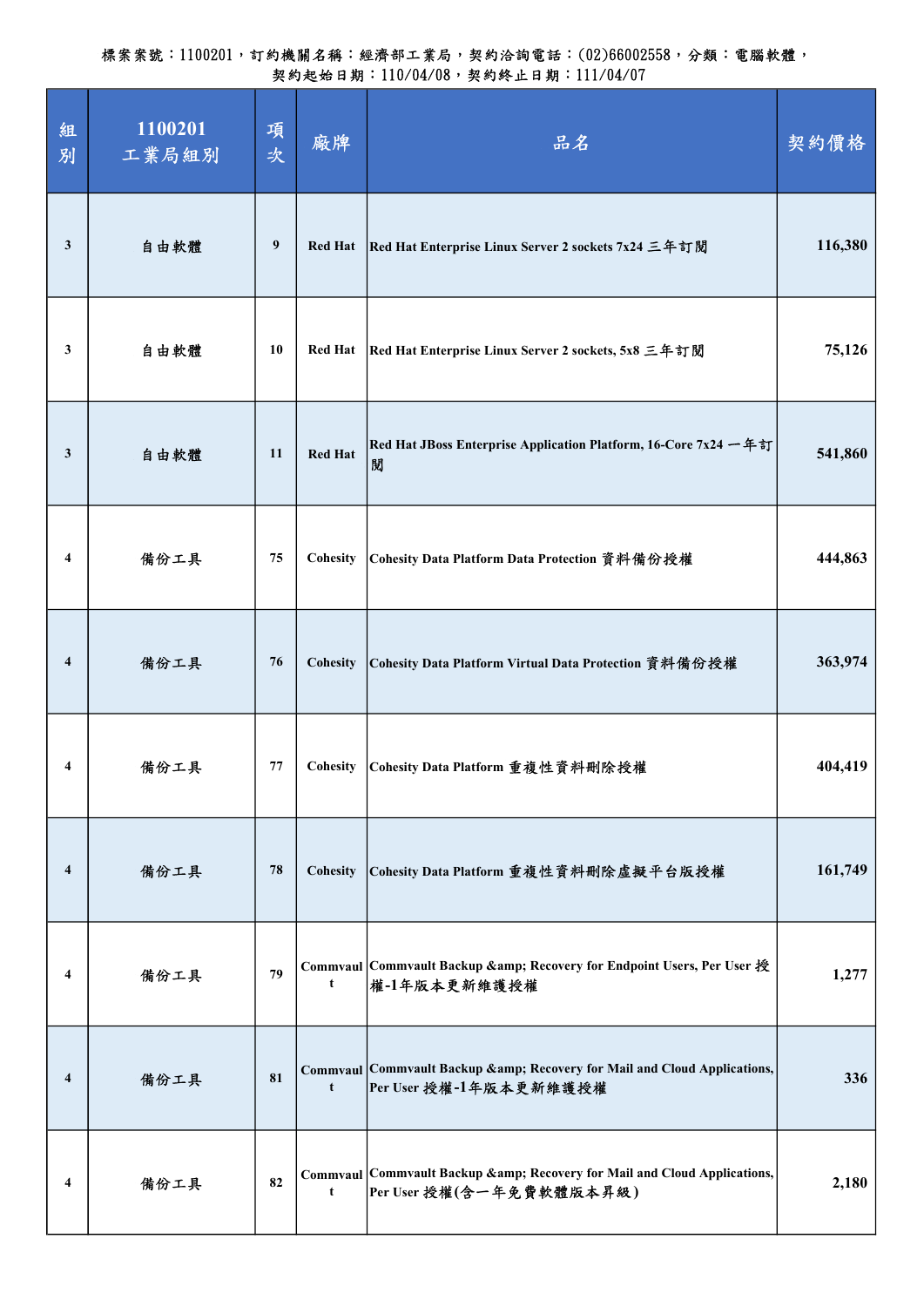標案案號：1100201，訂約機關名稱：經濟部工業局，契約洽詢電話：(02)66002558，分類：電腦軟體，
契約起始日期：110/04/08，契約終止日期：111/04/07

| 組別 | 1100201<br>工業局組別 | 項次 | 廠牌 | 品名 | 契約價格 |
|---|---|---|---|---|---|
| 3 | 自由軟體 | 9 | Red Hat | Red Hat Enterprise Linux Server 2 sockets 7x24 三年訂閱 | 116,380 |
| 3 | 自由軟體 | 10 | Red Hat | Red Hat Enterprise Linux Server 2 sockets, 5x8 三年訂閱 | 75,126 |
| 3 | 自由軟體 | 11 | Red Hat | Red Hat JBoss Enterprise Application Platform, 16-Core 7x24 一年訂閱 | 541,860 |
| 4 | 備份工具 | 75 | Cohesity | Cohesity Data Platform Data Protection 資料備份授權 | 444,863 |
| 4 | 備份工具 | 76 | Cohesity | Cohesity Data Platform Virtual Data Protection 資料備份授權 | 363,974 |
| 4 | 備份工具 | 77 | Cohesity | Cohesity Data Platform 重複性資料刪除授權 | 404,419 |
| 4 | 備份工具 | 78 | Cohesity | Cohesity Data Platform 重複性資料刪除虛擬平台版授權 | 161,749 |
| 4 | 備份工具 | 79 | Commvault | Commvault Backup &amp; Recovery for Endpoint Users, Per User 授權-1年版本更新維護授權 | 1,277 |
| 4 | 備份工具 | 81 | Commvault | Commvault Backup &amp; Recovery for Mail and Cloud Applications, Per User 授權-1年版本更新維護授權 | 336 |
| 4 | 備份工具 | 82 | Commvault | Commvault Backup &amp; Recovery for Mail and Cloud Applications, Per User 授權(含一年免費軟體版本昇級) | 2,180 |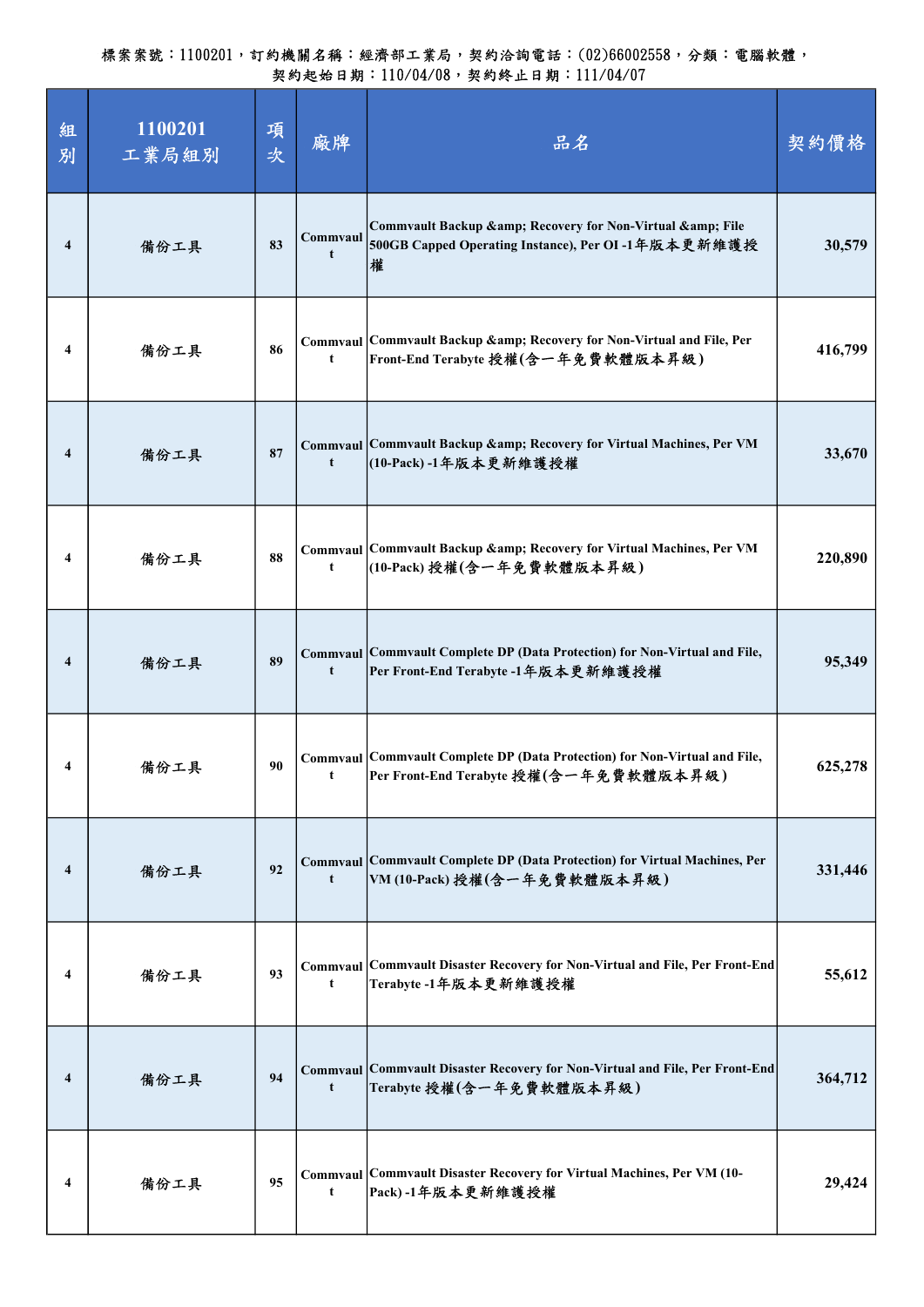標案案號：1100201，訂約機關名稱：經濟部工業局，契約洽詢電話：(02)66002558，分類：電腦軟體，契約起始日期：110/04/08，契約終止日期：111/04/07

| 組別 | 1100201 工業局組別 | 項次 | 廠牌 | 品名 | 契約價格 |
|---|---|---|---|---|---|
| 4 | 備份工具 | 83 | Commvault | Commvault Backup &amp; Recovery for Non-Virtual &amp; File 500GB Capped Operating Instance), Per OI -1年版本更新維護授權 | 30,579 |
| 4 | 備份工具 | 86 | Commvault | Commvault Backup &amp; Recovery for Non-Virtual and File, Per Front-End Terabyte 授權(含一年免費軟體版本昇級) | 416,799 |
| 4 | 備份工具 | 87 | Commvault | Commvault Backup &amp; Recovery for Virtual Machines, Per VM (10-Pack) -1年版本更新維護授權 | 33,670 |
| 4 | 備份工具 | 88 | Commvault | Commvault Backup &amp; Recovery for Virtual Machines, Per VM (10-Pack) 授權(含一年免費軟體版本昇級) | 220,890 |
| 4 | 備份工具 | 89 | Commvault | Commvault Complete DP (Data Protection) for Non-Virtual and File, Per Front-End Terabyte -1年版本更新維護授權 | 95,349 |
| 4 | 備份工具 | 90 | Commvault | Commvault Complete DP (Data Protection) for Non-Virtual and File, Per Front-End Terabyte 授權(含一年免費軟體版本昇級) | 625,278 |
| 4 | 備份工具 | 92 | Commvault | Commvault Complete DP (Data Protection) for Virtual Machines, Per VM (10-Pack) 授權(含一年免費軟體版本昇級) | 331,446 |
| 4 | 備份工具 | 93 | Commvault | Commvault Disaster Recovery for Non-Virtual and File, Per Front-End Terabyte -1年版本更新維護授權 | 55,612 |
| 4 | 備份工具 | 94 | Commvault | Commvault Disaster Recovery for Non-Virtual and File, Per Front-End Terabyte 授權(含一年免費軟體版本昇級) | 364,712 |
| 4 | 備份工具 | 95 | Commvault | Commvault Disaster Recovery for Virtual Machines, Per VM (10-Pack) -1年版本更新維護授權 | 29,424 |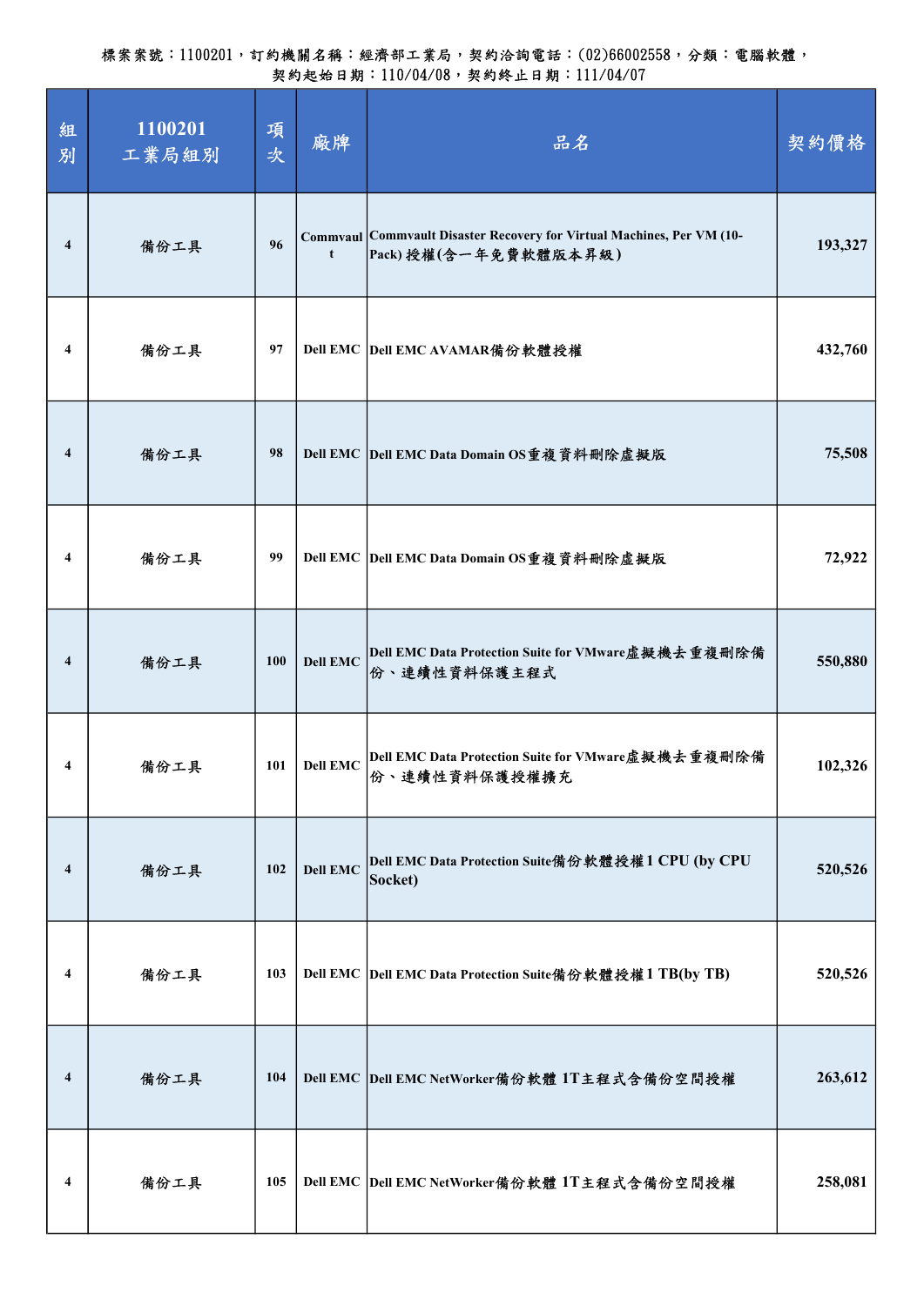標案案號：1100201，訂約機關名稱：經濟部工業局，契約洽詢電話：(02)66002558，分類：電腦軟體，契約起始日期：110/04/08，契約終止日期：111/04/07

| 組別 | 1100201 工業局組別 | 項次 | 廠牌 | 品名 | 契約價格 |
|---|---|---|---|---|---|
| 4 | 備份工具 | 96 | Commvault | Commvault Disaster Recovery for Virtual Machines, Per VM (10-Pack) 授權(含一年免費軟體版本昇級) | 193,327 |
| 4 | 備份工具 | 97 | Dell EMC | Dell EMC AVAMAR備份軟體授權 | 432,760 |
| 4 | 備份工具 | 98 | Dell EMC | Dell EMC Data Domain OS重複資料刪除虛擬版 | 75,508 |
| 4 | 備份工具 | 99 | Dell EMC | Dell EMC Data Domain OS重複資料刪除虛擬版 | 72,922 |
| 4 | 備份工具 | 100 | Dell EMC | Dell EMC Data Protection Suite for VMware虛擬機去重複刪除備份、連續性資料保護主程式 | 550,880 |
| 4 | 備份工具 | 101 | Dell EMC | Dell EMC Data Protection Suite for VMware虛擬機去重複刪除備份、連續性資料保護授權擴充 | 102,326 |
| 4 | 備份工具 | 102 | Dell EMC | Dell EMC Data Protection Suite備份軟體授權1 CPU (by CPU Socket) | 520,526 |
| 4 | 備份工具 | 103 | Dell EMC | Dell EMC Data Protection Suite備份軟體授權1 TB(by TB) | 520,526 |
| 4 | 備份工具 | 104 | Dell EMC | Dell EMC NetWorker備份軟體 1T主程式含備份空間授權 | 263,612 |
| 4 | 備份工具 | 105 | Dell EMC | Dell EMC NetWorker備份軟體 1T主程式含備份空間授權 | 258,081 |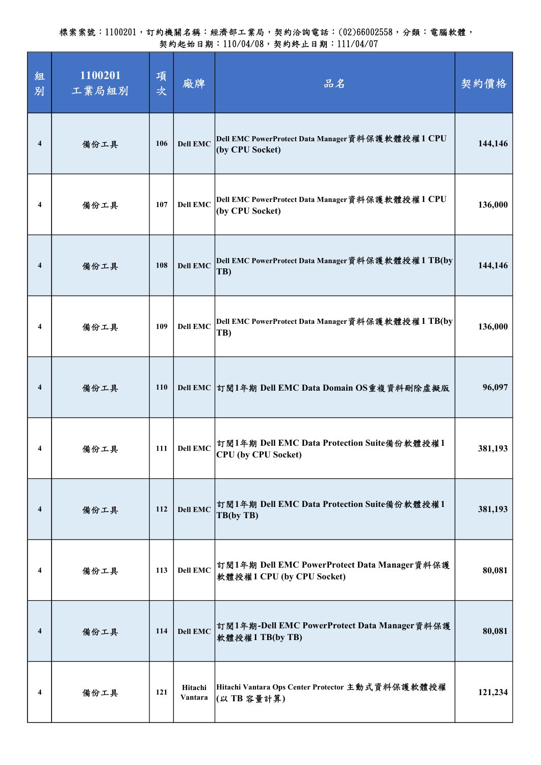標案案號：1100201，訂約機關名稱：經濟部工業局，契約洽詢電話：(02)66002558，分類：電腦軟體，
契約起始日期：110/04/08，契約終止日期：111/04/07

| 組別 | 1100201 工業局組別 | 項次 | 廠牌 | 品名 | 契約價格 |
|---|---|---|---|---|---|
| 4 | 備份工具 | 106 | Dell EMC | Dell EMC PowerProtect Data Manager資料保護軟體授權1 CPU (by CPU Socket) | 144,146 |
| 4 | 備份工具 | 107 | Dell EMC | Dell EMC PowerProtect Data Manager資料保護軟體授權1 CPU (by CPU Socket) | 136,000 |
| 4 | 備份工具 | 108 | Dell EMC | Dell EMC PowerProtect Data Manager資料保護軟體授權1 TB(by TB) | 144,146 |
| 4 | 備份工具 | 109 | Dell EMC | Dell EMC PowerProtect Data Manager資料保護軟體授權1 TB(by TB) | 136,000 |
| 4 | 備份工具 | 110 | Dell EMC | 訂閱1年期 Dell EMC Data Domain OS重複資料刪除虛擬版 | 96,097 |
| 4 | 備份工具 | 111 | Dell EMC | 訂閱1年期 Dell EMC Data Protection Suite備份軟體授權1 CPU (by CPU Socket) | 381,193 |
| 4 | 備份工具 | 112 | Dell EMC | 訂閱1年期 Dell EMC Data Protection Suite備份軟體授權1 TB(by TB) | 381,193 |
| 4 | 備份工具 | 113 | Dell EMC | 訂閱1年期 Dell EMC PowerProtect Data Manager資料保護軟體授權1 CPU (by CPU Socket) | 80,081 |
| 4 | 備份工具 | 114 | Dell EMC | 訂閱1年期-Dell EMC PowerProtect Data Manager資料保護軟體授權1 TB(by TB) | 80,081 |
| 4 | 備份工具 | 121 | Hitachi Vantara | Hitachi Vantara Ops Center Protector 主動式資料保護軟體授權(以 TB 容量計算) | 121,234 |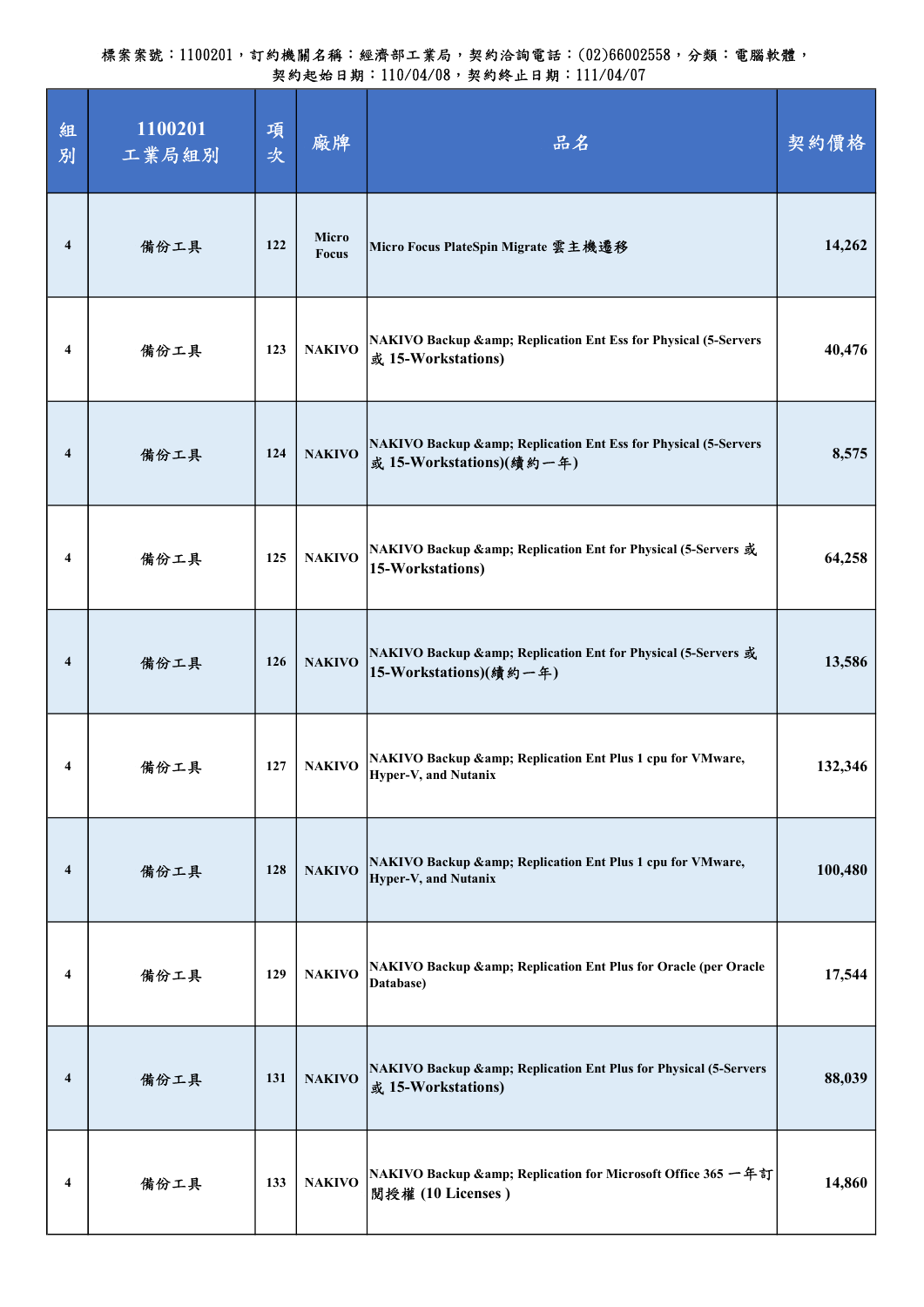標案案號：1100201，訂約機關名稱：經濟部工業局，契約洽詢電話：(02)66002558，分類：電腦軟體，
契約起始日期：110/04/08，契約終止日期：111/04/07

| 組別 | 1100201 工業局組別 | 項次 | 廠牌 | 品名 | 契約價格 |
|---|---|---|---|---|---|
| 4 | 備份工具 | 122 | Micro Focus | Micro Focus PlateSpin Migrate 雲主機遷移 | 14,262 |
| 4 | 備份工具 | 123 | NAKIVO | NAKIVO Backup &amp; Replication Ent Ess for Physical (5-Servers 或 15-Workstations) | 40,476 |
| 4 | 備份工具 | 124 | NAKIVO | NAKIVO Backup &amp; Replication Ent Ess for Physical (5-Servers 或 15-Workstations)(續約一年) | 8,575 |
| 4 | 備份工具 | 125 | NAKIVO | NAKIVO Backup &amp; Replication Ent for Physical (5-Servers 或 15-Workstations) | 64,258 |
| 4 | 備份工具 | 126 | NAKIVO | NAKIVO Backup &amp; Replication Ent for Physical (5-Servers 或 15-Workstations)(續約一年) | 13,586 |
| 4 | 備份工具 | 127 | NAKIVO | NAKIVO Backup &amp; Replication Ent Plus 1 cpu for VMware, Hyper-V, and Nutanix | 132,346 |
| 4 | 備份工具 | 128 | NAKIVO | NAKIVO Backup &amp; Replication Ent Plus 1 cpu for VMware, Hyper-V, and Nutanix | 100,480 |
| 4 | 備份工具 | 129 | NAKIVO | NAKIVO Backup &amp; Replication Ent Plus for Oracle (per Oracle Database) | 17,544 |
| 4 | 備份工具 | 131 | NAKIVO | NAKIVO Backup &amp; Replication Ent Plus for Physical (5-Servers 或 15-Workstations) | 88,039 |
| 4 | 備份工具 | 133 | NAKIVO | NAKIVO Backup &amp; Replication for Microsoft Office 365 一年訂閱授權 (10 Licenses ) | 14,860 |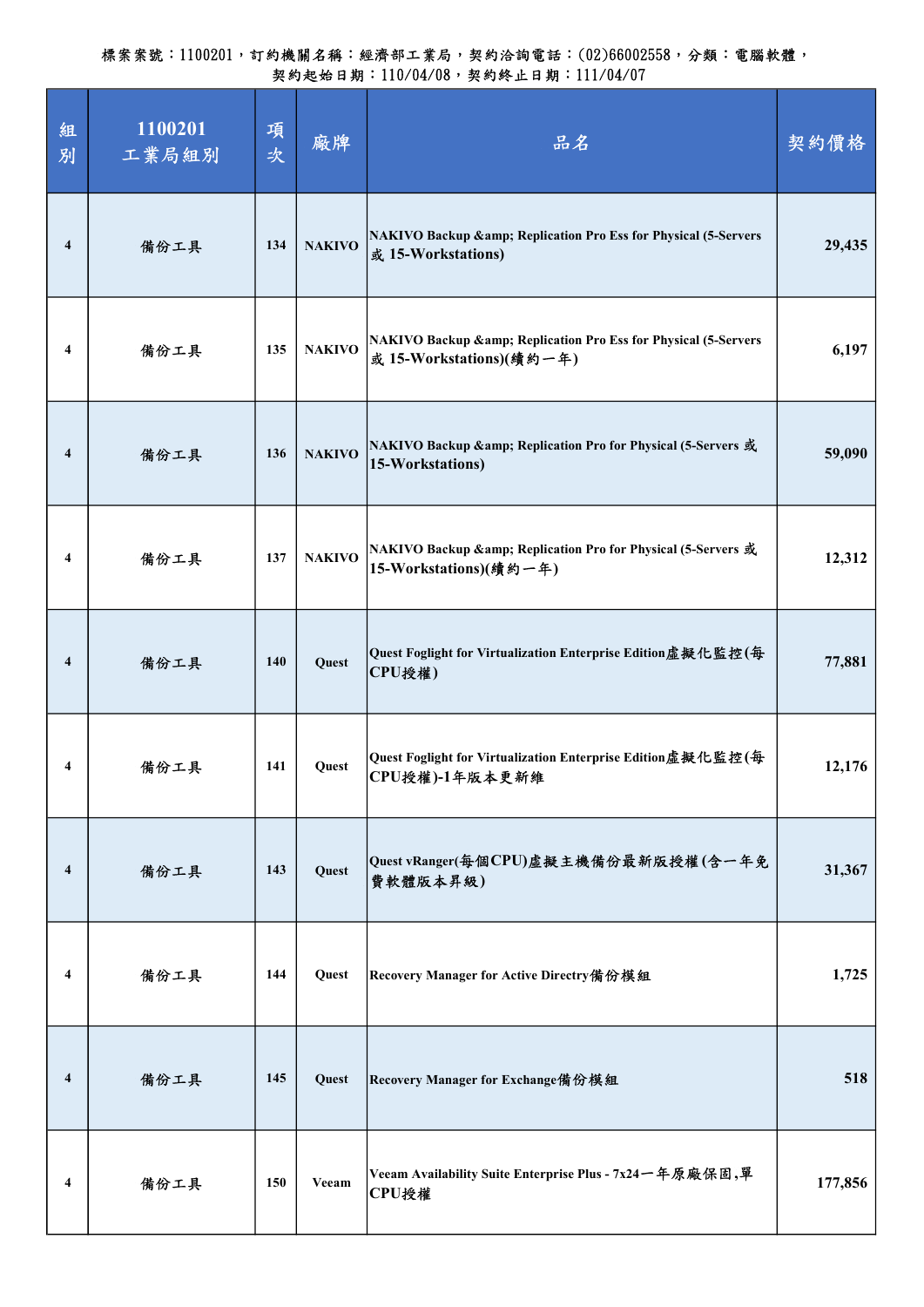標案案號：1100201，訂約機關名稱：經濟部工業局，契約洽詢電話：(02)66002558，分類：電腦軟體，契約起始日期：110/04/08，契約終止日期：111/04/07

| 組別 | 1100201 工業局組別 | 項次 | 廠牌 | 品名 | 契約價格 |
| --- | --- | --- | --- | --- | --- |
| 4 | 備份工具 | 134 | NAKIVO | NAKIVO Backup &amp; Replication Pro Ess for Physical (5-Servers 或 15-Workstations) | 29,435 |
| 4 | 備份工具 | 135 | NAKIVO | NAKIVO Backup &amp; Replication Pro Ess for Physical (5-Servers 或 15-Workstations)(續約一年) | 6,197 |
| 4 | 備份工具 | 136 | NAKIVO | NAKIVO Backup &amp; Replication Pro for Physical (5-Servers 或 15-Workstations) | 59,090 |
| 4 | 備份工具 | 137 | NAKIVO | NAKIVO Backup &amp; Replication Pro for Physical (5-Servers 或 15-Workstations)(續約一年) | 12,312 |
| 4 | 備份工具 | 140 | Quest | Quest Foglight for Virtualization Enterprise Edition虛擬化監控(每CPU授權) | 77,881 |
| 4 | 備份工具 | 141 | Quest | Quest Foglight for Virtualization Enterprise Edition虛擬化監控(每CPU授權)-1年版本更新維 | 12,176 |
| 4 | 備份工具 | 143 | Quest | Quest vRanger(每個CPU)虛擬主機備份最新版授權(含一年免費軟體版本昇級) | 31,367 |
| 4 | 備份工具 | 144 | Quest | Recovery Manager for Active Directry備份模組 | 1,725 |
| 4 | 備份工具 | 145 | Quest | Recovery Manager for Exchange備份模組 | 518 |
| 4 | 備份工具 | 150 | Veeam | Veeam Availability Suite Enterprise Plus - 7x24一年原廠保固,單CPU授權 | 177,856 |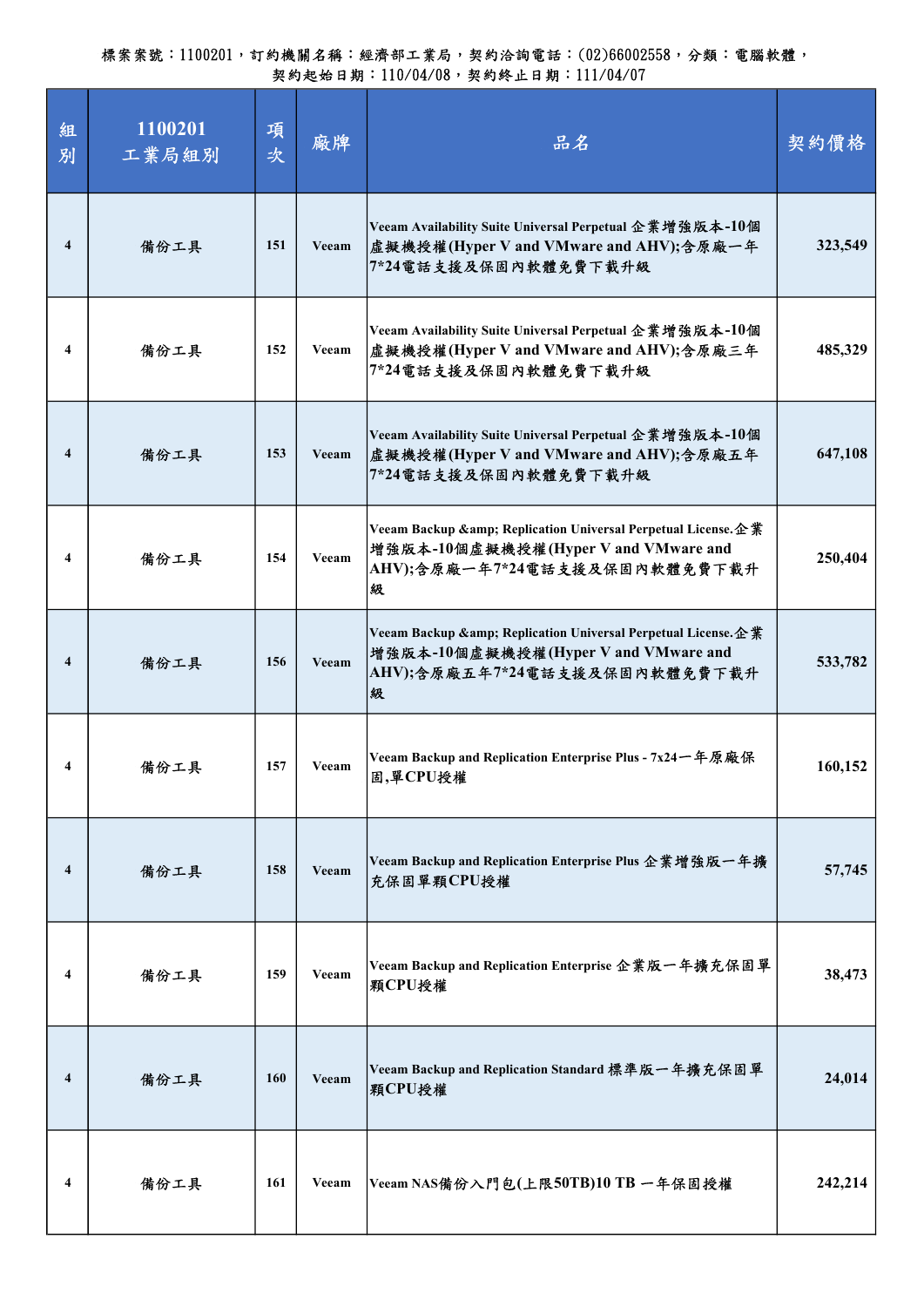標案案號：1100201，訂約機關名稱：經濟部工業局，契約洽詢電話：(02)66002558，分類：電腦軟體，
契約起始日期：110/04/08，契約終止日期：111/04/07

| 組別 | 1100201 工業局組別 | 項次 | 廠牌 | 品名 | 契約價格 |
|---|---|---|---|---|---|
| 4 | 備份工具 | 151 | Veeam | Veeam Availability Suite Universal Perpetual 企業增強版本-10個虛擬機授權(Hyper V and VMware and AHV);含原廠一年7*24電話支援及保固內軟體免費下載升級 | 323,549 |
| 4 | 備份工具 | 152 | Veeam | Veeam Availability Suite Universal Perpetual 企業增強版本-10個虛擬機授權(Hyper V and VMware and AHV);含原廠三年7*24電話支援及保固內軟體免費下載升級 | 485,329 |
| 4 | 備份工具 | 153 | Veeam | Veeam Availability Suite Universal Perpetual 企業增強版本-10個虛擬機授權(Hyper V and VMware and AHV);含原廠五年7*24電話支援及保固內軟體免費下載升級 | 647,108 |
| 4 | 備份工具 | 154 | Veeam | Veeam Backup &amp; Replication Universal Perpetual License.企業增強版本-10個虛擬機授權(Hyper V and VMware and AHV);含原廠一年7*24電話支援及保固內軟體免費下載升級 | 250,404 |
| 4 | 備份工具 | 156 | Veeam | Veeam Backup &amp; Replication Universal Perpetual License.企業增強版本-10個虛擬機授權(Hyper V and VMware and AHV);含原廠五年7*24電話支援及保固內軟體免費下載升級 | 533,782 |
| 4 | 備份工具 | 157 | Veeam | Veeam Backup and Replication Enterprise Plus - 7x24一年原廠保固,單CPU授權 | 160,152 |
| 4 | 備份工具 | 158 | Veeam | Veeam Backup and Replication Enterprise Plus 企業增強版一年擴充保固單顆CPU授權 | 57,745 |
| 4 | 備份工具 | 159 | Veeam | Veeam Backup and Replication Enterprise 企業版一年擴充保固單顆CPU授權 | 38,473 |
| 4 | 備份工具 | 160 | Veeam | Veeam Backup and Replication Standard 標準版一年擴充保固單顆CPU授權 | 24,014 |
| 4 | 備份工具 | 161 | Veeam | Veeam NAS備份入門包(上限50TB)10 TB 一年保固授權 | 242,214 |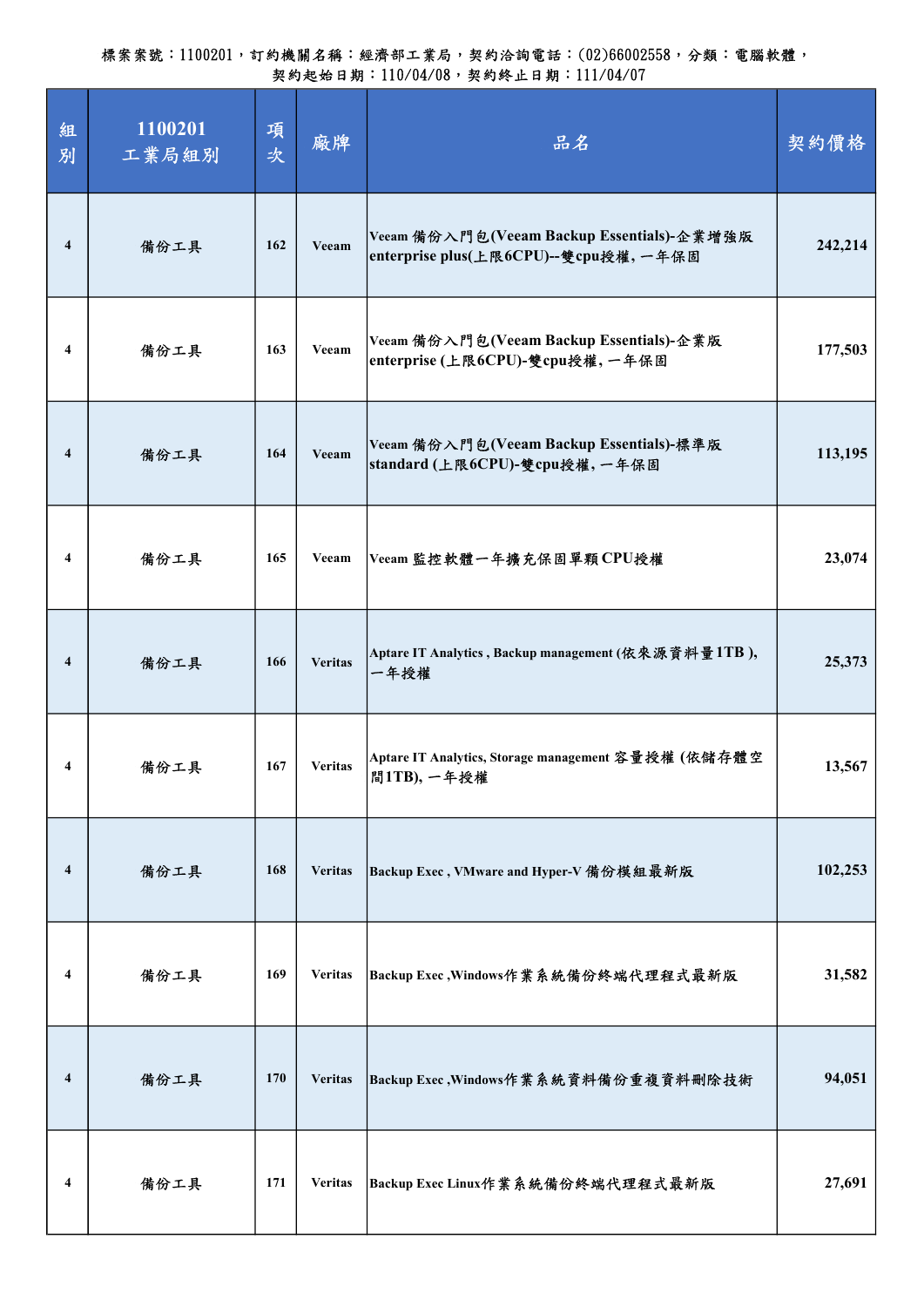標案案號：1100201，訂約機關名稱：經濟部工業局，契約洽詢電話：(02)66002558，分類：電腦軟體，契約起始日期：110/04/08，契約終止日期：111/04/07

| 組別 | 1100201 工業局組別 | 項次 | 廠牌 | 品名 | 契約價格 |
|---|---|---|---|---|---|
| 4 | 備份工具 | 162 | Veeam | Veeam 備份入門包(Veeam Backup Essentials)-企業增強版 enterprise plus(上限6CPU)--雙cpu授權, 一年保固 | 242,214 |
| 4 | 備份工具 | 163 | Veeam | Veeam 備份入門包(Veeam Backup Essentials)-企業版 enterprise (上限6CPU)-雙cpu授權, 一年保固 | 177,503 |
| 4 | 備份工具 | 164 | Veeam | Veeam 備份入門包(Veeam Backup Essentials)-標準版 standard (上限6CPU)-雙cpu授權, 一年保固 | 113,195 |
| 4 | 備份工具 | 165 | Veeam | Veeam 監控軟體一年擴充保固單顆CPU授權 | 23,074 |
| 4 | 備份工具 | 166 | Veritas | Aptare IT Analytics , Backup management (依來源資料量1TB ), 一年授權 | 25,373 |
| 4 | 備份工具 | 167 | Veritas | Aptare IT Analytics, Storage management 容量授權 (依儲存體空間1TB), 一年授權 | 13,567 |
| 4 | 備份工具 | 168 | Veritas | Backup Exec , VMware and Hyper-V 備份模組最新版 | 102,253 |
| 4 | 備份工具 | 169 | Veritas | Backup Exec ,Windows作業系統備份終端代理程式最新版 | 31,582 |
| 4 | 備份工具 | 170 | Veritas | Backup Exec ,Windows作業系統資料備份重複資料刪除技術 | 94,051 |
| 4 | 備份工具 | 171 | Veritas | Backup Exec Linux作業系統備份終端代理程式最新版 | 27,691 |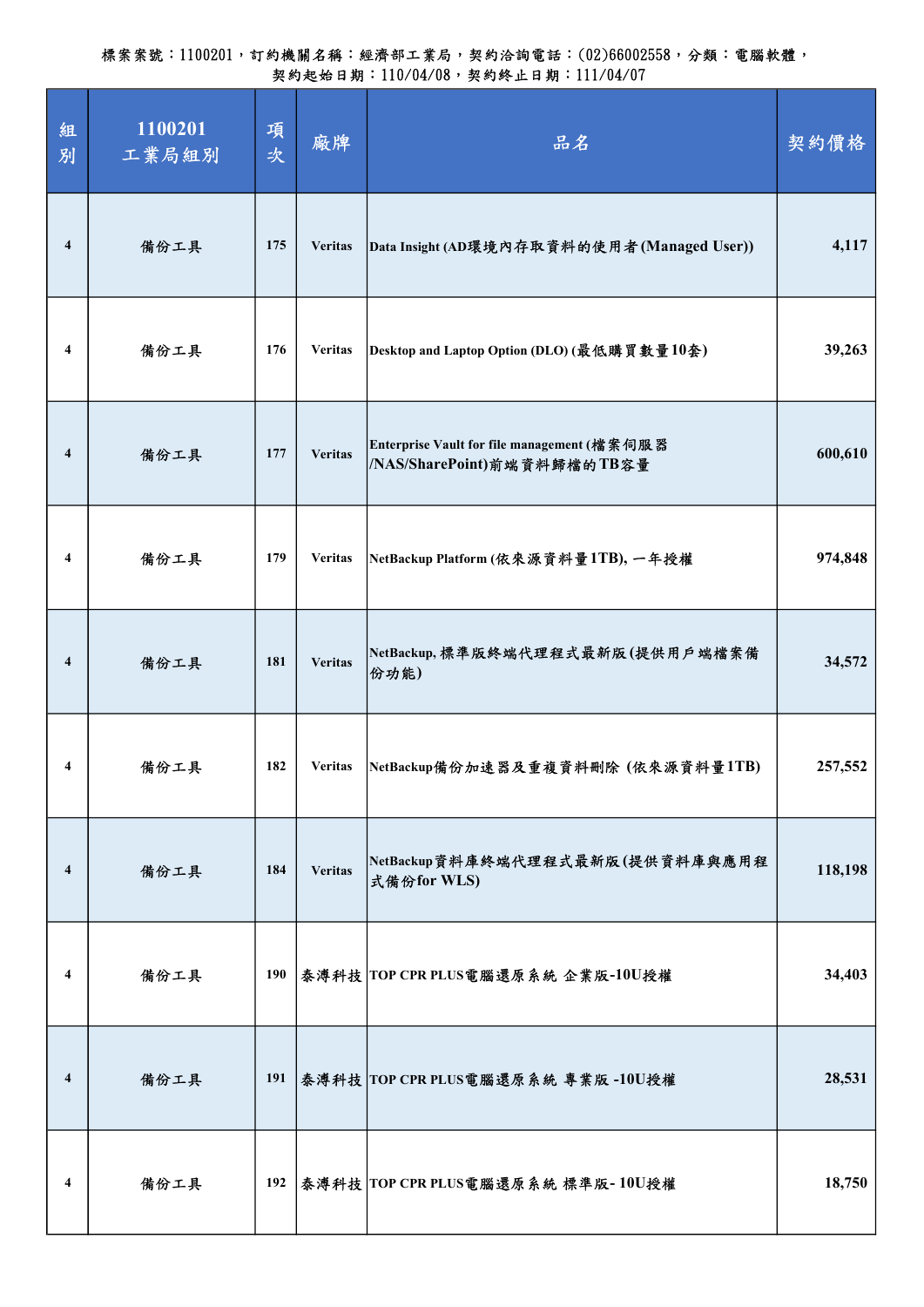標案案號：1100201，訂約機關名稱：經濟部工業局，契約洽詢電話：(02)66002558，分類：電腦軟體，契約起始日期：110/04/08，契約終止日期：111/04/07

| 組別 | 1100201 工業局組別 | 項次 | 廠牌 | 品名 | 契約價格 |
|---|---|---|---|---|---|
| 4 | 備份工具 | 175 | Veritas | Data Insight (AD環境內存取資料的使用者(Managed User)) | 4,117 |
| 4 | 備份工具 | 176 | Veritas | Desktop and Laptop Option (DLO) (最低購買數量10套) | 39,263 |
| 4 | 備份工具 | 177 | Veritas | Enterprise Vault for file management (檔案伺服器/NAS/SharePoint)前端資料歸檔的TB容量 | 600,610 |
| 4 | 備份工具 | 179 | Veritas | NetBackup Platform (依來源資料量1TB), 一年授權 | 974,848 |
| 4 | 備份工具 | 181 | Veritas | NetBackup, 標準版終端代理程式最新版(提供用戶端檔案備份功能) | 34,572 |
| 4 | 備份工具 | 182 | Veritas | NetBackup備份加速器及重複資料刪除 (依來源資料量1TB) | 257,552 |
| 4 | 備份工具 | 184 | Veritas | NetBackup資料庫終端代理程式最新版(提供資料庫與應用程式備份for WLS) | 118,198 |
| 4 | 備份工具 | 190 | 泰溥科技 | TOP CPR PLUS電腦還原系統 企業版-10U授權 | 34,403 |
| 4 | 備份工具 | 191 | 泰溥科技 | TOP CPR PLUS電腦還原系統 專業版 -10U授權 | 28,531 |
| 4 | 備份工具 | 192 | 泰溥科技 | TOP CPR PLUS電腦還原系統 標準版- 10U授權 | 18,750 |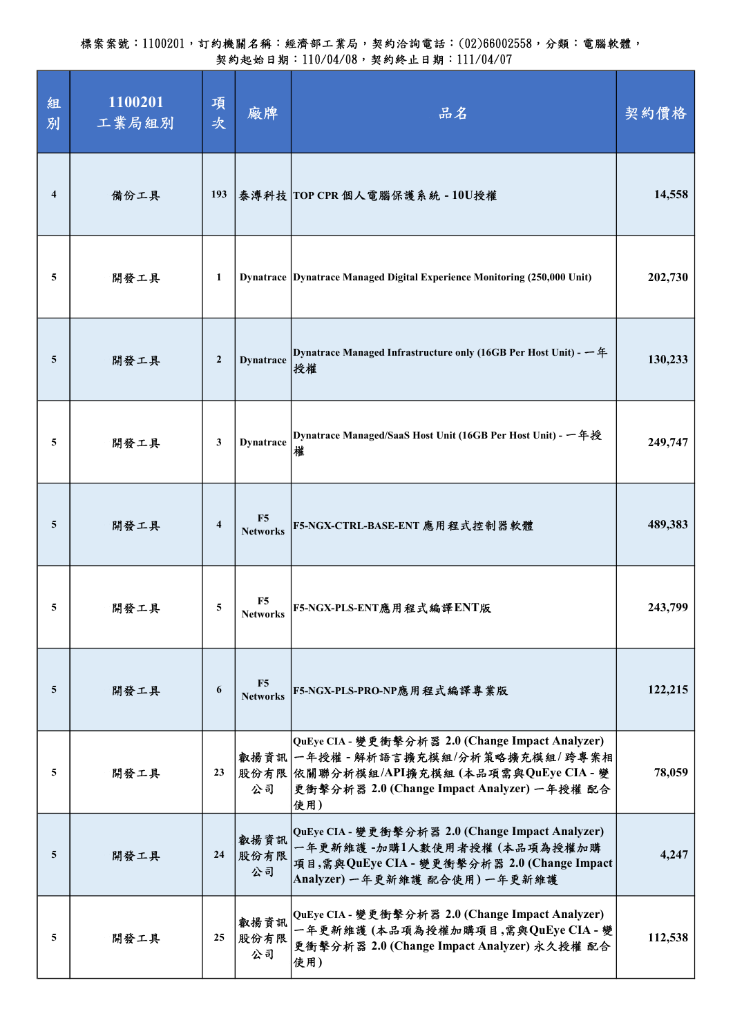標案案號：1100201，訂約機關名稱：經濟部工業局，契約洽詢電話：(02)66002558，分類：電腦軟體，契約起始日期：110/04/08，契約終止日期：111/04/07

| 組別 | 1100201 工業局組別 | 項次 | 廠牌 | 品名 | 契約價格 |
|---|---|---|---|---|---|
| 4 | 備份工具 | 193 | 泰溥科技 | TOP CPR 個人電腦保護系統 - 10U授權 | 14,558 |
| 5 | 開發工具 | 1 | Dynatrace | Dynatrace Managed Digital Experience Monitoring (250,000 Unit) | 202,730 |
| 5 | 開發工具 | 2 | Dynatrace | Dynatrace Managed Infrastructure only (16GB Per Host Unit) - 一年授權 | 130,233 |
| 5 | 開發工具 | 3 | Dynatrace | Dynatrace Managed/SaaS Host Unit (16GB Per Host Unit) - 一年授權 | 249,747 |
| 5 | 開發工具 | 4 | F5 Networks | F5-NGX-CTRL-BASE-ENT 應用程式控制器軟體 | 489,383 |
| 5 | 開發工具 | 5 | F5 Networks | F5-NGX-PLS-ENT應用程式編譯ENT版 | 243,799 |
| 5 | 開發工具 | 6 | F5 Networks | F5-NGX-PLS-PRO-NP應用程式編譯專業版 | 122,215 |
| 5 | 開發工具 | 23 | 叡揚資訊股份有限公司 | QuEye CIA - 變更衝擊分析器 2.0 (Change Impact Analyzer) 一年授權 - 解析語言擴充模組/分析策略擴充模組/跨專案相依關聯分析模組/API擴充模組 (本品項需與QuEye CIA - 變更衝擊分析器 2.0 (Change Impact Analyzer) 一年授權 配合使用) | 78,059 |
| 5 | 開發工具 | 24 | 叡揚資訊股份有限公司 | QuEye CIA - 變更衝擊分析器 2.0 (Change Impact Analyzer) 一年更新維護 -加購1人數使用者授權 (本品項為授權加購項目,需與QuEye CIA - 變更衝擊分析器 2.0 (Change Impact Analyzer) 一年更新維護 配合使用) 一年更新維護 | 4,247 |
| 5 | 開發工具 | 25 | 叡揚資訊股份有限公司 | QuEye CIA - 變更衝擊分析器 2.0 (Change Impact Analyzer) 一年更新維護 (本品項為授權加購項目,需與QuEye CIA - 變更衝擊分析器 2.0 (Change Impact Analyzer) 永久授權 配合使用) | 112,538 |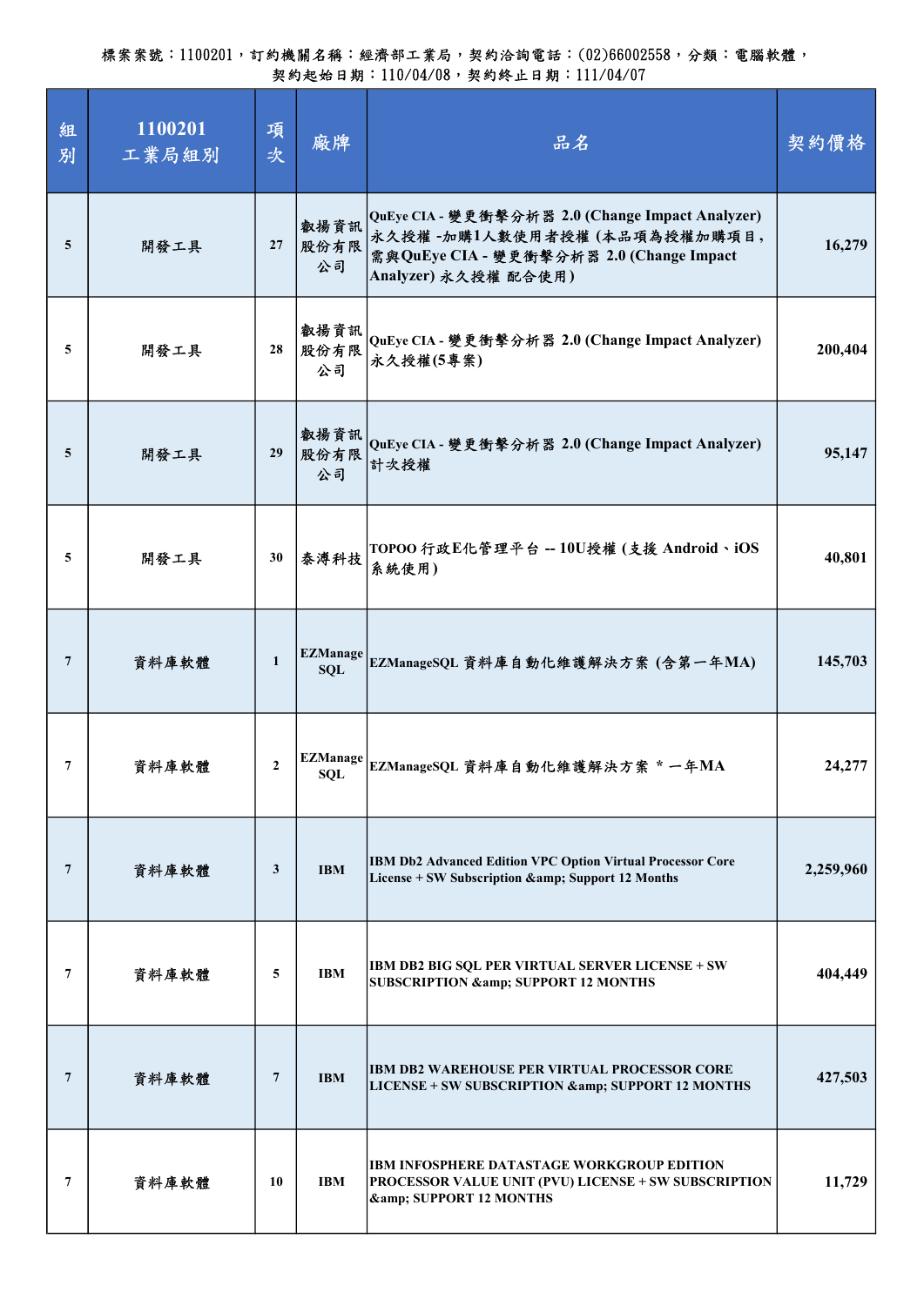標案案號：1100201，訂約機關名稱：經濟部工業局，契約洽詢電話：(02)66002558，分類：電腦軟體，
契約起始日期：110/04/08，契約終止日期：111/04/07

| 組別 | 1100201<br>工業局組別 | 項次 | 廠牌 | 品名 | 契約價格 |
|---|---|---|---|---|---|
| 5 | 開發工具 | 27 | 叡揚資訊股份有限公司 | QuEye CIA - 變更衝擊分析器 2.0 (Change Impact Analyzer) 永久授權 -加購1人數使用者授權 (本品項為授權加購項目，需與QuEye CIA - 變更衝擊分析器 2.0 (Change Impact Analyzer) 永久授權 配合使用) | 16,279 |
| 5 | 開發工具 | 28 | 叡揚資訊股份有限公司 | QuEye CIA - 變更衝擊分析器 2.0 (Change Impact Analyzer) 永久授權(5專案) | 200,404 |
| 5 | 開發工具 | 29 | 叡揚資訊股份有限公司 | QuEye CIA - 變更衝擊分析器 2.0 (Change Impact Analyzer) 計次授權 | 95,147 |
| 5 | 開發工具 | 30 | 泰溥科技 | TOPOO 行政E化管理平台 -- 10U授權 (支援 Android、iOS 系統使用) | 40,801 |
| 7 | 資料庫軟體 | 1 | EZManage SQL | EZManageSQL 資料庫自動化維護解決方案 (含第一年MA) | 145,703 |
| 7 | 資料庫軟體 | 2 | EZManage SQL | EZManageSQL 資料庫自動化維護解決方案 * 一年MA | 24,277 |
| 7 | 資料庫軟體 | 3 | IBM | IBM Db2 Advanced Edition VPC Option Virtual Processor Core License + SW Subscription &amp; Support 12 Months | 2,259,960 |
| 7 | 資料庫軟體 | 5 | IBM | IBM DB2 BIG SQL PER VIRTUAL SERVER LICENSE + SW SUBSCRIPTION &amp; SUPPORT 12 MONTHS | 404,449 |
| 7 | 資料庫軟體 | 7 | IBM | IBM DB2 WAREHOUSE PER VIRTUAL PROCESSOR CORE LICENSE + SW SUBSCRIPTION &amp; SUPPORT 12 MONTHS | 427,503 |
| 7 | 資料庫軟體 | 10 | IBM | IBM INFOSPHERE DATASTAGE WORKGROUP EDITION PROCESSOR VALUE UNIT (PVU) LICENSE + SW SUBSCRIPTION &amp; SUPPORT 12 MONTHS | 11,729 |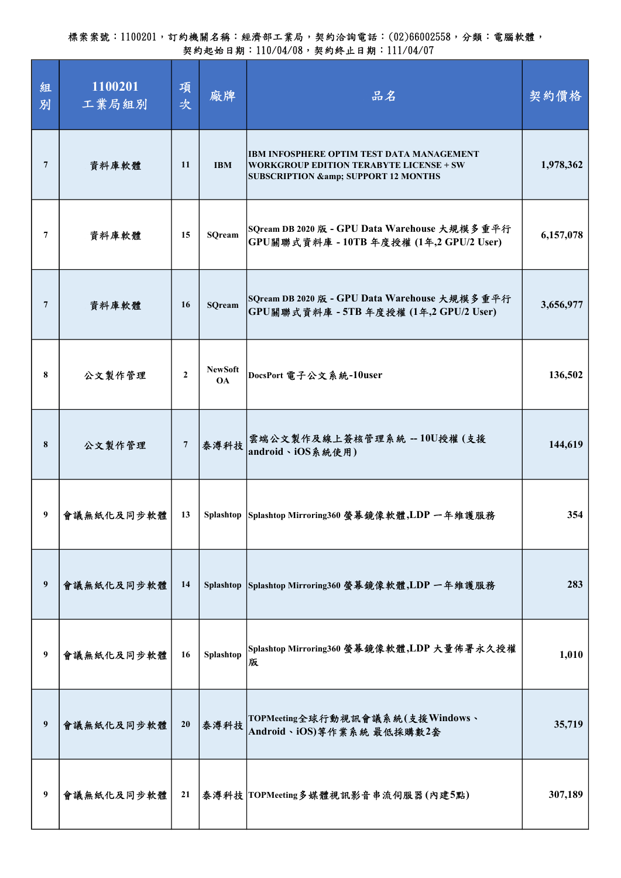標案案號：1100201，訂約機關名稱：經濟部工業局，契約洽詢電話：(02)66002558，分類：電腦軟體，契約起始日期：110/04/08，契約終止日期：111/04/07

| 組別 | 1100201 工業局組別 | 項次 | 廠牌 | 品名 | 契約價格 |
|---|---|---|---|---|---|
| 7 | 資料庫軟體 | 11 | IBM | IBM INFOSPHERE OPTIM TEST DATA MANAGEMENT WORKGROUP EDITION TERABYTE LICENSE + SW SUBSCRIPTION &amp; SUPPORT 12 MONTHS | 1,978,362 |
| 7 | 資料庫軟體 | 15 | SQream | SQream DB 2020 版 - GPU Data Warehouse 大規模多重平行GPU關聯式資料庫 - 10TB 年度授權 (1年,2 GPU/2 User) | 6,157,078 |
| 7 | 資料庫軟體 | 16 | SQream | SQream DB 2020 版 - GPU Data Warehouse 大規模多重平行GPU關聯式資料庫 - 5TB 年度授權 (1年,2 GPU/2 User) | 3,656,977 |
| 8 | 公文製作管理 | 2 | NewSoft OA | DocsPort 電子公文系統-10user | 136,502 |
| 8 | 公文製作管理 | 7 | 泰溥科技 | 雲端公文製作及線上簽核管理系統 -- 10U授權 (支援android、iOS系統使用) | 144,619 |
| 9 | 會議無紙化及同步軟體 | 13 | Splashtop | Splashtop Mirroring360 螢幕鏡像軟體,LDP 一年維護服務 | 354 |
| 9 | 會議無紙化及同步軟體 | 14 | Splashtop | Splashtop Mirroring360 螢幕鏡像軟體,LDP 一年維護服務 | 283 |
| 9 | 會議無紙化及同步軟體 | 16 | Splashtop | Splashtop Mirroring360 螢幕鏡像軟體,LDP 大量佈署永久授權版 | 1,010 |
| 9 | 會議無紙化及同步軟體 | 20 | 泰溥科技 | TOPMeeting全球行動視訊會議系統(支援Windows、Android、iOS)等作業系統 最低採購數2套 | 35,719 |
| 9 | 會議無紙化及同步軟體 | 21 | 泰溥科技 | TOPMeeting多媒體視訊影音串流伺服器(內建5點) | 307,189 |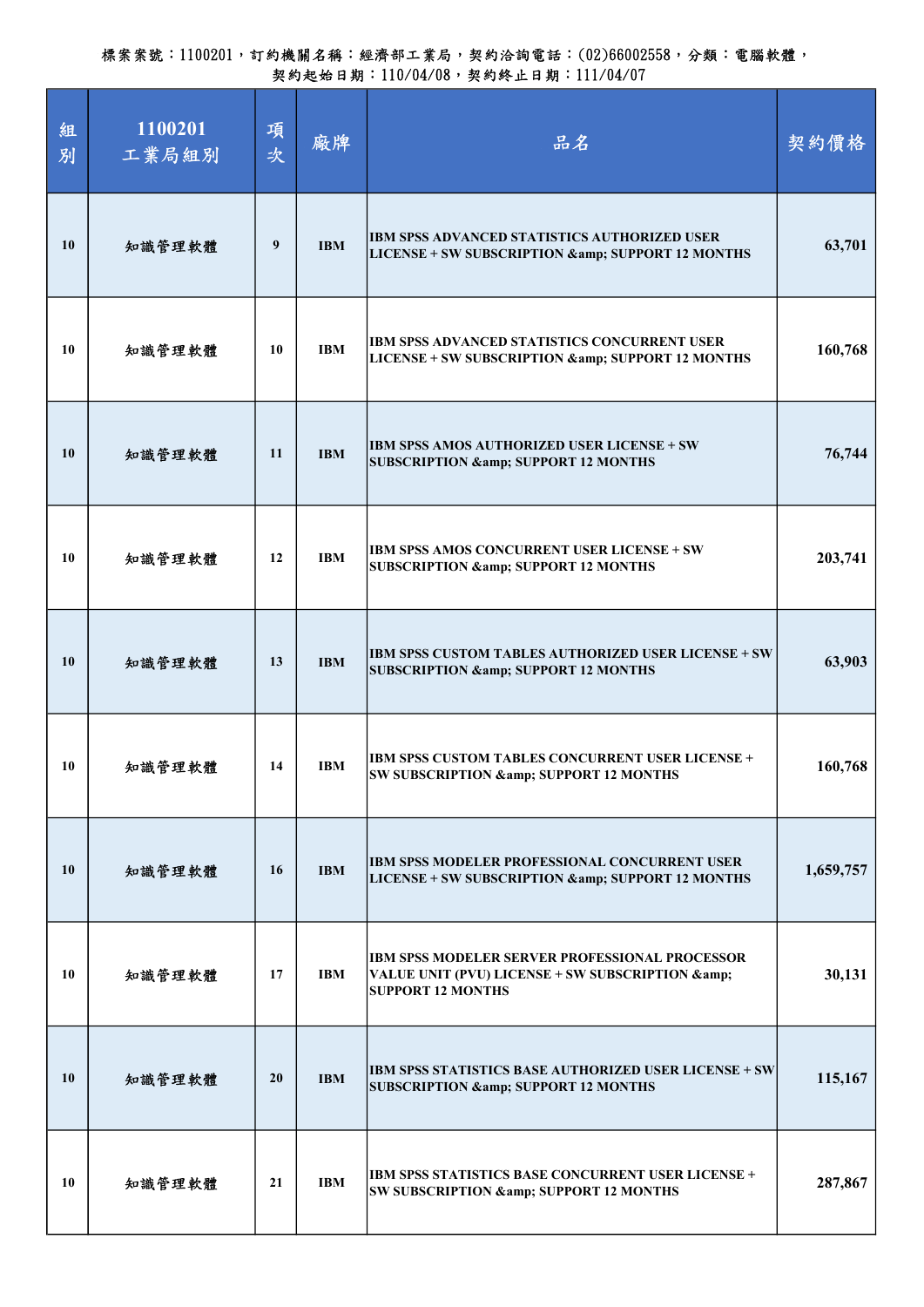標案案號：1100201，訂約機關名稱：經濟部工業局，契約洽詢電話：(02)66002558，分類：電腦軟體，契約起始日期：110/04/08，契約終止日期：111/04/07

| 組別 | 1100201 工業局組別 | 項次 | 廠牌 | 品名 | 契約價格 |
|---|---|---|---|---|---|
| 10 | 知識管理軟體 | 9 | IBM | IBM SPSS ADVANCED STATISTICS AUTHORIZED USER LICENSE + SW SUBSCRIPTION &amp; SUPPORT 12 MONTHS | 63,701 |
| 10 | 知識管理軟體 | 10 | IBM | IBM SPSS ADVANCED STATISTICS CONCURRENT USER LICENSE + SW SUBSCRIPTION &amp; SUPPORT 12 MONTHS | 160,768 |
| 10 | 知識管理軟體 | 11 | IBM | IBM SPSS AMOS AUTHORIZED USER LICENSE + SW SUBSCRIPTION &amp; SUPPORT 12 MONTHS | 76,744 |
| 10 | 知識管理軟體 | 12 | IBM | IBM SPSS AMOS CONCURRENT USER LICENSE + SW SUBSCRIPTION &amp; SUPPORT 12 MONTHS | 203,741 |
| 10 | 知識管理軟體 | 13 | IBM | IBM SPSS CUSTOM TABLES AUTHORIZED USER LICENSE + SW SUBSCRIPTION &amp; SUPPORT 12 MONTHS | 63,903 |
| 10 | 知識管理軟體 | 14 | IBM | IBM SPSS CUSTOM TABLES CONCURRENT USER LICENSE + SW SUBSCRIPTION &amp; SUPPORT 12 MONTHS | 160,768 |
| 10 | 知識管理軟體 | 16 | IBM | IBM SPSS MODELER PROFESSIONAL CONCURRENT USER LICENSE + SW SUBSCRIPTION &amp; SUPPORT 12 MONTHS | 1,659,757 |
| 10 | 知識管理軟體 | 17 | IBM | IBM SPSS MODELER SERVER PROFESSIONAL PROCESSOR VALUE UNIT (PVU) LICENSE + SW SUBSCRIPTION &amp; SUPPORT 12 MONTHS | 30,131 |
| 10 | 知識管理軟體 | 20 | IBM | IBM SPSS STATISTICS BASE AUTHORIZED USER LICENSE + SW SUBSCRIPTION &amp; SUPPORT 12 MONTHS | 115,167 |
| 10 | 知識管理軟體 | 21 | IBM | IBM SPSS STATISTICS BASE CONCURRENT USER LICENSE + SW SUBSCRIPTION &amp; SUPPORT 12 MONTHS | 287,867 |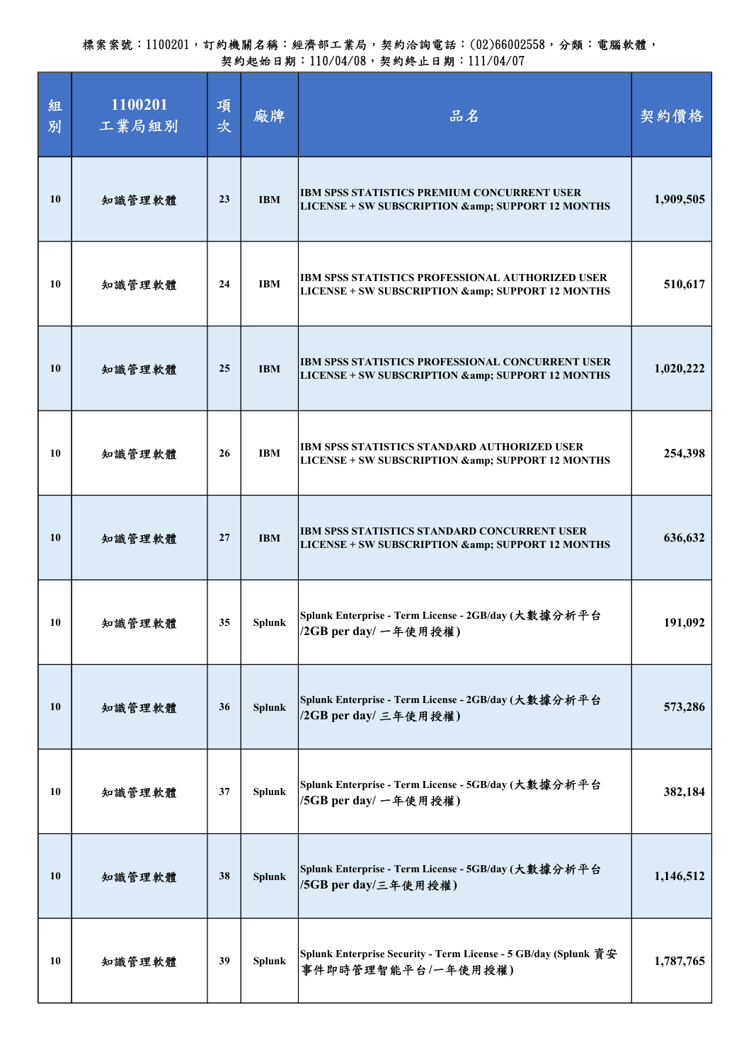標案案號：1100201，訂約機關名稱：經濟部工業局，契約洽詢電話：(02)66002558，分類：電腦軟體，
契約起始日期：110/04/08，契約終止日期：111/04/07

| 組別 | 1100201 工業局組別 | 項次 | 廠牌 | 品名 | 契約價格 |
|---|---|---|---|---|---|
| 10 | 知識管理軟體 | 23 | IBM | IBM SPSS STATISTICS PREMIUM CONCURENT USER LICENSE + SW SUBSCRIPTION &amp; SUPPORT 12 MONTHS | 1,909,505 |
| 10 | 知識管理軟體 | 24 | IBM | IBM SPSS STATISTICS PROFESSIONAL AUTHORIZED USER LICENSE + SW SUBSCRIPTION &amp; SUPPORT 12 MONTHS | 510,617 |
| 10 | 知識管理軟體 | 25 | IBM | IBM SPSS STATISTICS PROFESSIONAL CONCURRENT USER LICENSE + SW SUBSCRIPTION &amp; SUPPORT 12 MONTHS | 1,020,222 |
| 10 | 知識管理軟體 | 26 | IBM | IBM SPSS STATISTICS STANDARD AUTHORIZED USER LICENSE + SW SUBSCRIPTION &amp; SUPPORT 12 MONTHS | 254,398 |
| 10 | 知識管理軟體 | 27 | IBM | IBM SPSS STATISTICS STANDARD CONCURRENT USER LICENSE + SW SUBSCRIPTION &amp; SUPPORT 12 MONTHS | 636,632 |
| 10 | 知識管理軟體 | 35 | Splunk | Splunk Enterprise - Term License - 2GB/day (大數據分析平台 /2GB per day/ 一年使用授權) | 191,092 |
| 10 | 知識管理軟體 | 36 | Splunk | Splunk Enterprise - Term License - 2GB/day (大數據分析平台 /2GB per day/ 三年使用授權) | 573,286 |
| 10 | 知識管理軟體 | 37 | Splunk | Splunk Enterprise - Term License - 5GB/day (大數據分析平台 /5GB per day/ 一年使用授權) | 382,184 |
| 10 | 知識管理軟體 | 38 | Splunk | Splunk Enterprise - Term License - 5GB/day (大數據分析平台 /5GB per day/三年使用授權) | 1,146,512 |
| 10 | 知識管理軟體 | 39 | Splunk | Splunk Enterprise Security - Term License - 5 GB/day (Splunk 資安事件即時管理智能平台/一年使用授權) | 1,787,765 |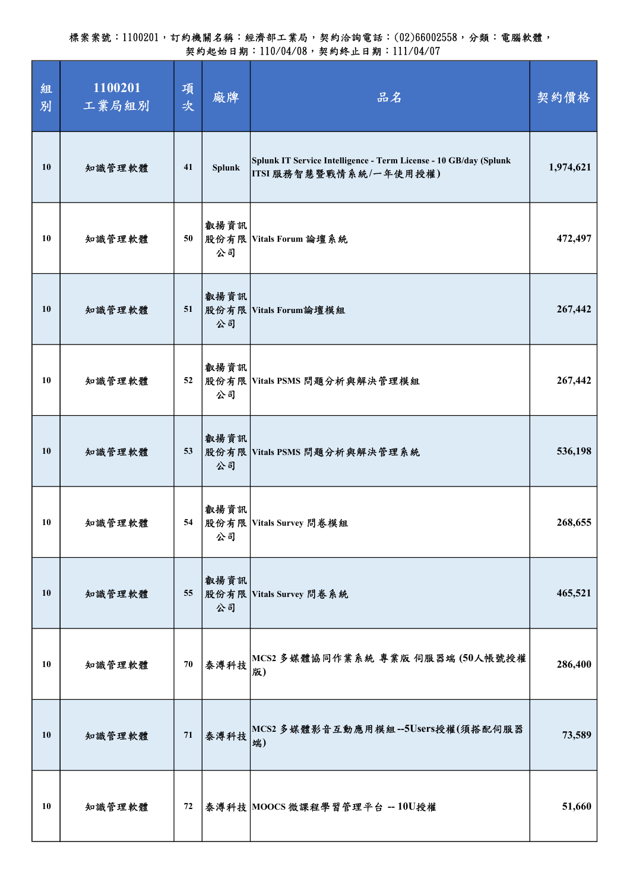標案案號：1100201，訂約機關名稱：經濟部工業局，契約洽詢電話：(02)66002558，分類：電腦軟體，
契約起始日期：110/04/08，契約終止日期：111/04/07

| 組別 | 1100201 工業局組別 | 項次 | 廠牌 | 品名 | 契約價格 |
|---|---|---|---|---|---|
| 10 | 知識管理軟體 | 41 | Splunk | Splunk IT Service Intelligence - Term License - 10 GB/day (Splunk ITSI 服務智慧暨戰情系統/一年使用授權) | 1,974,621 |
| 10 | 知識管理軟體 | 50 | 叡揚資訊股份有限公司 | Vitals Forum 論壇系統 | 472,497 |
| 10 | 知識管理軟體 | 51 | 叡揚資訊股份有限公司 | Vitals Forum論壇模組 | 267,442 |
| 10 | 知識管理軟體 | 52 | 叡揚資訊股份有限公司 | Vitals PSMS 問題分析與解決管理模組 | 267,442 |
| 10 | 知識管理軟體 | 53 | 叡揚資訊股份有限公司 | Vitals PSMS 問題分析與解決管理系統 | 536,198 |
| 10 | 知識管理軟體 | 54 | 叡揚資訊股份有限公司 | Vitals Survey 問卷模組 | 268,655 |
| 10 | 知識管理軟體 | 55 | 叡揚資訊股份有限公司 | Vitals Survey 問卷系統 | 465,521 |
| 10 | 知識管理軟體 | 70 | 泰溥科技 | MCS2 多媒體協同作業系統 專業版 伺服器端 (50人帳號授權版) | 286,400 |
| 10 | 知識管理軟體 | 71 | 泰溥科技 | MCS2 多媒體影音互動應用模組--5Users授權(須搭配伺服器端) | 73,589 |
| 10 | 知識管理軟體 | 72 | 泰溥科技 | MOOCS 微課程學習管理平台 -- 10U授權 | 51,660 |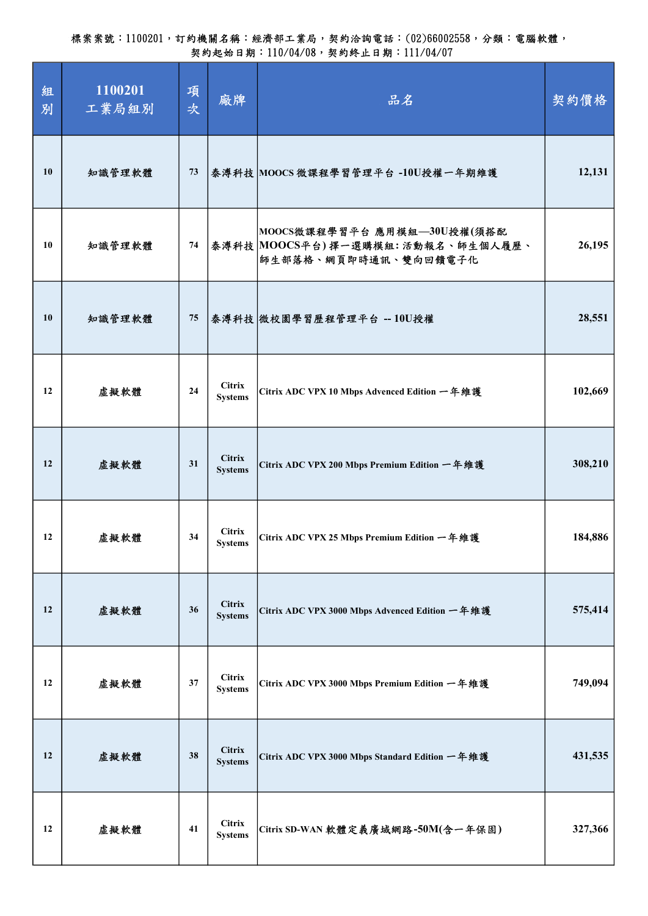標案案號：1100201，訂約機關名稱：經濟部工業局，契約洽詢電話：(02)66002558，分類：電腦軟體，契約起始日期：110/04/08，契約終止日期：111/04/07

| 組別 | 1100201 工業局組別 | 項次 | 廠牌 | 品名 | 契約價格 |
|---|---|---|---|---|---|
| 10 | 知識管理軟體 | 73 | 泰溥科技 | MOOCS 微課程學習管理平台 -10U授權一年期維護 | 12,131 |
| 10 | 知識管理軟體 | 74 | 泰溥科技 | MOOCS微課程學習平台 應用模組—30U授權(須搭配MOOCS平台)擇一選購模組:活動報名、師生個人履歷、師生部落格、網頁即時通訊、雙向回饋電子化 | 26,195 |
| 10 | 知識管理軟體 | 75 | 泰溥科技 | 微校園學習歷程管理平台 -- 10U授權 | 28,551 |
| 12 | 虛擬軟體 | 24 | Citrix Systems | Citrix ADC VPX 10 Mbps Advenced Edition 一年維護 | 102,669 |
| 12 | 虛擬軟體 | 31 | Citrix Systems | Citrix ADC VPX 200 Mbps Premium Edition 一年維護 | 308,210 |
| 12 | 虛擬軟體 | 34 | Citrix Systems | Citrix ADC VPX 25 Mbps Premium Edition 一年維護 | 184,886 |
| 12 | 虛擬軟體 | 36 | Citrix Systems | Citrix ADC VPX 3000 Mbps Advenced Edition 一年維護 | 575,414 |
| 12 | 虛擬軟體 | 37 | Citrix Systems | Citrix ADC VPX 3000 Mbps Premium Edition 一年維護 | 749,094 |
| 12 | 虛擬軟體 | 38 | Citrix Systems | Citrix ADC VPX 3000 Mbps Standard Edition 一年維護 | 431,535 |
| 12 | 虛擬軟體 | 41 | Citrix Systems | Citrix SD-WAN 軟體定義廣域網路-50M(含一年保固) | 327,366 |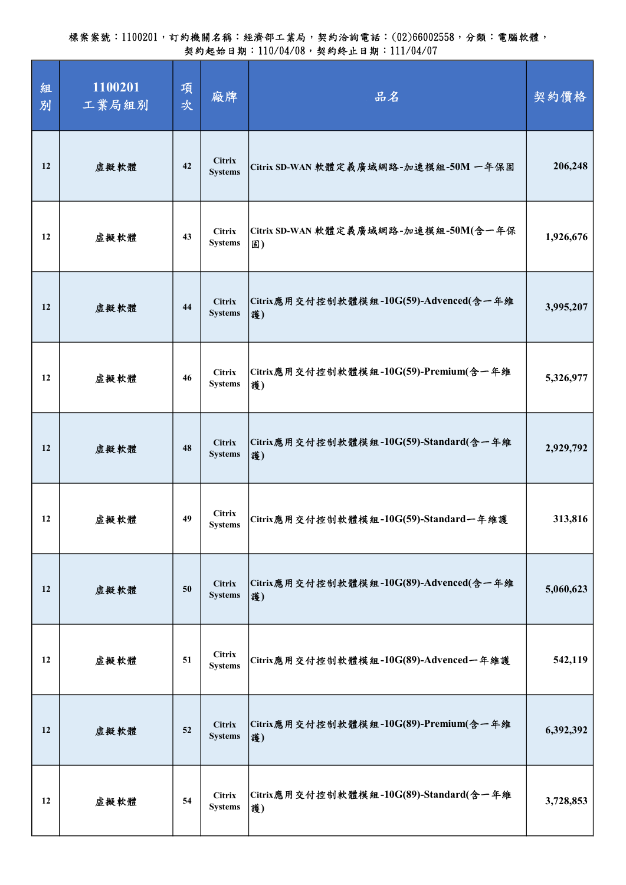標案案號：1100201，訂約機關名稱：經濟部工業局，契約洽詢電話：(02)66002558，分類：電腦軟體，
契約起始日期：110/04/08，契約終止日期：111/04/07

| 組別 | 1100201<br>工業局組別 | 項次 | 廠牌 | 品名 | 契約價格 |
|---|---|---|---|---|---|
| 12 | 虛擬軟體 | 42 | Citrix Systems | Citrix SD-WAN 軟體定義廣域網路-加速模組-50M 一年保固 | 206,248 |
| 12 | 虛擬軟體 | 43 | Citrix Systems | Citrix SD-WAN 軟體定義廣域網路-加速模組-50M(含一年保固) | 1,926,676 |
| 12 | 虛擬軟體 | 44 | Citrix Systems | Citrix應用交付控制軟體模組-10G(59)-Advenced(含一年維護) | 3,995,207 |
| 12 | 虛擬軟體 | 46 | Citrix Systems | Citrix應用交付控制軟體模組-10G(59)-Premium(含一年維護) | 5,326,977 |
| 12 | 虛擬軟體 | 48 | Citrix Systems | Citrix應用交付控制軟體模組-10G(59)-Standard(含一年維護) | 2,929,792 |
| 12 | 虛擬軟體 | 49 | Citrix Systems | Citrix應用交付控制軟體模組-10G(59)-Standard一年維護 | 313,816 |
| 12 | 虛擬軟體 | 50 | Citrix Systems | Citrix應用交付控制軟體模組-10G(89)-Advenced(含一年維護) | 5,060,623 |
| 12 | 虛擬軟體 | 51 | Citrix Systems | Citrix應用交付控制軟體模組-10G(89)-Advenced一年維護 | 542,119 |
| 12 | 虛擬軟體 | 52 | Citrix Systems | Citrix應用交付控制軟體模組-10G(89)-Premium(含一年維護) | 6,392,392 |
| 12 | 虛擬軟體 | 54 | Citrix Systems | Citrix應用交付控制軟體模組-10G(89)-Standard(含一年維護) | 3,728,853 |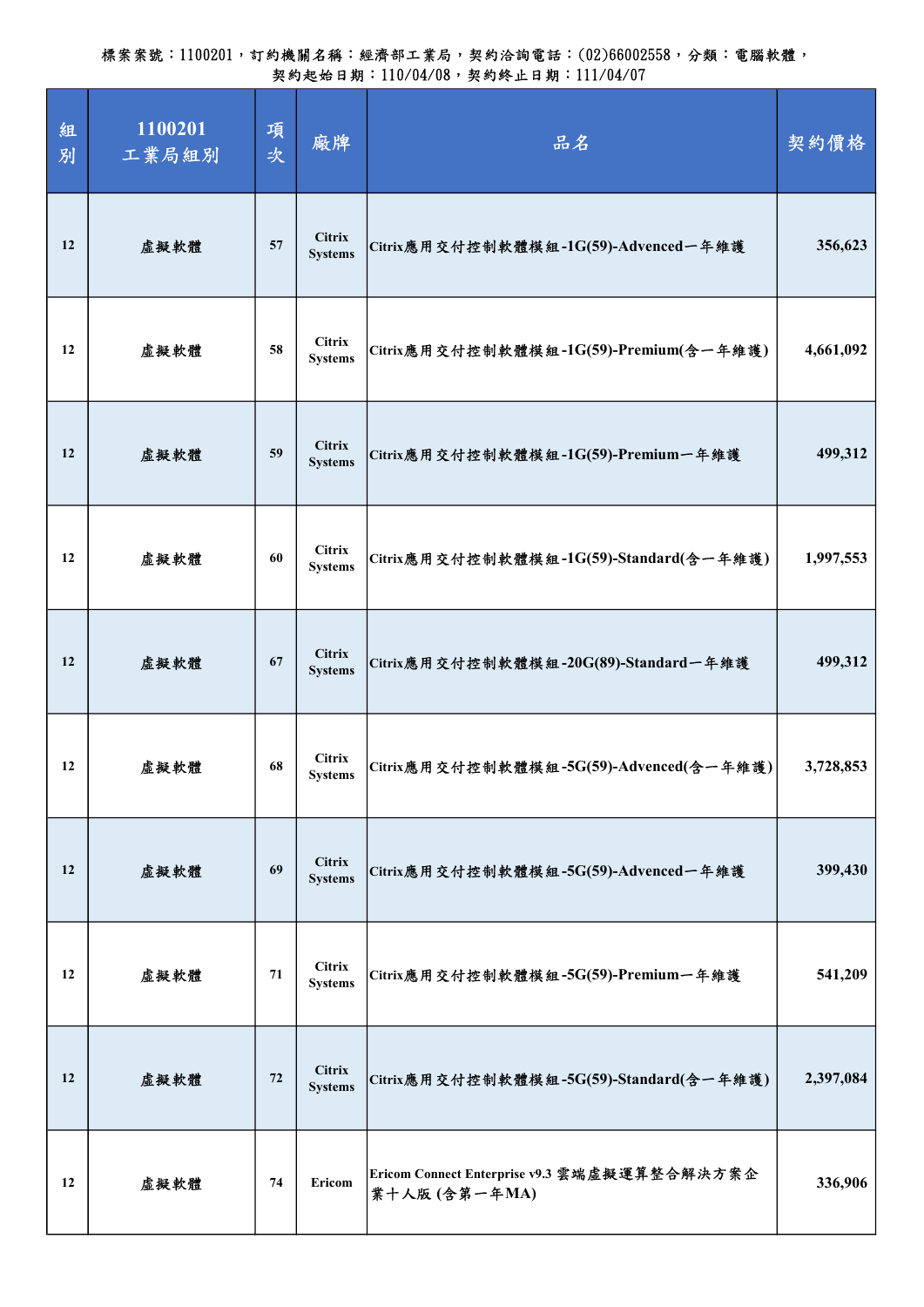標案案號：1100201，訂約機關名稱：經濟部工業局，契約洽詢電話：(02)66002558，分類：電腦軟體，
契約起始日期：110/04/08，契約終止日期：111/04/07

| 組別 | 1100201 工業局組別 | 項次 | 廠牌 | 品名 | 契約價格 |
|---|---|---|---|---|---|
| 12 | 虛擬軟體 | 57 | Citrix Systems | Citrix應用交付控制軟體模組-1G(59)-Advenced一年維護 | 356,623 |
| 12 | 虛擬軟體 | 58 | Citrix Systems | Citrix應用交付控制軟體模組-1G(59)-Premium(含一年維護) | 4,661,092 |
| 12 | 虛擬軟體 | 59 | Citrix Systems | Citrix應用交付控制軟體模組-1G(59)-Premium一年維護 | 499,312 |
| 12 | 虛擬軟體 | 60 | Citrix Systems | Citrix應用交付控制軟體模組-1G(59)-Standard(含一年維護) | 1,997,553 |
| 12 | 虛擬軟體 | 67 | Citrix Systems | Citrix應用交付控制軟體模組-20G(89)-Standard一年維護 | 499,312 |
| 12 | 虛擬軟體 | 68 | Citrix Systems | Citrix應用交付控制軟體模組-5G(59)-Advenced(含一年維護) | 3,728,853 |
| 12 | 虛擬軟體 | 69 | Citrix Systems | Citrix應用交付控制軟體模組-5G(59)-Advenced一年維護 | 399,430 |
| 12 | 虛擬軟體 | 71 | Citrix Systems | Citrix應用交付控制軟體模組-5G(59)-Premium一年維護 | 541,209 |
| 12 | 虛擬軟體 | 72 | Citrix Systems | Citrix應用交付控制軟體模組-5G(59)-Standard(含一年維護) | 2,397,084 |
| 12 | 虛擬軟體 | 74 | Ericom | Ericom Connect Enterprise v9.3 雲端虛擬運算整合解決方案企業十人版 (含第一年MA) | 336,906 |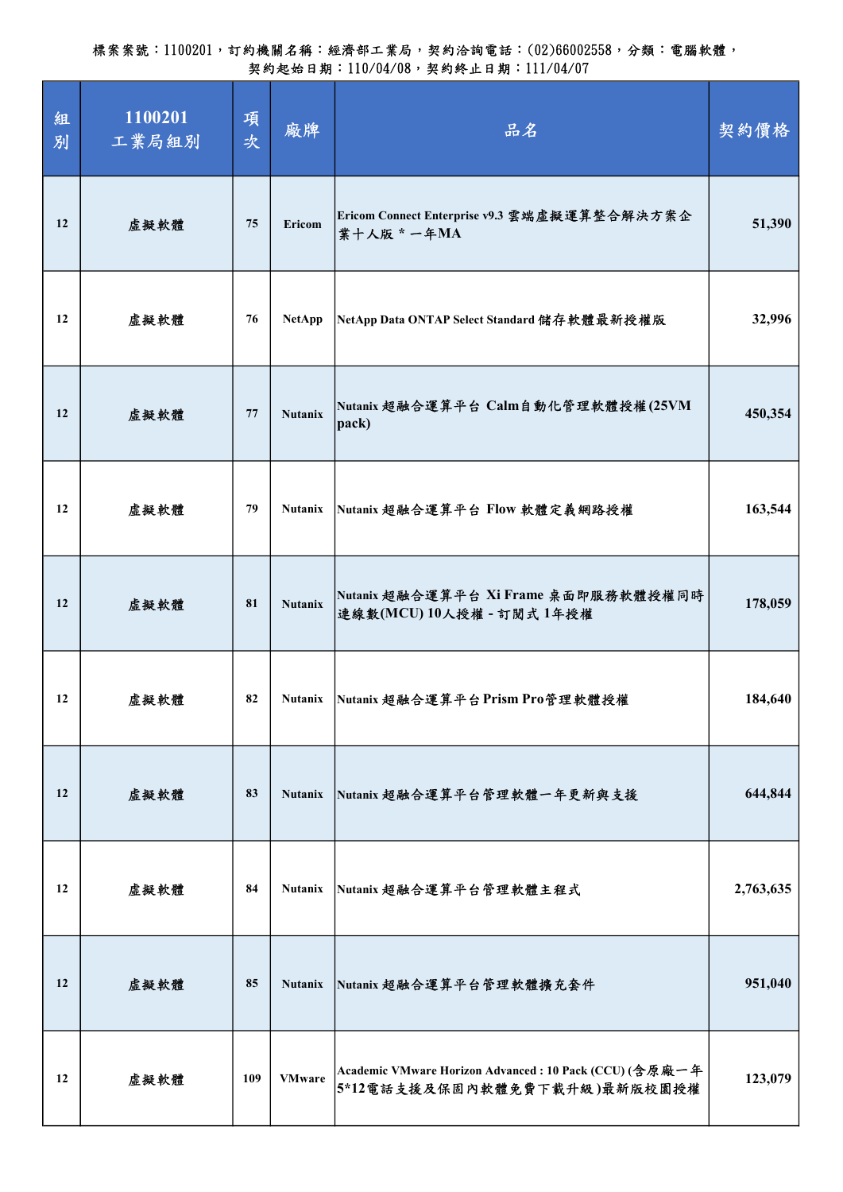標案案號：1100201，訂約機關名稱：經濟部工業局，契約洽詢電話：(02)66002558，分類：電腦軟體，契約起始日期：110/04/08，契約終止日期：111/04/07

| 組別 | 1100201 工業局組別 | 項次 | 廠牌 | 品名 | 契約價格 |
|---|---|---|---|---|---|
| 12 | 虛擬軟體 | 75 | Ericom | Ericom Connect Enterprise v9.3 雲端虛擬運算整合解決方案企業十人版 * 一年MA | 51,390 |
| 12 | 虛擬軟體 | 76 | NetApp | NetApp Data ONTAP Select Standard 儲存軟體最新授權版 | 32,996 |
| 12 | 虛擬軟體 | 77 | Nutanix | Nutanix 超融合運算平台 Calm自動化管理軟體授權(25VM pack) | 450,354 |
| 12 | 虛擬軟體 | 79 | Nutanix | Nutanix 超融合運算平台 Flow 軟體定義網路授權 | 163,544 |
| 12 | 虛擬軟體 | 81 | Nutanix | Nutanix 超融合運算平台 Xi Frame 桌面即服務軟體授權同時連線數(MCU) 10人授權 - 訂閱式 1年授權 | 178,059 |
| 12 | 虛擬軟體 | 82 | Nutanix | Nutanix 超融合運算平台Prism Pro管理軟體授權 | 184,640 |
| 12 | 虛擬軟體 | 83 | Nutanix | Nutanix 超融合運算平台管理軟體一年更新與支援 | 644,844 |
| 12 | 虛擬軟體 | 84 | Nutanix | Nutanix 超融合運算平台管理軟體主程式 | 2,763,635 |
| 12 | 虛擬軟體 | 85 | Nutanix | Nutanix 超融合運算平台管理軟體擴充套件 | 951,040 |
| 12 | 虛擬軟體 | 109 | VMware | Academic VMware Horizon Advanced : 10 Pack (CCU) (含原廠一年5*12電話支援及保固內軟體免費下載升級)最新版校園授權 | 123,079 |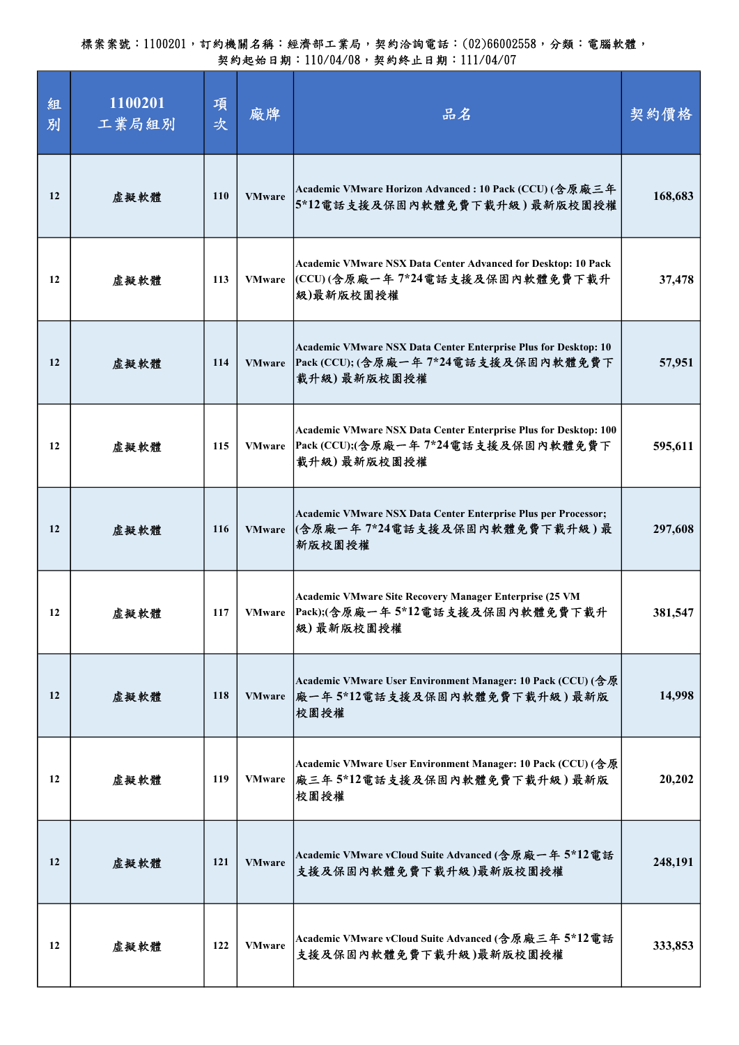標案案號：1100201，訂約機關名稱：經濟部工業局，契約洽詢電話：(02)66002558，分類：電腦軟體，契約起始日期：110/04/08，契約終止日期：111/04/07

| 組別 | 1100201 工業局組別 | 項次 | 廠牌 | 品名 | 契約價格 |
|---|---|---|---|---|---|
| 12 | 虛擬軟體 | 110 | VMware | Academic VMware Horizon Advanced : 10 Pack (CCU) (含原廠三年5*12電話支援及保固內軟體免費下載升級) 最新版校園授權 | 168,683 |
| 12 | 虛擬軟體 | 113 | VMware | Academic VMware NSX Data Center Advanced for Desktop: 10 Pack (CCU) (含原廠一年 7*24電話支援及保固內軟體免費下載升級)最新版校園授權 | 37,478 |
| 12 | 虛擬軟體 | 114 | VMware | Academic VMware NSX Data Center Enterprise Plus for Desktop: 10 Pack (CCU); (含原廠一年 7*24電話支援及保固內軟體免費下載升級) 最新版校園授權 | 57,951 |
| 12 | 虛擬軟體 | 115 | VMware | Academic VMware NSX Data Center Enterprise Plus for Desktop: 100 Pack (CCU);(含原廠一年 7*24電話支援及保固內軟體免費下載升級) 最新版校園授權 | 595,611 |
| 12 | 虛擬軟體 | 116 | VMware | Academic VMware NSX Data Center Enterprise Plus per Processor; (含原廠一年 7*24電話支援及保固內軟體免費下載升級) 最新版校園授權 | 297,608 |
| 12 | 虛擬軟體 | 117 | VMware | Academic VMware Site Recovery Manager Enterprise (25 VM Pack);(含原廠一年 5*12電話支援及保固內軟體免費下載升級) 最新版校園授權 | 381,547 |
| 12 | 虛擬軟體 | 118 | VMware | Academic VMware User Environment Manager: 10 Pack (CCU) (含原廠一年 5*12電話支援及保固內軟體免費下載升級) 最新版校園授權 | 14,998 |
| 12 | 虛擬軟體 | 119 | VMware | Academic VMware User Environment Manager: 10 Pack (CCU) (含原廠三年 5*12電話支援及保固內軟體免費下載升級) 最新版校園授權 | 20,202 |
| 12 | 虛擬軟體 | 121 | VMware | Academic VMware vCloud Suite Advanced (含原廠一年 5*12電話支援及保固內軟體免費下載升級)最新版校園授權 | 248,191 |
| 12 | 虛擬軟體 | 122 | VMware | Academic VMware vCloud Suite Advanced (含原廠三年 5*12電話支援及保固內軟體免費下載升級)最新版校園授權 | 333,853 |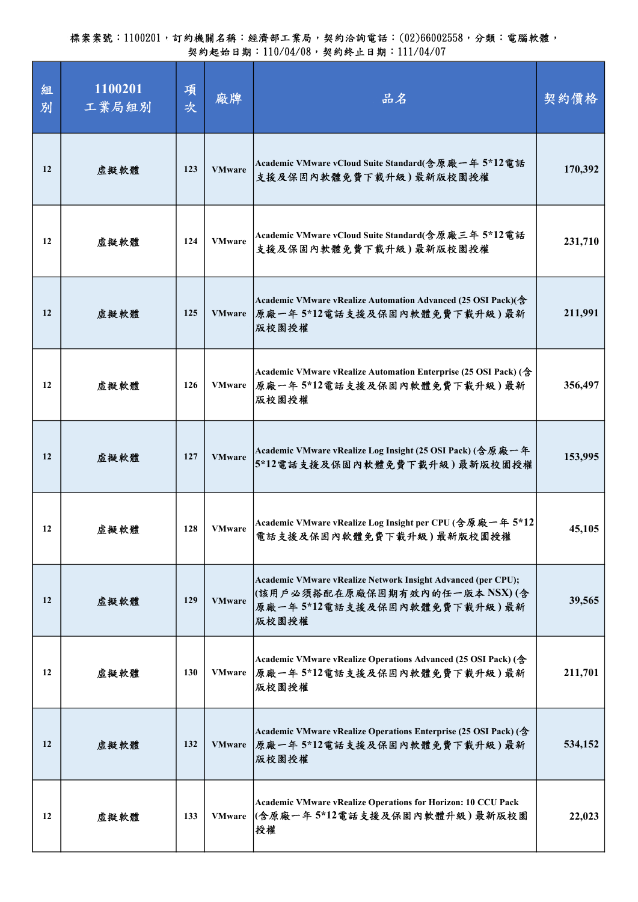標案案號：1100201，訂約機關名稱：經濟部工業局，契約洽詢電話：(02)66002558，分類：電腦軟體，契約起始日期：110/04/08，契約終止日期：111/04/07

| 組別 | 1100201 工業局組別 | 項次 | 廠牌 | 品名 | 契約價格 |
|---|---|---|---|---|---|
| 12 | 虛擬軟體 | 123 | VMware | Academic VMware vCloud Suite Standard(含原廠一年 5*12電話支援及保固內軟體免費下載升級)最新版校園授權 | 170,392 |
| 12 | 虛擬軟體 | 124 | VMware | Academic VMware vCloud Suite Standard(含原廠三年 5*12電話支援及保固內軟體免費下載升級)最新版校園授權 | 231,710 |
| 12 | 虛擬軟體 | 125 | VMware | Academic VMware vRealize Automation Advanced (25 OSI Pack)(含原廠一年 5*12電話支援及保固內軟體免費下載升級)最新版校園授權 | 211,991 |
| 12 | 虛擬軟體 | 126 | VMware | Academic VMware vRealize Automation Enterprise (25 OSI Pack) (含原廠一年 5*12電話支援及保固內軟體免費下載升級)最新版校園授權 | 356,497 |
| 12 | 虛擬軟體 | 127 | VMware | Academic VMware vRealize Log Insight (25 OSI Pack) (含原廠一年 5*12電話支援及保固內軟體免費下載升級)最新版校園授權 | 153,995 |
| 12 | 虛擬軟體 | 128 | VMware | Academic VMware vRealize Log Insight per CPU (含原廠一年 5*12電話支援及保固內軟體免費下載升級)最新版校園授權 | 45,105 |
| 12 | 虛擬軟體 | 129 | VMware | Academic VMware vRealize Network Insight Advanced (per CPU);(該用戶必須搭配在原廠保固期有效內的任一版本 NSX) (含原廠一年 5*12電話支援及保固內軟體免費下載升級)最新版校園授權 | 39,565 |
| 12 | 虛擬軟體 | 130 | VMware | Academic VMware vRealize Operations Advanced (25 OSI Pack) (含原廠一年 5*12電話支援及保固內軟體免費下載升級)最新版校園授權 | 211,701 |
| 12 | 虛擬軟體 | 132 | VMware | Academic VMware vRealize Operations Enterprise (25 OSI Pack) (含原廠一年 5*12電話支援及保固內軟體免費下載升級)最新版校園授權 | 534,152 |
| 12 | 虛擬軟體 | 133 | VMware | Academic VMware vRealize Operations for Horizon: 10 CCU Pack (含原廠一年 5*12電話支援及保固內軟體升級)最新版校園授權 | 22,023 |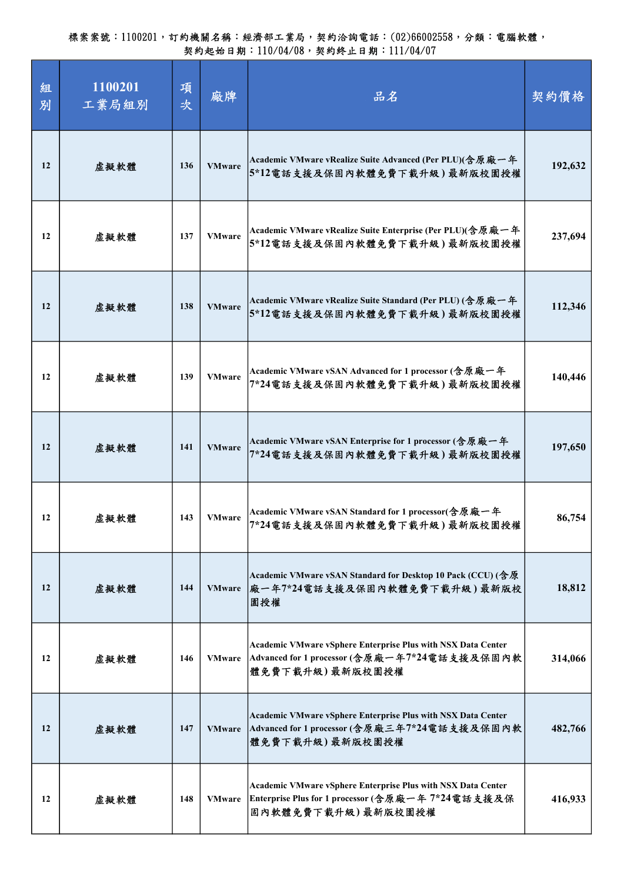標案案號：1100201，訂約機關名稱：經濟部工業局，契約洽詢電話：(02)66002558，分類：電腦軟體，
契約起始日期：110/04/08，契約終止日期：111/04/07

| 組別 | 1100201 工業局組別 | 項次 | 廠牌 | 品名 | 契約價格 |
|---|---|---|---|---|---|
| 12 | 虛擬軟體 | 136 | VMware | Academic VMware vRealize Suite Advanced (Per PLU)(含原廠一年5*12電話支援及保固內軟體免費下載升級)最新版校園授權 | 192,632 |
| 12 | 虛擬軟體 | 137 | VMware | Academic VMware vRealize Suite Enterprise (Per PLU)(含原廠一年5*12電話支援及保固內軟體免費下載升級)最新版校園授權 | 237,694 |
| 12 | 虛擬軟體 | 138 | VMware | Academic VMware vRealize Suite Standard (Per PLU) (含原廠一年5*12電話支援及保固內軟體免費下載升級)最新版校園授權 | 112,346 |
| 12 | 虛擬軟體 | 139 | VMware | Academic VMware vSAN Advanced for 1 processor (含原廠一年7*24電話支援及保固內軟體免費下載升級)最新版校園授權 | 140,446 |
| 12 | 虛擬軟體 | 141 | VMware | Academic VMware vSAN Enterprise for 1 processor (含原廠一年7*24電話支援及保固內軟體免費下載升級)最新版校園授權 | 197,650 |
| 12 | 虛擬軟體 | 143 | VMware | Academic VMware vSAN Standard for 1 processor(含原廠一年7*24電話支援及保固內軟體免費下載升級)最新版校園授權 | 86,754 |
| 12 | 虛擬軟體 | 144 | VMware | Academic VMware vSAN Standard for Desktop 10 Pack (CCU) (含原廠一年7*24電話支援及保固內軟體免費下載升級)最新版校園授權 | 18,812 |
| 12 | 虛擬軟體 | 146 | VMware | Academic VMware vSphere Enterprise Plus with NSX Data Center Advanced for 1 processor (含原廠一年7*24電話支援及保固內軟體免費下載升級)最新版校園授權 | 314,066 |
| 12 | 虛擬軟體 | 147 | VMware | Academic VMware vSphere Enterprise Plus with NSX Data Center Advanced for 1 processor (含原廠三年7*24電話支援及保固內軟體免費下載升級)最新版校園授權 | 482,766 |
| 12 | 虛擬軟體 | 148 | VMware | Academic VMware vSphere Enterprise Plus with NSX Data Center Enterprise Plus for 1 processor (含原廠一年 7*24電話支援及保固內軟體免費下載升級)最新版校園授權 | 416,933 |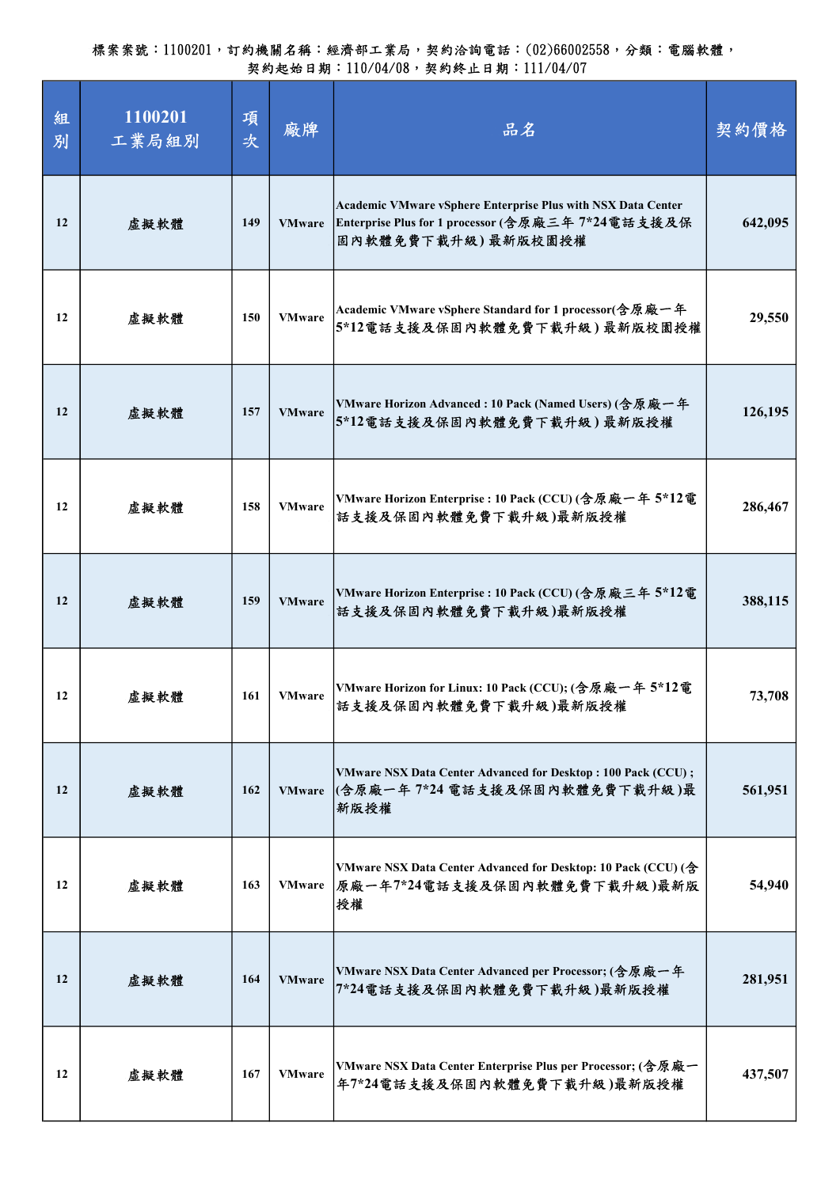標案案號：1100201，訂約機關名稱：經濟部工業局，契約洽詢電話：(02)66002558，分類：電腦軟體，契約起始日期：110/04/08，契約終止日期：111/04/07

| 組別 | 1100201 工業局組別 | 項次 | 廠牌 | 品名 | 契約價格 |
|---|---|---|---|---|---|
| 12 | 虛擬軟體 | 149 | VMware | Academic VMware vSphere Enterprise Plus with NSX Data Center Enterprise Plus for 1 processor (含原廠三年 7*24電話支援及保固內軟體免費下載升級) 最新版校園授權 | 642,095 |
| 12 | 虛擬軟體 | 150 | VMware | Academic VMware vSphere Standard for 1 processor(含原廠一年5*12電話支援及保固內軟體免費下載升級) 最新版校園授權 | 29,550 |
| 12 | 虛擬軟體 | 157 | VMware | VMware Horizon Advanced : 10 Pack (Named Users) (含原廠一年5*12電話支援及保固內軟體免費下載升級) 最新版授權 | 126,195 |
| 12 | 虛擬軟體 | 158 | VMware | VMware Horizon Enterprise : 10 Pack (CCU) (含原廠一年 5*12電話支援及保固內軟體免費下載升級)最新版授權 | 286,467 |
| 12 | 虛擬軟體 | 159 | VMware | VMware Horizon Enterprise : 10 Pack (CCU) (含原廠三年 5*12電話支援及保固內軟體免費下載升級)最新版授權 | 388,115 |
| 12 | 虛擬軟體 | 161 | VMware | VMware Horizon for Linux: 10 Pack (CCU); (含原廠一年 5*12電話支援及保固內軟體免費下載升級)最新版授權 | 73,708 |
| 12 | 虛擬軟體 | 162 | VMware | VMware NSX Data Center Advanced for Desktop : 100 Pack (CCU) ; (含原廠一年 7*24 電話支援及保固內軟體免費下載升級)最新版授權 | 561,951 |
| 12 | 虛擬軟體 | 163 | VMware | VMware NSX Data Center Advanced for Desktop: 10 Pack (CCU) (含原廠一年7*24電話支援及保固內軟體免費下載升級)最新版授權 | 54,940 |
| 12 | 虛擬軟體 | 164 | VMware | VMware NSX Data Center Advanced per Processor; (含原廠一年7*24電話支援及保固內軟體免費下載升級)最新版授權 | 281,951 |
| 12 | 虛擬軟體 | 167 | VMware | VMware NSX Data Center Enterprise Plus per Processor; (含原廠一年7*24電話支援及保固內軟體免費下載升級)最新版授權 | 437,507 |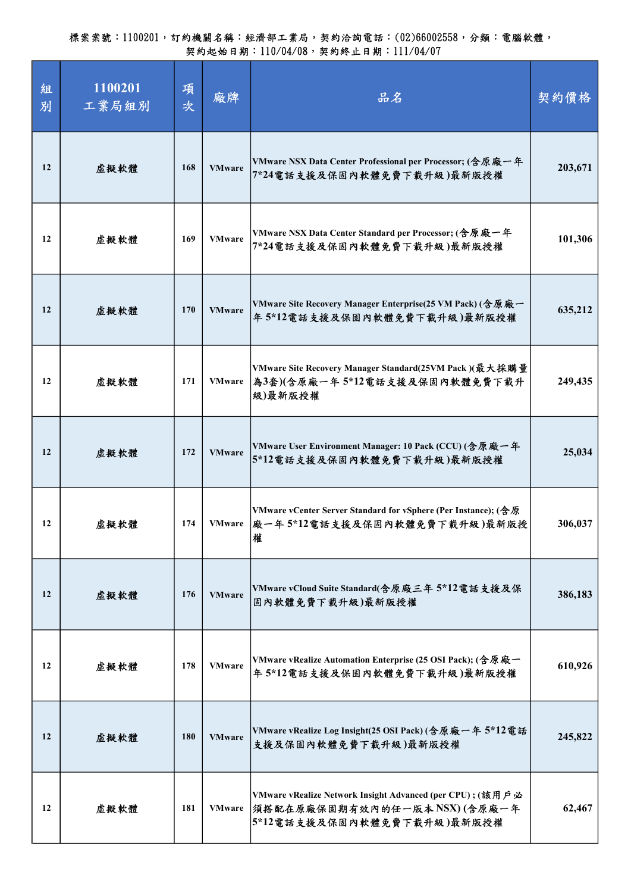標案案號：1100201，訂約機關名稱：經濟部工業局，契約洽詢電話：(02)66002558，分類：電腦軟體，
契約起始日期：110/04/08，契約終止日期：111/04/07

| 組別 | 1100201 工業局組別 | 項次 | 廠牌 | 品名 | 契約價格 |
|---|---|---|---|---|---|
| 12 | 虛擬軟體 | 168 | VMware | VMware NSX Data Center Professional per Processor; (含原廠一年7*24電話支援及保固內軟體免費下載升級)最新版授權 | 203,671 |
| 12 | 虛擬軟體 | 169 | VMware | VMware NSX Data Center Standard per Processor; (含原廠一年7*24電話支援及保固內軟體免費下載升級)最新版授權 | 101,306 |
| 12 | 虛擬軟體 | 170 | VMware | VMware Site Recovery Manager Enterprise(25 VM Pack) (含原廠一年 5*12電話支援及保固內軟體免費下載升級)最新版授權 | 635,212 |
| 12 | 虛擬軟體 | 171 | VMware | VMware Site Recovery Manager Standard(25VM Pack )(最大採購量為3套)(含原廠一年 5*12電話支援及保固內軟體免費下載升級)最新版授權 | 249,435 |
| 12 | 虛擬軟體 | 172 | VMware | VMware User Environment Manager: 10 Pack (CCU) (含原廠一年5*12電話支援及保固內軟體免費下載升級)最新版授權 | 25,034 |
| 12 | 虛擬軟體 | 174 | VMware | VMware vCenter Server Standard for vSphere (Per Instance); (含原廠一年 5*12電話支援及保固內軟體免費下載升級)最新版授權 | 306,037 |
| 12 | 虛擬軟體 | 176 | VMware | VMware vCloud Suite Standard(含原廠三年 5*12電話支援及保固內軟體免費下載升級)最新版授權 | 386,183 |
| 12 | 虛擬軟體 | 178 | VMware | VMware vRealize Automation Enterprise (25 OSI Pack); (含原廠一年 5*12電話支援及保固內軟體免費下載升級)最新版授權 | 610,926 |
| 12 | 虛擬軟體 | 180 | VMware | VMware vRealize Log Insight(25 OSI Pack) (含原廠一年 5*12電話支援及保固內軟體免費下載升級)最新版授權 | 245,822 |
| 12 | 虛擬軟體 | 181 | VMware | VMware vRealize Network Insight Advanced (per CPU) ; (該用戶必須搭配在原廠保固期有效內的任一版本 NSX) (含原廠一年5*12電話支援及保固內軟體免費下載升級)最新版授權 | 62,467 |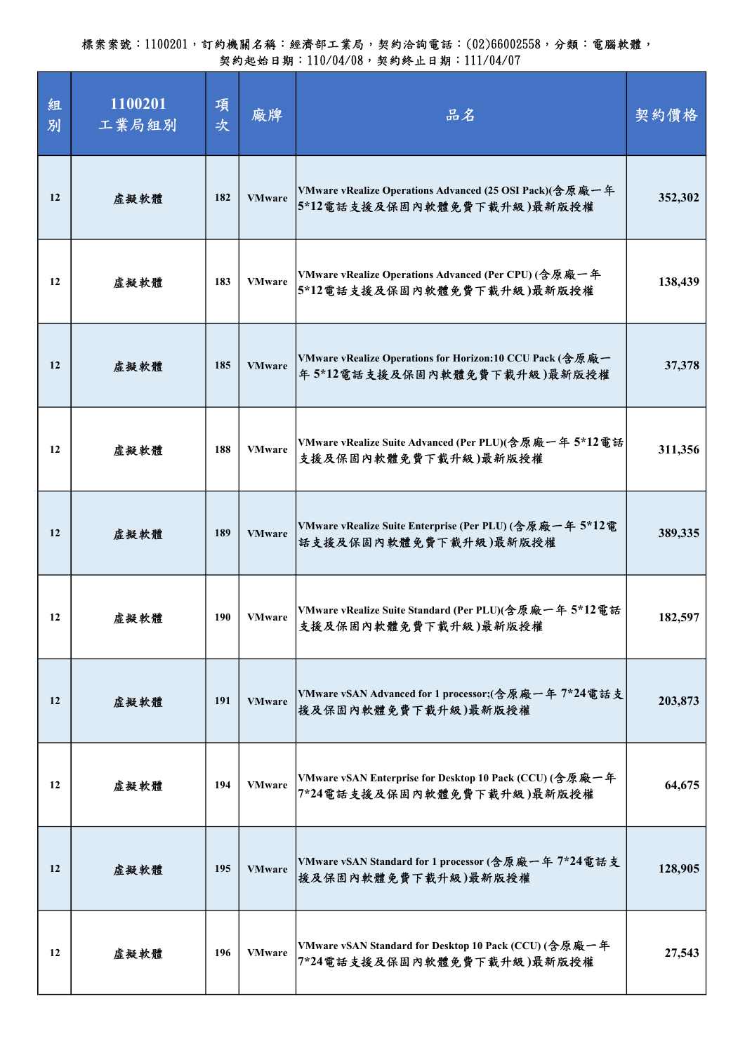標案案號：1100201，訂約機關名稱：經濟部工業局，契約洽詢電話：(02)66002558，分類：電腦軟體，
契約起始日期：110/04/08，契約終止日期：111/04/07

| 組別 | 1100201 工業局組別 | 項次 | 廠牌 | 品名 | 契約價格 |
|---|---|---|---|---|---|
| 12 | 虛擬軟體 | 182 | VMware | VMware vRealize Operations Advanced (25 OSI Pack)(含原廠一年5*12電話支援及保固內軟體免費下載升級)最新版授權 | 352,302 |
| 12 | 虛擬軟體 | 183 | VMware | VMware vRealize Operations Advanced (Per CPU) (含原廠一年5*12電話支援及保固內軟體免費下載升級)最新版授權 | 138,439 |
| 12 | 虛擬軟體 | 185 | VMware | VMware vRealize Operations for Horizon:10 CCU Pack (含原廠一年 5*12電話支援及保固內軟體免費下載升級)最新版授權 | 37,378 |
| 12 | 虛擬軟體 | 188 | VMware | VMware vRealize Suite Advanced (Per PLU)(含原廠一年 5*12電話支援及保固內軟體免費下載升級)最新版授權 | 311,356 |
| 12 | 虛擬軟體 | 189 | VMware | VMware vRealize Suite Enterprise (Per PLU) (含原廠一年 5*12電話支援及保固內軟體免費下載升級)最新版授權 | 389,335 |
| 12 | 虛擬軟體 | 190 | VMware | VMware vRealize Suite Standard (Per PLU)(含原廠一年 5*12電話支援及保固內軟體免費下載升級)最新版授權 | 182,597 |
| 12 | 虛擬軟體 | 191 | VMware | VMware vSAN Advanced for 1 processor;(含原廠一年 7*24電話支援及保固內軟體免費下載升級)最新版授權 | 203,873 |
| 12 | 虛擬軟體 | 194 | VMware | VMware vSAN Enterprise for Desktop 10 Pack (CCU) (含原廠一年7*24電話支援及保固內軟體免費下載升級)最新版授權 | 64,675 |
| 12 | 虛擬軟體 | 195 | VMware | VMware vSAN Standard for 1 processor (含原廠一年 7*24電話支援及保固內軟體免費下載升級)最新版授權 | 128,905 |
| 12 | 虛擬軟體 | 196 | VMware | VMware vSAN Standard for Desktop 10 Pack (CCU) (含原廠一年7*24電話支援及保固內軟體免費下載升級)最新版授權 | 27,543 |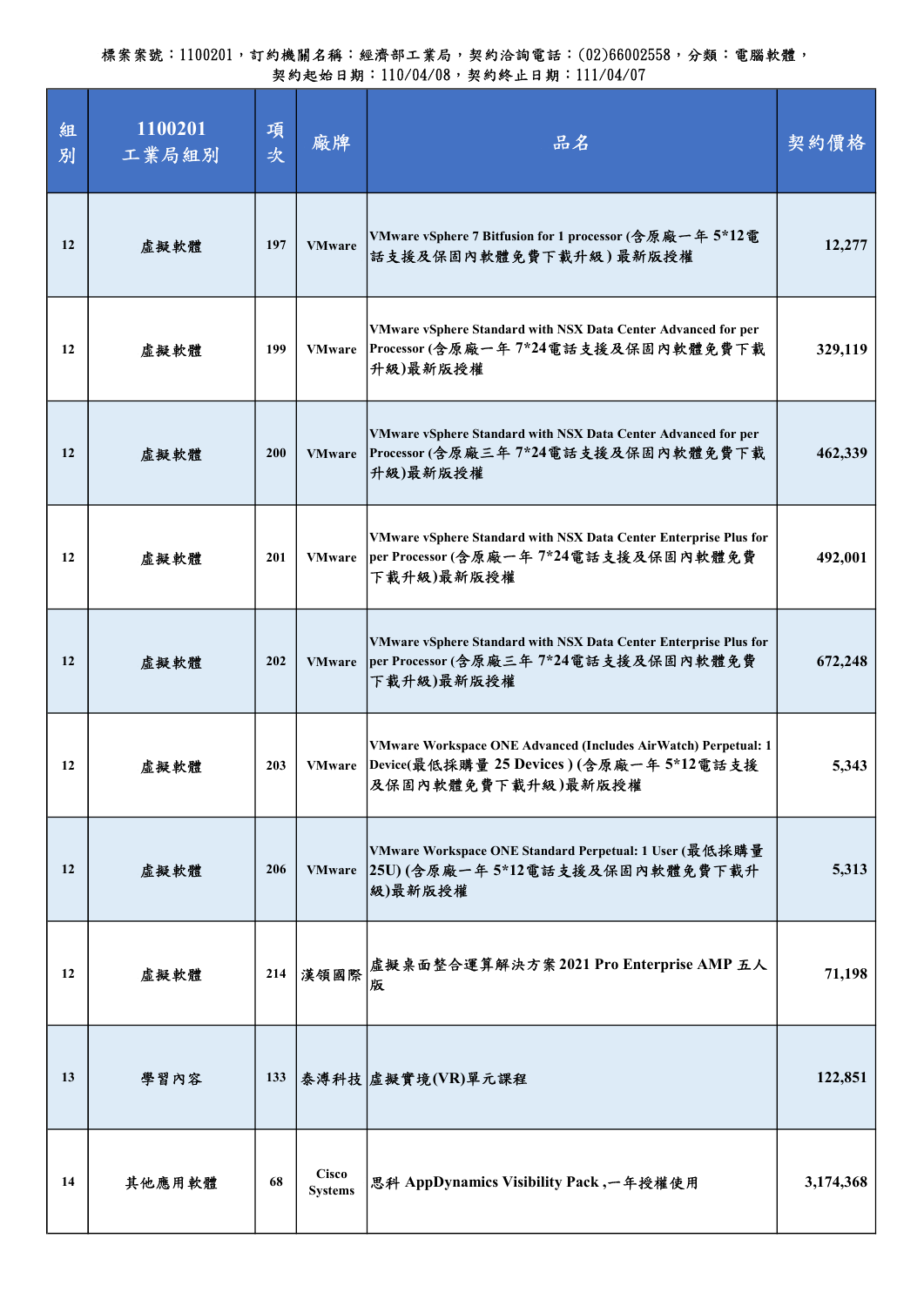標案案號：1100201，訂約機關名稱：經濟部工業局，契約洽詢電話：(02)66002558，分類：電腦軟體，
契約起始日期：110/04/08，契約終止日期：111/04/07

| 組別 | 1100201 工業局組別 | 項次 | 廠牌 | 品名 | 契約價格 |
|---|---|---|---|---|---|
| 12 | 虛擬軟體 | 197 | VMware | VMware vSphere 7 Bitfusion for 1 processor (含原廠一年 5*12電話支援及保固內軟體免費下載升級) 最新版授權 | 12,277 |
| 12 | 虛擬軟體 | 199 | VMware | VMware vSphere Standard with NSX Data Center Advanced for per Processor (含原廠一年 7*24電話支援及保固內軟體免費下載升級)最新版授權 | 329,119 |
| 12 | 虛擬軟體 | 200 | VMware | VMware vSphere Standard with NSX Data Center Advanced for per Processor (含原廠三年 7*24電話支援及保固內軟體免費下載升級)最新版授權 | 462,339 |
| 12 | 虛擬軟體 | 201 | VMware | VMware vSphere Standard with NSX Data Center Enterprise Plus for per Processor (含原廠一年 7*24電話支援及保固內軟體免費下載升級)最新版授權 | 492,001 |
| 12 | 虛擬軟體 | 202 | VMware | VMware vSphere Standard with NSX Data Center Enterprise Plus for per Processor (含原廠三年 7*24電話支援及保固內軟體免費下載升級)最新版授權 | 672,248 |
| 12 | 虛擬軟體 | 203 | VMware | VMware Workspace ONE Advanced (Includes AirWatch) Perpetual: 1 Device(最低採購量 25 Devices ) (含原廠一年 5*12電話支援及保固內軟體免費下載升級)最新版授權 | 5,343 |
| 12 | 虛擬軟體 | 206 | VMware | VMware Workspace ONE Standard Perpetual: 1 User (最低採購量 25U) (含原廠一年 5*12電話支援及保固內軟體免費下載升級)最新版授權 | 5,313 |
| 12 | 虛擬軟體 | 214 | 漢領國際 | 虛擬桌面整合運算解決方案 2021 Pro Enterprise AMP 五人版 | 71,198 |
| 13 | 學習內容 | 133 | 泰溥科技 | 虛擬實境(VR)單元課程 | 122,851 |
| 14 | 其他應用軟體 | 68 | Cisco Systems | 思科 AppDynamics Visibility Pack ,一年授權使用 | 3,174,368 |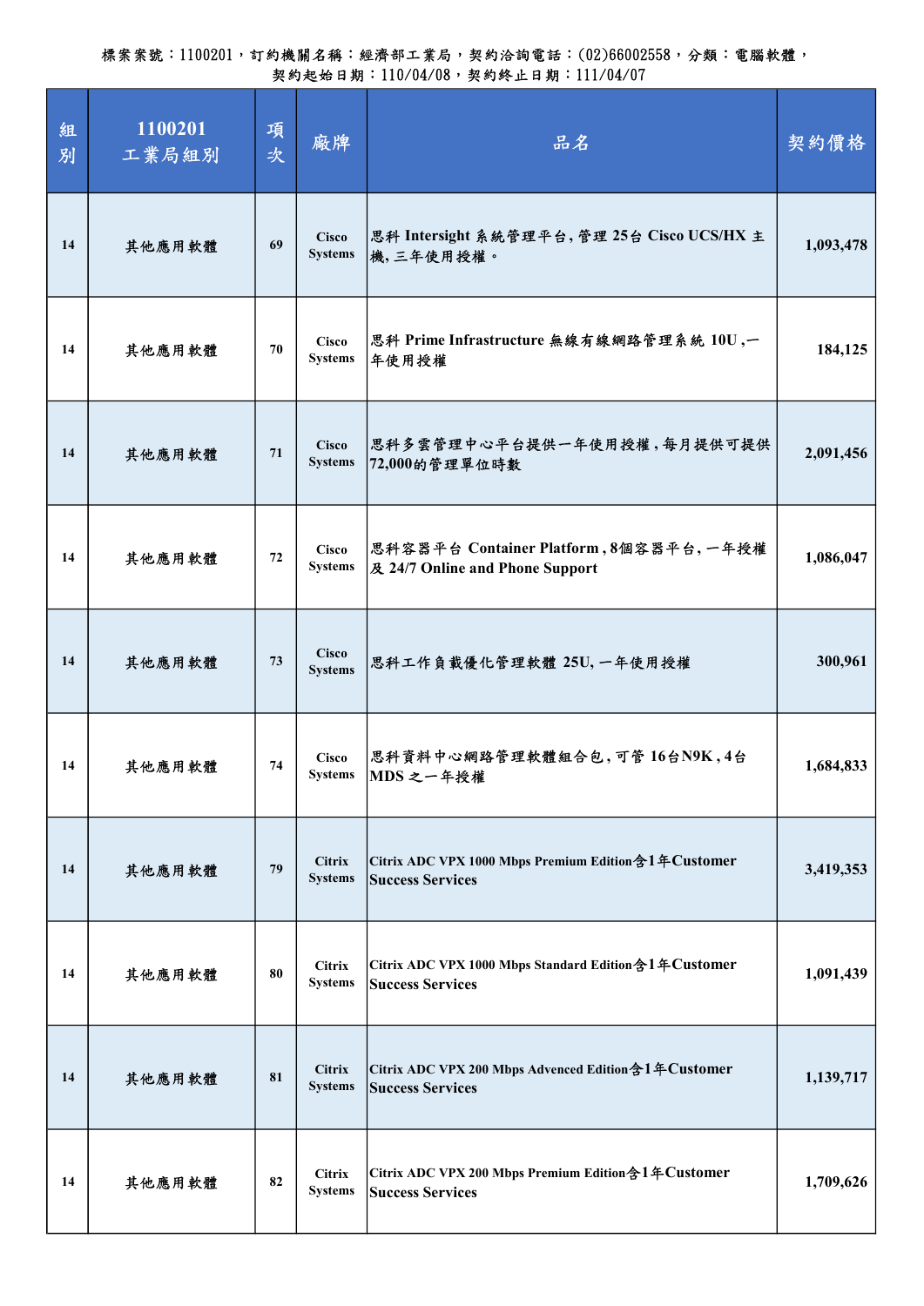標案案號：1100201，訂約機關名稱：經濟部工業局，契約洽詢電話：(02)66002558，分類：電腦軟體，
契約起始日期：110/04/08，契約終止日期：111/04/07

| 組別 | 1100201 工業局組別 | 項次 | 廠牌 | 品名 | 契約價格 |
|---|---|---|---|---|---|
| 14 | 其他應用軟體 | 69 | Cisco Systems | 思科 Intersight 系統管理平台, 管理 25台 Cisco UCS/HX 主機, 三年使用授權。 | 1,093,478 |
| 14 | 其他應用軟體 | 70 | Cisco Systems | 思科 Prime Infrastructure 無線有線網路管理系統 10U ,一年使用授權 | 184,125 |
| 14 | 其他應用軟體 | 71 | Cisco Systems | 思科多雲管理中心平台提供一年使用授權，每月提供可提供72,000的管理單位時數 | 2,091,456 |
| 14 | 其他應用軟體 | 72 | Cisco Systems | 思科容器平台 Container Platform , 8個容器平台, 一年授權及 24/7 Online and Phone Support | 1,086,047 |
| 14 | 其他應用軟體 | 73 | Cisco Systems | 思科工作負載優化管理軟體 25U, 一年使用授權 | 300,961 |
| 14 | 其他應用軟體 | 74 | Cisco Systems | 思科資料中心網路管理軟體組合包, 可管 16台N9K , 4台MDS 之一年授權 | 1,684,833 |
| 14 | 其他應用軟體 | 79 | Citrix Systems | Citrix ADC VPX 1000 Mbps Premium Edition含1年Customer Success Services | 3,419,353 |
| 14 | 其他應用軟體 | 80 | Citrix Systems | Citrix ADC VPX 1000 Mbps Standard Edition含1年Customer Success Services | 1,091,439 |
| 14 | 其他應用軟體 | 81 | Citrix Systems | Citrix ADC VPX 200 Mbps Advanced Edition含1年Customer Success Services | 1,139,717 |
| 14 | 其他應用軟體 | 82 | Citrix Systems | Citrix ADC VPX 200 Mbps Premium Edition含1年Customer Success Services | 1,709,626 |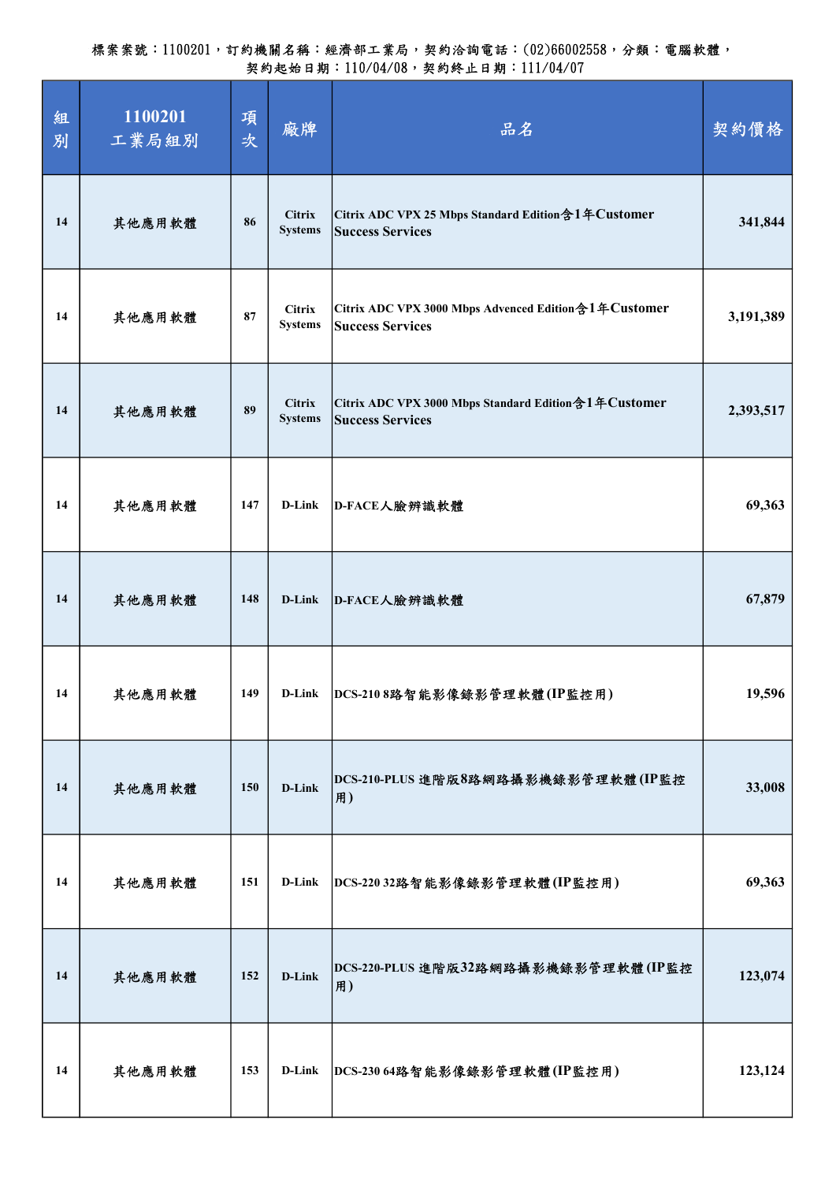標案案號：1100201，訂約機關名稱：經濟部工業局，契約洽詢電話：(02)66002558，分類：電腦軟體，
契約起始日期：110/04/08，契約終止日期：111/04/07

| 組別 | 1100201 工業局組別 | 項次 | 廠牌 | 品名 | 契約價格 |
|---|---|---|---|---|---|
| 14 | 其他應用軟體 | 86 | Citrix Systems | Citrix ADC VPX 25 Mbps Standard Edition含1年Customer Success Services | 341,844 |
| 14 | 其他應用軟體 | 87 | Citrix Systems | Citrix ADC VPX 3000 Mbps Advenced Edition含1年Customer Success Services | 3,191,389 |
| 14 | 其他應用軟體 | 89 | Citrix Systems | Citrix ADC VPX 3000 Mbps Standard Edition含1年Customer Success Services | 2,393,517 |
| 14 | 其他應用軟體 | 147 | D-Link | D-FACE人臉辨識軟體 | 69,363 |
| 14 | 其他應用軟體 | 148 | D-Link | D-FACE人臉辨識軟體 | 67,879 |
| 14 | 其他應用軟體 | 149 | D-Link | DCS-210 8路智能影像錄影管理軟體(IP監控用) | 19,596 |
| 14 | 其他應用軟體 | 150 | D-Link | DCS-210-PLUS 進階版8路網路攝影機錄影管理軟體(IP監控用) | 33,008 |
| 14 | 其他應用軟體 | 151 | D-Link | DCS-220 32路智能影像錄影管理軟體(IP監控用) | 69,363 |
| 14 | 其他應用軟體 | 152 | D-Link | DCS-220-PLUS 進階版32路網路攝影機錄影管理軟體(IP監控用) | 123,074 |
| 14 | 其他應用軟體 | 153 | D-Link | DCS-230 64路智能影像錄影管理軟體(IP監控用) | 123,124 |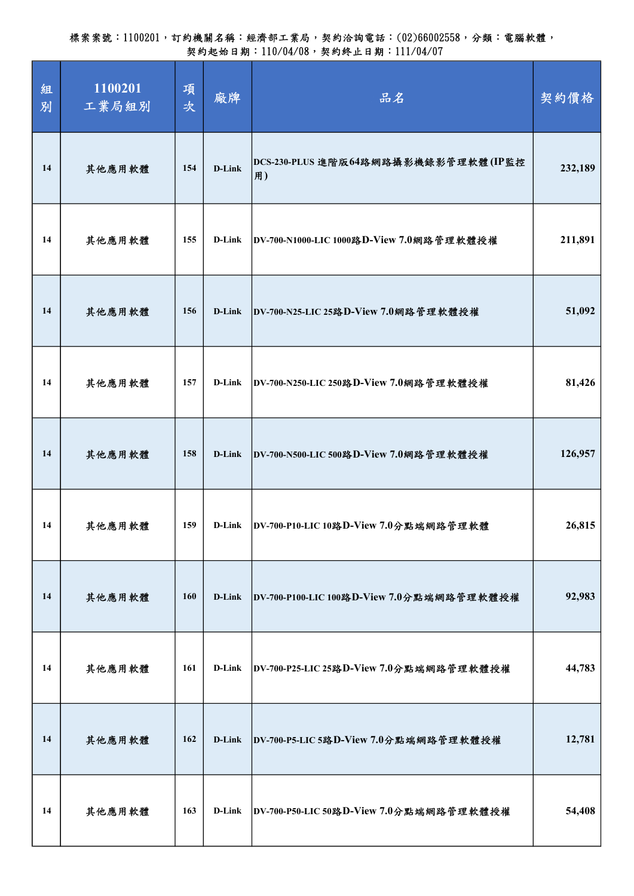標案案號：1100201，訂約機關名稱：經濟部工業局，契約洽詢電話：(02)66002558，分類：電腦軟體，
契約起始日期：110/04/08，契約終止日期：111/04/07

| 組別 | 1100201 工業局組別 | 項次 | 廠牌 | 品名 | 契約價格 |
|---|---|---|---|---|---|
| 14 | 其他應用軟體 | 154 | D-Link | DCS-230-PLUS 進階版64路網路攝影機錄影管理軟體(IP監控用) | 232,189 |
| 14 | 其他應用軟體 | 155 | D-Link | DV-700-N1000-LIC 1000路D-View 7.0網路管理軟體授權 | 211,891 |
| 14 | 其他應用軟體 | 156 | D-Link | DV-700-N25-LIC 25路D-View 7.0網路管理軟體授權 | 51,092 |
| 14 | 其他應用軟體 | 157 | D-Link | DV-700-N250-LIC 250路D-View 7.0網路管理軟體授權 | 81,426 |
| 14 | 其他應用軟體 | 158 | D-Link | DV-700-N500-LIC 500路D-View 7.0網路管理軟體授權 | 126,957 |
| 14 | 其他應用軟體 | 159 | D-Link | DV-700-P10-LIC 10路D-View 7.0分點端網路管理軟體 | 26,815 |
| 14 | 其他應用軟體 | 160 | D-Link | DV-700-P100-LIC 100路D-View 7.0分點端網路管理軟體授權 | 92,983 |
| 14 | 其他應用軟體 | 161 | D-Link | DV-700-P25-LIC 25路D-View 7.0分點端網路管理軟體授權 | 44,783 |
| 14 | 其他應用軟體 | 162 | D-Link | DV-700-P5-LIC 5路D-View 7.0分點端網路管理軟體授權 | 12,781 |
| 14 | 其他應用軟體 | 163 | D-Link | DV-700-P50-LIC 50路D-View 7.0分點端網路管理軟體授權 | 54,408 |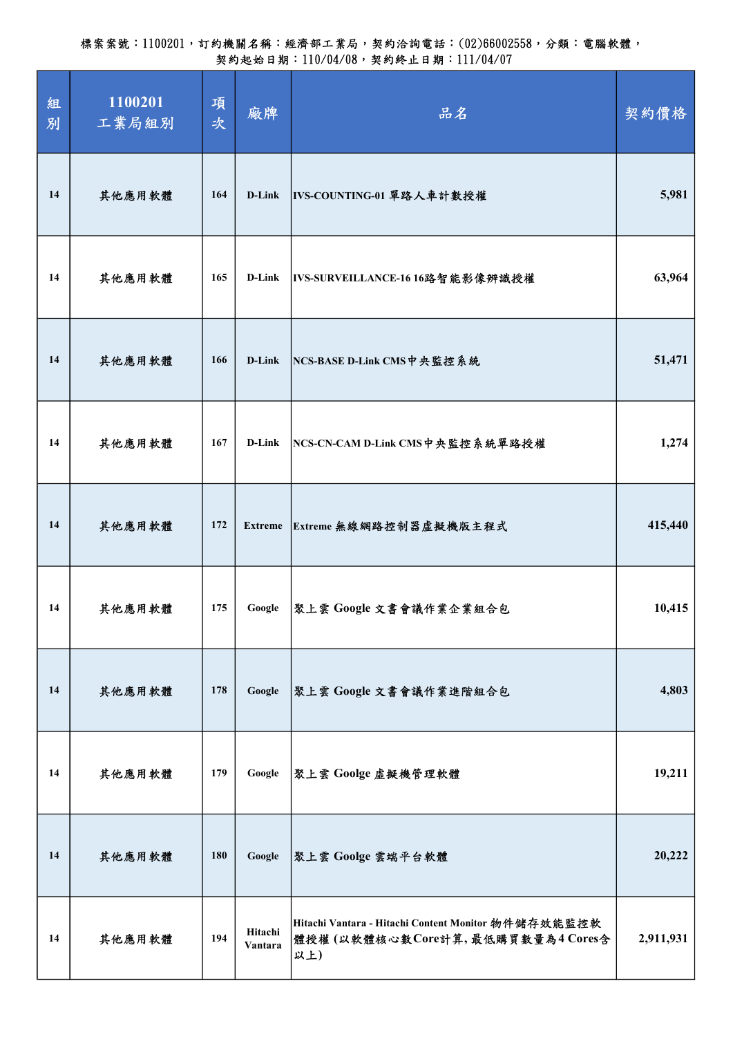標案案號：1100201，訂約機關名稱：經濟部工業局，契約洽詢電話：(02)66002558，分類：電腦軟體，
契約起始日期：110/04/08，契約終止日期：111/04/07

| 組別 | 1100201 工業局組別 | 項次 | 廠牌 | 品名 | 契約價格 |
|---|---|---|---|---|---|
| 14 | 其他應用軟體 | 164 | D-Link | IVS-COUNTING-01 單路人車計數授權 | 5,981 |
| 14 | 其他應用軟體 | 165 | D-Link | IVS-SURVEILLANCE-16 16路智能影像辨識授權 | 63,964 |
| 14 | 其他應用軟體 | 166 | D-Link | NCS-BASE D-Link CMS中央監控系統 | 51,471 |
| 14 | 其他應用軟體 | 167 | D-Link | NCS-CN-CAM D-Link CMS中央監控系統單路授權 | 1,274 |
| 14 | 其他應用軟體 | 172 | Extreme | Extreme 無線網路控制器虛擬機版主程式 | 415,440 |
| 14 | 其他應用軟體 | 175 | Google | 聚上雲 Google 文書會議作業企業組合包 | 10,415 |
| 14 | 其他應用軟體 | 178 | Google | 聚上雲 Google 文書會議作業進階組合包 | 4,803 |
| 14 | 其他應用軟體 | 179 | Google | 聚上雲 Goolge 虛擬機管理軟體 | 19,211 |
| 14 | 其他應用軟體 | 180 | Google | 聚上雲 Goolge 雲端平台軟體 | 20,222 |
| 14 | 其他應用軟體 | 194 | Hitachi Vantara | Hitachi Vantara - Hitachi Content Monitor 物件儲存效能監控軟體授權 (以軟體核心數Core計算, 最低購買數量為4 Cores含以上) | 2,911,931 |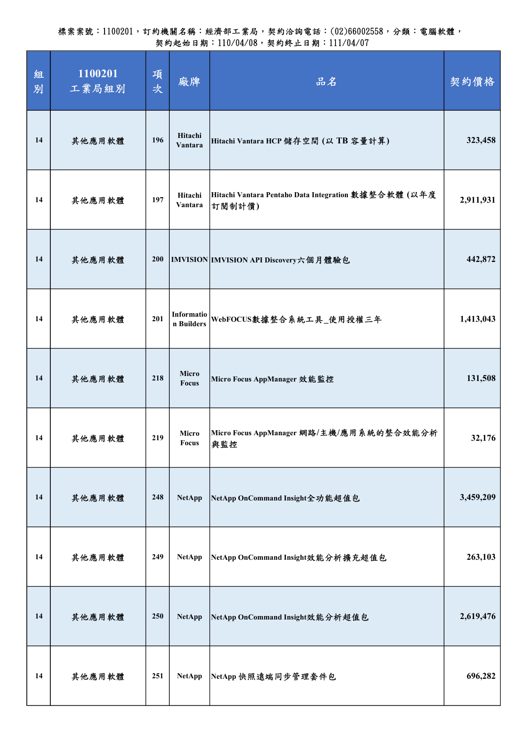標案案號：1100201，訂約機關名稱：經濟部工業局，契約洽詢電話：(02)66002558，分類：電腦軟體，
契約起始日期：110/04/08，契約終止日期：111/04/07

| 組別 | 1100201<br>工業局組別 | 項次 | 廠牌 | 品名 | 契約價格 |
|---|---|---|---|---|---|
| 14 | 其他應用軟體 | 196 | Hitachi Vantara | Hitachi Vantara HCP 儲存空間 (以 TB 容量計算) | 323,458 |
| 14 | 其他應用軟體 | 197 | Hitachi Vantara | Hitachi Vantara Pentaho Data Integration 數據整合軟體 (以年度訂閱制計價) | 2,911,931 |
| 14 | 其他應用軟體 | 200 | IMVISION | IMVISION API Discovery六個月體驗包 | 442,872 |
| 14 | 其他應用軟體 | 201 | Information Builders | WebFOCUS數據整合系統工具_使用授權三年 | 1,413,043 |
| 14 | 其他應用軟體 | 218 | Micro Focus | Micro Focus AppManager 效能監控 | 131,508 |
| 14 | 其他應用軟體 | 219 | Micro Focus | Micro Focus AppManager 網路/主機/應用系統的整合效能分析與監控 | 32,176 |
| 14 | 其他應用軟體 | 248 | NetApp | NetApp OnCommand Insight全功能超值包 | 3,459,209 |
| 14 | 其他應用軟體 | 249 | NetApp | NetApp OnCommand Insight效能分析擴充超值包 | 263,103 |
| 14 | 其他應用軟體 | 250 | NetApp | NetApp OnCommand Insight效能分析超值包 | 2,619,476 |
| 14 | 其他應用軟體 | 251 | NetApp | NetApp 快照遠端同步管理套件包 | 696,282 |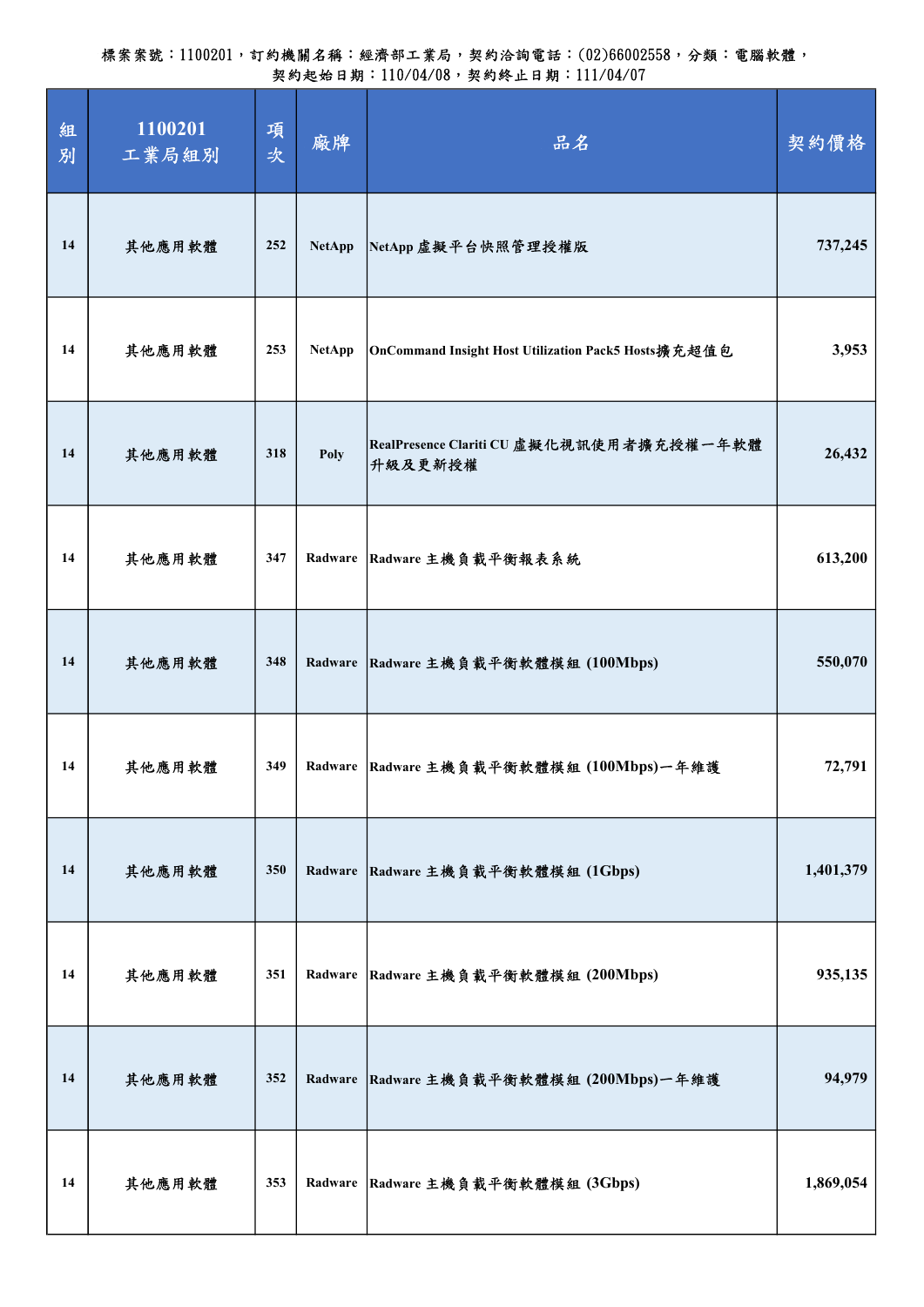標案案號：1100201，訂約機關名稱：經濟部工業局，契約洽詢電話：(02)66002558，分類：電腦軟體，
契約起始日期：110/04/08，契約終止日期：111/04/07

| 組別 | 1100201 工業局組別 | 項次 | 廠牌 | 品名 | 契約價格 |
|---|---|---|---|---|---|
| 14 | 其他應用軟體 | 252 | NetApp | NetApp 虛擬平台快照管理授權版 | 737,245 |
| 14 | 其他應用軟體 | 253 | NetApp | OnCommand Insight Host Utilization Pack5 Hosts擴充超值包 | 3,953 |
| 14 | 其他應用軟體 | 318 | Poly | RealPresence Clariti CU 虛擬化視訊使用者擴充授權一年軟體升級及更新授權 | 26,432 |
| 14 | 其他應用軟體 | 347 | Radware | Radware 主機負載平衡報表系統 | 613,200 |
| 14 | 其他應用軟體 | 348 | Radware | Radware 主機負載平衡軟體模組 (100Mbps) | 550,070 |
| 14 | 其他應用軟體 | 349 | Radware | Radware 主機負載平衡軟體模組 (100Mbps)一年維護 | 72,791 |
| 14 | 其他應用軟體 | 350 | Radware | Radware 主機負載平衡軟體模組 (1Gbps) | 1,401,379 |
| 14 | 其他應用軟體 | 351 | Radware | Radware 主機負載平衡軟體模組 (200Mbps) | 935,135 |
| 14 | 其他應用軟體 | 352 | Radware | Radware 主機負載平衡軟體模組 (200Mbps)一年維護 | 94,979 |
| 14 | 其他應用軟體 | 353 | Radware | Radware 主機負載平衡軟體模組 (3Gbps) | 1,869,054 |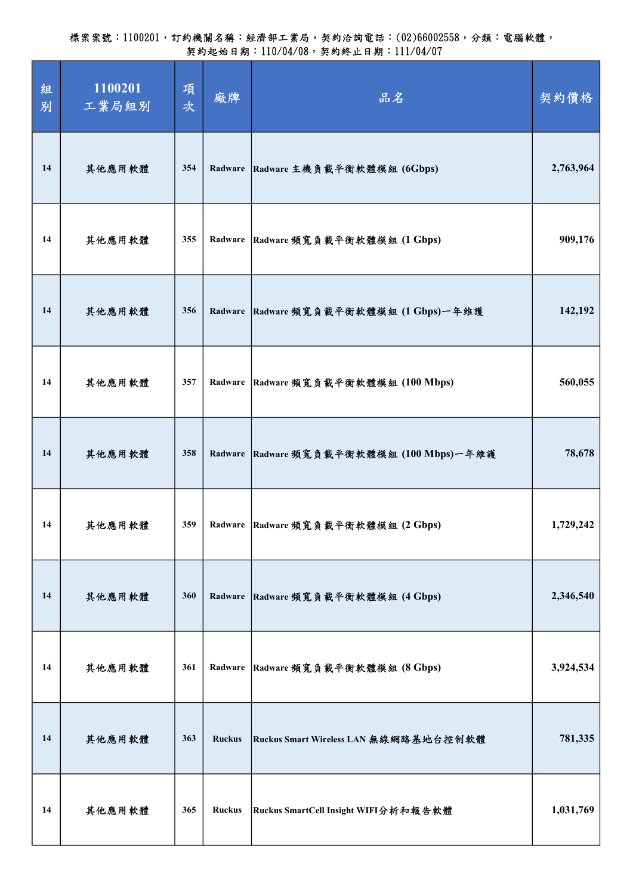標案案號：1100201，訂約機關名稱：經濟部工業局，契約洽詢電話：(02)66002558，分類：電腦軟體，
契約起始日期：110/04/08，契約終止日期：111/04/07

| 組別 | 1100201 工業局組別 | 項次 | 廠牌 | 品名 | 契約價格 |
|---|---|---|---|---|---|
| 14 | 其他應用軟體 | 354 | Radware | Radware 主機負載平衡軟體模組 (6Gbps) | 2,763,964 |
| 14 | 其他應用軟體 | 355 | Radware | Radware 頻寬負載平衡軟體模組 (1 Gbps) | 909,176 |
| 14 | 其他應用軟體 | 356 | Radware | Radware 頻寬負載平衡軟體模組 (1 Gbps)一年維護 | 142,192 |
| 14 | 其他應用軟體 | 357 | Radware | Radware 頻寬負載平衡軟體模組 (100 Mbps) | 560,055 |
| 14 | 其他應用軟體 | 358 | Radware | Radware 頻寬負載平衡軟體模組 (100 Mbps)一年維護 | 78,678 |
| 14 | 其他應用軟體 | 359 | Radware | Radware 頻寬負載平衡軟體模組 (2 Gbps) | 1,729,242 |
| 14 | 其他應用軟體 | 360 | Radware | Radware 頻寬負載平衡軟體模組 (4 Gbps) | 2,346,540 |
| 14 | 其他應用軟體 | 361 | Radware | Radware 頻寬負載平衡軟體模組 (8 Gbps) | 3,924,534 |
| 14 | 其他應用軟體 | 363 | Ruckus | Ruckus Smart Wireless LAN 無線網路基地台控制軟體 | 781,335 |
| 14 | 其他應用軟體 | 365 | Ruckus | Ruckus SmartCell Insight WIFI分析和報告軟體 | 1,031,769 |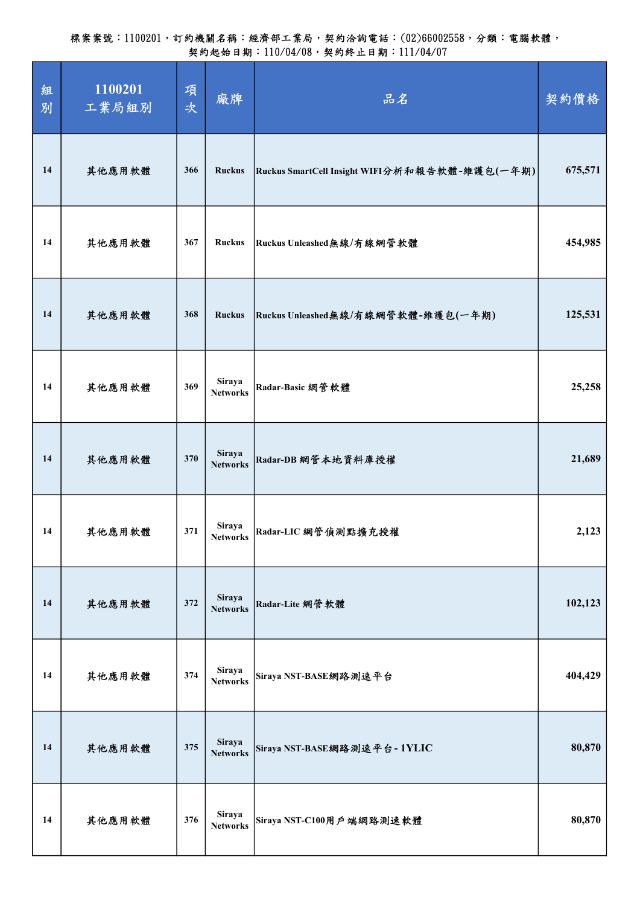標案案號：1100201，訂約機關名稱：經濟部工業局，契約洽詢電話：(02)66002558，分類：電腦軟體，契約起始日期：110/04/08，契約終止日期：111/04/07

| 組別 | 1100201 工業局組別 | 項次 | 廠牌 | 品名 | 契約價格 |
|---|---|---|---|---|---|
| 14 | 其他應用軟體 | 366 | Ruckus | Ruckus SmartCell Insight WIFI分析和報告軟體-維護包(一年期) | 675,571 |
| 14 | 其他應用軟體 | 367 | Ruckus | Ruckus Unleashed無線/有線網管軟體 | 454,985 |
| 14 | 其他應用軟體 | 368 | Ruckus | Ruckus Unleashed無線/有線網管軟體-維護包(一年期) | 125,531 |
| 14 | 其他應用軟體 | 369 | Siraya Networks | Radar-Basic 網管軟體 | 25,258 |
| 14 | 其他應用軟體 | 370 | Siraya Networks | Radar-DB 網管本地資料庫授權 | 21,689 |
| 14 | 其他應用軟體 | 371 | Siraya Networks | Radar-LIC 網管偵測點擴充授權 | 2,123 |
| 14 | 其他應用軟體 | 372 | Siraya Networks | Radar-Lite 網管軟體 | 102,123 |
| 14 | 其他應用軟體 | 374 | Siraya Networks | Siraya NST-BASE網路測速平台 | 404,429 |
| 14 | 其他應用軟體 | 375 | Siraya Networks | Siraya NST-BASE網路測速平台 - 1YLIC | 80,870 |
| 14 | 其他應用軟體 | 376 | Siraya Networks | Siraya NST-C100用戶端網路測速軟體 | 80,870 |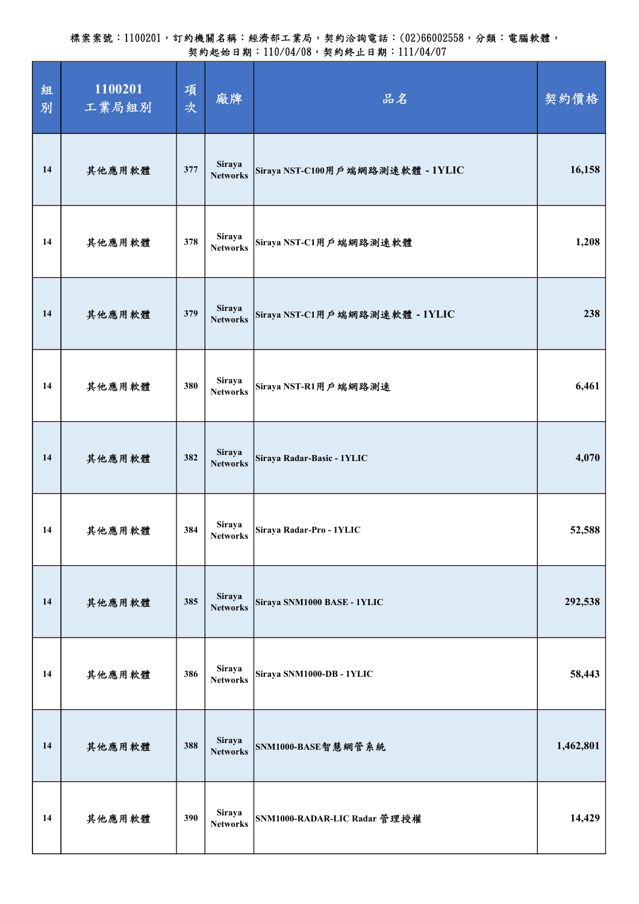標案案號：1100201，訂約機關名稱：經濟部工業局，契約洽詢電話：(02)66002558，分類：電腦軟體，
契約起始日期：110/04/08，契約終止日期：111/04/07

| 組別 | 1100201 工業局組別 | 項次 | 廠牌 | 品名 | 契約價格 |
|---|---|---|---|---|---|
| 14 | 其他應用軟體 | 377 | Siraya Networks | Siraya NST-C100用戶端網路測速軟體 - 1YLIC | 16,158 |
| 14 | 其他應用軟體 | 378 | Siraya Networks | Siraya NST-C1用戶端網路測速軟體 | 1,208 |
| 14 | 其他應用軟體 | 379 | Siraya Networks | Siraya NST-C1用戶端網路測速軟體 - 1YLIC | 238 |
| 14 | 其他應用軟體 | 380 | Siraya Networks | Siraya NST-R1用戶端網路測速 | 6,461 |
| 14 | 其他應用軟體 | 382 | Siraya Networks | Siraya Radar-Basic - 1YLIC | 4,070 |
| 14 | 其他應用軟體 | 384 | Siraya Networks | Siraya Radar-Pro - 1YLIC | 52,588 |
| 14 | 其他應用軟體 | 385 | Siraya Networks | Siraya SNM1000 BASE - 1YLIC | 292,538 |
| 14 | 其他應用軟體 | 386 | Siraya Networks | Siraya SNM1000-DB - 1YLIC | 58,443 |
| 14 | 其他應用軟體 | 388 | Siraya Networks | SNM1000-BASE智慧網管系統 | 1,462,801 |
| 14 | 其他應用軟體 | 390 | Siraya Networks | SNM1000-RADAR-LIC Radar 管理授權 | 14,429 |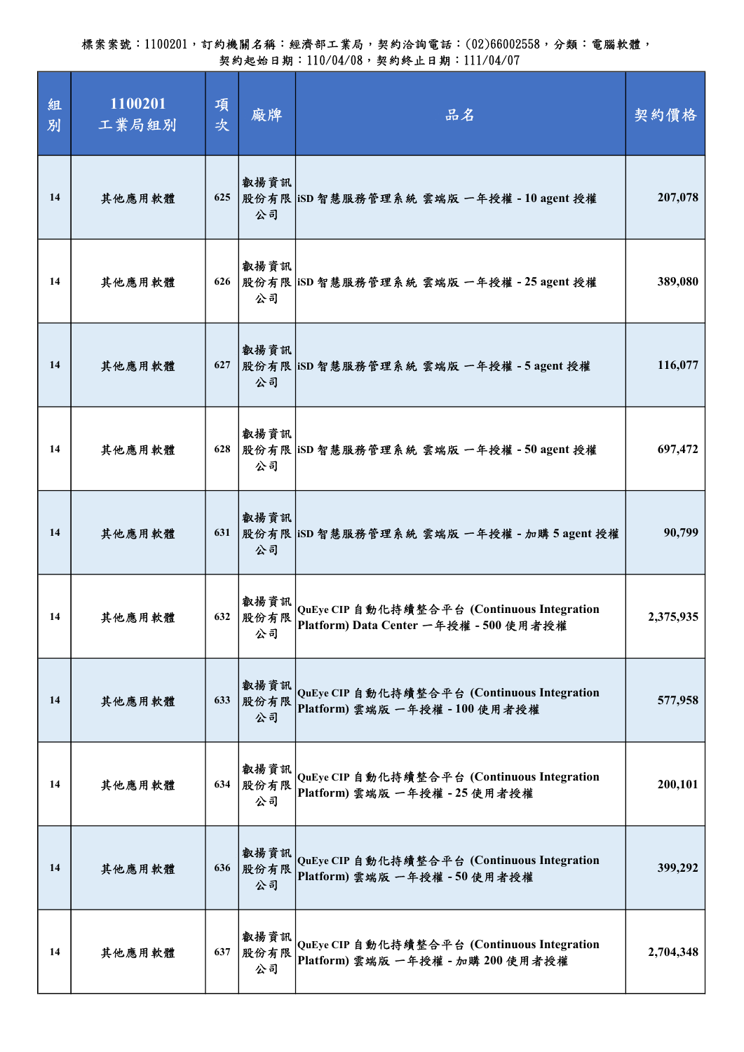標案案號：1100201，訂約機關名稱：經濟部工業局，契約洽詢電話：(02)66002558，分類：電腦軟體，
契約起始日期：110/04/08，契約終止日期：111/04/07

| 組別 | 1100201 工業局組別 | 項次 | 廠牌 | 品名 | 契約價格 |
|---|---|---|---|---|---|
| 14 | 其他應用軟體 | 625 | 叡揚資訊股份有限公司 | iSD 智慧服務管理系統 雲端版 一年授權 - 10 agent 授權 | 207,078 |
| 14 | 其他應用軟體 | 626 | 叡揚資訊股份有限公司 | iSD 智慧服務管理系統 雲端版 一年授權 - 25 agent 授權 | 389,080 |
| 14 | 其他應用軟體 | 627 | 叡揚資訊股份有限公司 | iSD 智慧服務管理系統 雲端版 一年授權 - 5 agent 授權 | 116,077 |
| 14 | 其他應用軟體 | 628 | 叡揚資訊股份有限公司 | iSD 智慧服務管理系統 雲端版 一年授權 - 50 agent 授權 | 697,472 |
| 14 | 其他應用軟體 | 631 | 叡揚資訊股份有限公司 | iSD 智慧服務管理系統 雲端版 一年授權 - 加購 5 agent 授權 | 90,799 |
| 14 | 其他應用軟體 | 632 | 叡揚資訊股份有限公司 | QuEye CIP 自動化持續整合平台 (Continuous Integration Platform) Data Center 一年授權 - 500 使用者授權 | 2,375,935 |
| 14 | 其他應用軟體 | 633 | 叡揚資訊股份有限公司 | QuEye CIP 自動化持續整合平台 (Continuous Integration Platform) 雲端版 一年授權 - 100 使用者授權 | 577,958 |
| 14 | 其他應用軟體 | 634 | 叡揚資訊股份有限公司 | QuEye CIP 自動化持續整合平台 (Continuous Integration Platform) 雲端版 一年授權 - 25 使用者授權 | 200,101 |
| 14 | 其他應用軟體 | 636 | 叡揚資訊股份有限公司 | QuEye CIP 自動化持續整合平台 (Continuous Integration Platform) 雲端版 一年授權 - 50 使用者授權 | 399,292 |
| 14 | 其他應用軟體 | 637 | 叡揚資訊股份有限公司 | QuEye CIP 自動化持續整合平台 (Continuous Integration Platform) 雲端版 一年授權 - 加購 200 使用者授權 | 2,704,348 |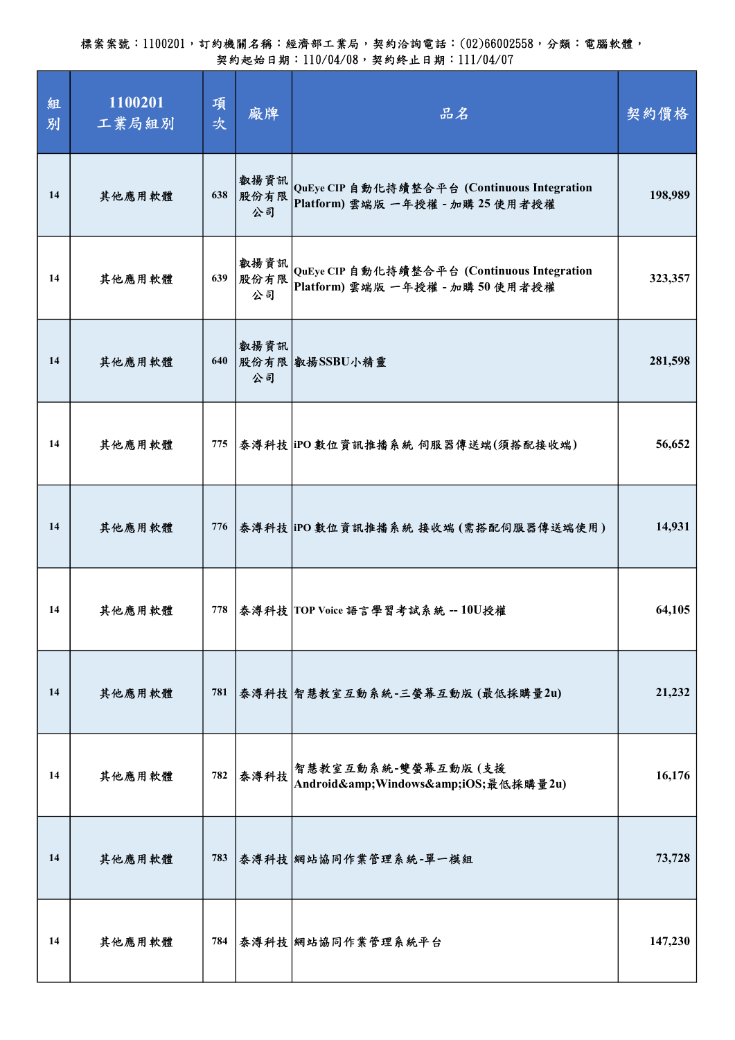標案案號：1100201，訂約機關名稱：經濟部工業局，契約洽詢電話：(02)66002558，分類：電腦軟體，契約起始日期：110/04/08，契約終止日期：111/04/07

| 組別 | 1100201 工業局組別 | 項次 | 廠牌 | 品名 | 契約價格 |
|---|---|---|---|---|---|
| 14 | 其他應用軟體 | 638 | 叡揚資訊股份有限公司 | QuEye CIP 自動化持續整合平台 (Continuous Integration Platform) 雲端版 一年授權 - 加購 25 使用者授權 | 198,989 |
| 14 | 其他應用軟體 | 639 | 叡揚資訊股份有限公司 | QuEye CIP 自動化持續整合平台 (Continuous Integration Platform) 雲端版 一年授權 - 加購 50 使用者授權 | 323,357 |
| 14 | 其他應用軟體 | 640 | 叡揚資訊股份有限公司 | 叡揚SSBU小精靈 | 281,598 |
| 14 | 其他應用軟體 | 775 | 泰溥科技 | iPO 數位資訊推播系統 伺服器傳送端(須搭配接收端) | 56,652 |
| 14 | 其他應用軟體 | 776 | 泰溥科技 | iPO 數位資訊推播系統 接收端 (需搭配伺服器傳送端使用) | 14,931 |
| 14 | 其他應用軟體 | 778 | 泰溥科技 | TOP Voice 語言學習考試系統 -- 10U授權 | 64,105 |
| 14 | 其他應用軟體 | 781 | 泰溥科技 | 智慧教室互動系統-三螢幕互動版 (最低採購量2u) | 21,232 |
| 14 | 其他應用軟體 | 782 | 泰溥科技 | 智慧教室互動系統-雙螢幕互動版 (支援 Android&amp;Windows&amp;iOS;最低採購量2u) | 16,176 |
| 14 | 其他應用軟體 | 783 | 泰溥科技 | 網站協同作業管理系統-單一模組 | 73,728 |
| 14 | 其他應用軟體 | 784 | 泰溥科技 | 網站協同作業管理系統平台 | 147,230 |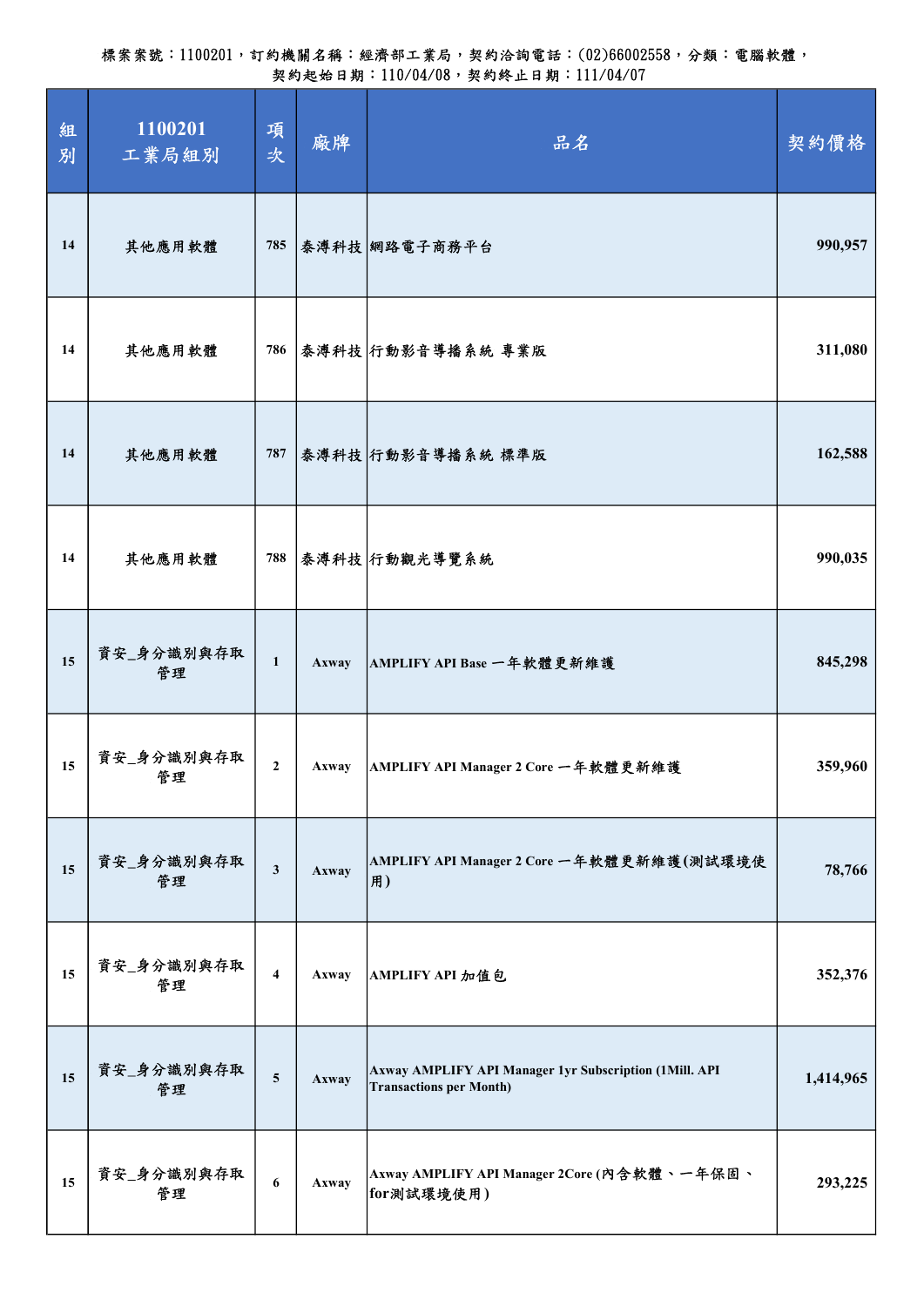標案案號：1100201，訂約機關名稱：經濟部工業局，契約洽詢電話：(02)66002558，分類：電腦軟體，
契約起始日期：110/04/08，契約終止日期：111/04/07

| 組別 | 1100201<br>工業局組別 | 項次 | 廠牌 | 品名 | 契約價格 |
|---|---|---|---|---|---|
| 14 | 其他應用軟體 | 785 | 泰溥科技 | 網路電子商務平台 | 990,957 |
| 14 | 其他應用軟體 | 786 | 泰溥科技 | 行動影音導播系統 專業版 | 311,080 |
| 14 | 其他應用軟體 | 787 | 泰溥科技 | 行動影音導播系統 標準版 | 162,588 |
| 14 | 其他應用軟體 | 788 | 泰溥科技 | 行動觀光導覽系統 | 990,035 |
| 15 | 資安_身分識別與存取管理 | 1 | Axway | AMPLIFY API Base 一年軟體更新維護 | 845,298 |
| 15 | 資安_身分識別與存取管理 | 2 | Axway | AMPLIFY API Manager 2 Core 一年軟體更新維護 | 359,960 |
| 15 | 資安_身分識別與存取管理 | 3 | Axway | AMPLIFY API Manager 2 Core 一年軟體更新維護(測試環境使用) | 78,766 |
| 15 | 資安_身分識別與存取管理 | 4 | Axway | AMPLIFY API 加值包 | 352,376 |
| 15 | 資安_身分識別與存取管理 | 5 | Axway | Axway AMPLIFY API Manager 1yr Subscription (1Mill. API Transactions per Month) | 1,414,965 |
| 15 | 資安_身分識別與存取管理 | 6 | Axway | Axway AMPLIFY API Manager 2Core (內含軟體、一年保固、for測試環境使用) | 293,225 |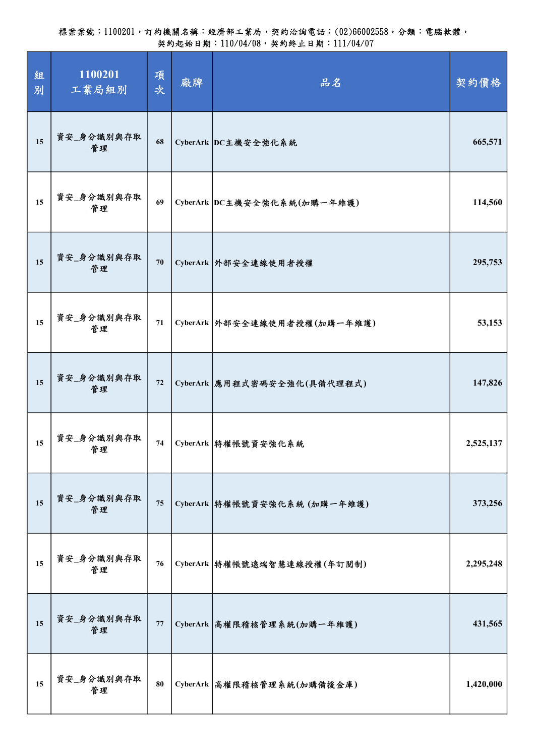標案案號：1100201，訂約機關名稱：經濟部工業局，契約洽詢電話：(02)66002558，分類：電腦軟體，契約起始日期：110/04/08，契約終止日期：111/04/07

| 組別 | 1100201 工業局組別 | 項次 | 廠牌 | 品名 | 契約價格 |
|---|---|---|---|---|---|
| 15 | 資安_身分識別與存取管理 | 68 | CyberArk | DC主機安全強化系統 | 665,571 |
| 15 | 資安_身分識別與存取管理 | 69 | CyberArk | DC主機安全強化系統(加購一年維護) | 114,560 |
| 15 | 資安_身分識別與存取管理 | 70 | CyberArk | 外部安全連線使用者授權 | 295,753 |
| 15 | 資安_身分識別與存取管理 | 71 | CyberArk | 外部安全連線使用者授權(加購一年維護) | 53,153 |
| 15 | 資安_身分識別與存取管理 | 72 | CyberArk | 應用程式密碼安全強化(具備代理程式) | 147,826 |
| 15 | 資安_身分識別與存取管理 | 74 | CyberArk | 特權帳號資安強化系統 | 2,525,137 |
| 15 | 資安_身分識別與存取管理 | 75 | CyberArk | 特權帳號資安強化系統 (加購一年維護) | 373,256 |
| 15 | 資安_身分識別與存取管理 | 76 | CyberArk | 特權帳號遠端智慧連線授權(年訂閱制) | 2,295,248 |
| 15 | 資安_身分識別與存取管理 | 77 | CyberArk | 高權限稽核管理系統(加購一年維護) | 431,565 |
| 15 | 資安_身分識別與存取管理 | 80 | CyberArk | 高權限稽核管理系統(加購備援金庫) | 1,420,000 |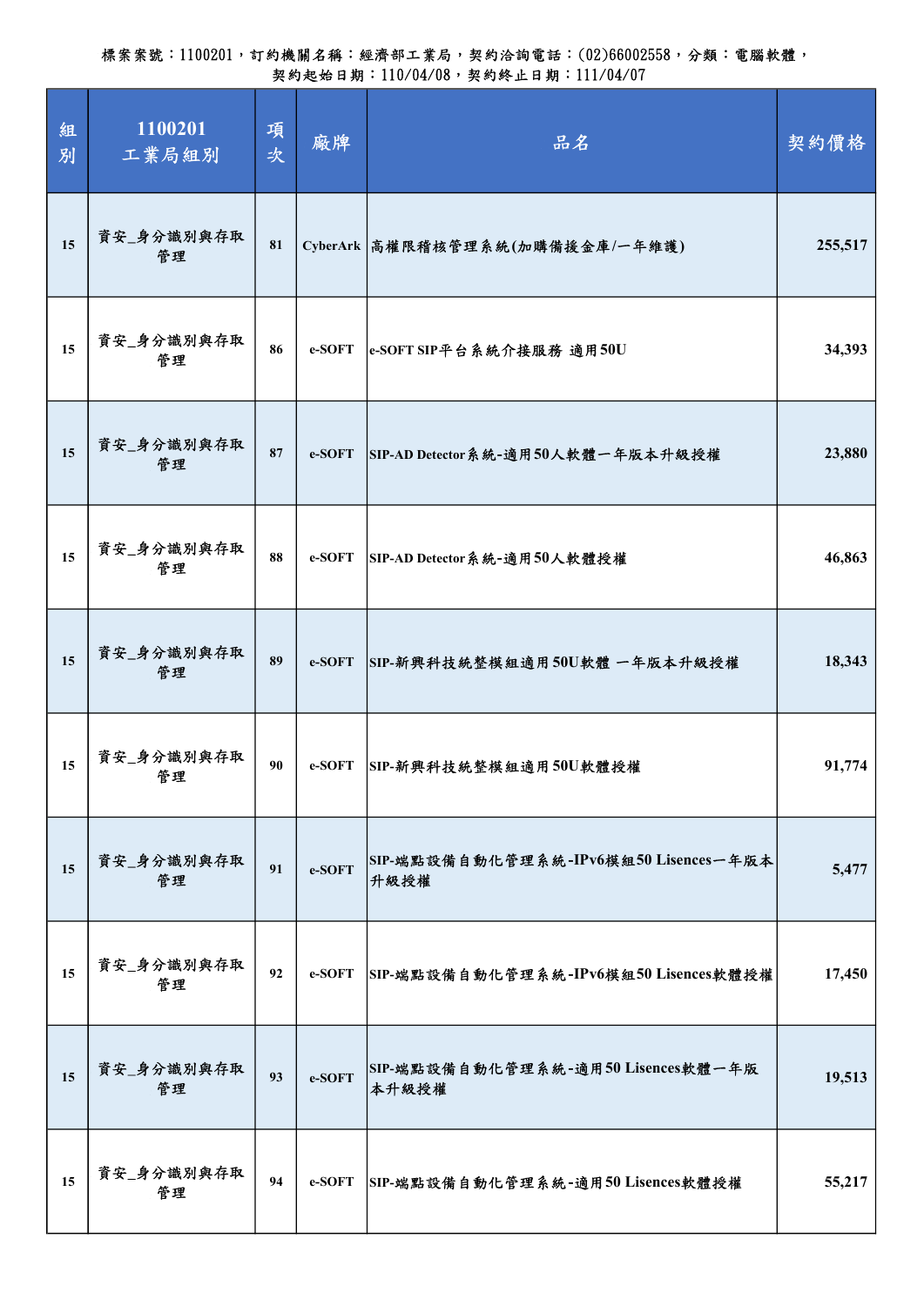標案案號：1100201，訂約機關名稱：經濟部工業局，契約洽詢電話：(02)66002558，分類：電腦軟體，契約起始日期：110/04/08，契約終止日期：111/04/07

| 組別 | 1100201 工業局組別 | 項次 | 廠牌 | 品名 | 契約價格 |
|---|---|---|---|---|---|
| 15 | 資安_身分識別與存取管理 | 81 | CyberArk | 高權限稽核管理系統(加購備援金庫/一年維護) | 255,517 |
| 15 | 資安_身分識別與存取管理 | 86 | e-SOFT | e-SOFT SIP平台系統介接服務 適用50U | 34,393 |
| 15 | 資安_身分識別與存取管理 | 87 | e-SOFT | SIP-AD Detector系統-適用50人軟體一年版本升級授權 | 23,880 |
| 15 | 資安_身分識別與存取管理 | 88 | e-SOFT | SIP-AD Detector系統-適用50人軟體授權 | 46,863 |
| 15 | 資安_身分識別與存取管理 | 89 | e-SOFT | SIP-新興科技統整模組適用50U軟體 一年版本升級授權 | 18,343 |
| 15 | 資安_身分識別與存取管理 | 90 | e-SOFT | SIP-新興科技統整模組適用50U軟體授權 | 91,774 |
| 15 | 資安_身分識別與存取管理 | 91 | e-SOFT | SIP-端點設備自動化管理系統-IPv6模組50 Lisences一年版本升級授權 | 5,477 |
| 15 | 資安_身分識別與存取管理 | 92 | e-SOFT | SIP-端點設備自動化管理系統-IPv6模組50 Lisences軟體授權 | 17,450 |
| 15 | 資安_身分識別與存取管理 | 93 | e-SOFT | SIP-端點設備自動化管理系統-適用50 Lisences軟體一年版本升級授權 | 19,513 |
| 15 | 資安_身分識別與存取管理 | 94 | e-SOFT | SIP-端點設備自動化管理系統-適用50 Lisences軟體授權 | 55,217 |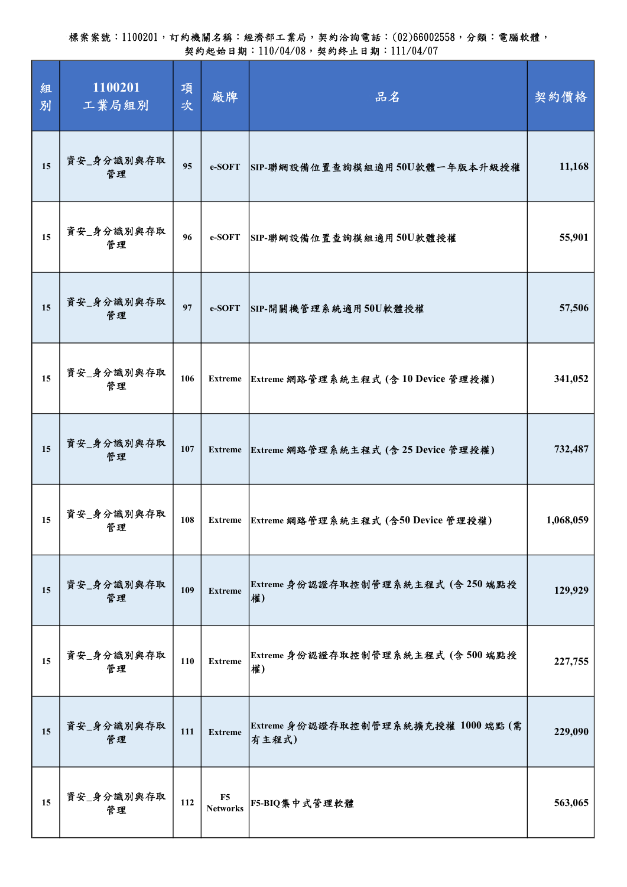標案案號：1100201，訂約機關名稱：經濟部工業局，契約洽詢電話：(02)66002558，分類：電腦軟體，契約起始日期：110/04/08，契約終止日期：111/04/07

| 組別 | 1100201<br>工業局組別 | 項次 | 廠牌 | 品名 | 契約價格 |
|---|---|---|---|---|---|
| 15 | 資安_身分識別與存取管理 | 95 | e-SOFT | SIP-聯網設備位置查詢模組適用 50U軟體一年版本升級授權 | 11,168 |
| 15 | 資安_身分識別與存取管理 | 96 | e-SOFT | SIP-聯網設備位置查詢模組適用 50U軟體授權 | 55,901 |
| 15 | 資安_身分識別與存取管理 | 97 | e-SOFT | SIP-開關機管理系統適用 50U軟體授權 | 57,506 |
| 15 | 資安_身分識別與存取管理 | 106 | Extreme | Extreme 網路管理系統主程式 (含 10 Device 管理授權) | 341,052 |
| 15 | 資安_身分識別與存取管理 | 107 | Extreme | Extreme 網路管理系統主程式 (含 25 Device 管理授權) | 732,487 |
| 15 | 資安_身分識別與存取管理 | 108 | Extreme | Extreme 網路管理系統主程式 (含50 Device 管理授權) | 1,068,059 |
| 15 | 資安_身分識別與存取管理 | 109 | Extreme | Extreme 身份認證存取控制管理系統主程式 (含 250 端點授權) | 129,929 |
| 15 | 資安_身分識別與存取管理 | 110 | Extreme | Extreme 身份認證存取控制管理系統主程式 (含 500 端點授權) | 227,755 |
| 15 | 資安_身分識別與存取管理 | 111 | Extreme | Extreme 身份認證存取控制管理系統擴充授權 1000 端點 (需有主程式) | 229,090 |
| 15 | 資安_身分識別與存取管理 | 112 | F5 Networks | F5-BIQ集中式管理軟體 | 563,065 |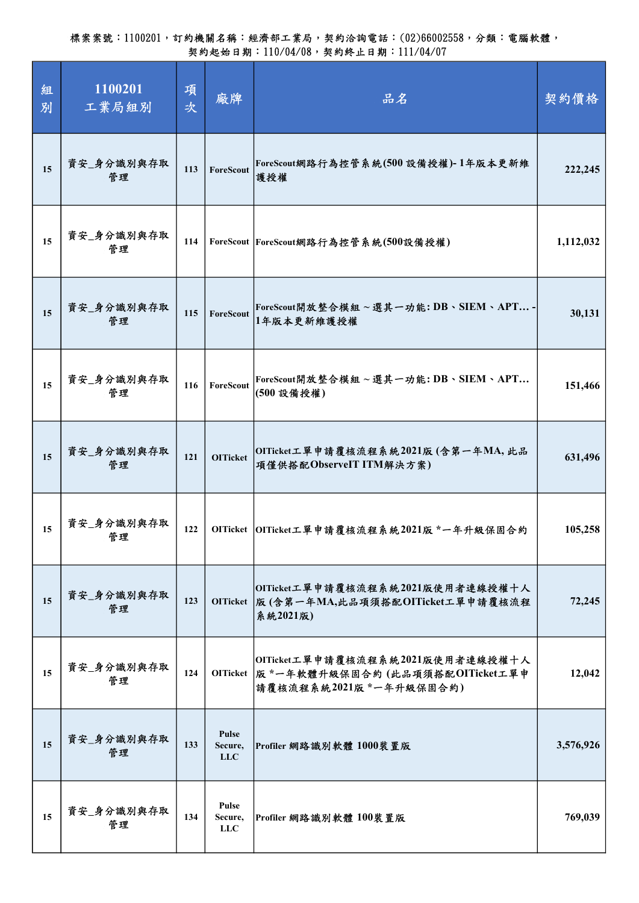標案案號：1100201，訂約機關名稱：經濟部工業局，契約洽詢電話：(02)66002558，分類：電腦軟體，
契約起始日期：110/04/08，契約終止日期：111/04/07

| 組別 | 1100201 工業局組別 | 項次 | 廠牌 | 品名 | 契約價格 |
|---|---|---|---|---|---|
| 15 | 資安_身分識別與存取管理 | 113 | ForeScout | ForeScout網路行為控管系統(500 設備授權)- 1年版本更新維護授權 | 222,245 |
| 15 | 資安_身分識別與存取管理 | 114 | ForeScout | ForeScout網路行為控管系統(500設備授權) | 1,112,032 |
| 15 | 資安_身分識別與存取管理 | 115 | ForeScout | ForeScout開放整合模組 ~ 選其一功能: DB、SIEM、APT… - 1年版本更新維護授權 | 30,131 |
| 15 | 資安_身分識別與存取管理 | 116 | ForeScout | ForeScout開放整合模組 ~ 選其一功能: DB、SIEM、APT… (500 設備授權) | 151,466 |
| 15 | 資安_身分識別與存取管理 | 121 | OITicket | OITicket工單申請覆核流程系統2021版 (含第一年MA, 此品項僅供搭配ObserveIT ITM解決方案) | 631,496 |
| 15 | 資安_身分識別與存取管理 | 122 | OITicket | OITicket工單申請覆核流程系統2021版 *一年升級保固合約 | 105,258 |
| 15 | 資安_身分識別與存取管理 | 123 | OITicket | OITicket工單申請覆核流程系統2021版使用者連線授權十人版 (含第一年MA,此品項須搭配OITicket工單申請覆核流程系統2021版) | 72,245 |
| 15 | 資安_身分識別與存取管理 | 124 | OITicket | OITicket工單申請覆核流程系統2021版使用者連線授權十人版 *一年軟體升級保固合約 (此品項須搭配OITicket工單申請覆核流程系統2021版 *一年升級保固合約) | 12,042 |
| 15 | 資安_身分識別與存取管理 | 133 | Pulse Secure, LLC | Profiler 網路識別軟體 1000裝置版 | 3,576,926 |
| 15 | 資安_身分識別與存取管理 | 134 | Pulse Secure, LLC | Profiler 網路識別軟體 100裝置版 | 769,039 |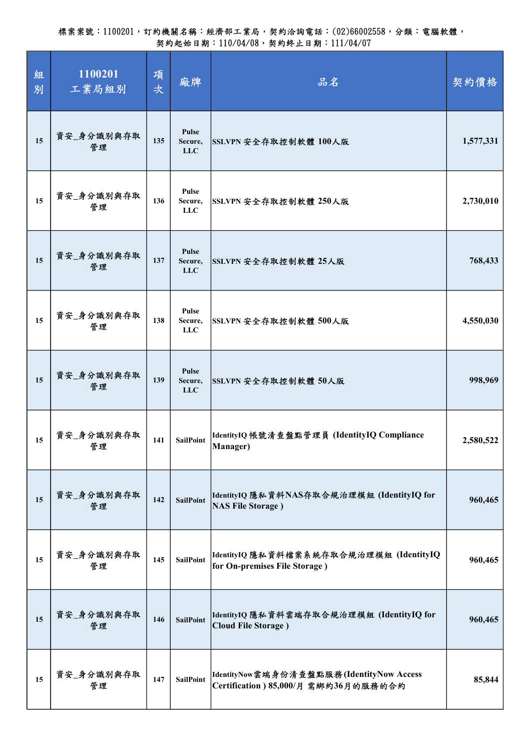標案案號：1100201，訂約機關名稱：經濟部工業局，契約洽詢電話：(02)66002558，分類：電腦軟體，
契約起始日期：110/04/08，契約終止日期：111/04/07

| 組別 | 1100201 工業局組別 | 項次 | 廠牌 | 品名 | 契約價格 |
|---|---|---|---|---|---|
| 15 | 資安_身分識別與存取管理 | 135 | Pulse Secure, LLC | SSLVPN 安全存取控制軟體 100人版 | 1,577,331 |
| 15 | 資安_身分識別與存取管理 | 136 | Pulse Secure, LLC | SSLVPN 安全存取控制軟體 250人版 | 2,730,010 |
| 15 | 資安_身分識別與存取管理 | 137 | Pulse Secure, LLC | SSLVPN 安全存取控制軟體 25人版 | 768,433 |
| 15 | 資安_身分識別與存取管理 | 138 | Pulse Secure, LLC | SSLVPN 安全存取控制軟體 500人版 | 4,550,030 |
| 15 | 資安_身分識別與存取管理 | 139 | Pulse Secure, LLC | SSLVPN 安全存取控制軟體 50人版 | 998,969 |
| 15 | 資安_身分識別與存取管理 | 141 | SailPoint | IdentityIQ 帳號清查盤點管理員 (IdentityIQ Compliance Manager) | 2,580,522 |
| 15 | 資安_身分識別與存取管理 | 142 | SailPoint | IdentityIQ 隱私資料NAS存取合規治理模組 (IdentityIQ for NAS File Storage ) | 960,465 |
| 15 | 資安_身分識別與存取管理 | 145 | SailPoint | IdentityIQ 隱私資料檔案系統存取合規治理模組 (IdentityIQ for On-premises File Storage ) | 960,465 |
| 15 | 資安_身分識別與存取管理 | 146 | SailPoint | IdentityIQ 隱私資料雲端存取合規治理模組 (IdentityIQ for Cloud File Storage ) | 960,465 |
| 15 | 資安_身分識別與存取管理 | 147 | SailPoint | IdentityNow雲端身份清查盤點服務(IdentityNow Access Certification ) 85,000/月 需綁約36月的服務的合約 | 85,844 |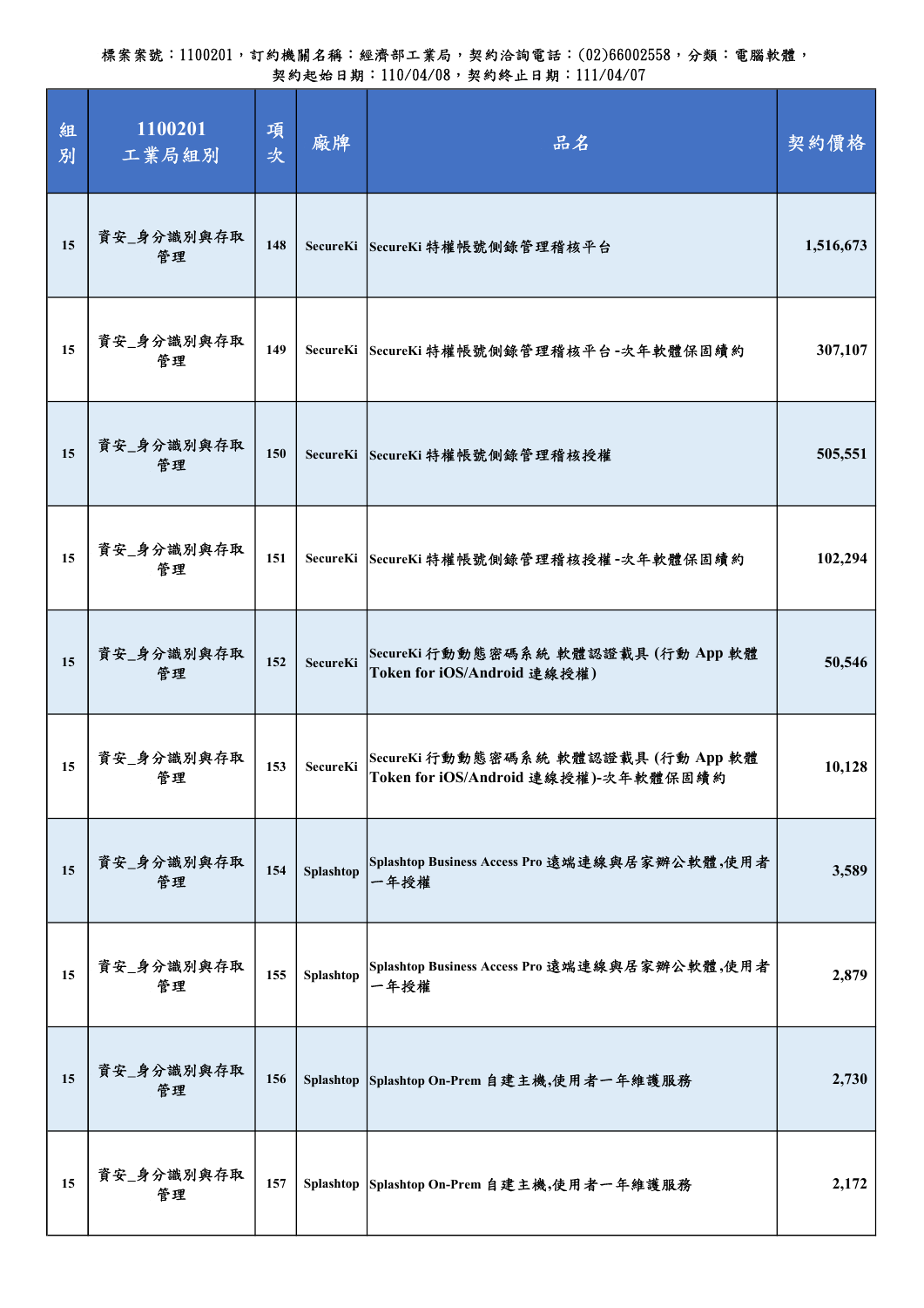標案案號：1100201，訂約機關名稱：經濟部工業局，契約洽詢電話：(02)66002558，分類：電腦軟體，契約起始日期：110/04/08，契約終止日期：111/04/07

| 組別 | 1100201 工業局組別 | 項次 | 廠牌 | 品名 | 契約價格 |
|---|---|---|---|---|---|
| 15 | 資安_身分識別與存取管理 | 148 | SecureKi | SecureKi 特權帳號側錄管理稽核平台 | 1,516,673 |
| 15 | 資安_身分識別與存取管理 | 149 | SecureKi | SecureKi 特權帳號側錄管理稽核平台-次年軟體保固續約 | 307,107 |
| 15 | 資安_身分識別與存取管理 | 150 | SecureKi | SecureKi 特權帳號側錄管理稽核授權 | 505,551 |
| 15 | 資安_身分識別與存取管理 | 151 | SecureKi | SecureKi 特權帳號側錄管理稽核授權-次年軟體保固續約 | 102,294 |
| 15 | 資安_身分識別與存取管理 | 152 | SecureKi | SecureKi 行動動態密碼系統 軟體認證載具 (行動 App 軟體 Token for iOS/Android 連線授權) | 50,546 |
| 15 | 資安_身分識別與存取管理 | 153 | SecureKi | SecureKi 行動動態密碼系統 軟體認證載具 (行動 App 軟體 Token for iOS/Android 連線授權)-次年軟體保固續約 | 10,128 |
| 15 | 資安_身分識別與存取管理 | 154 | Splashtop | Splashtop Business Access Pro 遠端連線與居家辦公軟體,使用者一年授權 | 3,589 |
| 15 | 資安_身分識別與存取管理 | 155 | Splashtop | Splashtop Business Access Pro 遠端連線與居家辦公軟體,使用者一年授權 | 2,879 |
| 15 | 資安_身分識別與存取管理 | 156 | Splashtop | Splashtop On-Prem 自建主機,使用者一年維護服務 | 2,730 |
| 15 | 資安_身分識別與存取管理 | 157 | Splashtop | Splashtop On-Prem 自建主機,使用者一年維護服務 | 2,172 |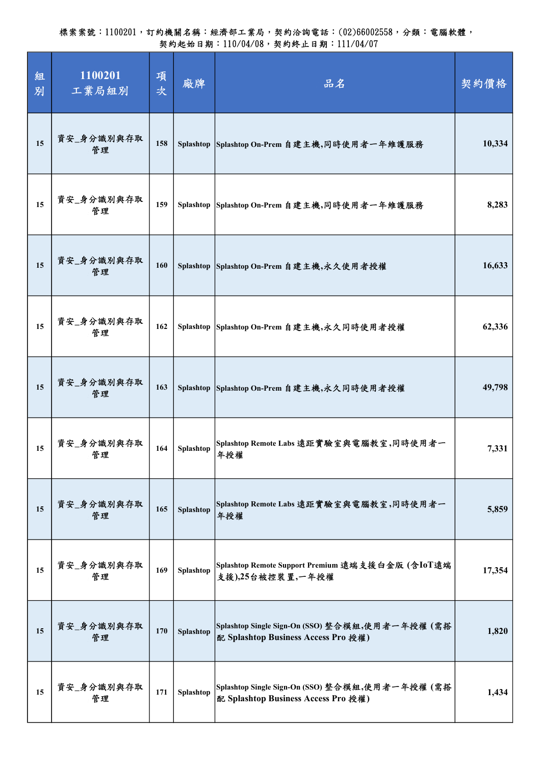標案案號：1100201，訂約機關名稱：經濟部工業局，契約洽詢電話：(02)66002558，分類：電腦軟體，
契約起始日期：110/04/08，契約終止日期：111/04/07

| 組別 | 1100201<br>工業局組別 | 項次 | 廠牌 | 品名 | 契約價格 |
|---|---|---|---|---|---|
| 15 | 資安_身分識別與存取管理 | 158 | Splashtop | Splashtop On-Prem 自建主機,同時使用者一年維護服務 | 10,334 |
| 15 | 資安_身分識別與存取管理 | 159 | Splashtop | Splashtop On-Prem 自建主機,同時使用者一年維護服務 | 8,283 |
| 15 | 資安_身分識別與存取管理 | 160 | Splashtop | Splashtop On-Prem 自建主機,永久使用者授權 | 16,633 |
| 15 | 資安_身分識別與存取管理 | 162 | Splashtop | Splashtop On-Prem 自建主機,永久同時使用者授權 | 62,336 |
| 15 | 資安_身分識別與存取管理 | 163 | Splashtop | Splashtop On-Prem 自建主機,永久同時使用者授權 | 49,798 |
| 15 | 資安_身分識別與存取管理 | 164 | Splashtop | Splashtop Remote Labs 遠距實驗室與電腦教室,同時使用者一年授權 | 7,331 |
| 15 | 資安_身分識別與存取管理 | 165 | Splashtop | Splashtop Remote Labs 遠距實驗室與電腦教室,同時使用者一年授權 | 5,859 |
| 15 | 資安_身分識別與存取管理 | 169 | Splashtop | Splashtop Remote Support Premium 遠端支援白金版 (含IoT遠端支援),25台被控裝置,一年授權 | 17,354 |
| 15 | 資安_身分識別與存取管理 | 170 | Splashtop | Splashtop Single Sign-On (SSO) 整合模組,使用者一年授權 (需搭配 Splashtop Business Access Pro 授權) | 1,820 |
| 15 | 資安_身分識別與存取管理 | 171 | Splashtop | Splashtop Single Sign-On (SSO) 整合模組,使用者一年授權 (需搭配 Splashtop Business Access Pro 授權) | 1,434 |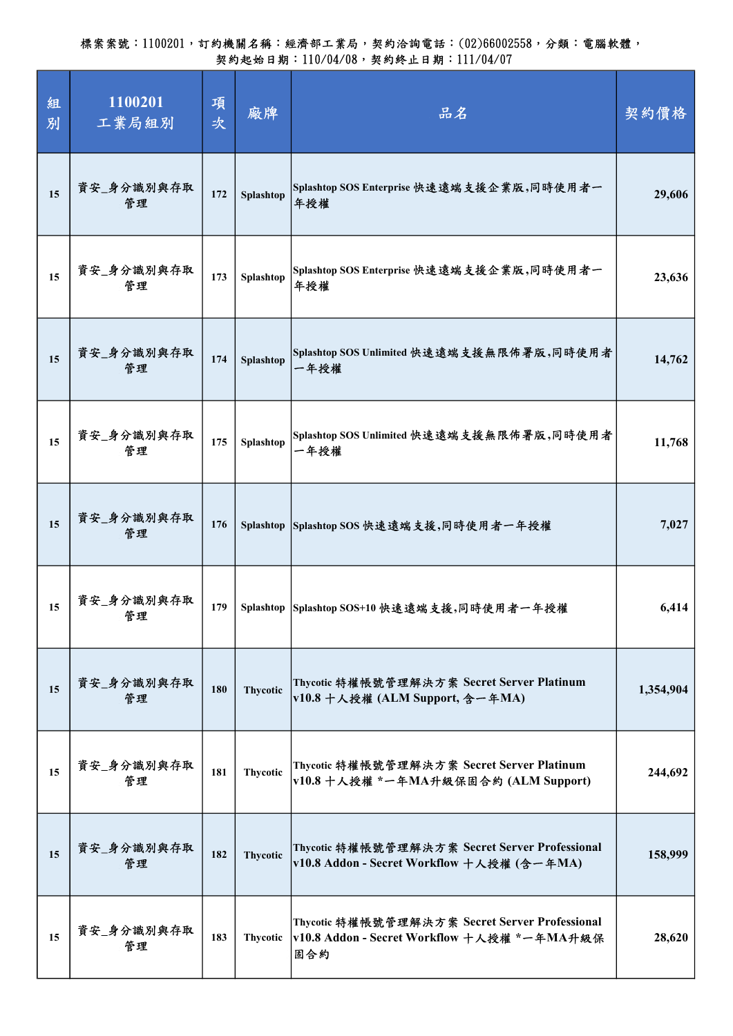標案案號：1100201，訂約機關名稱：經濟部工業局，契約洽詢電話：(02)66002558，分類：電腦軟體，
契約起始日期：110/04/08，契約終止日期：111/04/07

| 組別 | 1100201 工業局組別 | 項次 | 廠牌 | 品名 | 契約價格 |
|---|---|---|---|---|---|
| 15 | 資安_身分識別與存取管理 | 172 | Splashtop | Splashtop SOS Enterprise 快速遠端支援企業版,同時使用者一年授權 | 29,606 |
| 15 | 資安_身分識別與存取管理 | 173 | Splashtop | Splashtop SOS Enterprise 快速遠端支援企業版,同時使用者一年授權 | 23,636 |
| 15 | 資安_身分識別與存取管理 | 174 | Splashtop | Splashtop SOS Unlimited 快速遠端支援無限佈署版,同時使用者一年授權 | 14,762 |
| 15 | 資安_身分識別與存取管理 | 175 | Splashtop | Splashtop SOS Unlimited 快速遠端支援無限佈署版,同時使用者一年授權 | 11,768 |
| 15 | 資安_身分識別與存取管理 | 176 | Splashtop | Splashtop SOS 快速遠端支援,同時使用者一年授權 | 7,027 |
| 15 | 資安_身分識別與存取管理 | 179 | Splashtop | Splashtop SOS+10 快速遠端支援,同時使用者一年授權 | 6,414 |
| 15 | 資安_身分識別與存取管理 | 180 | Thycotic | Thycotic 特權帳號管理解決方案 Secret Server Platinum v10.8 十人授權 (ALM Support, 含一年MA) | 1,354,904 |
| 15 | 資安_身分識別與存取管理 | 181 | Thycotic | Thycotic 特權帳號管理解決方案 Secret Server Platinum v10.8 十人授權 *一年MA升級保固合約 (ALM Support) | 244,692 |
| 15 | 資安_身分識別與存取管理 | 182 | Thycotic | Thycotic 特權帳號管理解決方案 Secret Server Professional v10.8 Addon - Secret Workflow 十人授權 (含一年MA) | 158,999 |
| 15 | 資安_身分識別與存取管理 | 183 | Thycotic | Thycotic 特權帳號管理解決方案 Secret Server Professional v10.8 Addon - Secret Workflow 十人授權 *一年MA升級保固合約 | 28,620 |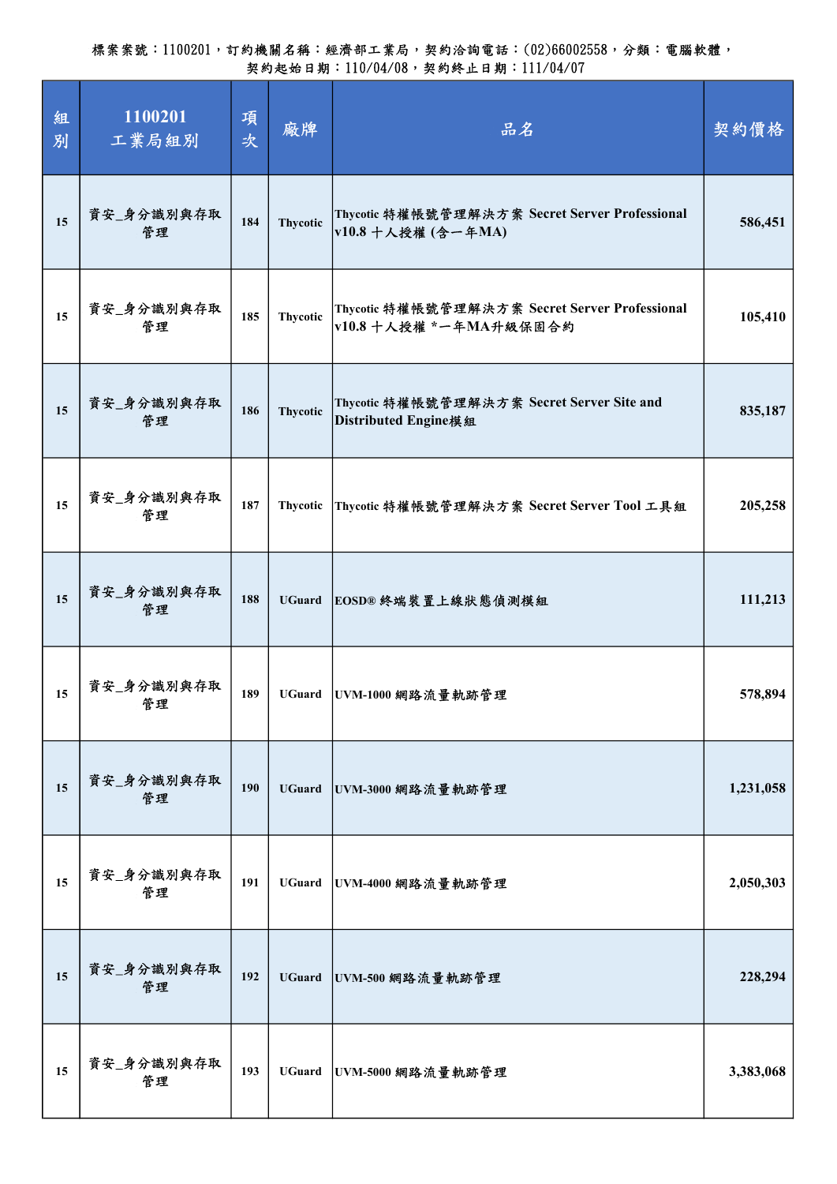標案案號：1100201，訂約機關名稱：經濟部工業局，契約洽詢電話：(02)66002558，分類：電腦軟體，
契約起始日期：110/04/08，契約終止日期：111/04/07

| 組別 | 1100201 工業局組別 | 項次 | 廠牌 | 品名 | 契約價格 |
|---|---|---|---|---|---|
| 15 | 資安_身分識別與存取管理 | 184 | Thycotic | Thycotic 特權帳號管理解決方案 Secret Server Professional v10.8 十人授權 (含一年MA) | 586,451 |
| 15 | 資安_身分識別與存取管理 | 185 | Thycotic | Thycotic 特權帳號管理解決方案 Secret Server Professional v10.8 十人授權 *一年MA升級保固合約 | 105,410 |
| 15 | 資安_身分識別與存取管理 | 186 | Thycotic | Thycotic 特權帳號管理解決方案 Secret Server Site and Distributed Engine模組 | 835,187 |
| 15 | 資安_身分識別與存取管理 | 187 | Thycotic | Thycotic 特權帳號管理解決方案 Secret Server Tool 工具組 | 205,258 |
| 15 | 資安_身分識別與存取管理 | 188 | UGuard | EOSD® 終端裝置上線狀態偵測模組 | 111,213 |
| 15 | 資安_身分識別與存取管理 | 189 | UGuard | UVM-1000 網路流量軌跡管理 | 578,894 |
| 15 | 資安_身分識別與存取管理 | 190 | UGuard | UVM-3000 網路流量軌跡管理 | 1,231,058 |
| 15 | 資安_身分識別與存取管理 | 191 | UGuard | UVM-4000 網路流量軌跡管理 | 2,050,303 |
| 15 | 資安_身分識別與存取管理 | 192 | UGuard | UVM-500 網路流量軌跡管理 | 228,294 |
| 15 | 資安_身分識別與存取管理 | 193 | UGuard | UVM-5000 網路流量軌跡管理 | 3,383,068 |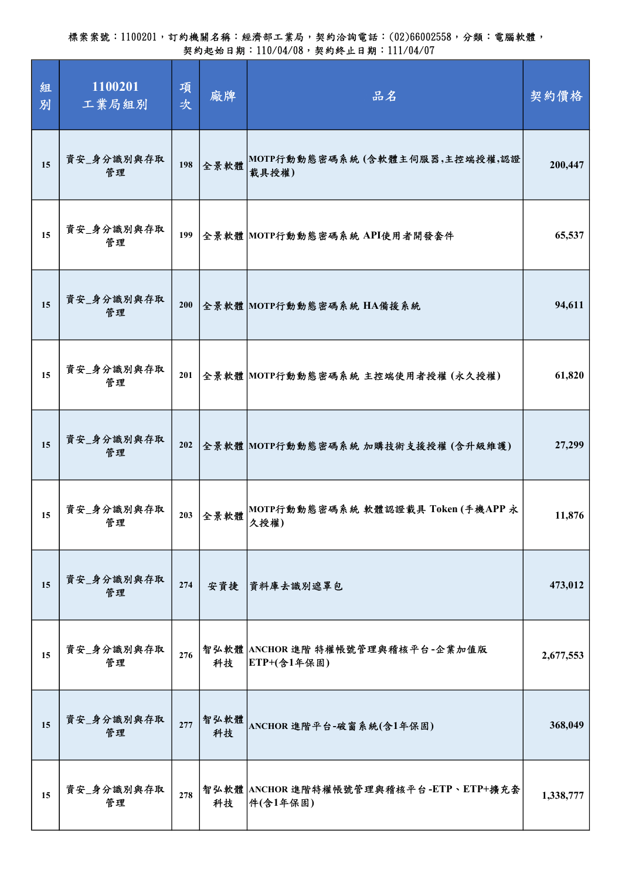標案案號：1100201，訂約機關名稱：經濟部工業局，契約洽詢電話：(02)66002558，分類：電腦軟體，
契約起始日期：110/04/08，契約終止日期：111/04/07

| 組別 | 1100201 工業局組別 | 項次 | 廠牌 | 品名 | 契約價格 |
|---|---|---|---|---|---|
| 15 | 資安_身分識別與存取管理 | 198 | 全景軟體 | MOTP行動動態密碼系統 (含軟體主伺服器,主控端授權,認證載具授權) | 200,447 |
| 15 | 資安_身分識別與存取管理 | 199 | 全景軟體 | MOTP行動動態密碼系統 API使用者開發套件 | 65,537 |
| 15 | 資安_身分識別與存取管理 | 200 | 全景軟體 | MOTP行動動態密碼系統 HA備援系統 | 94,611 |
| 15 | 資安_身分識別與存取管理 | 201 | 全景軟體 | MOTP行動動態密碼系統 主控端使用者授權 (永久授權) | 61,820 |
| 15 | 資安_身分識別與存取管理 | 202 | 全景軟體 | MOTP行動動態密碼系統 加購技術支援授權 (含升級維護) | 27,299 |
| 15 | 資安_身分識別與存取管理 | 203 | 全景軟體 | MOTP行動動態密碼系統 軟體認證載具 Token (手機APP 永久授權) | 11,876 |
| 15 | 資安_身分識別與存取管理 | 274 | 安資捷 | 資料庫去識別遮罩包 | 473,012 |
| 15 | 資安_身分識別與存取管理 | 276 | 智弘軟體科技 | ANCHOR 進階 特權帳號管理與稽核平台-企業加值版ETP+(含1年保固) | 2,677,553 |
| 15 | 資安_身分識別與存取管理 | 277 | 智弘軟體科技 | ANCHOR 進階平台-破窗系統(含1年保固) | 368,049 |
| 15 | 資安_身分識別與存取管理 | 278 | 智弘軟體科技 | ANCHOR 進階特權帳號管理與稽核平台-ETP、ETP+擴充套件(含1年保固) | 1,338,777 |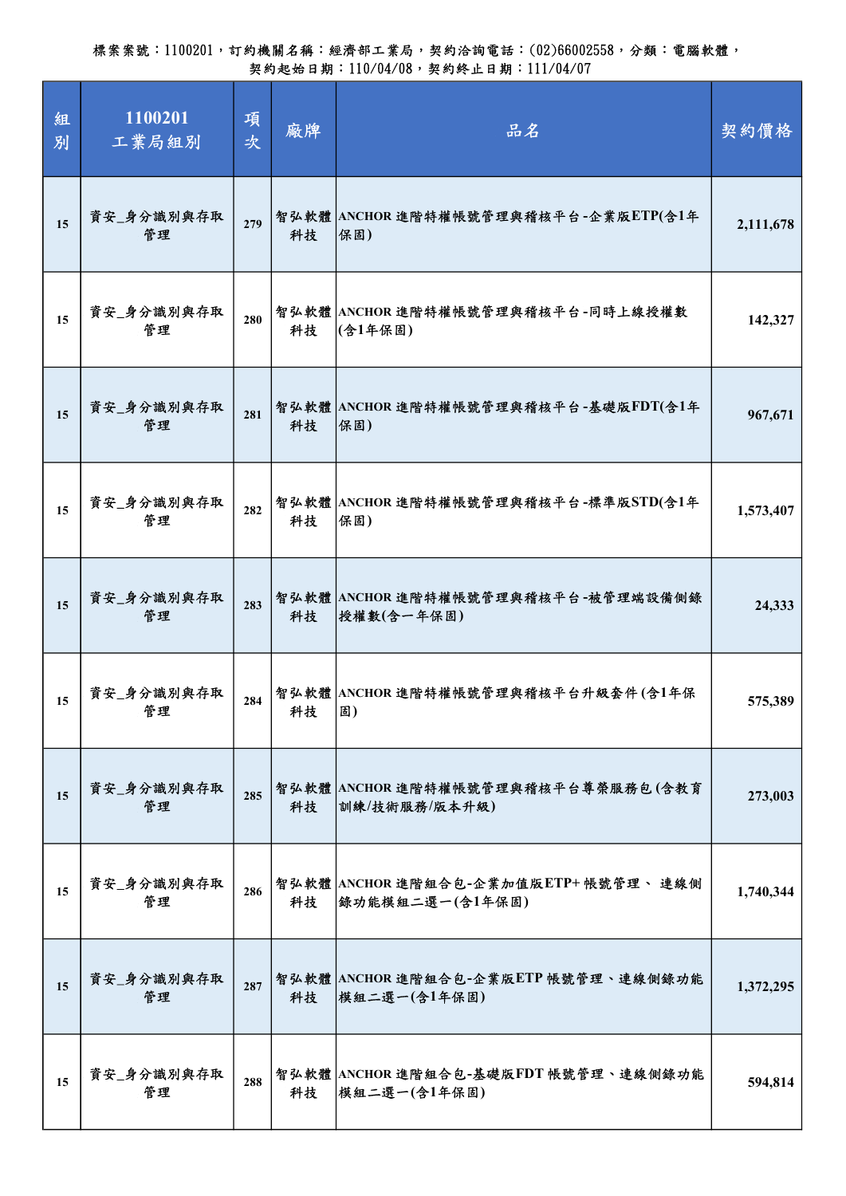標案案號：1100201，訂約機關名稱：經濟部工業局，契約洽詢電話：(02)66002558，分類：電腦軟體，契約起始日期：110/04/08，契約終止日期：111/04/07

| 組別 | 1100201 工業局組別 | 項次 | 廠牌 | 品名 | 契約價格 |
|---|---|---|---|---|---|
| 15 | 資安_身分識別與存取管理 | 279 | 智弘軟體科技 | ANCHOR 進階特權帳號管理與稽核平台-企業版ETP(含1年保固) | 2,111,678 |
| 15 | 資安_身分識別與存取管理 | 280 | 智弘軟體科技 | ANCHOR 進階特權帳號管理與稽核平台-同時上線授權數(含1年保固) | 142,327 |
| 15 | 資安_身分識別與存取管理 | 281 | 智弘軟體科技 | ANCHOR 進階特權帳號管理與稽核平台-基礎版FDT(含1年保固) | 967,671 |
| 15 | 資安_身分識別與存取管理 | 282 | 智弘軟體科技 | ANCHOR 進階特權帳號管理與稽核平台-標準版STD(含1年保固) | 1,573,407 |
| 15 | 資安_身分識別與存取管理 | 283 | 智弘軟體科技 | ANCHOR 進階特權帳號管理與稽核平台-被管理端設備側錄授權數(含一年保固) | 24,333 |
| 15 | 資安_身分識別與存取管理 | 284 | 智弘軟體科技 | ANCHOR 進階特權帳號管理與稽核平台升級套件(含1年保固) | 575,389 |
| 15 | 資安_身分識別與存取管理 | 285 | 智弘軟體科技 | ANCHOR 進階特權帳號管理與稽核平台尊榮服務包(含教育訓練/技術服務/版本升級) | 273,003 |
| 15 | 資安_身分識別與存取管理 | 286 | 智弘軟體科技 | ANCHOR 進階組合包-企業加值版ETP+帳號管理、連線側錄功能模組二選一(含1年保固) | 1,740,344 |
| 15 | 資安_身分識別與存取管理 | 287 | 智弘軟體科技 | ANCHOR 進階組合包-企業版ETP 帳號管理、連線側錄功能模組二選一(含1年保固) | 1,372,295 |
| 15 | 資安_身分識別與存取管理 | 288 | 智弘軟體科技 | ANCHOR 進階組合包-基礎版FDT 帳號管理、連線側錄功能模組二選一(含1年保固) | 594,814 |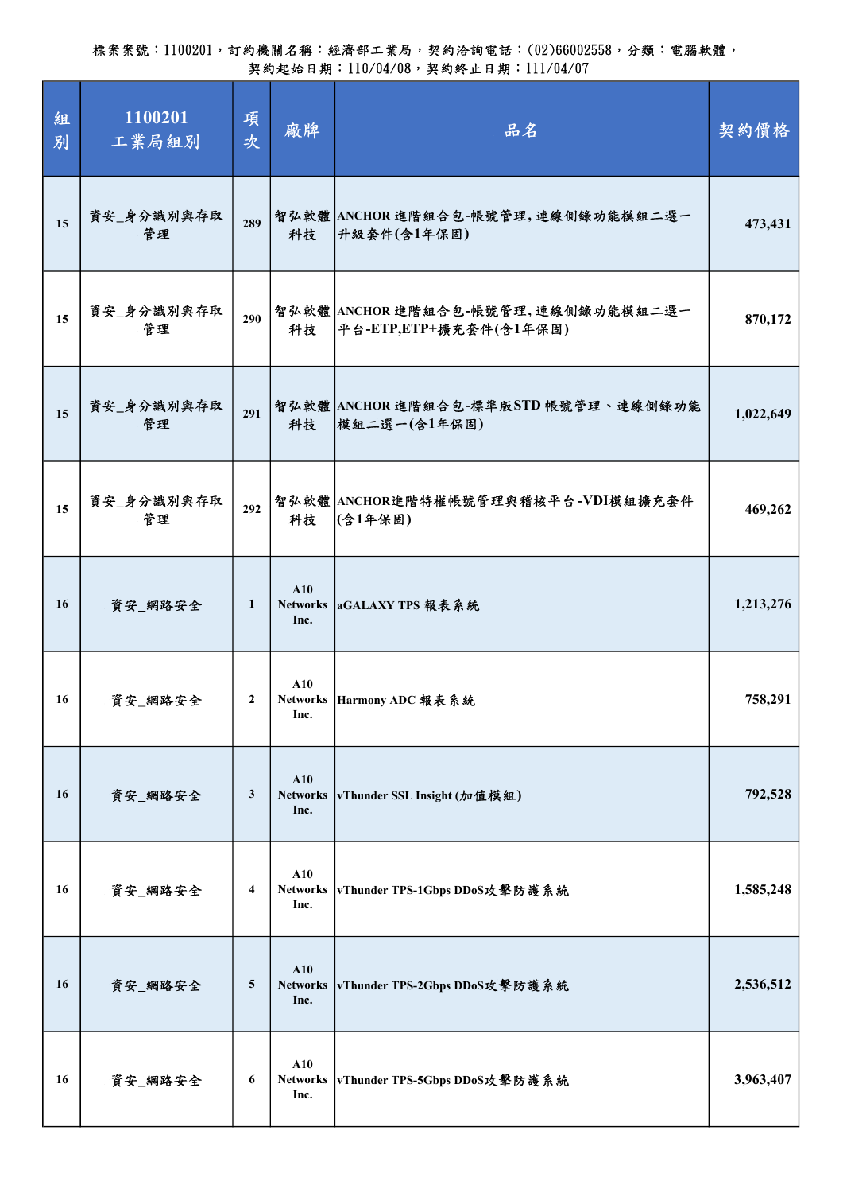標案案號：1100201，訂約機關名稱：經濟部工業局，契約洽詢電話：(02)66002558，分類：電腦軟體，
契約起始日期：110/04/08，契約終止日期：111/04/07

| 組別 | 1100201<br>工業局組別 | 項次 | 廠牌 | 品名 | 契約價格 |
|---|---|---|---|---|---|
| 15 | 資安_身分識別與存取管理 | 289 | 智弘軟體科技 | ANCHOR 進階組合包-帳號管理,連線側錄功能模組二選一升級套件(含1年保固) | 473,431 |
| 15 | 資安_身分識別與存取管理 | 290 | 智弘軟體科技 | ANCHOR 進階組合包-帳號管理,連線側錄功能模組二選一平台-ETP,ETP+擴充套件(含1年保固) | 870,172 |
| 15 | 資安_身分識別與存取管理 | 291 | 智弘軟體科技 | ANCHOR 進階組合包-標準版STD 帳號管理、連線側錄功能模組二選一(含1年保固) | 1,022,649 |
| 15 | 資安_身分識別與存取管理 | 292 | 智弘軟體科技 | ANCHOR進階特權帳號管理與稽核平台 -VDI模組擴充套件(含1年保固) | 469,262 |
| 16 | 資安_網路安全 | 1 | A10 Networks Inc. | aGALAXY TPS 報表系統 | 1,213,276 |
| 16 | 資安_網路安全 | 2 | A10 Networks Inc. | Harmony ADC 報表系統 | 758,291 |
| 16 | 資安_網路安全 | 3 | A10 Networks Inc. | vThunder SSL Insight (加值模組) | 792,528 |
| 16 | 資安_網路安全 | 4 | A10 Networks Inc. | vThunder TPS-1Gbps DDoS攻擊防護系統 | 1,585,248 |
| 16 | 資安_網路安全 | 5 | A10 Networks Inc. | vThunder TPS-2Gbps DDoS攻擊防護系統 | 2,536,512 |
| 16 | 資安_網路安全 | 6 | A10 Networks Inc. | vThunder TPS-5Gbps DDoS攻擊防護系統 | 3,963,407 |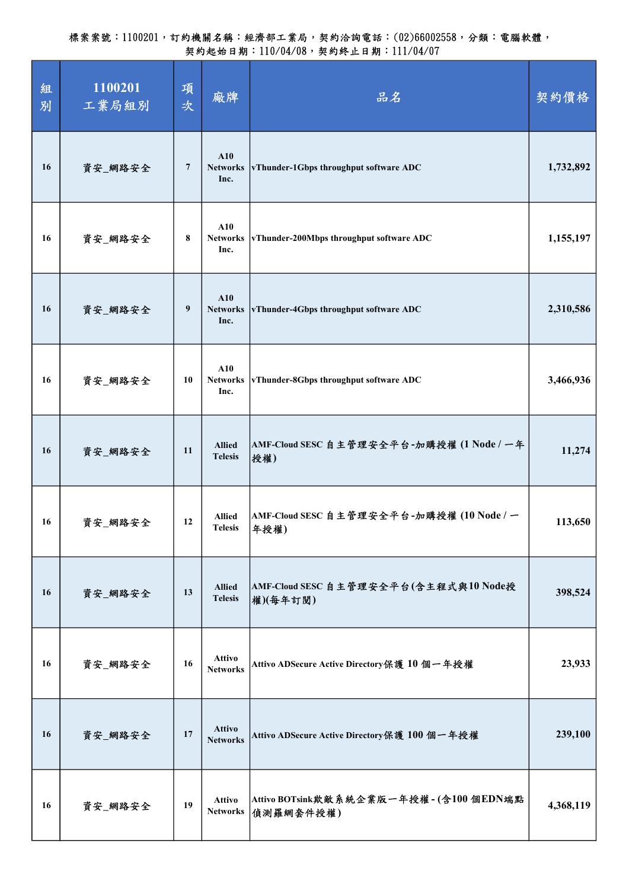標案案號：1100201，訂約機關名稱：經濟部工業局，契約洽詢電話：(02)66002558，分類：電腦軟體，
契約起始日期：110/04/08，契約終止日期：111/04/07

| 組別 | 1100201 工業局組別 | 項次 | 廠牌 | 品名 | 契約價格 |
|---|---|---|---|---|---|
| 16 | 資安_網路安全 | 7 | A10 Networks Inc. | vThunder-1Gbps throughput software ADC | 1,732,892 |
| 16 | 資安_網路安全 | 8 | A10 Networks Inc. | vThunder-200Mbps throughput software ADC | 1,155,197 |
| 16 | 資安_網路安全 | 9 | A10 Networks Inc. | vThunder-4Gbps throughput software ADC | 2,310,586 |
| 16 | 資安_網路安全 | 10 | A10 Networks Inc. | vThunder-8Gbps throughput software ADC | 3,466,936 |
| 16 | 資安_網路安全 | 11 | Allied Telesis | AMF-Cloud SESC 自主管理安全平台-加購授權 (1 Node / 一年授權) | 11,274 |
| 16 | 資安_網路安全 | 12 | Allied Telesis | AMF-Cloud SESC 自主管理安全平台-加購授權 (10 Node / 一年授權) | 113,650 |
| 16 | 資安_網路安全 | 13 | Allied Telesis | AMF-Cloud SESC 自主管理安全平台(含主程式與10 Node授權)(每年訂閱) | 398,524 |
| 16 | 資安_網路安全 | 16 | Attivo Networks | Attivo ADSecure Active Directory保護 10 個一年授權 | 23,933 |
| 16 | 資安_網路安全 | 17 | Attivo Networks | Attivo ADSecure Active Directory保護 100 個一年授權 | 239,100 |
| 16 | 資安_網路安全 | 19 | Attivo Networks | Attivo BOTsink欺敵系統企業版一年授權 - (含100 個EDN端點偵測羅網套件授權) | 4,368,119 |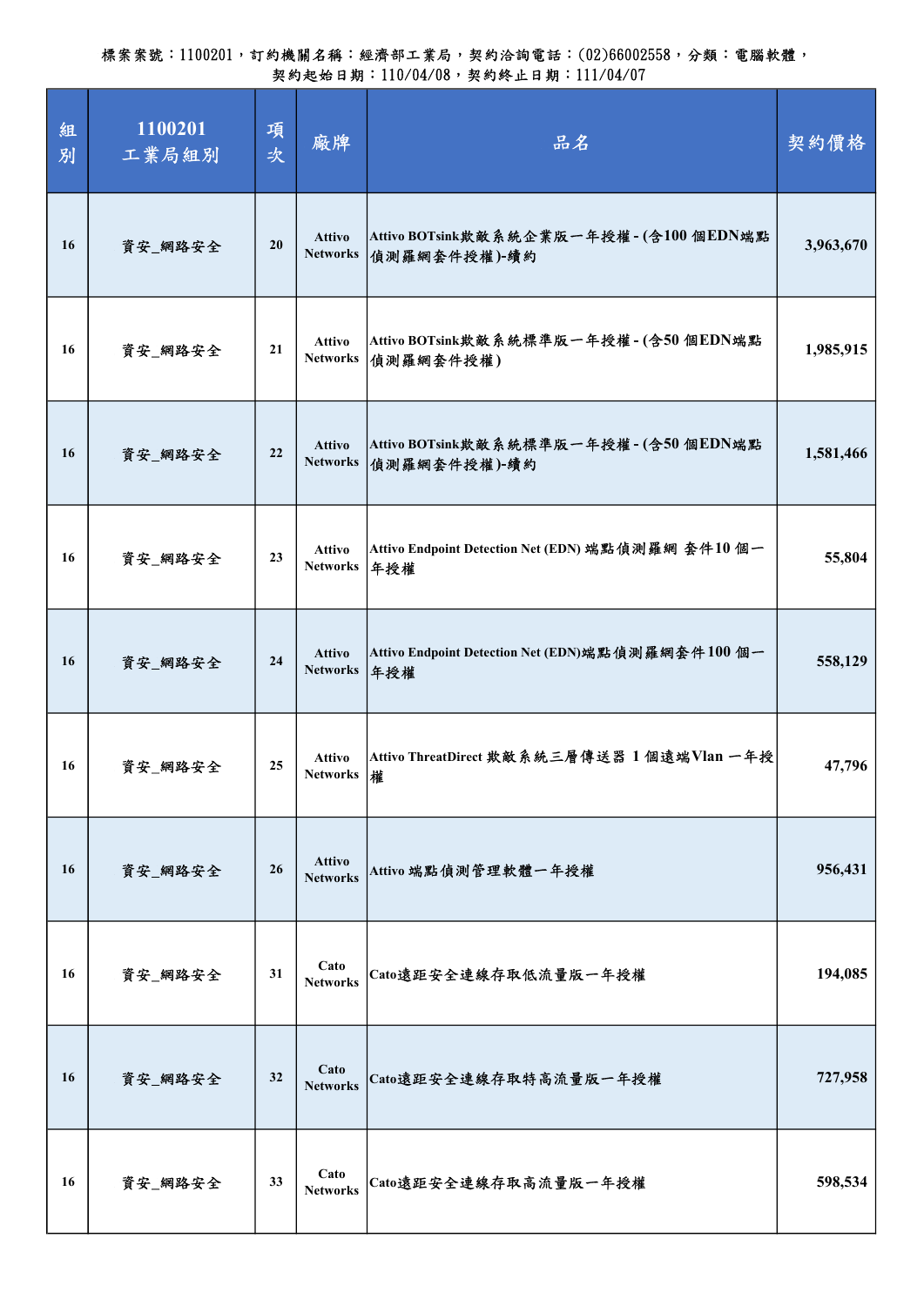標案案號：1100201，訂約機關名稱：經濟部工業局，契約洽詢電話：(02)66002558，分類：電腦軟體，契約起始日期：110/04/08，契約終止日期：111/04/07

| 組別 | 1100201 工業局組別 | 項次 | 廠牌 | 品名 | 契約價格 |
|---|---|---|---|---|---|
| 16 | 資安_網路安全 | 20 | Attivo Networks | Attivo BOTsink欺敵系統企業版一年授權 - (含100 個EDN端點偵測羅網套件授權)-續約 | 3,963,670 |
| 16 | 資安_網路安全 | 21 | Attivo Networks | Attivo BOTsink欺敵系統標準版一年授權 - (含50 個EDN端點偵測羅網套件授權) | 1,985,915 |
| 16 | 資安_網路安全 | 22 | Attivo Networks | Attivo BOTsink欺敵系統標準版一年授權 - (含50 個EDN端點偵測羅網套件授權)-續約 | 1,581,466 |
| 16 | 資安_網路安全 | 23 | Attivo Networks | Attivo Endpoint Detection Net (EDN) 端點偵測羅網 套件10 個一年授權 | 55,804 |
| 16 | 資安_網路安全 | 24 | Attivo Networks | Attivo Endpoint Detection Net (EDN)端點偵測羅網套件100 個一年授權 | 558,129 |
| 16 | 資安_網路安全 | 25 | Attivo Networks | Attivo ThreatDirect 欺敵系統三層傳送器 1 個遠端Vlan 一年授權 | 47,796 |
| 16 | 資安_網路安全 | 26 | Attivo Networks | Attivo 端點偵測管理軟體一年授權 | 956,431 |
| 16 | 資安_網路安全 | 31 | Cato Networks | Cato遠距安全連線存取低流量版一年授權 | 194,085 |
| 16 | 資安_網路安全 | 32 | Cato Networks | Cato遠距安全連線存取特高流量版一年授權 | 727,958 |
| 16 | 資安_網路安全 | 33 | Cato Networks | Cato遠距安全連線存取高流量版一年授權 | 598,534 |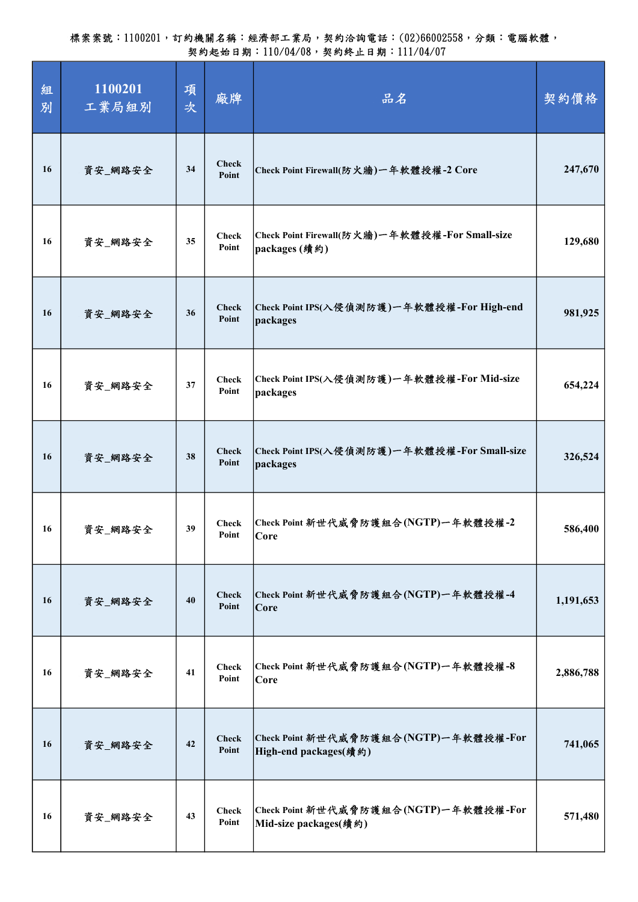標案案號：1100201，訂約機關名稱：經濟部工業局，契約洽詢電話：(02)66002558，分類：電腦軟體，
契約起始日期：110/04/08，契約終止日期：111/04/07

| 組別 | 1100201 工業局組別 | 項次 | 廠牌 | 品名 | 契約價格 |
|---|---|---|---|---|---|
| 16 | 資安_網路安全 | 34 | Check Point | Check Point Firewall(防火牆)一年軟體授權-2 Core | 247,670 |
| 16 | 資安_網路安全 | 35 | Check Point | Check Point Firewall(防火牆)一年軟體授權-For Small-size packages (續約) | 129,680 |
| 16 | 資安_網路安全 | 36 | Check Point | Check Point IPS(入侵偵測防護)一年軟體授權-For High-end packages | 981,925 |
| 16 | 資安_網路安全 | 37 | Check Point | Check Point IPS(入侵偵測防護)一年軟體授權-For Mid-size packages | 654,224 |
| 16 | 資安_網路安全 | 38 | Check Point | Check Point IPS(入侵偵測防護)一年軟體授權-For Small-size packages | 326,524 |
| 16 | 資安_網路安全 | 39 | Check Point | Check Point 新世代威脅防護組合(NGTP)一年軟體授權-2 Core | 586,400 |
| 16 | 資安_網路安全 | 40 | Check Point | Check Point 新世代威脅防護組合(NGTP)一年軟體授權-4 Core | 1,191,653 |
| 16 | 資安_網路安全 | 41 | Check Point | Check Point 新世代威脅防護組合(NGTP)一年軟體授權-8 Core | 2,886,788 |
| 16 | 資安_網路安全 | 42 | Check Point | Check Point 新世代威脅防護組合(NGTP)一年軟體授權-For High-end packages(續約) | 741,065 |
| 16 | 資安_網路安全 | 43 | Check Point | Check Point 新世代威脅防護組合(NGTP)一年軟體授權-For Mid-size packages(續約) | 571,480 |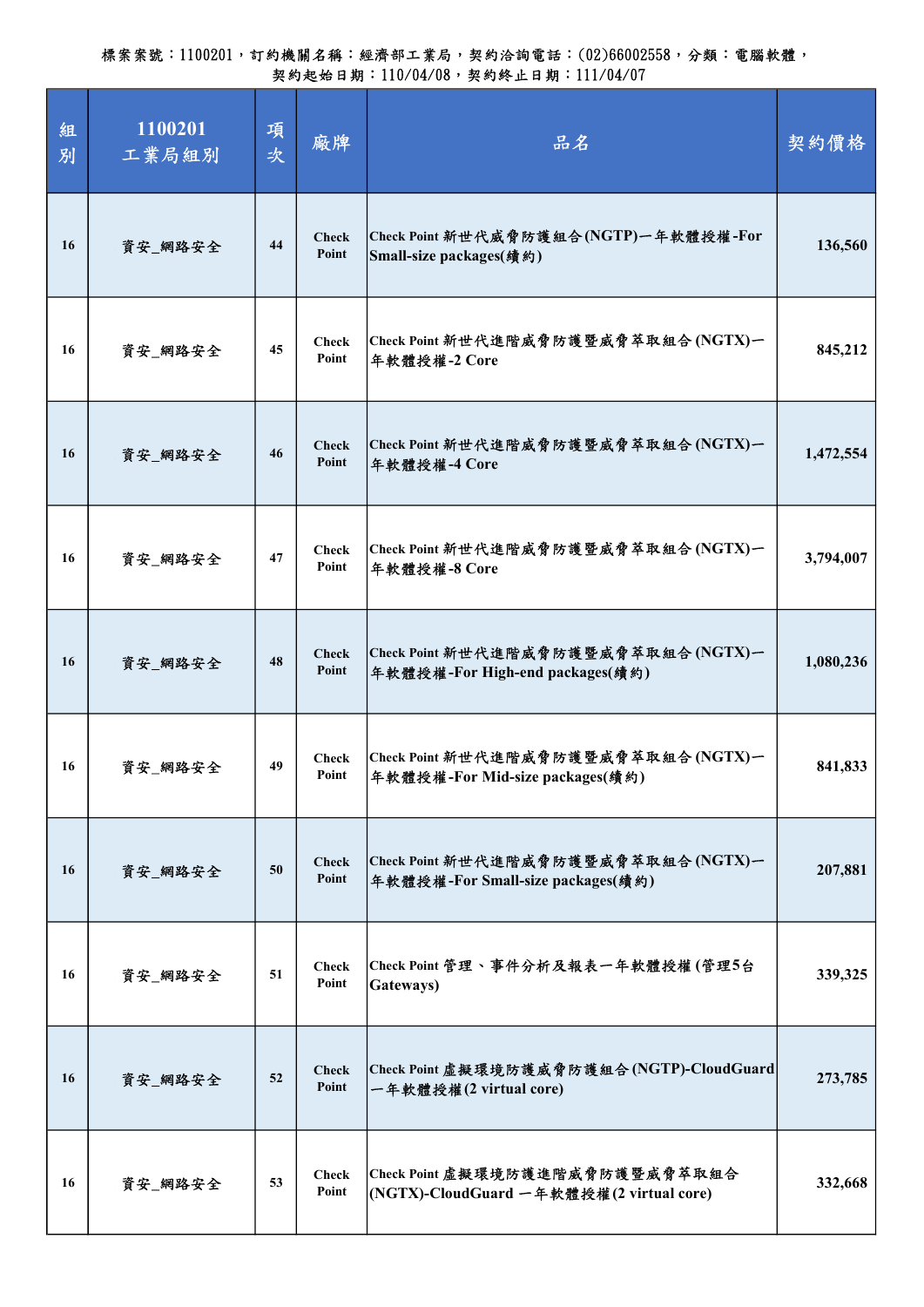標案案號：1100201，訂約機關名稱：經濟部工業局，契約洽詢電話：(02)66002558，分類：電腦軟體，
契約起始日期：110/04/08，契約終止日期：111/04/07

| 組別 | 1100201<br>工業局組別 | 項次 | 廠牌 | 品名 | 契約價格 |
|---|---|---|---|---|---|
| 16 | 資安_網路安全 | 44 | Check Point | Check Point 新世代威脅防護組合(NGTP)一年軟體授權-For Small-size packages(續約) | 136,560 |
| 16 | 資安_網路安全 | 45 | Check Point | Check Point 新世代進階威脅防護暨威脅萃取組合(NGTX)一年軟體授權-2 Core | 845,212 |
| 16 | 資安_網路安全 | 46 | Check Point | Check Point 新世代進階威脅防護暨威脅萃取組合(NGTX)一年軟體授權-4 Core | 1,472,554 |
| 16 | 資安_網路安全 | 47 | Check Point | Check Point 新世代進階威脅防護暨威脅萃取組合(NGTX)一年軟體授權-8 Core | 3,794,007 |
| 16 | 資安_網路安全 | 48 | Check Point | Check Point 新世代進階威脅防護暨威脅萃取組合(NGTX)一年軟體授權-For High-end packages(續約) | 1,080,236 |
| 16 | 資安_網路安全 | 49 | Check Point | Check Point 新世代進階威脅防護暨威脅萃取組合(NGTX)一年軟體授權-For Mid-size packages(續約) | 841,833 |
| 16 | 資安_網路安全 | 50 | Check Point | Check Point 新世代進階威脅防護暨威脅萃取組合(NGTX)一年軟體授權-For Small-size packages(續約) | 207,881 |
| 16 | 資安_網路安全 | 51 | Check Point | Check Point 管理、事件分析及報表一年軟體授權(管理5台Gateways) | 339,325 |
| 16 | 資安_網路安全 | 52 | Check Point | Check Point 虛擬環境防護威脅防護組合(NGTP)-CloudGuard 一年軟體授權(2 virtual core) | 273,785 |
| 16 | 資安_網路安全 | 53 | Check Point | Check Point 虛擬環境防護進階威脅防護暨威脅萃取組合(NGTX)-CloudGuard 一年軟體授權(2 virtual core) | 332,668 |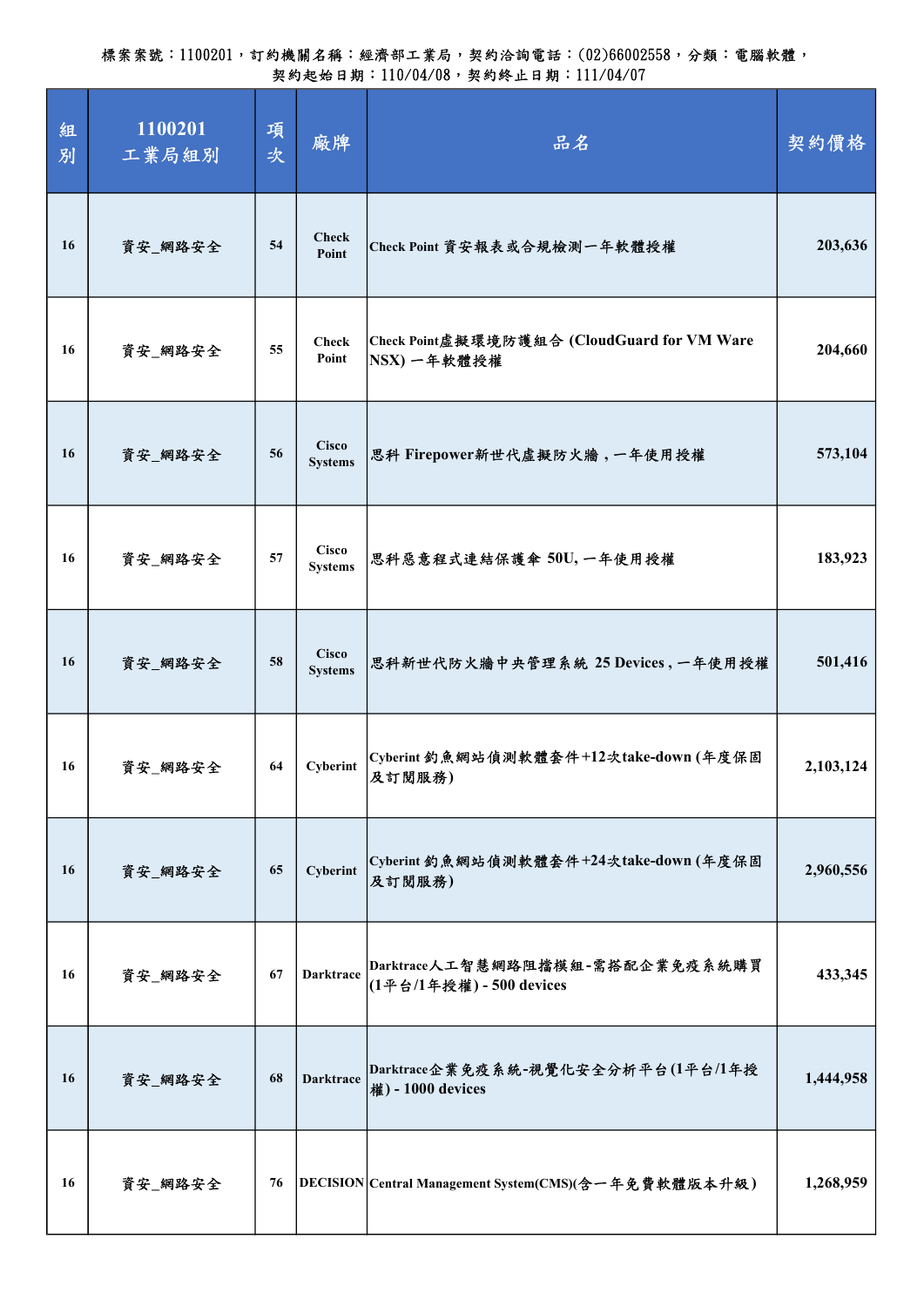標案案號：1100201，訂約機關名稱：經濟部工業局，契約洽詢電話：(02)66002558，分類：電腦軟體，
契約起始日期：110/04/08，契約終止日期：111/04/07

| 組別 | 1100201 工業局組別 | 項次 | 廠牌 | 品名 | 契約價格 |
|---|---|---|---|---|---|
| 16 | 資安_網路安全 | 54 | Check Point | Check Point 資安報表或合規檢測一年軟體授權 | 203,636 |
| 16 | 資安_網路安全 | 55 | Check Point | Check Point虛擬環境防護組合 (CloudGuard for VM Ware NSX) 一年軟體授權 | 204,660 |
| 16 | 資安_網路安全 | 56 | Cisco Systems | 思科 Firepower新世代虛擬防火牆，一年使用授權 | 573,104 |
| 16 | 資安_網路安全 | 57 | Cisco Systems | 思科惡意程式連結保護傘 50U, 一年使用授權 | 183,923 |
| 16 | 資安_網路安全 | 58 | Cisco Systems | 思科新世代防火牆中央管理系統 25 Devices，一年使用授權 | 501,416 |
| 16 | 資安_網路安全 | 64 | Cyberint | Cyberint 釣魚網站偵測軟體套件+12次take-down (年度保固及訂閱服務) | 2,103,124 |
| 16 | 資安_網路安全 | 65 | Cyberint | Cyberint 釣魚網站偵測軟體套件+24次take-down (年度保固及訂閱服務) | 2,960,556 |
| 16 | 資安_網路安全 | 67 | Darktrace | Darktrace人工智慧網路阻擋模組-需搭配企業免疫系統購買 (1平台/1年授權) - 500 devices | 433,345 |
| 16 | 資安_網路安全 | 68 | Darktrace | Darktrace企業免疫系統-視覺化安全分析平台 (1平台/1年授權) - 1000 devices | 1,444,958 |
| 16 | 資安_網路安全 | 76 | DECISION | Central Management System(CMS)(含一年免費軟體版本升級) | 1,268,959 |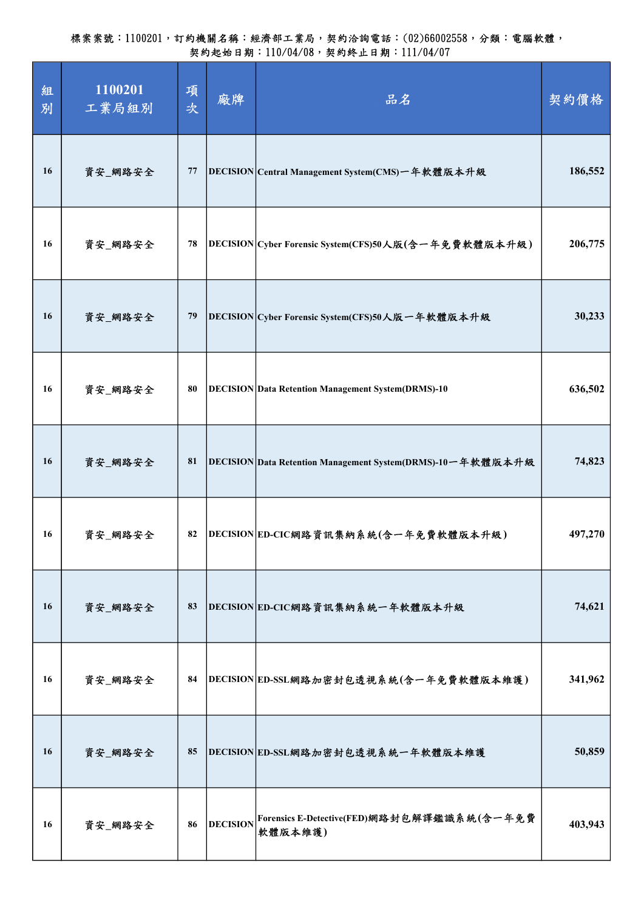標案案號：1100201，訂約機關名稱：經濟部工業局，契約洽詢電話：(02)66002558，分類：電腦軟體，
契約起始日期：110/04/08，契約終止日期：111/04/07

| 組別 | 1100201 工業局組別 | 項次 | 廠牌 | 品名 | 契約價格 |
|---|---|---|---|---|---|
| 16 | 資安_網路安全 | 77 | DECISION | Central Management System(CMS)一年軟體版本升級 | 186,552 |
| 16 | 資安_網路安全 | 78 | DECISION | Cyber Forensic System(CFS)50人版(含一年免費軟體版本升級) | 206,775 |
| 16 | 資安_網路安全 | 79 | DECISION | Cyber Forensic System(CFS)50人版一年軟體版本升級 | 30,233 |
| 16 | 資安_網路安全 | 80 | DECISION | Data Retention Management System(DRMS)-10 | 636,502 |
| 16 | 資安_網路安全 | 81 | DECISION | Data Retention Management System(DRMS)-10一年軟體版本升級 | 74,823 |
| 16 | 資安_網路安全 | 82 | DECISION | ED-CIC網路資訊集納系統(含一年免費軟體版本升級) | 497,270 |
| 16 | 資安_網路安全 | 83 | DECISION | ED-CIC網路資訊集納系統一年軟體版本升級 | 74,621 |
| 16 | 資安_網路安全 | 84 | DECISION | ED-SSL網路加密封包透視系統(含一年免費軟體版本維護) | 341,962 |
| 16 | 資安_網路安全 | 85 | DECISION | ED-SSL網路加密封包透視系統一年軟體版本維護 | 50,859 |
| 16 | 資安_網路安全 | 86 | DECISION | Forensics E-Detective(FED)網路封包解譯鑑識系統(含一年免費軟體版本維護) | 403,943 |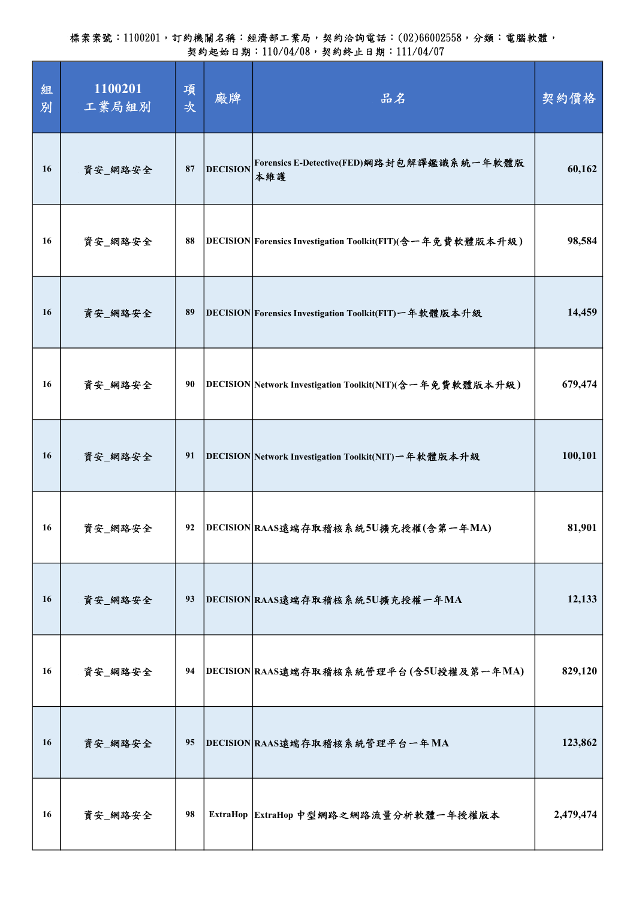標案案號：1100201，訂約機關名稱：經濟部工業局，契約洽詢電話：(02)66002558，分類：電腦軟體，
契約起始日期：110/04/08，契約終止日期：111/04/07

| 組別 | 1100201 工業局組別 | 項次 | 廠牌 | 品名 | 契約價格 |
|---|---|---|---|---|---|
| 16 | 資安_網路安全 | 87 | DECISION | Forensics E-Detective(FED)網路封包解譯鑑識系統一年軟體版本維護 | 60,162 |
| 16 | 資安_網路安全 | 88 | DECISION | Forensics Investigation Toolkit(FIT)(含一年免費軟體版本升級) | 98,584 |
| 16 | 資安_網路安全 | 89 | DECISION | Forensics Investigation Toolkit(FIT)一年軟體版本升級 | 14,459 |
| 16 | 資安_網路安全 | 90 | DECISION | Network Investigation Toolkit(NIT)(含一年免費軟體版本升級) | 679,474 |
| 16 | 資安_網路安全 | 91 | DECISION | Network Investigation Toolkit(NIT)一年軟體版本升級 | 100,101 |
| 16 | 資安_網路安全 | 92 | DECISION | RAAS遠端存取稽核系統5U擴充授權(含第一年MA) | 81,901 |
| 16 | 資安_網路安全 | 93 | DECISION | RAAS遠端存取稽核系統5U擴充授權一年MA | 12,133 |
| 16 | 資安_網路安全 | 94 | DECISION | RAAS遠端存取稽核系統管理平台(含5U授權及第一年MA) | 829,120 |
| 16 | 資安_網路安全 | 95 | DECISION | RAAS遠端存取稽核系統管理平台一年MA | 123,862 |
| 16 | 資安_網路安全 | 98 | ExtraHop | ExtraHop 中型網路之網路流量分析軟體一年授權版本 | 2,479,474 |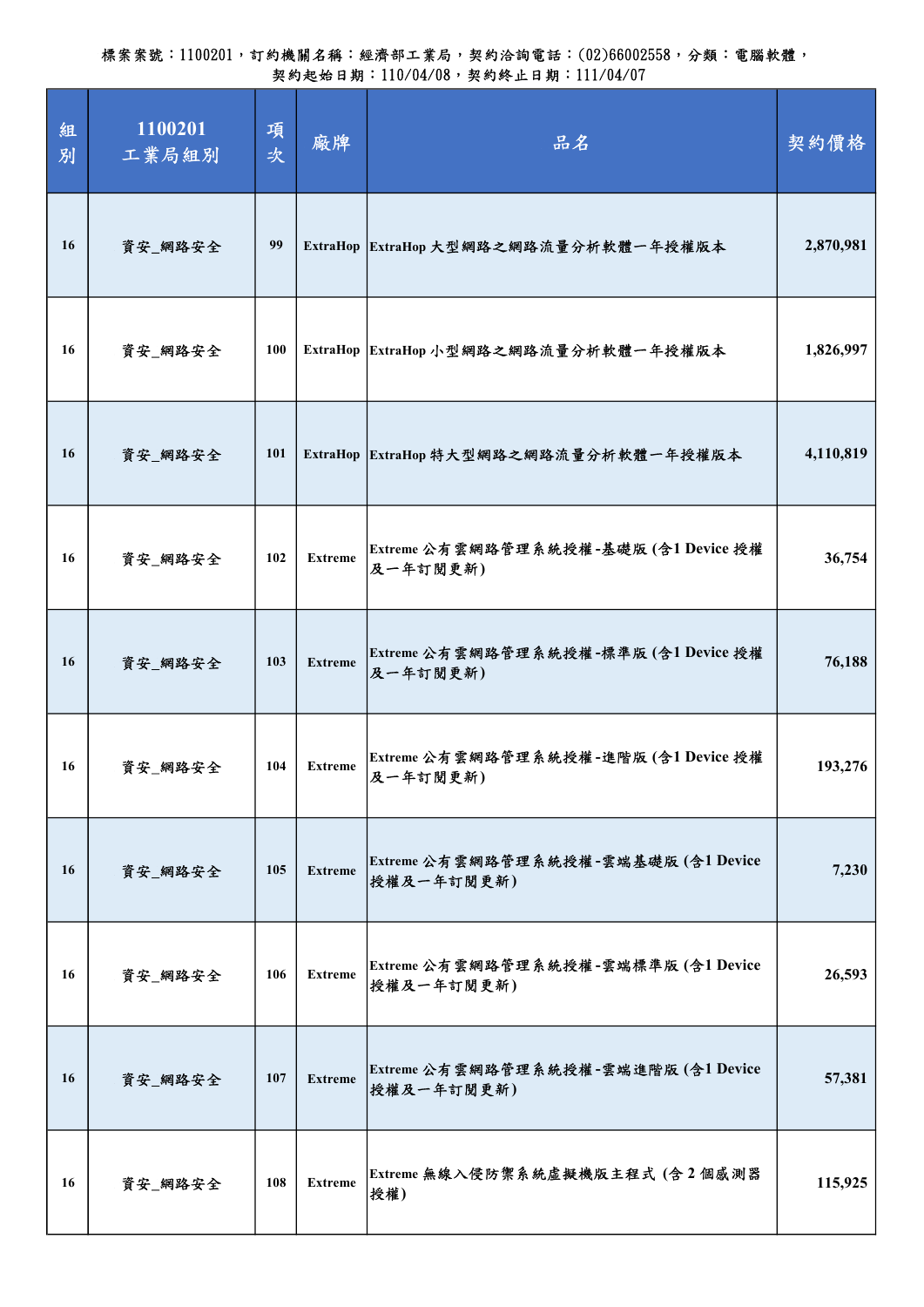標案案號：1100201，訂約機關名稱：經濟部工業局，契約洽詢電話：(02)66002558，分類：電腦軟體，
契約起始日期：110/04/08，契約終止日期：111/04/07

| 組別 | 1100201 工業局組別 | 項次 | 廠牌 | 品名 | 契約價格 |
|---|---|---|---|---|---|
| 16 | 資安_網路安全 | 99 | ExtraHop | ExtraHop 大型網路之網路流量分析軟體一年授權版本 | 2,870,981 |
| 16 | 資安_網路安全 | 100 | ExtraHop | ExtraHop 小型網路之網路流量分析軟體一年授權版本 | 1,826,997 |
| 16 | 資安_網路安全 | 101 | ExtraHop | ExtraHop 特大型網路之網路流量分析軟體一年授權版本 | 4,110,819 |
| 16 | 資安_網路安全 | 102 | Extreme | Extreme 公有雲網路管理系統授權-基礎版 (含1 Device 授權及一年訂閱更新) | 36,754 |
| 16 | 資安_網路安全 | 103 | Extreme | Extreme 公有雲網路管理系統授權-標準版 (含1 Device 授權及一年訂閱更新) | 76,188 |
| 16 | 資安_網路安全 | 104 | Extreme | Extreme 公有雲網路管理系統授權-進階版 (含1 Device 授權及一年訂閱更新) | 193,276 |
| 16 | 資安_網路安全 | 105 | Extreme | Extreme 公有雲網路管理系統授權-雲端基礎版 (含1 Device 授權及一年訂閱更新) | 7,230 |
| 16 | 資安_網路安全 | 106 | Extreme | Extreme 公有雲網路管理系統授權-雲端標準版 (含1 Device 授權及一年訂閱更新) | 26,593 |
| 16 | 資安_網路安全 | 107 | Extreme | Extreme 公有雲網路管理系統授權-雲端進階版 (含1 Device 授權及一年訂閱更新) | 57,381 |
| 16 | 資安_網路安全 | 108 | Extreme | Extreme 無線入侵防禦系統虛擬機版主程式 (含 2 個感測器授權) | 115,925 |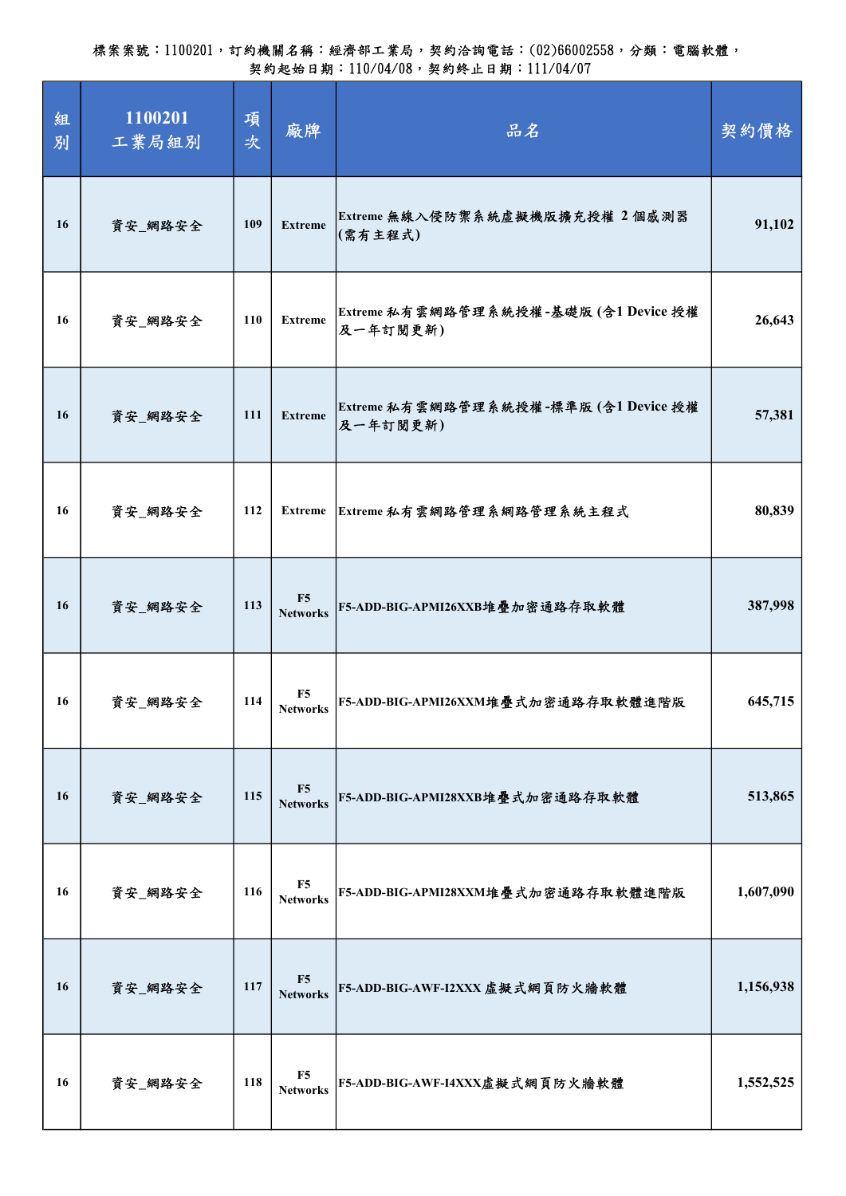標案案號：1100201，訂約機關名稱：經濟部工業局，契約洽詢電話：(02)66002558，分類：電腦軟體，契約起始日期：110/04/08，契約終止日期：111/04/07

| 組別 | 1100201 工業局組別 | 項次 | 廠牌 | 品名 | 契約價格 |
|---|---|---|---|---|---|
| 16 | 資安_網路安全 | 109 | Extreme | Extreme 無線入侵防禦系統虛擬機版擴充授權 2 個感測器(需有主程式) | 91,102 |
| 16 | 資安_網路安全 | 110 | Extreme | Extreme 私有雲網路管理系統授權-基礎版 (含1 Device 授權及一年訂閱更新) | 26,643 |
| 16 | 資安_網路安全 | 111 | Extreme | Extreme 私有雲網路管理系統授權-標準版 (含1 Device 授權及一年訂閱更新) | 57,381 |
| 16 | 資安_網路安全 | 112 | Extreme | Extreme 私有雲網路管理系網路管理系統主程式 | 80,839 |
| 16 | 資安_網路安全 | 113 | F5 Networks | F5-ADD-BIG-APMI26XXB堆疊加密通路存取軟體 | 387,998 |
| 16 | 資安_網路安全 | 114 | F5 Networks | F5-ADD-BIG-APMI26XXM堆疊式加密通路存取軟體進階版 | 645,715 |
| 16 | 資安_網路安全 | 115 | F5 Networks | F5-ADD-BIG-APMI28XXB堆疊式加密通路存取軟體 | 513,865 |
| 16 | 資安_網路安全 | 116 | F5 Networks | F5-ADD-BIG-APMI28XXM堆疊式加密通路存取軟體進階版 | 1,607,090 |
| 16 | 資安_網路安全 | 117 | F5 Networks | F5-ADD-BIG-AWF-I2XXX 虛擬式網頁防火牆軟體 | 1,156,938 |
| 16 | 資安_網路安全 | 118 | F5 Networks | F5-ADD-BIG-AWF-I4XXX虛擬式網頁防火牆軟體 | 1,552,525 |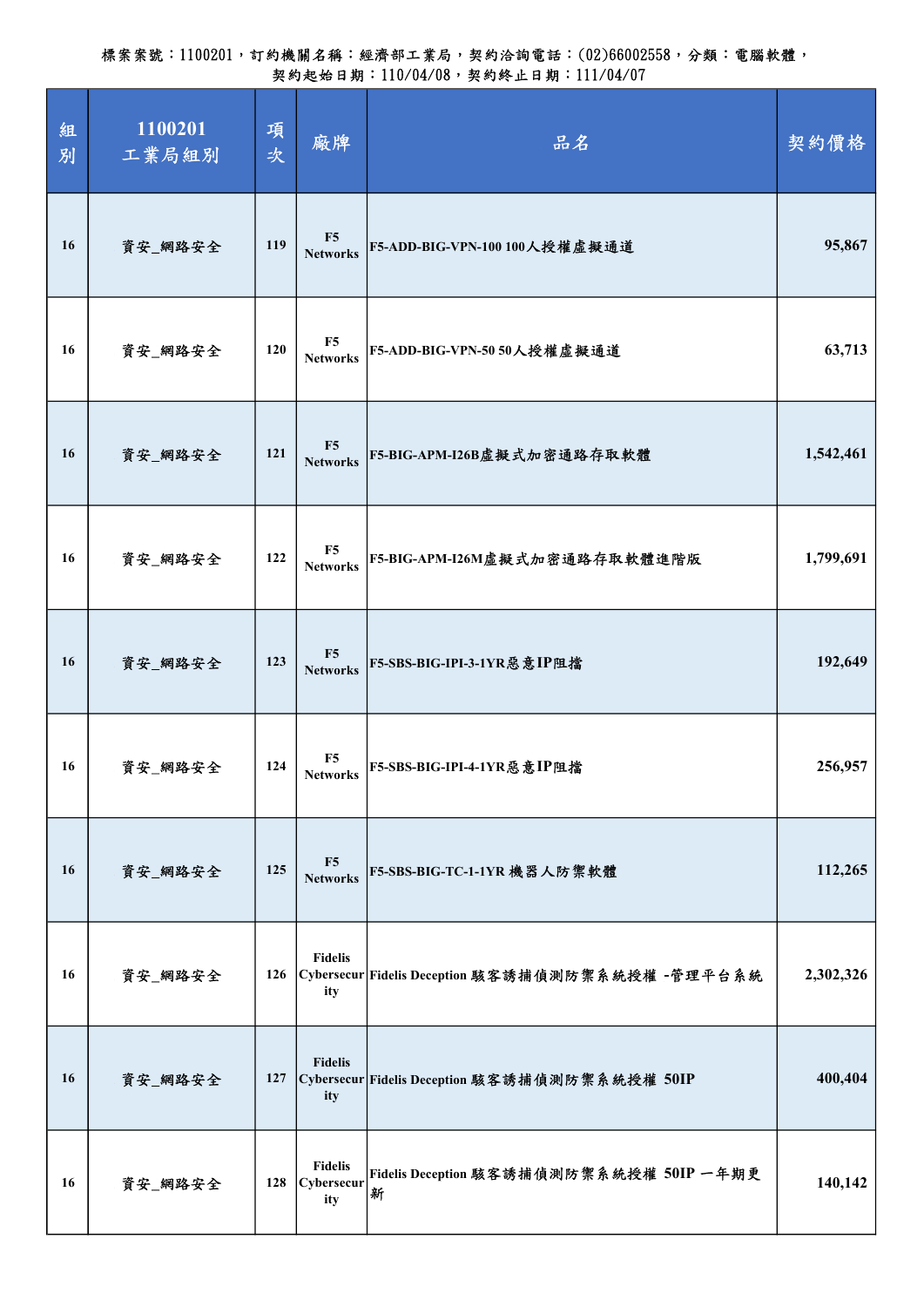標案案號：1100201，訂約機關名稱：經濟部工業局，契約洽詢電話：(02)66002558，分類：電腦軟體，
契約起始日期：110/04/08，契約終止日期：111/04/07

| 組別 | 1100201 工業局組別 | 項次 | 廠牌 | 品名 | 契約價格 |
|---|---|---|---|---|---|
| 16 | 資安_網路安全 | 119 | F5 Networks | F5-ADD-BIG-VPN-100 100人授權虛擬通道 | 95,867 |
| 16 | 資安_網路安全 | 120 | F5 Networks | F5-ADD-BIG-VPN-50 50人授權虛擬通道 | 63,713 |
| 16 | 資安_網路安全 | 121 | F5 Networks | F5-BIG-APM-I26B虛擬式加密通路存取軟體 | 1,542,461 |
| 16 | 資安_網路安全 | 122 | F5 Networks | F5-BIG-APM-I26M虛擬式加密通路存取軟體進階版 | 1,799,691 |
| 16 | 資安_網路安全 | 123 | F5 Networks | F5-SBS-BIG-IPI-3-1YR惡意IP阻擋 | 192,649 |
| 16 | 資安_網路安全 | 124 | F5 Networks | F5-SBS-BIG-IPI-4-1YR惡意IP阻擋 | 256,957 |
| 16 | 資安_網路安全 | 125 | F5 Networks | F5-SBS-BIG-TC-1-1YR 機器人防禦軟體 | 112,265 |
| 16 | 資安_網路安全 | 126 | Fidelis Cybersecurity | Fidelis Deception 駭客誘捕偵測防禦系統授權 -管理平台系統 | 2,302,326 |
| 16 | 資安_網路安全 | 127 | Fidelis Cybersecurity | Fidelis Deception 駭客誘捕偵測防禦系統授權 50IP | 400,404 |
| 16 | 資安_網路安全 | 128 | Fidelis Cybersecurity | Fidelis Deception 駭客誘捕偵測防禦系統授權 50IP 一年期更新 | 140,142 |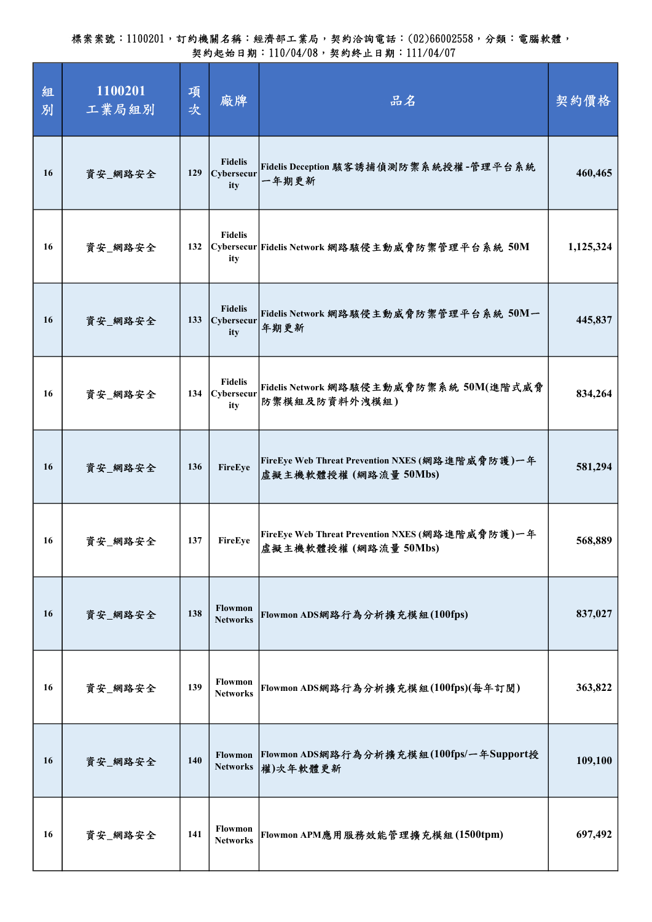標案案號：1100201，訂約機關名稱：經濟部工業局，契約洽詢電話：(02)66002558，分類：電腦軟體，契約起始日期：110/04/08，契約終止日期：111/04/07

| 組別 | 1100201 工業局組別 | 項次 | 廠牌 | 品名 | 契約價格 |
|---|---|---|---|---|---|
| 16 | 資安_網路安全 | 129 | Fidelis Cybersecurity | Fidelis Deception 駭客誘捕偵測防禦系統授權-管理平台系統一年期更新 | 460,465 |
| 16 | 資安_網路安全 | 132 | Fidelis Cybersecurity | Fidelis Network 網路駭侵主動威脅防禦管理平台系統 50M | 1,125,324 |
| 16 | 資安_網路安全 | 133 | Fidelis Cybersecurity | Fidelis Network 網路駭侵主動威脅防禦管理平台系統 50M一年期更新 | 445,837 |
| 16 | 資安_網路安全 | 134 | Fidelis Cybersecurity | Fidelis Network 網路駭侵主動威脅防禦系統 50M(進階式威脅防禦模組及防資料外洩模組) | 834,264 |
| 16 | 資安_網路安全 | 136 | FireEye | FireEye Web Threat Prevention NXES (網路進階威脅防護)一年虛擬主機軟體授權 (網路流量 50Mbs) | 581,294 |
| 16 | 資安_網路安全 | 137 | FireEye | FireEye Web Threat Prevention NXES (網路進階威脅防護)一年虛擬主機軟體授權 (網路流量 50Mbs) | 568,889 |
| 16 | 資安_網路安全 | 138 | Flowmon Networks | Flowmon ADS網路行為分析擴充模組(100fps) | 837,027 |
| 16 | 資安_網路安全 | 139 | Flowmon Networks | Flowmon ADS網路行為分析擴充模組(100fps)(每年訂閱) | 363,822 |
| 16 | 資安_網路安全 | 140 | Flowmon Networks | Flowmon ADS網路行為分析擴充模組(100fps/一年Support授權)次年軟體更新 | 109,100 |
| 16 | 資安_網路安全 | 141 | Flowmon Networks | Flowmon APM應用服務效能管理擴充模組(1500tpm) | 697,492 |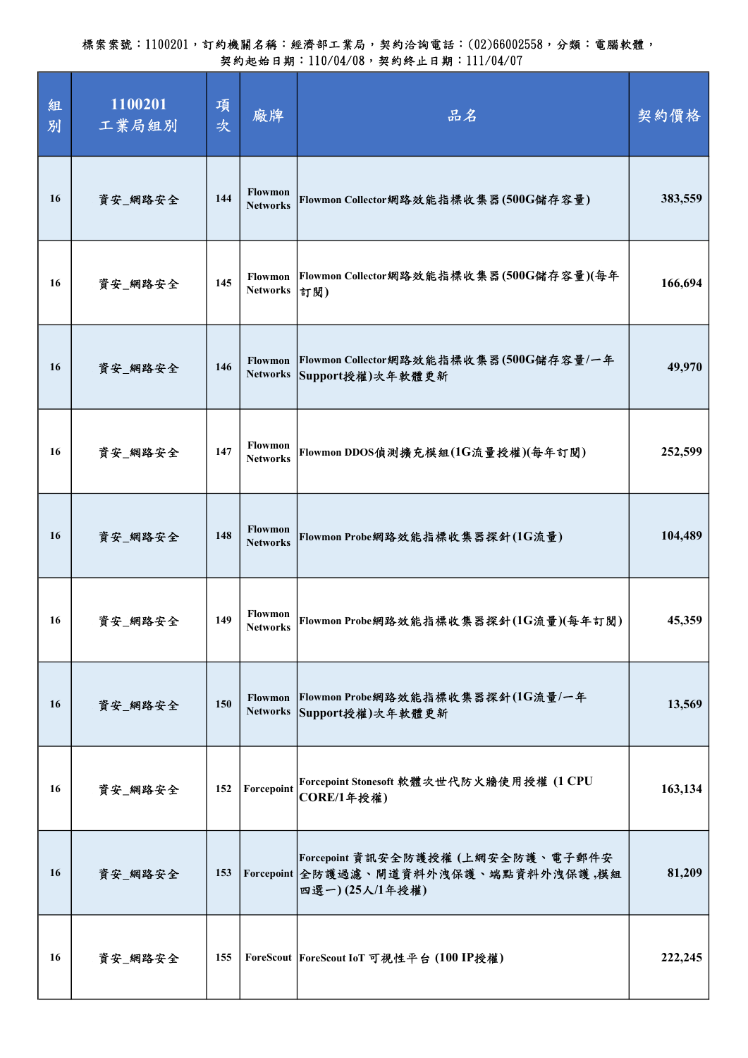標案案號：1100201，訂約機關名稱：經濟部工業局，契約洽詢電話：(02)66002558，分類：電腦軟體，契約起始日期：110/04/08，契約終止日期：111/04/07

| 組別 | 1100201 工業局組別 | 項次 | 廠牌 | 品名 | 契約價格 |
|---|---|---|---|---|---|
| 16 | 資安_網路安全 | 144 | Flowmon Networks | Flowmon Collector網路效能指標收集器(500G儲存容量) | 383,559 |
| 16 | 資安_網路安全 | 145 | Flowmon Networks | Flowmon Collector網路效能指標收集器(500G儲存容量)(每年訂閱) | 166,694 |
| 16 | 資安_網路安全 | 146 | Flowmon Networks | Flowmon Collector網路效能指標收集器(500G儲存容量/一年Support授權)次年軟體更新 | 49,970 |
| 16 | 資安_網路安全 | 147 | Flowmon Networks | Flowmon DDOS偵測擴充模組(1G流量授權)(每年訂閱) | 252,599 |
| 16 | 資安_網路安全 | 148 | Flowmon Networks | Flowmon Probe網路效能指標收集器探針(1G流量) | 104,489 |
| 16 | 資安_網路安全 | 149 | Flowmon Networks | Flowmon Probe網路效能指標收集器探針(1G流量)(每年訂閱) | 45,359 |
| 16 | 資安_網路安全 | 150 | Flowmon Networks | Flowmon Probe網路效能指標收集器探針(1G流量/一年Support授權)次年軟體更新 | 13,569 |
| 16 | 資安_網路安全 | 152 | Forcepoint | Forcepoint Stonesoft 軟體次世代防火牆使用授權 (1 CPU CORE/1年授權) | 163,134 |
| 16 | 資安_網路安全 | 153 | Forcepoint | Forcepoint 資訊安全防護授權 (上網安全防護、電子郵件安全防護過濾、閘道資料外洩保護、端點資料外洩保護 ,模組四選一) (25人/1年授權) | 81,209 |
| 16 | 資安_網路安全 | 155 | ForeScout | ForeScout IoT 可視性平台 (100 IP授權) | 222,245 |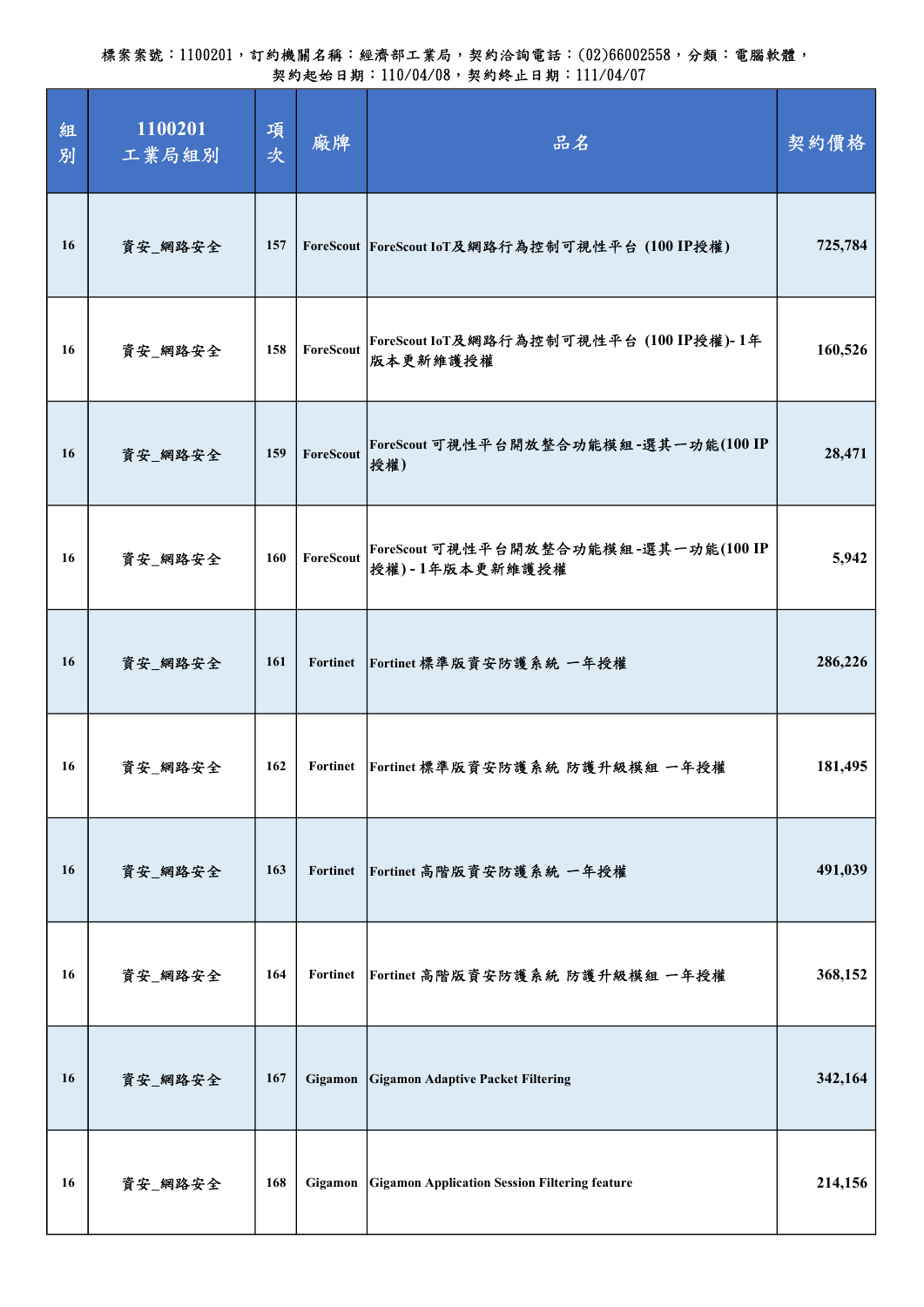標案案號：1100201，訂約機關名稱：經濟部工業局，契約洽詢電話：(02)66002558，分類：電腦軟體，
契約起始日期：110/04/08，契約終止日期：111/04/07

| 組別 | 1100201 工業局組別 | 項次 | 廠牌 | 品名 | 契約價格 |
|---|---|---|---|---|---|
| 16 | 資安_網路安全 | 157 | ForeScout | ForeScout IoT及網路行為控制可視性平台 (100 IP授權) | 725,784 |
| 16 | 資安_網路安全 | 158 | ForeScout | ForeScout IoT及網路行為控制可視性平台 (100 IP授權)- 1年版本更新維護授權 | 160,526 |
| 16 | 資安_網路安全 | 159 | ForeScout | ForeScout 可視性平台開放整合功能模組-選其一功能(100 IP授權) | 28,471 |
| 16 | 資安_網路安全 | 160 | ForeScout | ForeScout 可視性平台開放整合功能模組-選其一功能(100 IP授權) - 1年版本更新維護授權 | 5,942 |
| 16 | 資安_網路安全 | 161 | Fortinet | Fortinet 標準版資安防護系統 一年授權 | 286,226 |
| 16 | 資安_網路安全 | 162 | Fortinet | Fortinet 標準版資安防護系統 防護升級模組 一年授權 | 181,495 |
| 16 | 資安_網路安全 | 163 | Fortinet | Fortinet 高階版資安防護系統 一年授權 | 491,039 |
| 16 | 資安_網路安全 | 164 | Fortinet | Fortinet 高階版資安防護系統 防護升級模組 一年授權 | 368,152 |
| 16 | 資安_網路安全 | 167 | Gigamon | Gigamon Adaptive Packet Filtering | 342,164 |
| 16 | 資安_網路安全 | 168 | Gigamon | Gigamon Application Session Filtering feature | 214,156 |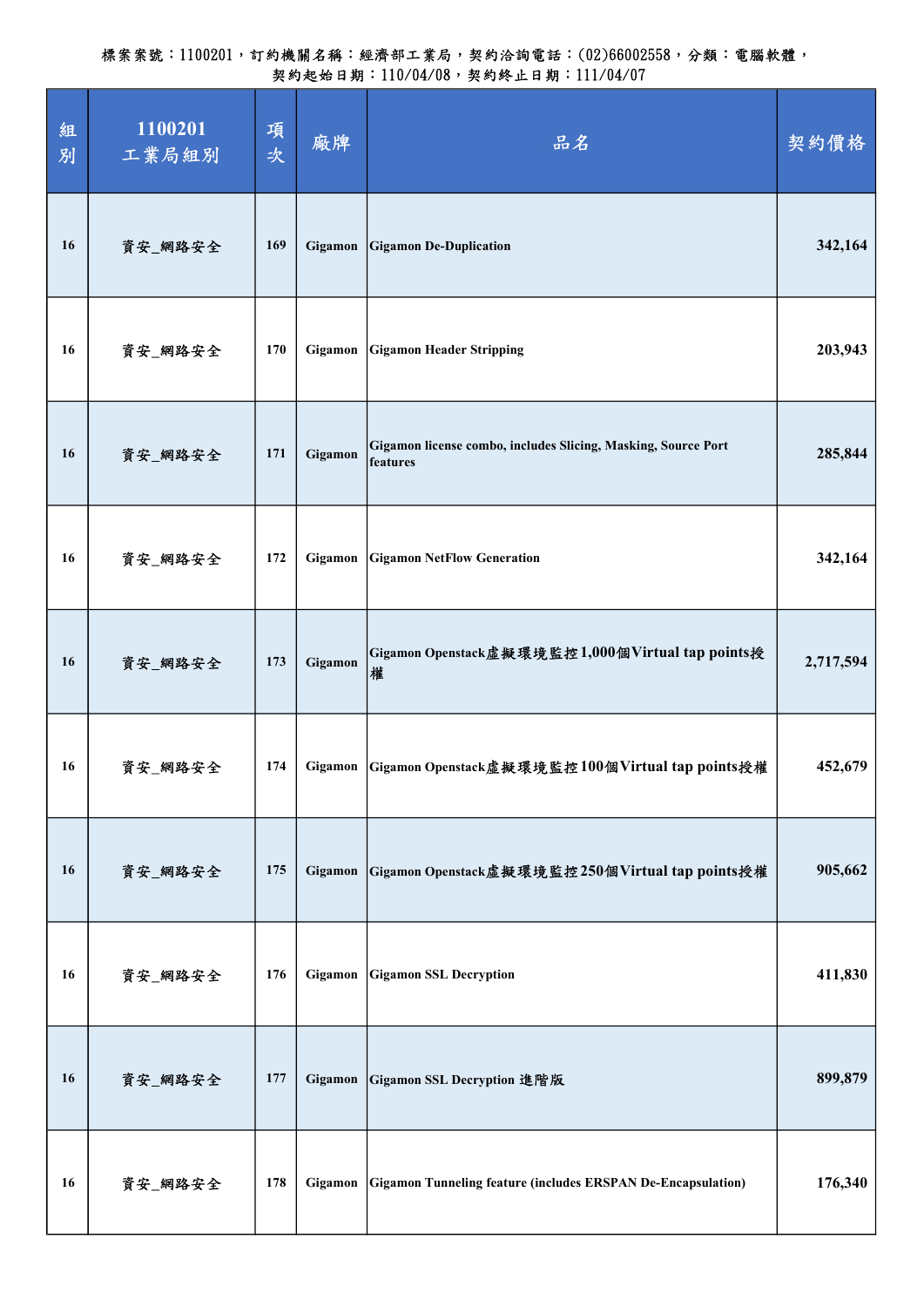標案案號：1100201，訂約機關名稱：經濟部工業局，契約洽詢電話：(02)66002558，分類：電腦軟體，
契約起始日期：110/04/08，契約終止日期：111/04/07

| 組別 | 1100201 工業局組別 | 項次 | 廠牌 | 品名 | 契約價格 |
|---|---|---|---|---|---|
| 16 | 資安_網路安全 | 169 | Gigamon | Gigamon De-Duplication | 342,164 |
| 16 | 資安_網路安全 | 170 | Gigamon | Gigamon Header Stripping | 203,943 |
| 16 | 資安_網路安全 | 171 | Gigamon | Gigamon license combo, includes Slicing, Masking, Source Port features | 285,844 |
| 16 | 資安_網路安全 | 172 | Gigamon | Gigamon NetFlow Generation | 342,164 |
| 16 | 資安_網路安全 | 173 | Gigamon | Gigamon Openstack虛擬環境監控1,000個Virtual tap points授權 | 2,717,594 |
| 16 | 資安_網路安全 | 174 | Gigamon | Gigamon Openstack虛擬環境監控100個Virtual tap points授權 | 452,679 |
| 16 | 資安_網路安全 | 175 | Gigamon | Gigamon Openstack虛擬環境監控250個Virtual tap points授權 | 905,662 |
| 16 | 資安_網路安全 | 176 | Gigamon | Gigamon SSL Decryption | 411,830 |
| 16 | 資安_網路安全 | 177 | Gigamon | Gigamon SSL Decryption 進階版 | 899,879 |
| 16 | 資安_網路安全 | 178 | Gigamon | Gigamon Tunneling feature (includes ERSPAN De-Encapsulation) | 176,340 |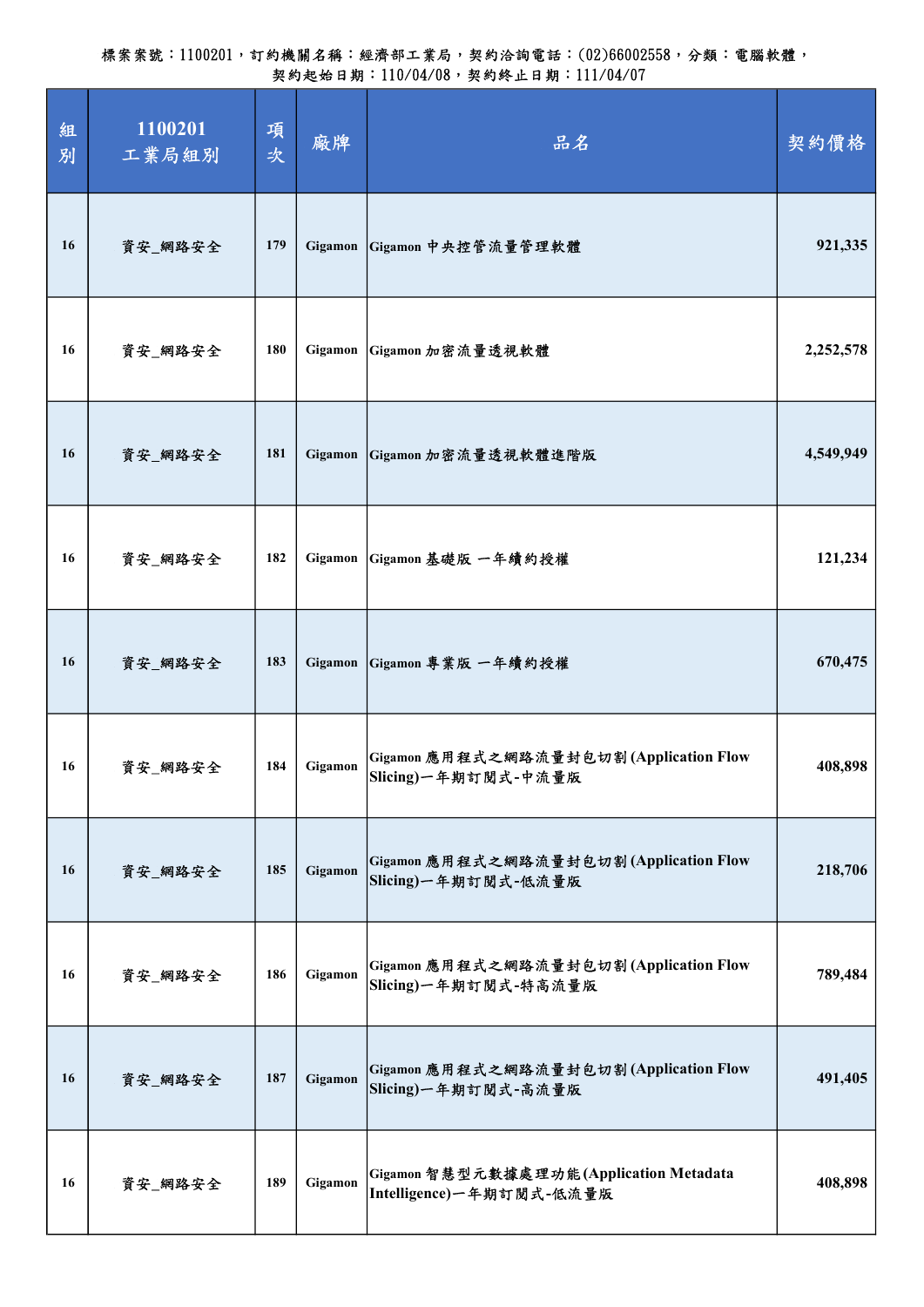標案案號：1100201，訂約機關名稱：經濟部工業局，契約洽詢電話：(02)66002558，分類：電腦軟體，
契約起始日期：110/04/08，契約終止日期：111/04/07

| 組別 | 1100201 工業局組別 | 項次 | 廠牌 | 品名 | 契約價格 |
|---|---|---|---|---|---|
| 16 | 資安_網路安全 | 179 | Gigamon | Gigamon 中央控管流量管理軟體 | 921,335 |
| 16 | 資安_網路安全 | 180 | Gigamon | Gigamon 加密流量透視軟體 | 2,252,578 |
| 16 | 資安_網路安全 | 181 | Gigamon | Gigamon 加密流量透視軟體進階版 | 4,549,949 |
| 16 | 資安_網路安全 | 182 | Gigamon | Gigamon 基礎版 一年續約授權 | 121,234 |
| 16 | 資安_網路安全 | 183 | Gigamon | Gigamon 專業版 一年續約授權 | 670,475 |
| 16 | 資安_網路安全 | 184 | Gigamon | Gigamon 應用程式之網路流量封包切割(Application Flow Slicing)一年期訂閱式-中流量版 | 408,898 |
| 16 | 資安_網路安全 | 185 | Gigamon | Gigamon 應用程式之網路流量封包切割(Application Flow Slicing)一年期訂閱式-低流量版 | 218,706 |
| 16 | 資安_網路安全 | 186 | Gigamon | Gigamon 應用程式之網路流量封包切割(Application Flow Slicing)一年期訂閱式-特高流量版 | 789,484 |
| 16 | 資安_網路安全 | 187 | Gigamon | Gigamon 應用程式之網路流量封包切割(Application Flow Slicing)一年期訂閱式-高流量版 | 491,405 |
| 16 | 資安_網路安全 | 189 | Gigamon | Gigamon 智慧型元數據處理功能(Application Metadata Intelligence)一年期訂閱式-低流量版 | 408,898 |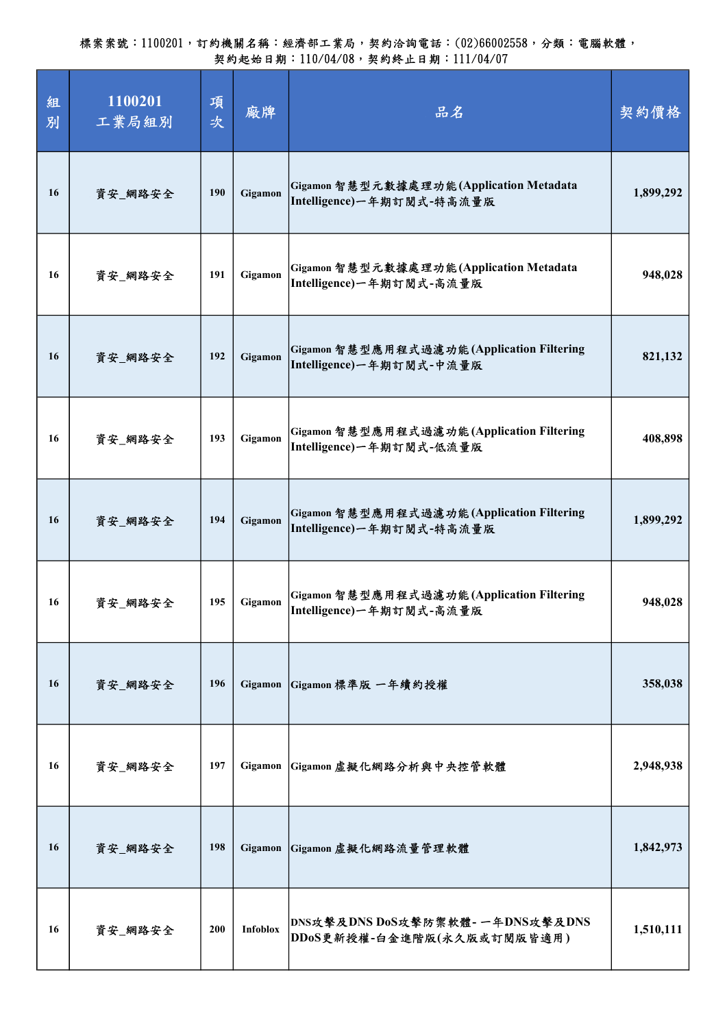標案案號：1100201，訂約機關名稱：經濟部工業局，契約洽詢電話：(02)66002558，分類：電腦軟體，
契約起始日期：110/04/08，契約終止日期：111/04/07

| 組別 | 1100201<br>工業局組別 | 項次 | 廠牌 | 品名 | 契約價格 |
|---|---|---|---|---|---|
| 16 | 資安_網路安全 | 190 | Gigamon | Gigamon 智慧型元數據處理功能(Application Metadata Intelligence)一年期訂閱式-特高流量版 | 1,899,292 |
| 16 | 資安_網路安全 | 191 | Gigamon | Gigamon 智慧型元數據處理功能(Application Metadata Intelligence)一年期訂閱式-高流量版 | 948,028 |
| 16 | 資安_網路安全 | 192 | Gigamon | Gigamon 智慧型應用程式過濾功能(Application Filtering Intelligence)一年期訂閱式-中流量版 | 821,132 |
| 16 | 資安_網路安全 | 193 | Gigamon | Gigamon 智慧型應用程式過濾功能(Application Filtering Intelligence)一年期訂閱式-低流量版 | 408,898 |
| 16 | 資安_網路安全 | 194 | Gigamon | Gigamon 智慧型應用程式過濾功能(Application Filtering Intelligence)一年期訂閱式-特高流量版 | 1,899,292 |
| 16 | 資安_網路安全 | 195 | Gigamon | Gigamon 智慧型應用程式過濾功能(Application Filtering Intelligence)一年期訂閱式-高流量版 | 948,028 |
| 16 | 資安_網路安全 | 196 | Gigamon | Gigamon 標準版 一年續約授權 | 358,038 |
| 16 | 資安_網路安全 | 197 | Gigamon | Gigamon 虛擬化網路分析與中央控管軟體 | 2,948,938 |
| 16 | 資安_網路安全 | 198 | Gigamon | Gigamon 虛擬化網路流量管理軟體 | 1,842,973 |
| 16 | 資安_網路安全 | 200 | Infoblox | DNS攻擊及DNS DoS攻擊防禦軟體- 一年DNS攻擊及DNS DDoS更新授權-白金進階版(永久版或訂閱版皆適用) | 1,510,111 |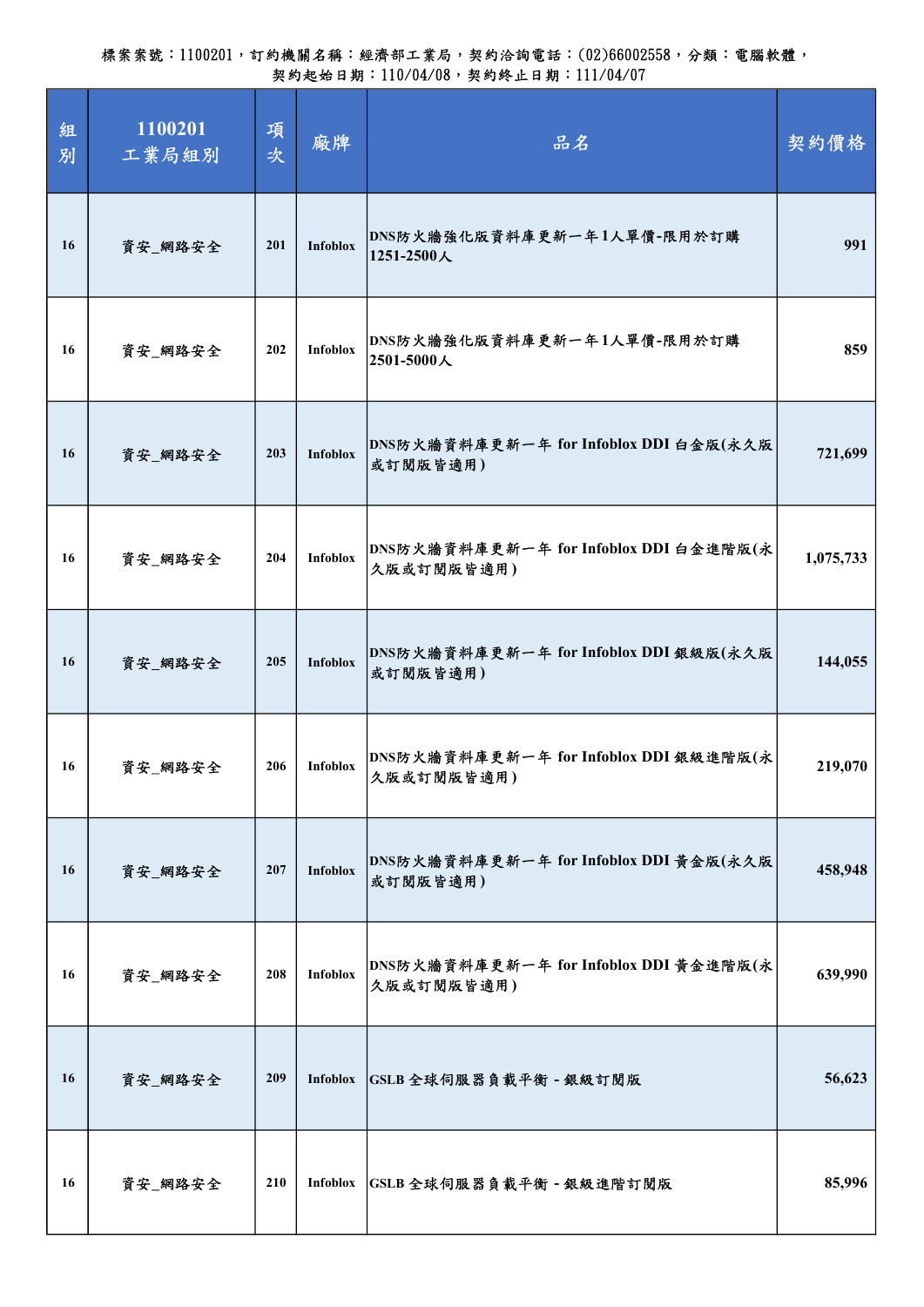標案案號：1100201，訂約機關名稱：經濟部工業局，契約洽詢電話：(02)66002558，分類：電腦軟體，
契約起始日期：110/04/08，契約終止日期：111/04/07

| 組別 | 1100201 工業局組別 | 項次 | 廠牌 | 品名 | 契約價格 |
|---|---|---|---|---|---|
| 16 | 資安_網路安全 | 201 | Infoblox | DNS防火牆強化版資料庫更新一年1人單價-限用於訂購1251-2500人 | 991 |
| 16 | 資安_網路安全 | 202 | Infoblox | DNS防火牆強化版資料庫更新一年1人單價-限用於訂購2501-5000人 | 859 |
| 16 | 資安_網路安全 | 203 | Infoblox | DNS防火牆資料庫更新一年 for Infoblox DDI 白金版(永久版或訂閱版皆適用) | 721,699 |
| 16 | 資安_網路安全 | 204 | Infoblox | DNS防火牆資料庫更新一年 for Infoblox DDI 白金進階版(永久版或訂閱版皆適用) | 1,075,733 |
| 16 | 資安_網路安全 | 205 | Infoblox | DNS防火牆資料庫更新一年 for Infoblox DDI 銀級版(永久版或訂閱版皆適用) | 144,055 |
| 16 | 資安_網路安全 | 206 | Infoblox | DNS防火牆資料庫更新一年 for Infoblox DDI 銀級進階版(永久版或訂閱版皆適用) | 219,070 |
| 16 | 資安_網路安全 | 207 | Infoblox | DNS防火牆資料庫更新一年 for Infoblox DDI 黃金版(永久版或訂閱版皆適用) | 458,948 |
| 16 | 資安_網路安全 | 208 | Infoblox | DNS防火牆資料庫更新一年 for Infoblox DDI 黃金進階版(永久版或訂閱版皆適用) | 639,990 |
| 16 | 資安_網路安全 | 209 | Infoblox | GSLB 全球伺服器負載平衡 - 銀級訂閱版 | 56,623 |
| 16 | 資安_網路安全 | 210 | Infoblox | GSLB 全球伺服器負載平衡 - 銀級進階訂閱版 | 85,996 |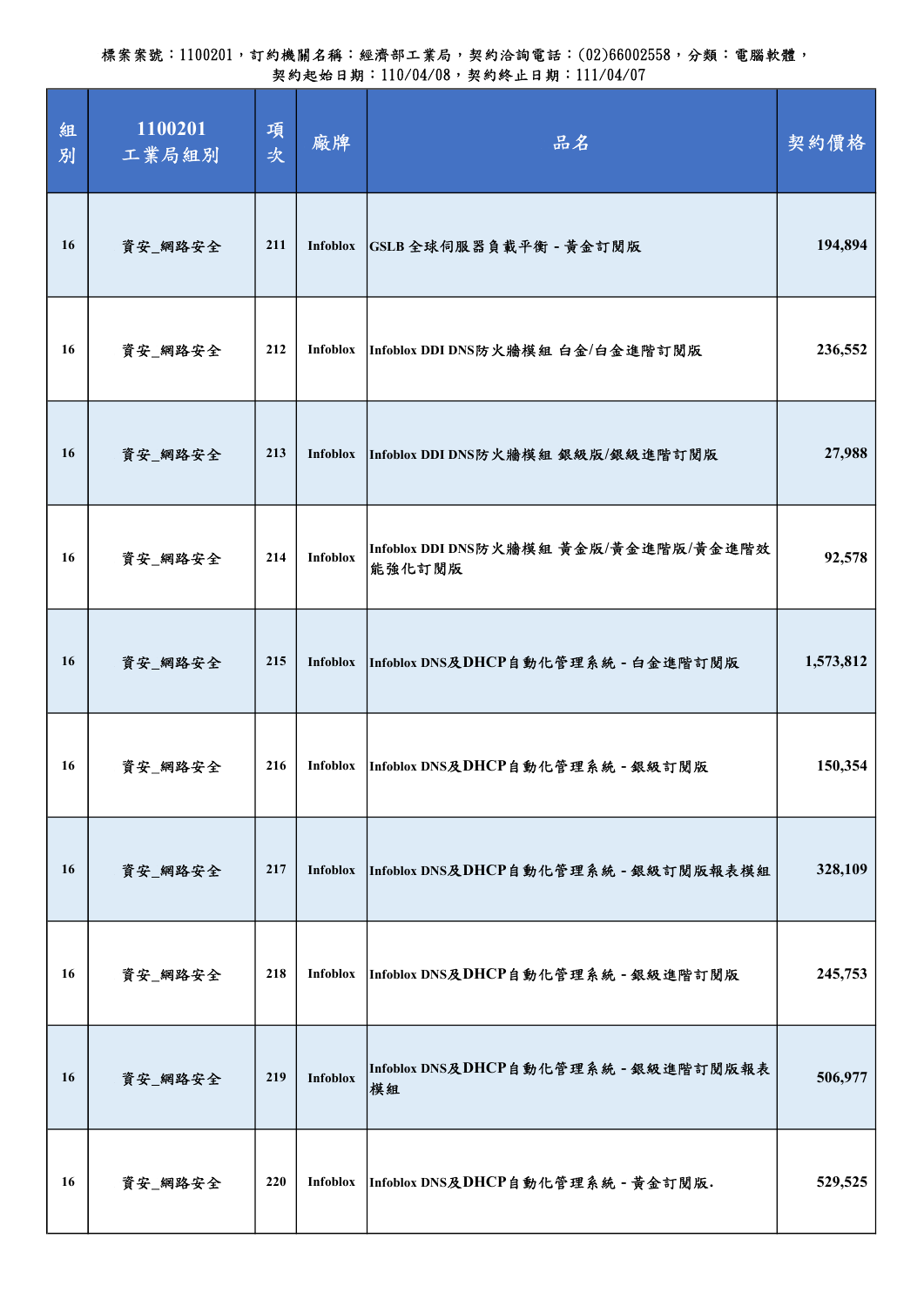標案案號：1100201，訂約機關名稱：經濟部工業局，契約洽詢電話：(02)66002558，分類：電腦軟體，
契約起始日期：110/04/08，契約終止日期：111/04/07

| 組別 | 1100201<br>工業局組別 | 項次 | 廠牌 | 品名 | 契約價格 |
|---|---|---|---|---|---|
| 16 | 資安_網路安全 | 211 | Infoblox | GSLB 全球伺服器負載平衡 - 黃金訂閱版 | 194,894 |
| 16 | 資安_網路安全 | 212 | Infoblox | Infoblox DDI DNS防火牆模組 白金/白金進階訂閱版 | 236,552 |
| 16 | 資安_網路安全 | 213 | Infoblox | Infoblox DDI DNS防火牆模組 銀級版/銀級進階訂閱版 | 27,988 |
| 16 | 資安_網路安全 | 214 | Infoblox | Infoblox DDI DNS防火牆模組 黃金版/黃金進階版/黃金進階效能強化訂閱版 | 92,578 |
| 16 | 資安_網路安全 | 215 | Infoblox | Infoblox DNS及DHCP自動化管理系統 - 白金進階訂閱版 | 1,573,812 |
| 16 | 資安_網路安全 | 216 | Infoblox | Infoblox DNS及DHCP自動化管理系統 - 銀級訂閱版 | 150,354 |
| 16 | 資安_網路安全 | 217 | Infoblox | Infoblox DNS及DHCP自動化管理系統 - 銀級訂閱版報表模組 | 328,109 |
| 16 | 資安_網路安全 | 218 | Infoblox | Infoblox DNS及DHCP自動化管理系統 - 銀級進階訂閱版 | 245,753 |
| 16 | 資安_網路安全 | 219 | Infoblox | Infoblox DNS及DHCP自動化管理系統 - 銀級進階訂閱版報表模組 | 506,977 |
| 16 | 資安_網路安全 | 220 | Infoblox | Infoblox DNS及DHCP自動化管理系統 - 黃金訂閱版. | 529,525 |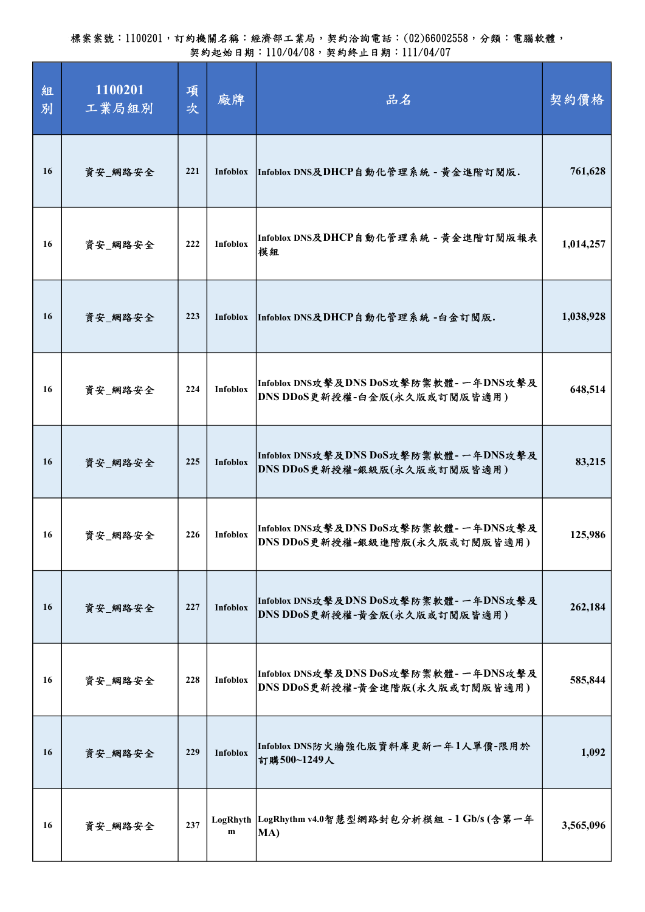標案案號：1100201，訂約機關名稱：經濟部工業局，契約洽詢電話：(02)66002558，分類：電腦軟體，
契約起始日期：110/04/08，契約終止日期：111/04/07

| 組別 | 1100201 工業局組別 | 項次 | 廠牌 | 品名 | 契約價格 |
|---|---|---|---|---|---|
| 16 | 資安_網路安全 | 221 | Infoblox | Infoblox DNS及DHCP自動化管理系統 - 黃金進階訂閱版. | 761,628 |
| 16 | 資安_網路安全 | 222 | Infoblox | Infoblox DNS及DHCP自動化管理系統 - 黃金進階訂閱版報表模組 | 1,014,257 |
| 16 | 資安_網路安全 | 223 | Infoblox | Infoblox DNS及DHCP自動化管理系統 -白金訂閱版. | 1,038,928 |
| 16 | 資安_網路安全 | 224 | Infoblox | Infoblox DNS攻擊及DNS DoS攻擊防禦軟體- 一年DNS攻擊及DNS DDoS更新授權-白金版(永久版或訂閱版皆適用) | 648,514 |
| 16 | 資安_網路安全 | 225 | Infoblox | Infoblox DNS攻擊及DNS DoS攻擊防禦軟體- 一年DNS攻擊及DNS DDoS更新授權-銀級版(永久版或訂閱版皆適用) | 83,215 |
| 16 | 資安_網路安全 | 226 | Infoblox | Infoblox DNS攻擊及DNS DoS攻擊防禦軟體- 一年DNS攻擊及DNS DDoS更新授權-銀級進階版(永久版或訂閱版皆適用) | 125,986 |
| 16 | 資安_網路安全 | 227 | Infoblox | Infoblox DNS攻擊及DNS DoS攻擊防禦軟體- 一年DNS攻擊及DNS DDoS更新授權-黃金版(永久版或訂閱版皆適用) | 262,184 |
| 16 | 資安_網路安全 | 228 | Infoblox | Infoblox DNS攻擊及DNS DoS攻擊防禦軟體- 一年DNS攻擊及DNS DDoS更新授權-黃金進階版(永久版或訂閱版皆適用) | 585,844 |
| 16 | 資安_網路安全 | 229 | Infoblox | Infoblox DNS防火牆強化版資料庫更新一年1人單價-限用於訂購500~1249人 | 1,092 |
| 16 | 資安_網路安全 | 237 | LogRhythm | LogRhythm v4.0智慧型網路封包分析模組 - 1 Gb/s (含第一年MA) | 3,565,096 |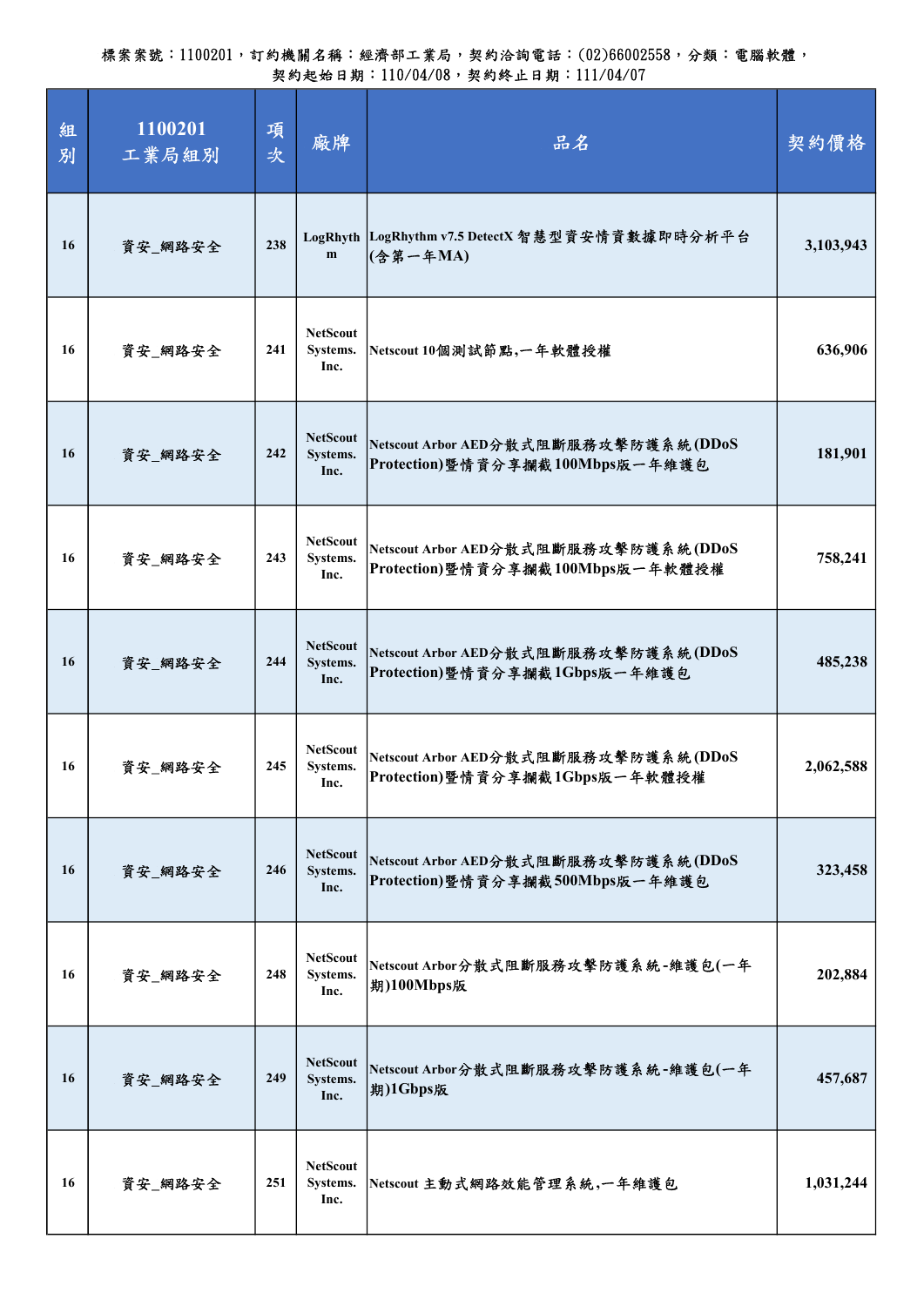標案案號：1100201，訂約機關名稱：經濟部工業局，契約洽詢電話：(02)66002558，分類：電腦軟體，契約起始日期：110/04/08，契約終止日期：111/04/07

| 組別 | 1100201 工業局組別 | 項次 | 廠牌 | 品名 | 契約價格 |
|---|---|---|---|---|---|
| 16 | 資安_網路安全 | 238 | LogRhythm | LogRhythm v7.5 DetectX 智慧型資安情資數據即時分析平台(含第一年MA) | 3,103,943 |
| 16 | 資安_網路安全 | 241 | NetScout Systems. Inc. | Netscout 10個測試節點,一年軟體授權 | 636,906 |
| 16 | 資安_網路安全 | 242 | NetScout Systems. Inc. | Netscout Arbor AED分散式阻斷服務攻擊防護系統(DDoS Protection)暨情資分享攔截100Mbps版一年維護包 | 181,901 |
| 16 | 資安_網路安全 | 243 | NetScout Systems. Inc. | Netscout Arbor AED分散式阻斷服務攻擊防護系統(DDoS Protection)暨情資分享攔截100Mbps版一年軟體授權 | 758,241 |
| 16 | 資安_網路安全 | 244 | NetScout Systems. Inc. | Netscout Arbor AED分散式阻斷服務攻擊防護系統(DDoS Protection)暨情資分享攔截1Gbps版一年維護包 | 485,238 |
| 16 | 資安_網路安全 | 245 | NetScout Systems. Inc. | Netscout Arbor AED分散式阻斷服務攻擊防護系統(DDoS Protection)暨情資分享攔截1Gbps版一年軟體授權 | 2,062,588 |
| 16 | 資安_網路安全 | 246 | NetScout Systems. Inc. | Netscout Arbor AED分散式阻斷服務攻擊防護系統(DDoS Protection)暨情資分享攔截500Mbps版一年維護包 | 323,458 |
| 16 | 資安_網路安全 | 248 | NetScout Systems. Inc. | Netscout Arbor分散式阻斷服務攻擊防護系統-維護包(一年期)100Mbps版 | 202,884 |
| 16 | 資安_網路安全 | 249 | NetScout Systems. Inc. | Netscout Arbor分散式阻斷服務攻擊防護系統-維護包(一年期)1Gbps版 | 457,687 |
| 16 | 資安_網路安全 | 251 | NetScout Systems. Inc. | Netscout 主動式網路效能管理系統,一年維護包 | 1,031,244 |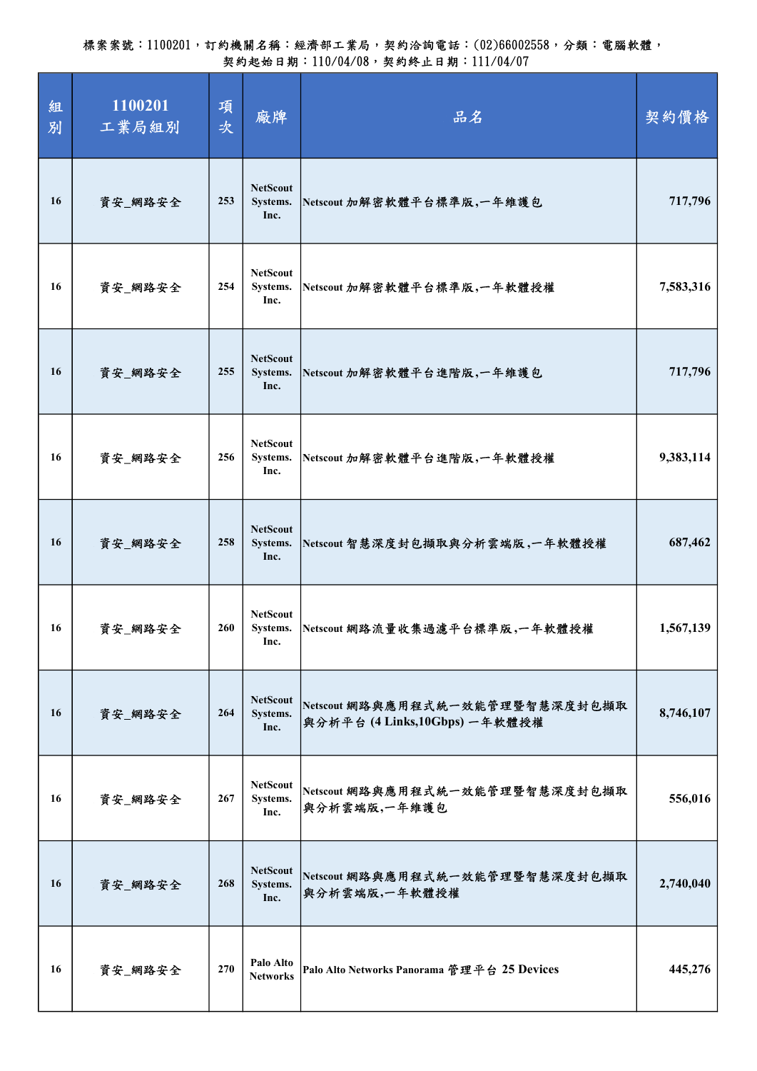標案案號：1100201，訂約機關名稱：經濟部工業局，契約洽詢電話：(02)66002558，分類：電腦軟體，契約起始日期：110/04/08，契約終止日期：111/04/07

| 組別 | 1100201 工業局組別 | 項次 | 廠牌 | 品名 | 契約價格 |
|---|---|---|---|---|---|
| 16 | 資安_網路安全 | 253 | NetScout Systems. Inc. | Netscout 加解密軟體平台標準版,一年維護包 | 717,796 |
| 16 | 資安_網路安全 | 254 | NetScout Systems. Inc. | Netscout 加解密軟體平台標準版,一年軟體授權 | 7,583,316 |
| 16 | 資安_網路安全 | 255 | NetScout Systems. Inc. | Netscout 加解密軟體平台進階版,一年維護包 | 717,796 |
| 16 | 資安_網路安全 | 256 | NetScout Systems. Inc. | Netscout 加解密軟體平台進階版,一年軟體授權 | 9,383,114 |
| 16 | 資安_網路安全 | 258 | NetScout Systems. Inc. | Netscout 智慧深度封包擷取與分析雲端版,一年軟體授權 | 687,462 |
| 16 | 資安_網路安全 | 260 | NetScout Systems. Inc. | Netscout 網路流量收集過濾平台標準版,一年軟體授權 | 1,567,139 |
| 16 | 資安_網路安全 | 264 | NetScout Systems. Inc. | Netscout 網路與應用程式統一效能管理暨智慧深度封包擷取與分析平台 (4 Links,10Gbps) 一年軟體授權 | 8,746,107 |
| 16 | 資安_網路安全 | 267 | NetScout Systems. Inc. | Netscout 網路與應用程式統一效能管理暨智慧深度封包擷取與分析雲端版,一年維護包 | 556,016 |
| 16 | 資安_網路安全 | 268 | NetScout Systems. Inc. | Netscout 網路與應用程式統一效能管理暨智慧深度封包擷取與分析雲端版,一年軟體授權 | 2,740,040 |
| 16 | 資安_網路安全 | 270 | Palo Alto Networks | Palo Alto Networks Panorama 管理平台 25 Devices | 445,276 |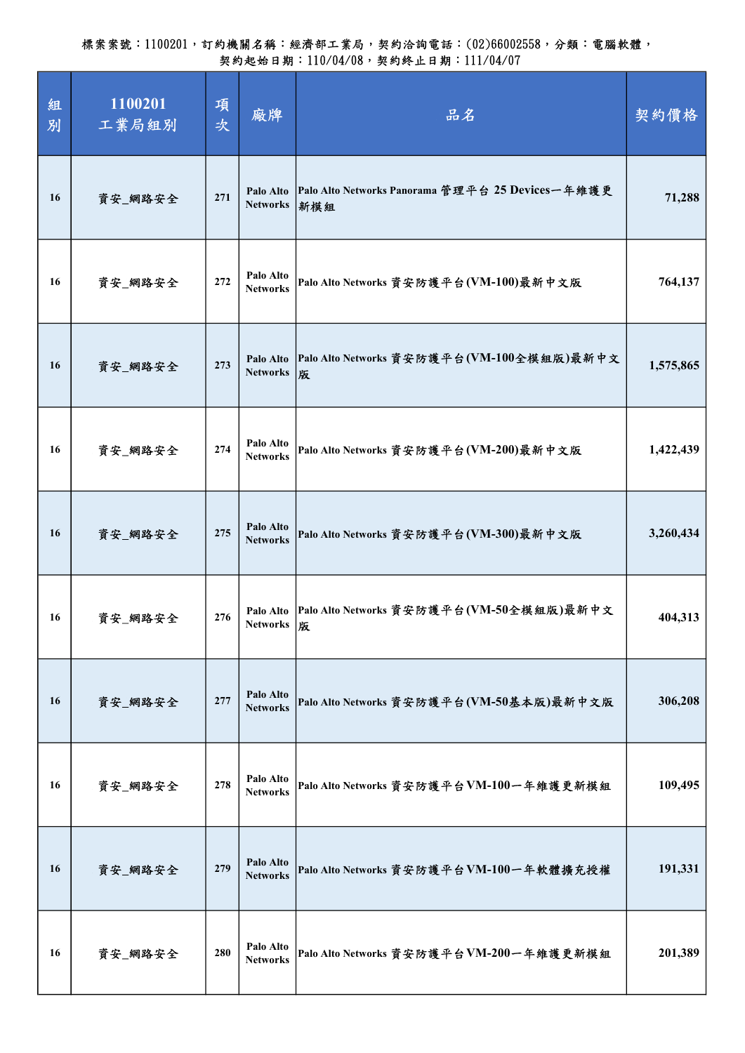標案案號：1100201，訂約機關名稱：經濟部工業局，契約洽詢電話：(02)66002558，分類：電腦軟體，
契約起始日期：110/04/08，契約終止日期：111/04/07

| 組別 | 1100201 工業局組別 | 項次 | 廠牌 | 品名 | 契約價格 |
|---|---|---|---|---|---|
| 16 | 資安_網路安全 | 271 | Palo Alto Networks | Palo Alto Networks Panorama 管理平台 25 Devices一年維護更新模組 | 71,288 |
| 16 | 資安_網路安全 | 272 | Palo Alto Networks | Palo Alto Networks 資安防護平台(VM-100)最新中文版 | 764,137 |
| 16 | 資安_網路安全 | 273 | Palo Alto Networks | Palo Alto Networks 資安防護平台(VM-100全模組版)最新中文版 | 1,575,865 |
| 16 | 資安_網路安全 | 274 | Palo Alto Networks | Palo Alto Networks 資安防護平台(VM-200)最新中文版 | 1,422,439 |
| 16 | 資安_網路安全 | 275 | Palo Alto Networks | Palo Alto Networks 資安防護平台(VM-300)最新中文版 | 3,260,434 |
| 16 | 資安_網路安全 | 276 | Palo Alto Networks | Palo Alto Networks 資安防護平台(VM-50全模組版)最新中文版 | 404,313 |
| 16 | 資安_網路安全 | 277 | Palo Alto Networks | Palo Alto Networks 資安防護平台(VM-50基本版)最新中文版 | 306,208 |
| 16 | 資安_網路安全 | 278 | Palo Alto Networks | Palo Alto Networks 資安防護平台VM-100一年維護更新模組 | 109,495 |
| 16 | 資安_網路安全 | 279 | Palo Alto Networks | Palo Alto Networks 資安防護平台VM-100一年軟體擴充授權 | 191,331 |
| 16 | 資安_網路安全 | 280 | Palo Alto Networks | Palo Alto Networks 資安防護平台VM-200一年維護更新模組 | 201,389 |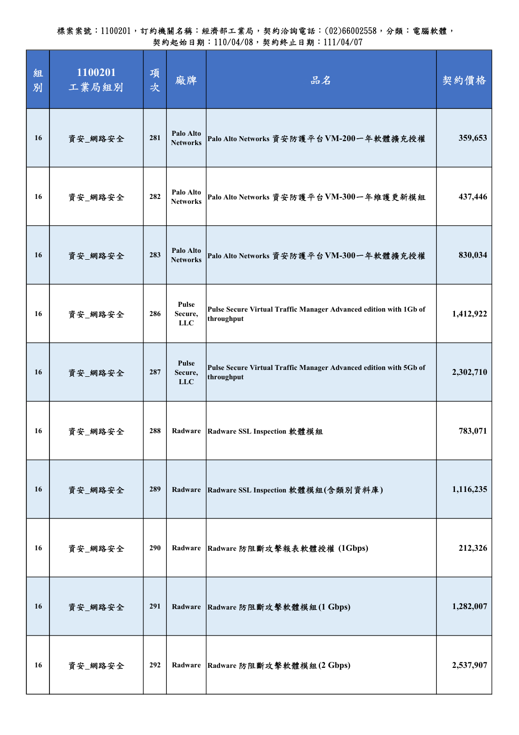標案案號：1100201，訂約機關名稱：經濟部工業局，契約洽詢電話：(02)66002558，分類：電腦軟體，
契約起始日期：110/04/08，契約終止日期：111/04/07

| 組別 | 1100201 工業局組別 | 項次 | 廠牌 | 品名 | 契約價格 |
|---|---|---|---|---|---|
| 16 | 資安_網路安全 | 281 | Palo Alto Networks | Palo Alto Networks 資安防護平台VM-200一年軟體擴充授權 | 359,653 |
| 16 | 資安_網路安全 | 282 | Palo Alto Networks | Palo Alto Networks 資安防護平台VM-300一年維護更新模組 | 437,446 |
| 16 | 資安_網路安全 | 283 | Palo Alto Networks | Palo Alto Networks 資安防護平台VM-300一年軟體擴充授權 | 830,034 |
| 16 | 資安_網路安全 | 286 | Pulse Secure, LLC | Pulse Secure Virtual Traffic Manager Advanced edition with 1Gb of throughput | 1,412,922 |
| 16 | 資安_網路安全 | 287 | Pulse Secure, LLC | Pulse Secure Virtual Traffic Manager Advanced edition with 5Gb of throughput | 2,302,710 |
| 16 | 資安_網路安全 | 288 | Radware | Radware SSL Inspection 軟體模組 | 783,071 |
| 16 | 資安_網路安全 | 289 | Radware | Radware SSL Inspection 軟體模組(含類別資料庫) | 1,116,235 |
| 16 | 資安_網路安全 | 290 | Radware | Radware 防阻斷攻擊報表軟體授權 (1Gbps) | 212,326 |
| 16 | 資安_網路安全 | 291 | Radware | Radware 防阻斷攻擊軟體模組(1 Gbps) | 1,282,007 |
| 16 | 資安_網路安全 | 292 | Radware | Radware 防阻斷攻擊軟體模組(2 Gbps) | 2,537,907 |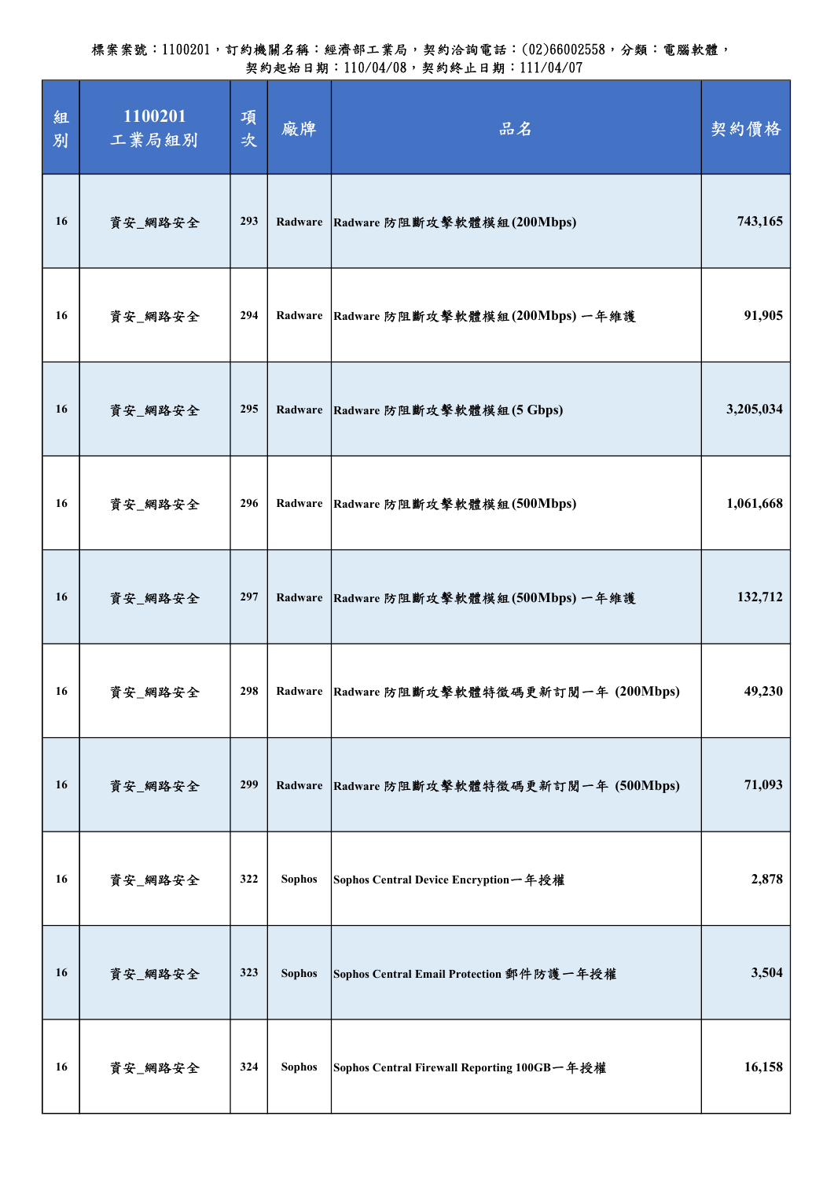標案案號：1100201，訂約機關名稱：經濟部工業局，契約洽詢電話：(02)66002558，分類：電腦軟體，
契約起始日期：110/04/08，契約終止日期：111/04/07

| 組別 | 1100201 工業局組別 | 項次 | 廠牌 | 品名 | 契約價格 |
|---|---|---|---|---|---|
| 16 | 資安_網路安全 | 293 | Radware | Radware 防阻斷攻擊軟體模組(200Mbps) | 743,165 |
| 16 | 資安_網路安全 | 294 | Radware | Radware 防阻斷攻擊軟體模組(200Mbps) 一年維護 | 91,905 |
| 16 | 資安_網路安全 | 295 | Radware | Radware 防阻斷攻擊軟體模組(5 Gbps) | 3,205,034 |
| 16 | 資安_網路安全 | 296 | Radware | Radware 防阻斷攻擊軟體模組(500Mbps) | 1,061,668 |
| 16 | 資安_網路安全 | 297 | Radware | Radware 防阻斷攻擊軟體模組(500Mbps) 一年維護 | 132,712 |
| 16 | 資安_網路安全 | 298 | Radware | Radware 防阻斷攻擊軟體特徵碼更新訂閱一年 (200Mbps) | 49,230 |
| 16 | 資安_網路安全 | 299 | Radware | Radware 防阻斷攻擊軟體特徵碼更新訂閱一年 (500Mbps) | 71,093 |
| 16 | 資安_網路安全 | 322 | Sophos | Sophos Central Device Encryption一年授權 | 2,878 |
| 16 | 資安_網路安全 | 323 | Sophos | Sophos Central Email Protection 郵件防護一年授權 | 3,504 |
| 16 | 資安_網路安全 | 324 | Sophos | Sophos Central Firewall Reporting 100GB一年授權 | 16,158 |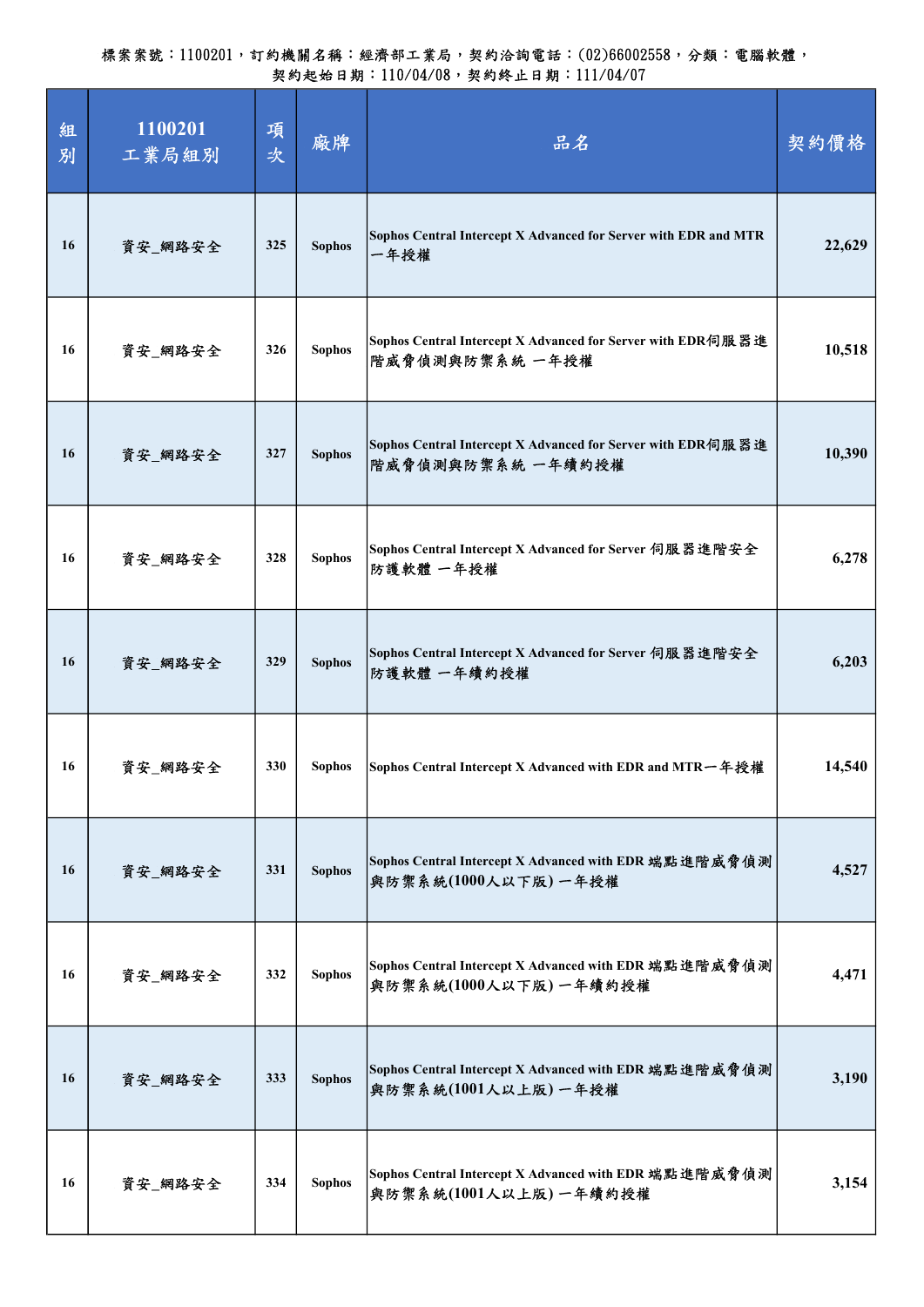標案案號：1100201，訂約機關名稱：經濟部工業局，契約洽詢電話：(02)66002558，分類：電腦軟體，
契約起始日期：110/04/08，契約終止日期：111/04/07

| 組別 | 1100201 工業局組別 | 項次 | 廠牌 | 品名 | 契約價格 |
|---|---|---|---|---|---|
| 16 | 資安_網路安全 | 325 | Sophos | Sophos Central Intercept X Advanced for Server with EDR and MTR 一年授權 | 22,629 |
| 16 | 資安_網路安全 | 326 | Sophos | Sophos Central Intercept X Advanced for Server with EDR伺服器進階威脅偵測與防禦系統 一年授權 | 10,518 |
| 16 | 資安_網路安全 | 327 | Sophos | Sophos Central Intercept X Advanced for Server with EDR伺服器進階威脅偵測與防禦系統 一年續約授權 | 10,390 |
| 16 | 資安_網路安全 | 328 | Sophos | Sophos Central Intercept X Advanced for Server 伺服器進階安全防護軟體 一年授權 | 6,278 |
| 16 | 資安_網路安全 | 329 | Sophos | Sophos Central Intercept X Advanced for Server 伺服器進階安全防護軟體 一年續約授權 | 6,203 |
| 16 | 資安_網路安全 | 330 | Sophos | Sophos Central Intercept X Advanced with EDR and MTR一年授權 | 14,540 |
| 16 | 資安_網路安全 | 331 | Sophos | Sophos Central Intercept X Advanced with EDR 端點進階威脅偵測與防禦系統(1000人以下版) 一年授權 | 4,527 |
| 16 | 資安_網路安全 | 332 | Sophos | Sophos Central Intercept X Advanced with EDR 端點進階威脅偵測與防禦系統(1000人以下版) 一年續約授權 | 4,471 |
| 16 | 資安_網路安全 | 333 | Sophos | Sophos Central Intercept X Advanced with EDR 端點進階威脅偵測與防禦系統(1001人以上版) 一年授權 | 3,190 |
| 16 | 資安_網路安全 | 334 | Sophos | Sophos Central Intercept X Advanced with EDR 端點進階威脅偵測與防禦系統(1001人以上版) 一年續約授權 | 3,154 |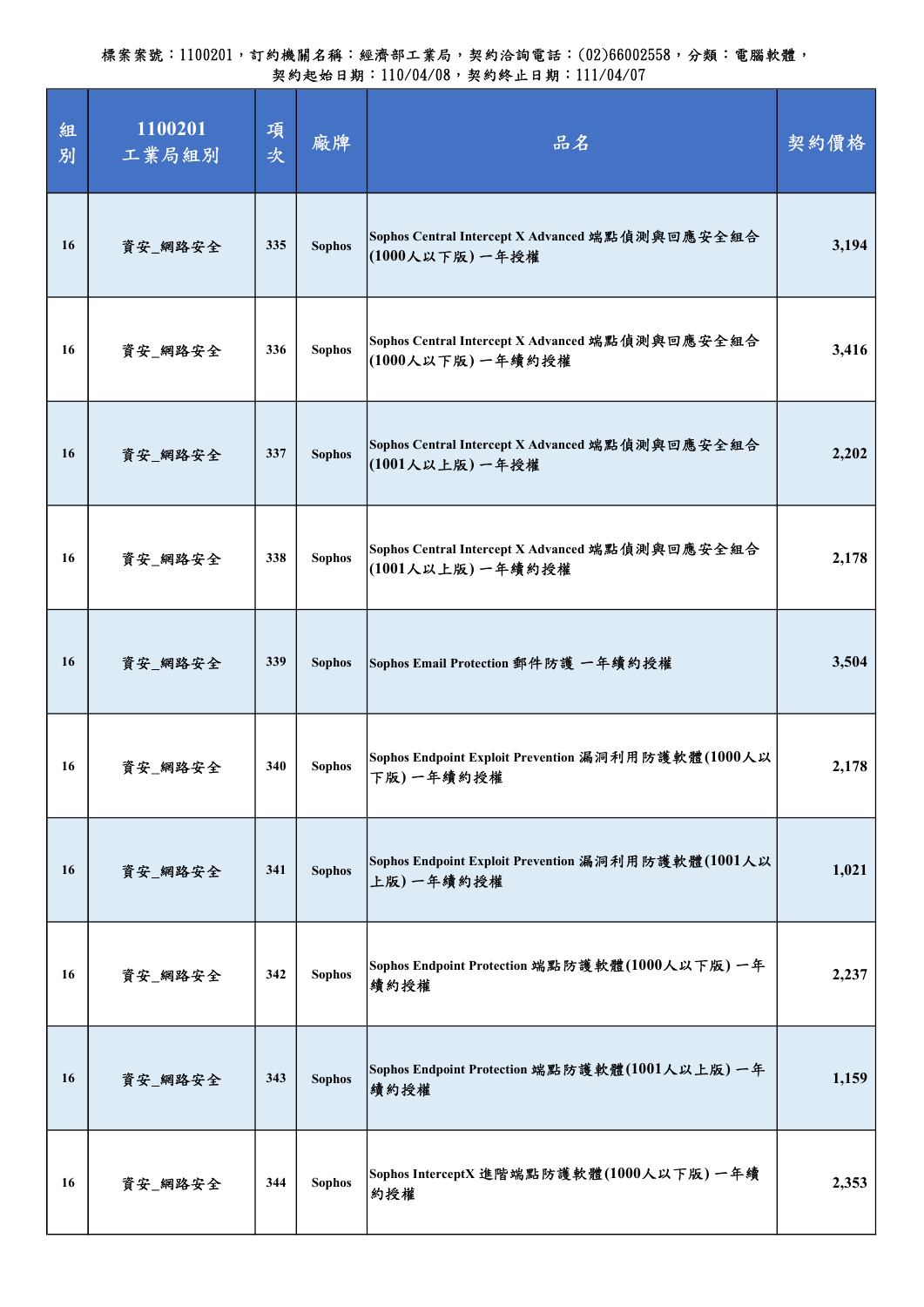標案案號：1100201，訂約機關名稱：經濟部工業局，契約洽詢電話：(02)66002558，分類：電腦軟體，契約起始日期：110/04/08，契約終止日期：111/04/07

| 組別 | 1100201 工業局組別 | 項次 | 廠牌 | 品名 | 契約價格 |
|---|---|---|---|---|---|
| 16 | 資安_網路安全 | 335 | Sophos | Sophos Central Intercept X Advanced 端點偵測與回應安全組合(1000人以下版) 一年授權 | 3,194 |
| 16 | 資安_網路安全 | 336 | Sophos | Sophos Central Intercept X Advanced 端點偵測與回應安全組合(1000人以下版) 一年續約授權 | 3,416 |
| 16 | 資安_網路安全 | 337 | Sophos | Sophos Central Intercept X Advanced 端點偵測與回應安全組合(1001人以上版) 一年授權 | 2,202 |
| 16 | 資安_網路安全 | 338 | Sophos | Sophos Central Intercept X Advanced 端點偵測與回應安全組合(1001人以上版) 一年續約授權 | 2,178 |
| 16 | 資安_網路安全 | 339 | Sophos | Sophos Email Protection 郵件防護 一年續約授權 | 3,504 |
| 16 | 資安_網路安全 | 340 | Sophos | Sophos Endpoint Exploit Prevention 漏洞利用防護軟體(1000人以下版) 一年續約授權 | 2,178 |
| 16 | 資安_網路安全 | 341 | Sophos | Sophos Endpoint Exploit Prevention 漏洞利用防護軟體(1001人以上版) 一年續約授權 | 1,021 |
| 16 | 資安_網路安全 | 342 | Sophos | Sophos Endpoint Protection 端點防護軟體(1000人以下版) 一年續約授權 | 2,237 |
| 16 | 資安_網路安全 | 343 | Sophos | Sophos Endpoint Protection 端點防護軟體(1001人以上版) 一年續約授權 | 1,159 |
| 16 | 資安_網路安全 | 344 | Sophos | Sophos InterceptX 進階端點防護軟體(1000人以下版) 一年續約授權 | 2,353 |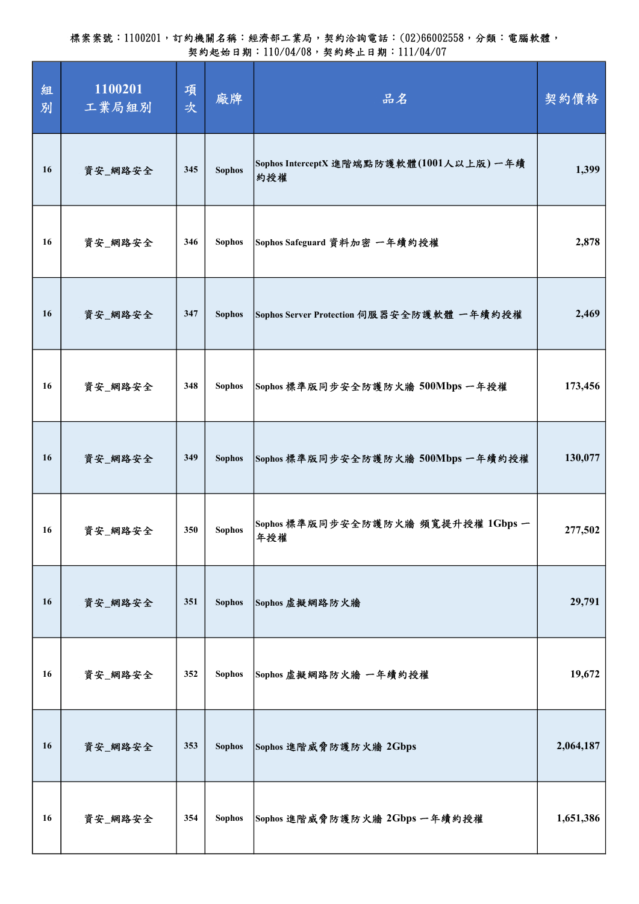標案案號：1100201，訂約機關名稱：經濟部工業局，契約洽詢電話：(02)66002558，分類：電腦軟體，契約起始日期：110/04/08，契約終止日期：111/04/07

| 組別 | 1100201 工業局組別 | 項次 | 廠牌 | 品名 | 契約價格 |
|---|---|---|---|---|---|
| 16 | 資安_網路安全 | 345 | Sophos | Sophos InterceptX 進階端點防護軟體(1001人以上版) 一年續約授權 | 1,399 |
| 16 | 資安_網路安全 | 346 | Sophos | Sophos Safeguard 資料加密 一年續約授權 | 2,878 |
| 16 | 資安_網路安全 | 347 | Sophos | Sophos Server Protection 伺服器安全防護軟體 一年續約授權 | 2,469 |
| 16 | 資安_網路安全 | 348 | Sophos | Sophos 標準版同步安全防護防火牆 500Mbps 一年授權 | 173,456 |
| 16 | 資安_網路安全 | 349 | Sophos | Sophos 標準版同步安全防護防火牆 500Mbps 一年續約授權 | 130,077 |
| 16 | 資安_網路安全 | 350 | Sophos | Sophos 標準版同步安全防護防火牆 頻寬提升授權 1Gbps 一年授權 | 277,502 |
| 16 | 資安_網路安全 | 351 | Sophos | Sophos 虛擬網路防火牆 | 29,791 |
| 16 | 資安_網路安全 | 352 | Sophos | Sophos 虛擬網路防火牆 一年續約授權 | 19,672 |
| 16 | 資安_網路安全 | 353 | Sophos | Sophos 進階威脅防護防火牆 2Gbps | 2,064,187 |
| 16 | 資安_網路安全 | 354 | Sophos | Sophos 進階威脅防護防火牆 2Gbps 一年續約授權 | 1,651,386 |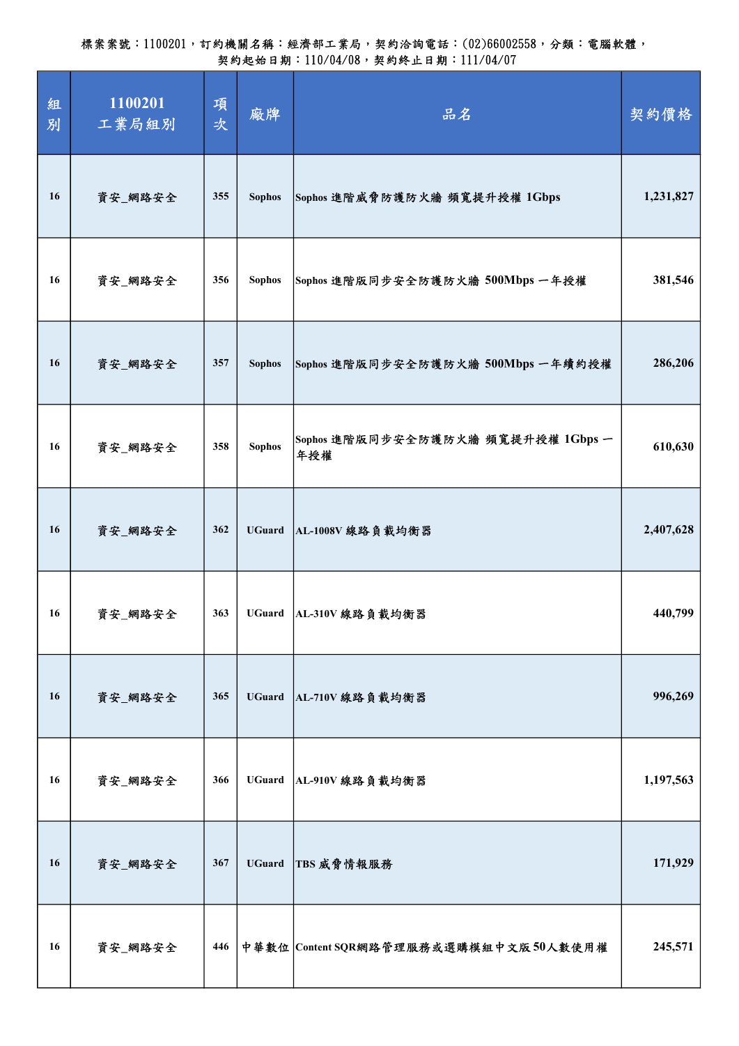標案案號：1100201，訂約機關名稱：經濟部工業局，契約洽詢電話：(02)66002558，分類：電腦軟體，
契約起始日期：110/04/08，契約終止日期：111/04/07

| 組別 | 1100201 工業局組別 | 項次 | 廠牌 | 品名 | 契約價格 |
|---|---|---|---|---|---|
| 16 | 資安_網路安全 | 355 | Sophos | Sophos 進階威脅防護防火牆 頻寬提升授權 1Gbps | 1,231,827 |
| 16 | 資安_網路安全 | 356 | Sophos | Sophos 進階版同步安全防護防火牆 500Mbps 一年授權 | 381,546 |
| 16 | 資安_網路安全 | 357 | Sophos | Sophos 進階版同步安全防護防火牆 500Mbps 一年續約授權 | 286,206 |
| 16 | 資安_網路安全 | 358 | Sophos | Sophos 進階版同步安全防護防火牆 頻寬提升授權 1Gbps 一年授權 | 610,630 |
| 16 | 資安_網路安全 | 362 | UGuard | AL-1008V 線路負載均衡器 | 2,407,628 |
| 16 | 資安_網路安全 | 363 | UGuard | AL-310V 線路負載均衡器 | 440,799 |
| 16 | 資安_網路安全 | 365 | UGuard | AL-710V 線路負載均衡器 | 996,269 |
| 16 | 資安_網路安全 | 366 | UGuard | AL-910V 線路負載均衡器 | 1,197,563 |
| 16 | 資安_網路安全 | 367 | UGuard | TBS 威脅情報服務 | 171,929 |
| 16 | 資安_網路安全 | 446 | 中華數位 | Content SQR網路管理服務或選購模組中文版 50人數使用權 | 245,571 |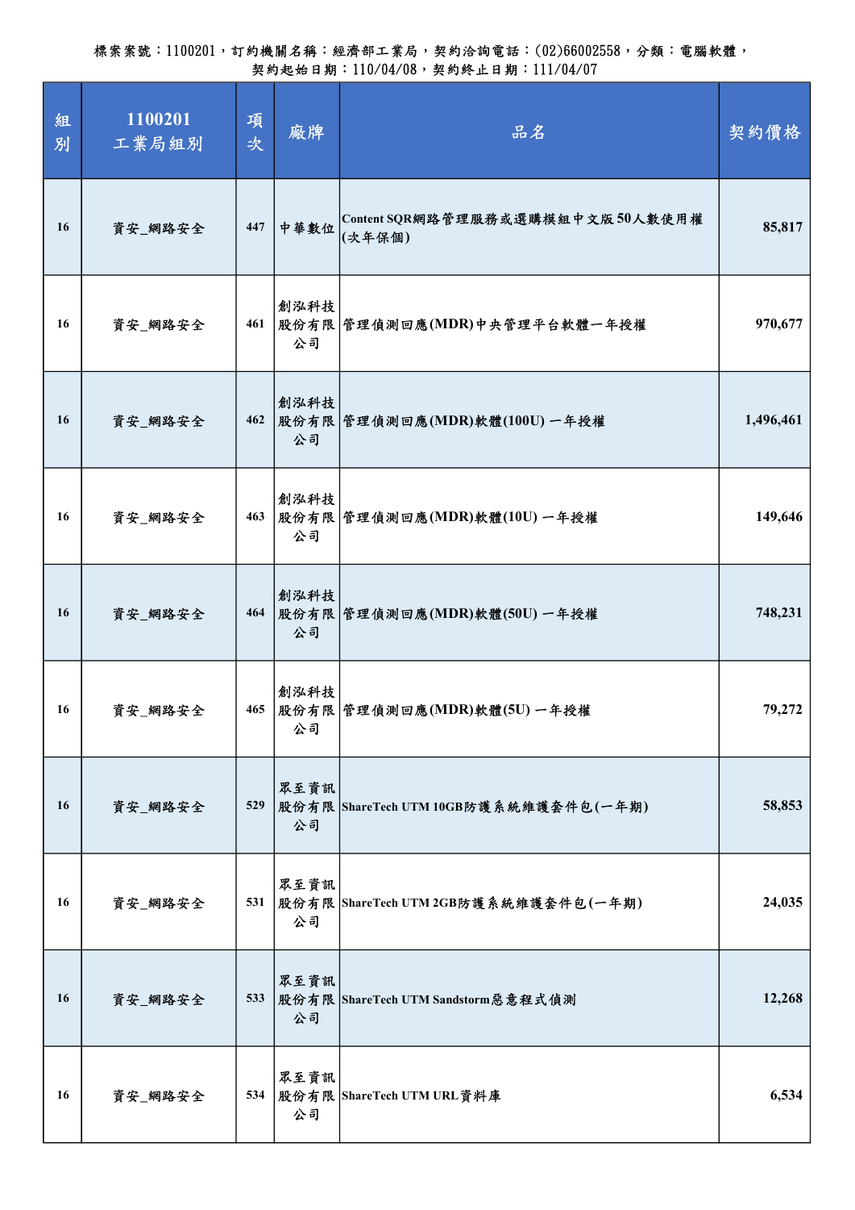標案案號：1100201，訂約機關名稱：經濟部工業局，契約洽詢電話：(02)66002558，分類：電腦軟體，
契約起始日期：110/04/08，契約終止日期：111/04/07

| 組別 | 1100201 工業局組別 | 項次 | 廠牌 | 品名 | 契約價格 |
|---|---|---|---|---|---|
| 16 | 資安_網路安全 | 447 | 中華數位 | Content SQR網路管理服務或選購模組中文版50人數使用權(次年保個) | 85,817 |
| 16 | 資安_網路安全 | 461 | 創泓科技股份有限公司 | 管理偵測回應(MDR)中央管理平台軟體一年授權 | 970,677 |
| 16 | 資安_網路安全 | 462 | 創泓科技股份有限公司 | 管理偵測回應(MDR)軟體(100U) 一年授權 | 1,496,461 |
| 16 | 資安_網路安全 | 463 | 創泓科技股份有限公司 | 管理偵測回應(MDR)軟體(10U) 一年授權 | 149,646 |
| 16 | 資安_網路安全 | 464 | 創泓科技股份有限公司 | 管理偵測回應(MDR)軟體(50U) 一年授權 | 748,231 |
| 16 | 資安_網路安全 | 465 | 創泓科技股份有限公司 | 管理偵測回應(MDR)軟體(5U) 一年授權 | 79,272 |
| 16 | 資安_網路安全 | 529 | 眾至資訊股份有限公司 | ShareTech UTM 10GB防護系統維護套件包(一年期) | 58,853 |
| 16 | 資安_網路安全 | 531 | 眾至資訊股份有限公司 | ShareTech UTM 2GB防護系統維護套件包(一年期) | 24,035 |
| 16 | 資安_網路安全 | 533 | 眾至資訊股份有限公司 | ShareTech UTM Sandstorm惡意程式偵測 | 12,268 |
| 16 | 資安_網路安全 | 534 | 眾至資訊股份有限公司 | ShareTech UTM URL資料庫 | 6,534 |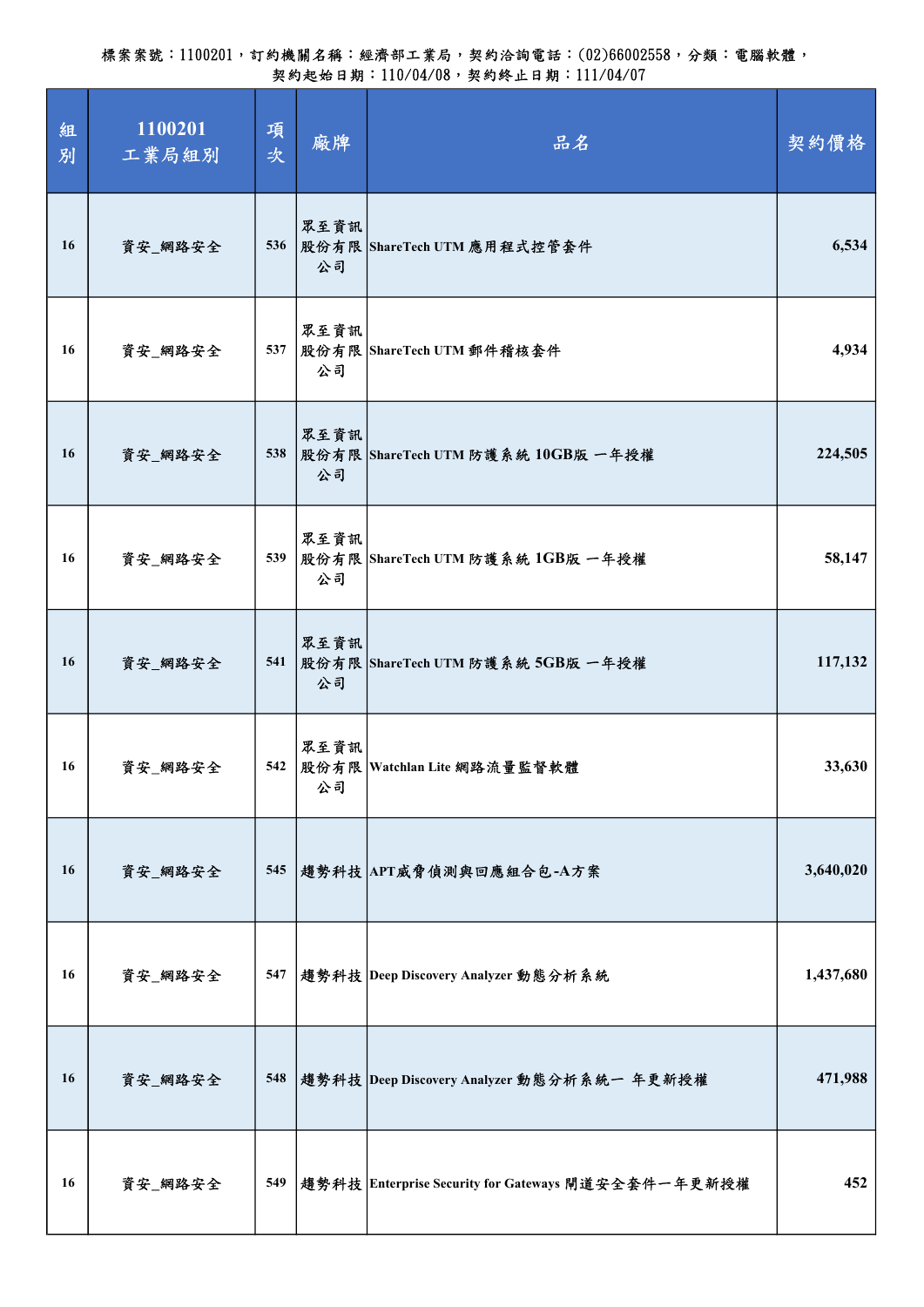標案案號：1100201，訂約機關名稱：經濟部工業局，契約洽詢電話：(02)66002558，分類：電腦軟體，
契約起始日期：110/04/08，契約終止日期：111/04/07

| 組別 | 1100201 工業局組別 | 項次 | 廠牌 | 品名 | 契約價格 |
|---|---|---|---|---|---|
| 16 | 資安_網路安全 | 536 | 眾至資訊股份有限公司 | ShareTech UTM 應用程式控管套件 | 6,534 |
| 16 | 資安_網路安全 | 537 | 眾至資訊股份有限公司 | ShareTech UTM 郵件稽核套件 | 4,934 |
| 16 | 資安_網路安全 | 538 | 眾至資訊股份有限公司 | ShareTech UTM 防護系統 10GB版 一年授權 | 224,505 |
| 16 | 資安_網路安全 | 539 | 眾至資訊股份有限公司 | ShareTech UTM 防護系統 1GB版 一年授權 | 58,147 |
| 16 | 資安_網路安全 | 541 | 眾至資訊股份有限公司 | ShareTech UTM 防護系統 5GB版 一年授權 | 117,132 |
| 16 | 資安_網路安全 | 542 | 眾至資訊股份有限公司 | Watchlan Lite 網路流量監督軟體 | 33,630 |
| 16 | 資安_網路安全 | 545 | 趨勢科技 | APT威脅偵測與回應組合包-A方案 | 3,640,020 |
| 16 | 資安_網路安全 | 547 | 趨勢科技 | Deep Discovery Analyzer 動態分析系統 | 1,437,680 |
| 16 | 資安_網路安全 | 548 | 趨勢科技 | Deep Discovery Analyzer 動態分析系統一 年更新授權 | 471,988 |
| 16 | 資安_網路安全 | 549 | 趨勢科技 | Enterprise Security for Gateways 閘道安全套件一年更新授權 | 452 |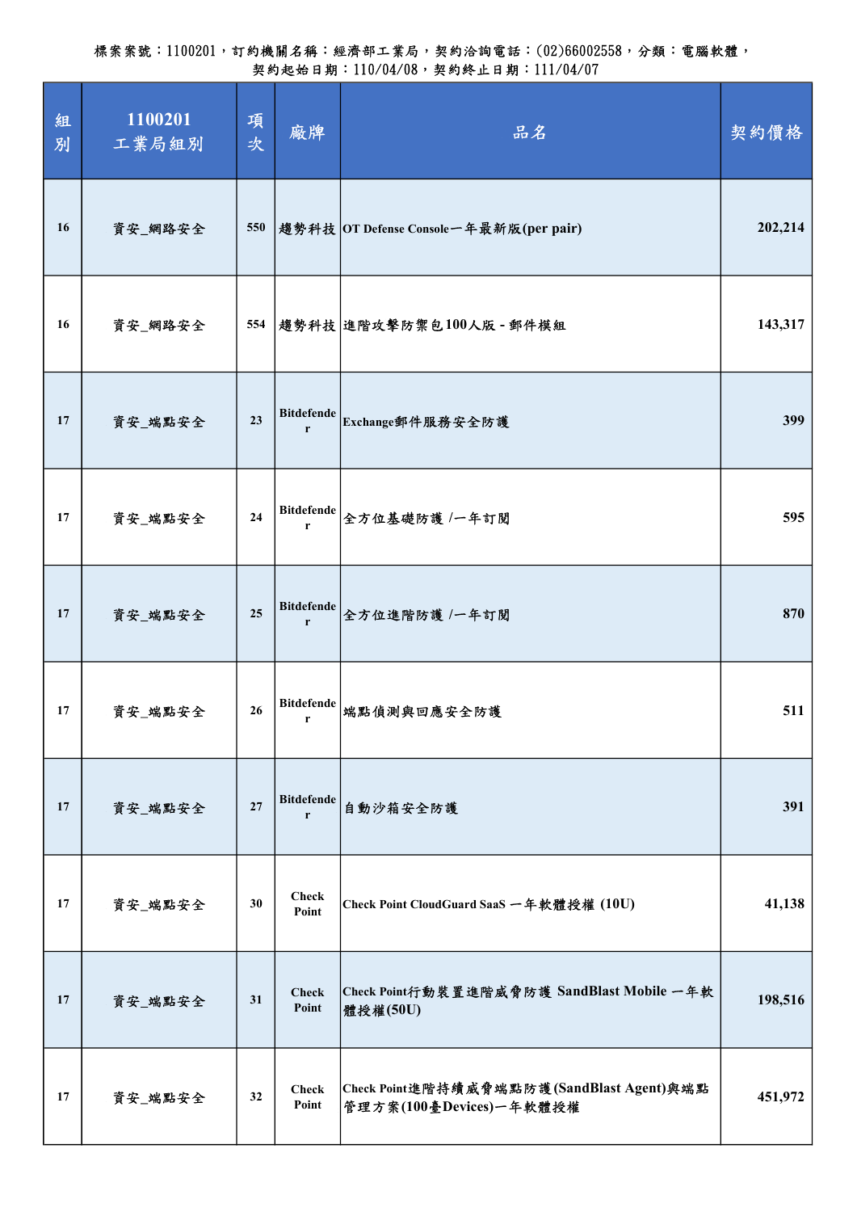標案案號：1100201，訂約機關名稱：經濟部工業局，契約洽詢電話：(02)66002558，分類：電腦軟體，契約起始日期：110/04/08，契約終止日期：111/04/07

| 組別 | 1100201 工業局組別 | 項次 | 廠牌 | 品名 | 契約價格 |
|---|---|---|---|---|---|
| 16 | 資安_網路安全 | 550 | 趨勢科技 | OT Defense Console一年最新版(per pair) | 202,214 |
| 16 | 資安_網路安全 | 554 | 趨勢科技 | 進階攻擊防禦包100人版 - 郵件模組 | 143,317 |
| 17 | 資安_端點安全 | 23 | Bitdefender | Exchange郵件服務安全防護 | 399 |
| 17 | 資安_端點安全 | 24 | Bitdefender | 全方位基礎防護 /一年訂閱 | 595 |
| 17 | 資安_端點安全 | 25 | Bitdefender | 全方位進階防護 /一年訂閱 | 870 |
| 17 | 資安_端點安全 | 26 | Bitdefender | 端點偵測與回應安全防護 | 511 |
| 17 | 資安_端點安全 | 27 | Bitdefender | 自動沙箱安全防護 | 391 |
| 17 | 資安_端點安全 | 30 | Check Point | Check Point CloudGuard SaaS 一年軟體授權 (10U) | 41,138 |
| 17 | 資安_端點安全 | 31 | Check Point | Check Point行動裝置進階威脅防護 SandBlast Mobile 一年軟體授權(50U) | 198,516 |
| 17 | 資安_端點安全 | 32 | Check Point | Check Point進階持續威脅端點防護(SandBlast Agent)與端點管理方案(100臺Devices)一年軟體授權 | 451,972 |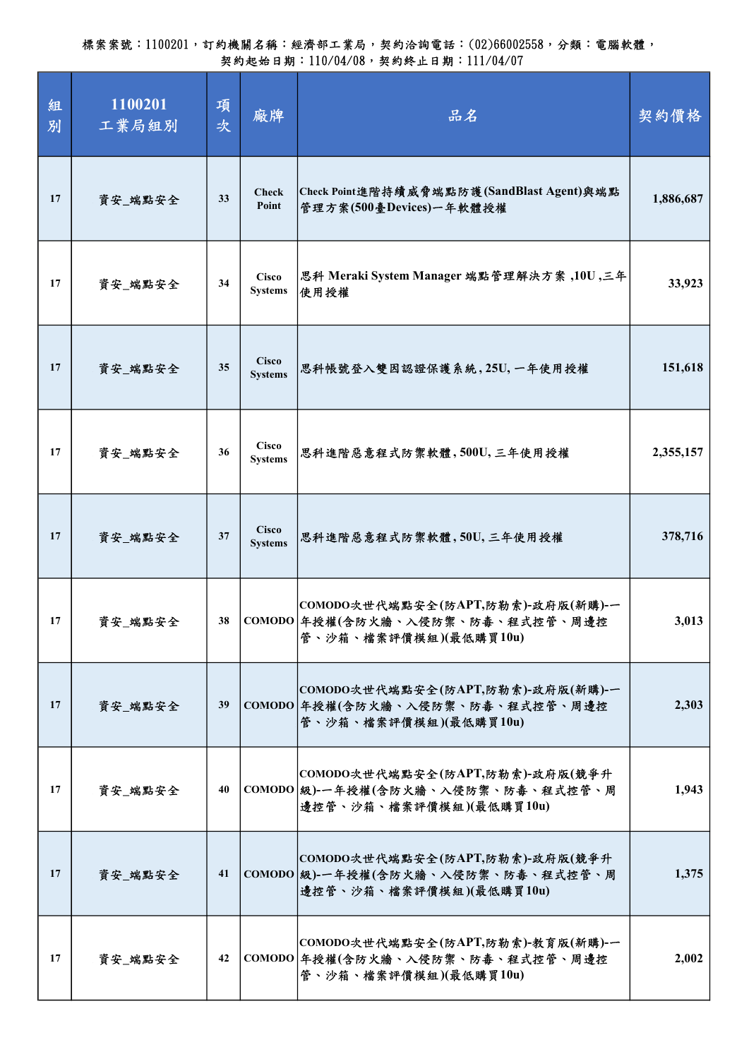標案案號：1100201，訂約機關名稱：經濟部工業局，契約洽詢電話：(02)66002558，分類：電腦軟體，
契約起始日期：110/04/08，契約終止日期：111/04/07

| 組別 | 1100201 工業局組別 | 項次 | 廠牌 | 品名 | 契約價格 |
|---|---|---|---|---|---|
| 17 | 資安_端點安全 | 33 | Check Point | Check Point進階持續威脅端點防護(SandBlast Agent)與端點管理方案(500臺Devices)一年軟體授權 | 1,886,687 |
| 17 | 資安_端點安全 | 34 | Cisco Systems | 思科 Meraki System Manager 端點管理解決方案 ,10U ,三年使用授權 | 33,923 |
| 17 | 資安_端點安全 | 35 | Cisco Systems | 思科帳號登入雙因認證保護系統, 25U, 一年使用授權 | 151,618 |
| 17 | 資安_端點安全 | 36 | Cisco Systems | 思科進階惡意程式防禦軟體, 500U, 三年使用授權 | 2,355,157 |
| 17 | 資安_端點安全 | 37 | Cisco Systems | 思科進階惡意程式防禦軟體, 50U, 三年使用授權 | 378,716 |
| 17 | 資安_端點安全 | 38 | COMODO | COMODO次世代端點安全(防APT,防勒索)-政府版(新購)-一年授權(含防火牆、入侵防禦、防毒、程式控管、周邊控管、沙箱、檔案評價模組)(最低購買10u) | 3,013 |
| 17 | 資安_端點安全 | 39 | COMODO | COMODO次世代端點安全(防APT,防勒索)-政府版(新購)-一年授權(含防火牆、入侵防禦、防毒、程式控管、周邊控管、沙箱、檔案評價模組)(最低購買10u) | 2,303 |
| 17 | 資安_端點安全 | 40 | COMODO | COMODO次世代端點安全(防APT,防勒索)-政府版(競爭升級)-一年授權(含防火牆、入侵防禦、防毒、程式控管、周邊控管、沙箱、檔案評價模組)(最低購買10u) | 1,943 |
| 17 | 資安_端點安全 | 41 | COMODO | COMODO次世代端點安全(防APT,防勒索)-政府版(競爭升級)-一年授權(含防火牆、入侵防禦、防毒、程式控管、周邊控管、沙箱、檔案評價模組)(最低購買10u) | 1,375 |
| 17 | 資安_端點安全 | 42 | COMODO | COMODO次世代端點安全(防APT,防勒索)-教育版(新購)-一年授權(含防火牆、入侵防禦、防毒、程式控管、周邊控管、沙箱、檔案評價模組)(最低購買10u) | 2,002 |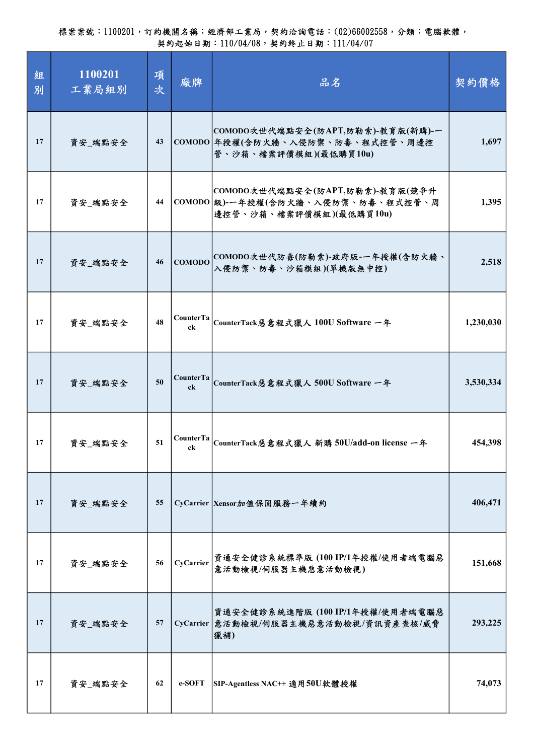標案案號：1100201，訂約機關名稱：經濟部工業局，契約洽詢電話：(02)66002558，分類：電腦軟體，
契約起始日期：110/04/08，契約終止日期：111/04/07

| 組別 | 1100201 工業局組別 | 項次 | 廠牌 | 品名 | 契約價格 |
|---|---|---|---|---|---|
| 17 | 資安_端點安全 | 43 | COMODO | COMODO次世代端點安全(防APT,防勒索)-教育版(新購)-一年授權(含防火牆、入侵防禦、防毒、程式控管、周邊控管、沙箱、檔案評價模組)(最低購買10u) | 1,697 |
| 17 | 資安_端點安全 | 44 | COMODO | COMODO次世代端點安全(防APT,防勒索)-教育版(競爭升級)-一年授權(含防火牆、入侵防禦、防毒、程式控管、周邊控管、沙箱、檔案評價模組)(最低購買10u) | 1,395 |
| 17 | 資安_端點安全 | 46 | COMODO | COMODO次世代防毒(防勒索)-政府版-一年授權(含防火牆、入侵防禦、防毒、沙箱模組)(單機版無中控) | 2,518 |
| 17 | 資安_端點安全 | 48 | CounterTack | CounterTack惡意程式獵人 100U Software 一年 | 1,230,030 |
| 17 | 資安_端點安全 | 50 | CounterTack | CounterTack惡意程式獵人 500U Software 一年 | 3,530,334 |
| 17 | 資安_端點安全 | 51 | CounterTack | CounterTack惡意程式獵人 新購 50U/add-on license 一年 | 454,398 |
| 17 | 資安_端點安全 | 55 | CyCarrier | Xensor加值保固服務一年續約 | 406,471 |
| 17 | 資安_端點安全 | 56 | CyCarrier | 資通安全健診系統標準版 (100 IP/1年授權/使用者端電腦惡意活動檢視/伺服器主機惡意活動檢視) | 151,668 |
| 17 | 資安_端點安全 | 57 | CyCarrier | 資通安全健診系統進階版 (100 IP/1年授權/使用者端電腦惡意活動檢視/伺服器主機惡意活動檢視/資訊資產查核/威脅獵補) | 293,225 |
| 17 | 資安_端點安全 | 62 | e-SOFT | SIP-Agentless NAC++ 適用50U軟體授權 | 74,073 |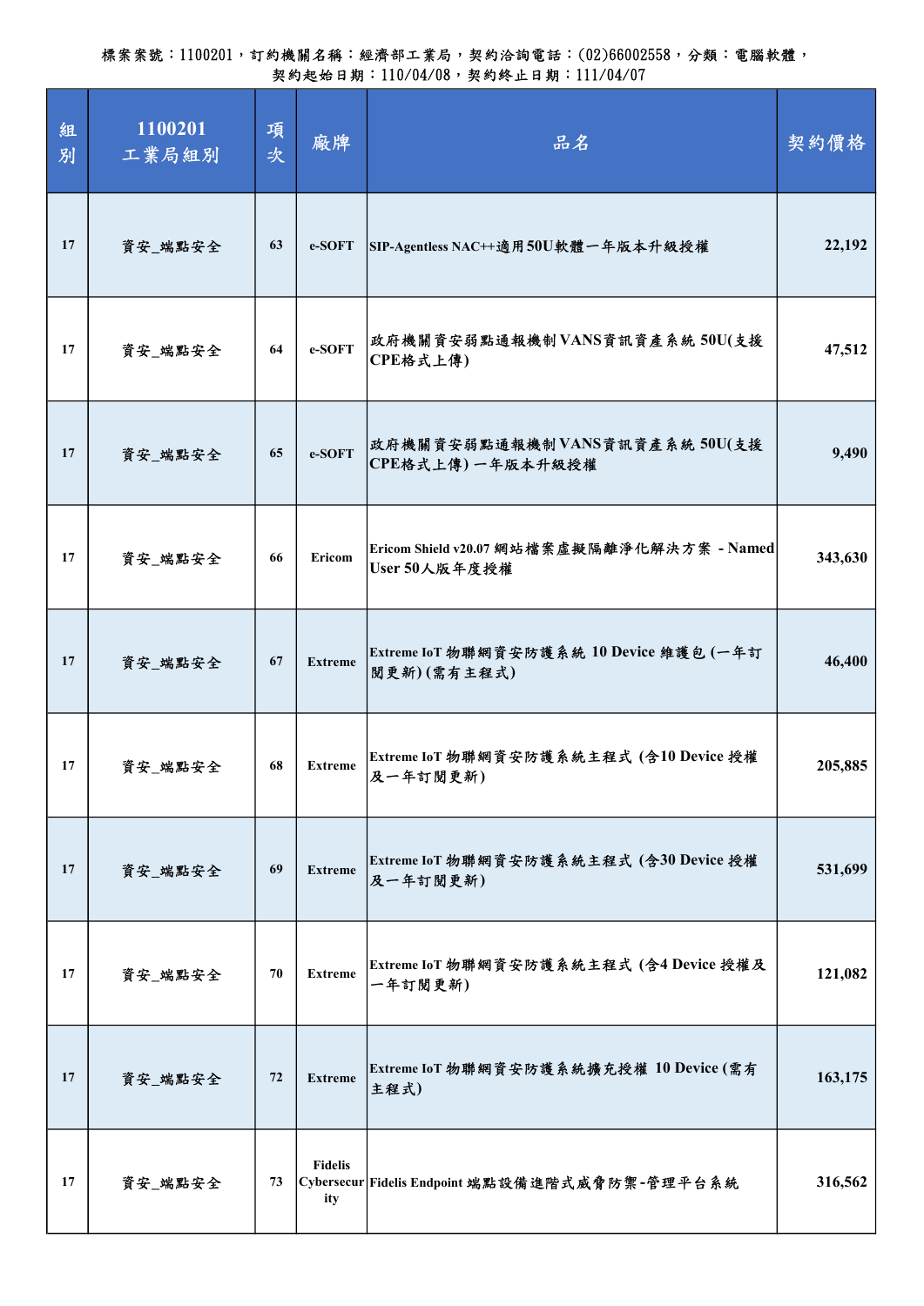標案案號：1100201，訂約機關名稱：經濟部工業局，契約洽詢電話：(02)66002558，分類：電腦軟體，
契約起始日期：110/04/08，契約終止日期：111/04/07

| 組別 | 1100201 工業局組別 | 項次 | 廠牌 | 品名 | 契約價格 |
|---|---|---|---|---|---|
| 17 | 資安_端點安全 | 63 | e-SOFT | SIP-Agentless NAC++適用50U軟體一年版本升級授權 | 22,192 |
| 17 | 資安_端點安全 | 64 | e-SOFT | 政府機關資安弱點通報機制VANS資訊資產系統 50U(支援CPE格式上傳) | 47,512 |
| 17 | 資安_端點安全 | 65 | e-SOFT | 政府機關資安弱點通報機制VANS資訊資產系統 50U(支援CPE格式上傳) 一年版本升級授權 | 9,490 |
| 17 | 資安_端點安全 | 66 | Ericom | Ericom Shield v20.07 網站檔案虛擬隔離淨化解決方案 - Named User 50人版年度授權 | 343,630 |
| 17 | 資安_端點安全 | 67 | Extreme | Extreme IoT 物聯網資安防護系統 10 Device 維護包 (一年訂閱更新) (需有主程式) | 46,400 |
| 17 | 資安_端點安全 | 68 | Extreme | Extreme IoT 物聯網資安防護系統主程式 (含10 Device 授權及一年訂閱更新) | 205,885 |
| 17 | 資安_端點安全 | 69 | Extreme | Extreme IoT 物聯網資安防護系統主程式 (含30 Device 授權及一年訂閱更新) | 531,699 |
| 17 | 資安_端點安全 | 70 | Extreme | Extreme IoT 物聯網資安防護系統主程式 (含4 Device 授權及一年訂閱更新) | 121,082 |
| 17 | 資安_端點安全 | 72 | Extreme | Extreme IoT 物聯網資安防護系統擴充授權 10 Device (需有主程式) | 163,175 |
| 17 | 資安_端點安全 | 73 | Fidelis Cybersecurity | Fidelis Endpoint 端點設備進階式威脅防禦-管理平台系統 | 316,562 |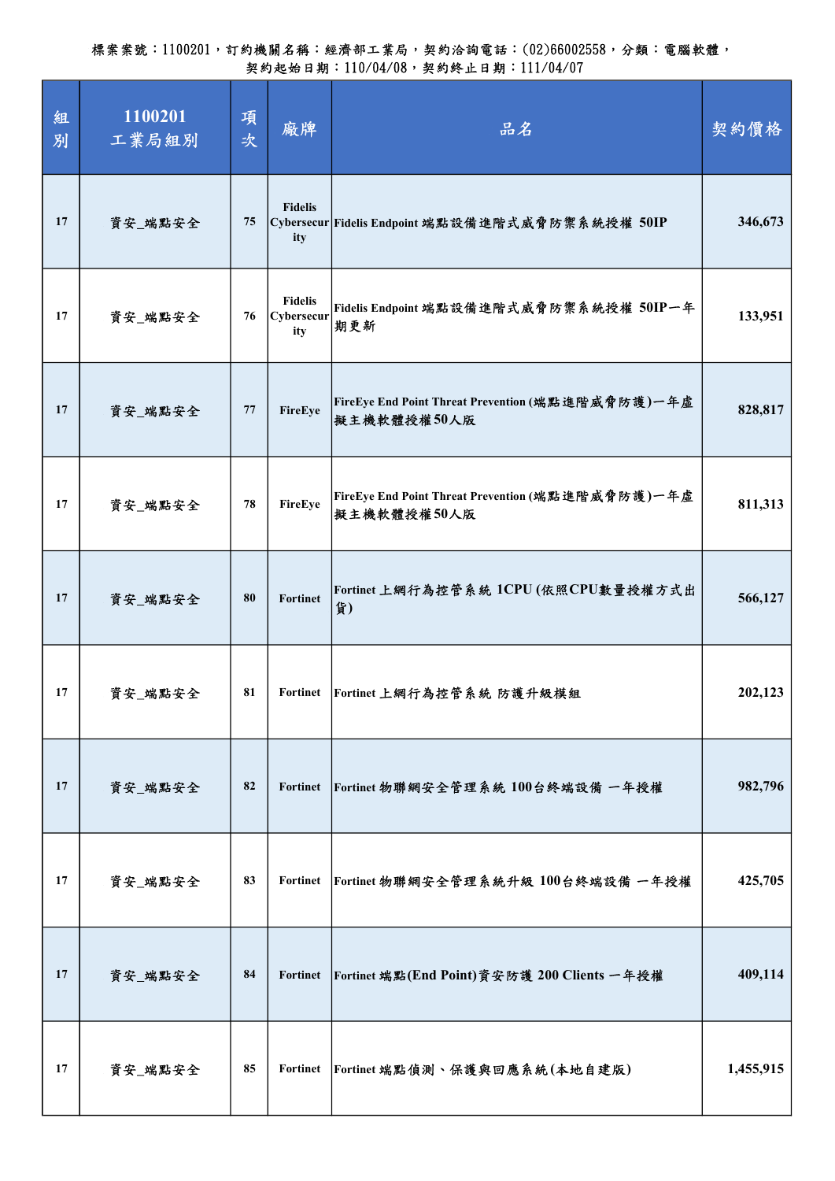標案案號：1100201，訂約機關名稱：經濟部工業局，契約洽詢電話：(02)66002558，分類：電腦軟體，契約起始日期：110/04/08，契約終止日期：111/04/07

| 組別 | 1100201 工業局組別 | 項次 | 廠牌 | 品名 | 契約價格 |
|---|---|---|---|---|---|
| 17 | 資安_端點安全 | 75 | Fidelis Cybersecurity | Fidelis Endpoint 端點設備進階式威脅防禦系統授權 50IP | 346,673 |
| 17 | 資安_端點安全 | 76 | Fidelis Cybersecurity | Fidelis Endpoint 端點設備進階式威脅防禦系統授權 50IP一年期更新 | 133,951 |
| 17 | 資安_端點安全 | 77 | FireEye | FireEye End Point Threat Prevention (端點進階威脅防護)一年虛擬主機軟體授權50人版 | 828,817 |
| 17 | 資安_端點安全 | 78 | FireEye | FireEye End Point Threat Prevention (端點進階威脅防護)一年虛擬主機軟體授權50人版 | 811,313 |
| 17 | 資安_端點安全 | 80 | Fortinet | Fortinet 上網行為控管系統 1CPU (依照CPU數量授權方式出貨) | 566,127 |
| 17 | 資安_端點安全 | 81 | Fortinet | Fortinet 上網行為控管系統 防護升級模組 | 202,123 |
| 17 | 資安_端點安全 | 82 | Fortinet | Fortinet 物聯網安全管理系統 100台終端設備 一年授權 | 982,796 |
| 17 | 資安_端點安全 | 83 | Fortinet | Fortinet 物聯網安全管理系統升級 100台終端設備 一年授權 | 425,705 |
| 17 | 資安_端點安全 | 84 | Fortinet | Fortinet 端點(End Point)資安防護 200 Clients 一年授權 | 409,114 |
| 17 | 資安_端點安全 | 85 | Fortinet | Fortinet 端點偵測、保護與回應系統(本地自建版) | 1,455,915 |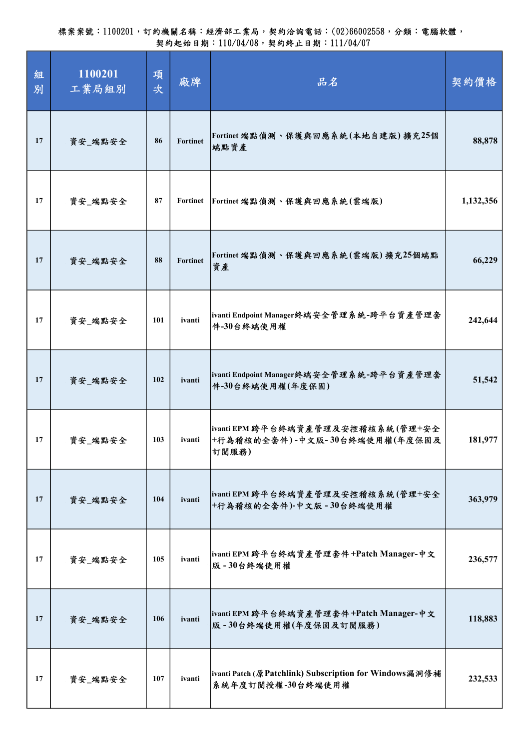標案案號：1100201，訂約機關名稱：經濟部工業局，契約洽詢電話：(02)66002558，分類：電腦軟體，契約起始日期：110/04/08，契約終止日期：111/04/07

| 組別 | 1100201 工業局組別 | 項次 | 廠牌 | 品名 | 契約價格 |
|---|---|---|---|---|---|
| 17 | 資安_端點安全 | 86 | Fortinet | Fortinet 端點偵測、保護與回應系統(本地自建版) 擴充25個端點資產 | 88,878 |
| 17 | 資安_端點安全 | 87 | Fortinet | Fortinet 端點偵測、保護與回應系統(雲端版) | 1,132,356 |
| 17 | 資安_端點安全 | 88 | Fortinet | Fortinet 端點偵測、保護與回應系統(雲端版) 擴充25個端點資產 | 66,229 |
| 17 | 資安_端點安全 | 101 | ivanti | ivanti Endpoint Manager終端安全管理系統-跨平台資產管理套件-30台終端使用權 | 242,644 |
| 17 | 資安_端點安全 | 102 | ivanti | ivanti Endpoint Manager終端安全管理系統-跨平台資產管理套件-30台終端使用權(年度保固) | 51,542 |
| 17 | 資安_端點安全 | 103 | ivanti | ivanti EPM 跨平台終端資產管理及安控稽核系統(管理+安全+行為稽核的全套件)-中文版- 30台終端使用權(年度保固及訂閱服務) | 181,977 |
| 17 | 資安_端點安全 | 104 | ivanti | ivanti EPM 跨平台終端資產管理及安控稽核系統(管理+安全+行為稽核的全套件)-中文版 - 30台終端使用權 | 363,979 |
| 17 | 資安_端點安全 | 105 | ivanti | ivanti EPM 跨平台終端資產管理套件+Patch Manager-中文版 - 30台終端使用權 | 236,577 |
| 17 | 資安_端點安全 | 106 | ivanti | ivanti EPM 跨平台終端資產管理套件+Patch Manager-中文版 - 30台終端使用權(年度保固及訂閱服務) | 118,883 |
| 17 | 資安_端點安全 | 107 | ivanti | ivanti Patch (原Patchlink) Subscription for Windows漏洞修補系統年度訂閱授權-30台終端使用權 | 232,533 |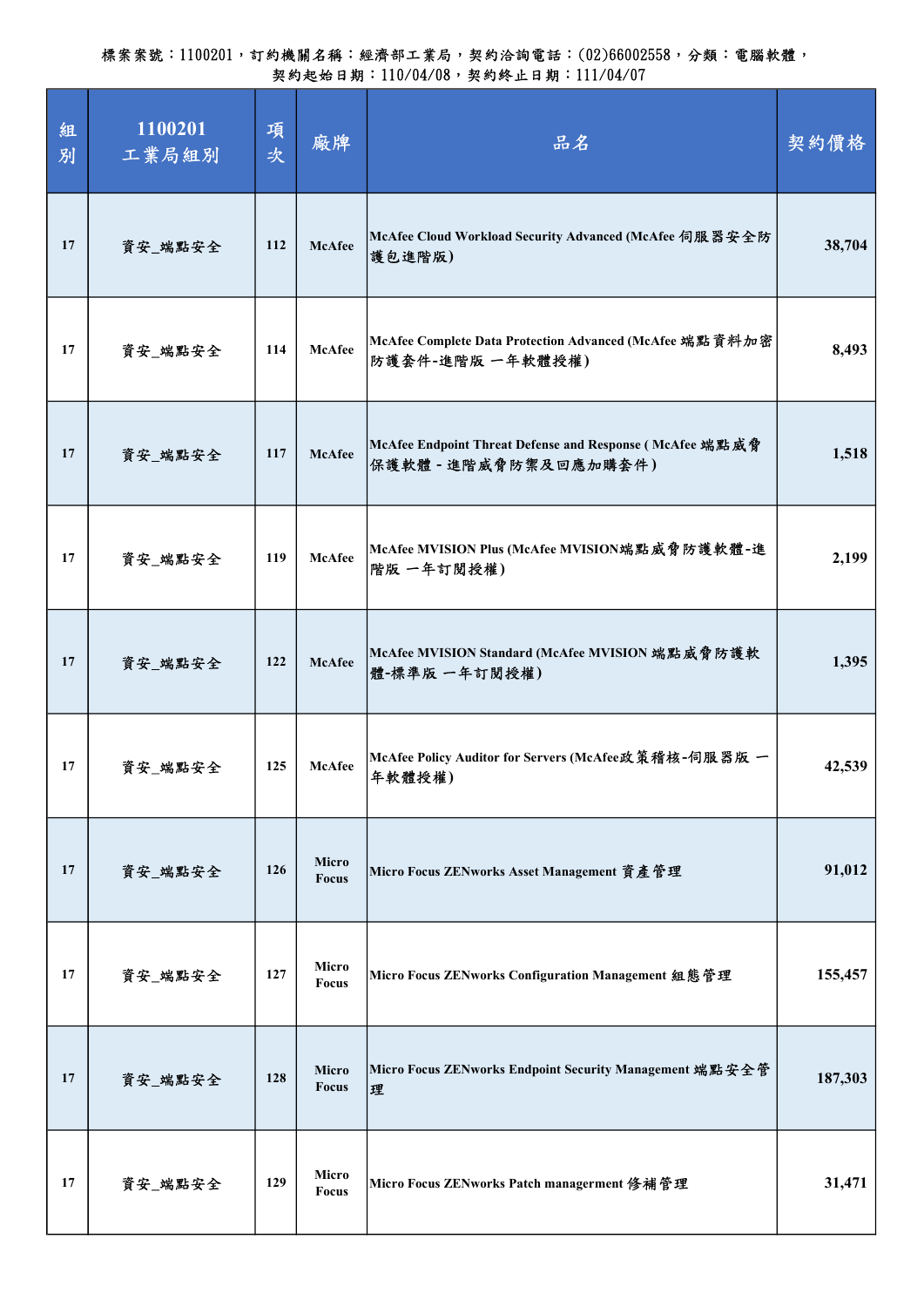標案案號：1100201，訂約機關名稱：經濟部工業局，契約洽詢電話：(02)66002558，分類：電腦軟體，
契約起始日期：110/04/08，契約終止日期：111/04/07

| 組別 | 1100201<br>工業局組別 | 項次 | 廠牌 | 品名 | 契約價格 |
|---|---|---|---|---|---|
| 17 | 資安_端點安全 | 112 | McAfee | McAfee Cloud Workload Security Advanced (McAfee 伺服器安全防護包進階版) | 38,704 |
| 17 | 資安_端點安全 | 114 | McAfee | McAfee Complete Data Protection Advanced (McAfee 端點資料加密防護套件-進階版 一年軟體授權) | 8,493 |
| 17 | 資安_端點安全 | 117 | McAfee | McAfee Endpoint Threat Defense and Response ( McAfee 端點威脅保護軟體 - 進階威脅防禦及回應加購套件) | 1,518 |
| 17 | 資安_端點安全 | 119 | McAfee | McAfee MVISION Plus (McAfee MVISION端點威脅防護軟體-進階版 一年訂閱授權) | 2,199 |
| 17 | 資安_端點安全 | 122 | McAfee | McAfee MVISION Standard (McAfee MVISION 端點威脅防護軟體-標準版 一年訂閱授權) | 1,395 |
| 17 | 資安_端點安全 | 125 | McAfee | McAfee Policy Auditor for Servers (McAfee政策稽核-伺服器版 一年軟體授權) | 42,539 |
| 17 | 資安_端點安全 | 126 | Micro Focus | Micro Focus ZENworks Asset Management 資產管理 | 91,012 |
| 17 | 資安_端點安全 | 127 | Micro Focus | Micro Focus ZENworks Configuration Management 組態管理 | 155,457 |
| 17 | 資安_端點安全 | 128 | Micro Focus | Micro Focus ZENworks Endpoint Security Management 端點安全管理 | 187,303 |
| 17 | 資安_端點安全 | 129 | Micro Focus | Micro Focus ZENworks Patch managerment 修補管理 | 31,471 |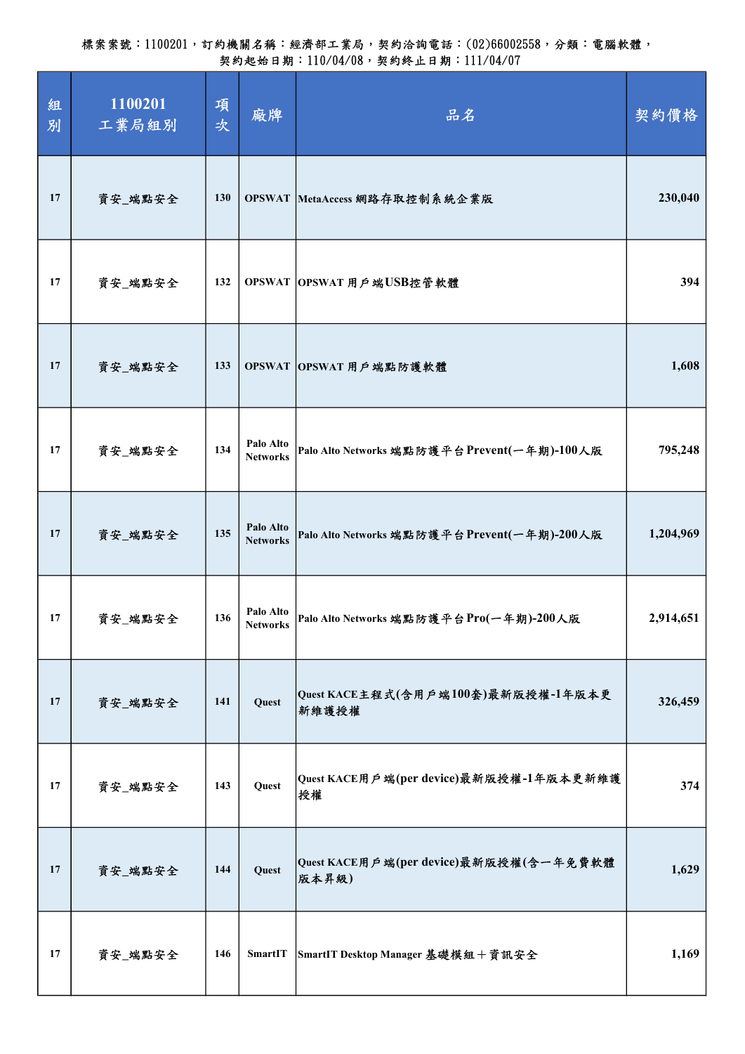標案案號：1100201，訂約機關名稱：經濟部工業局，契約洽詢電話：(02)66002558，分類：電腦軟體，
契約起始日期：110/04/08，契約終止日期：111/04/07

| 組別 | 1100201<br>工業局組別 | 項次 | 廠牌 | 品名 | 契約價格 |
|---|---|---|---|---|---|
| 17 | 資安_端點安全 | 130 | OPSWAT | MetaAccess 網路存取控制系統企業版 | 230,040 |
| 17 | 資安_端點安全 | 132 | OPSWAT | OPSWAT 用戶端USB控管軟體 | 394 |
| 17 | 資安_端點安全 | 133 | OPSWAT | OPSWAT 用戶端點防護軟體 | 1,608 |
| 17 | 資安_端點安全 | 134 | Palo Alto Networks | Palo Alto Networks 端點防護平台Prevent(一年期)-100人版 | 795,248 |
| 17 | 資安_端點安全 | 135 | Palo Alto Networks | Palo Alto Networks 端點防護平台Prevent(一年期)-200人版 | 1,204,969 |
| 17 | 資安_端點安全 | 136 | Palo Alto Networks | Palo Alto Networks 端點防護平台Pro(一年期)-200人版 | 2,914,651 |
| 17 | 資安_端點安全 | 141 | Quest | Quest KACE主程式(含用戶端100套)最新版授權-1年版本更新維護授權 | 326,459 |
| 17 | 資安_端點安全 | 143 | Quest | Quest KACE用戶端(per device)最新版授權-1年版本更新維護授權 | 374 |
| 17 | 資安_端點安全 | 144 | Quest | Quest KACE用戶端(per device)最新版授權(含一年免費軟體版本昇級) | 1,629 |
| 17 | 資安_端點安全 | 146 | SmartIT | SmartIT Desktop Manager 基礎模組＋資訊安全 | 1,169 |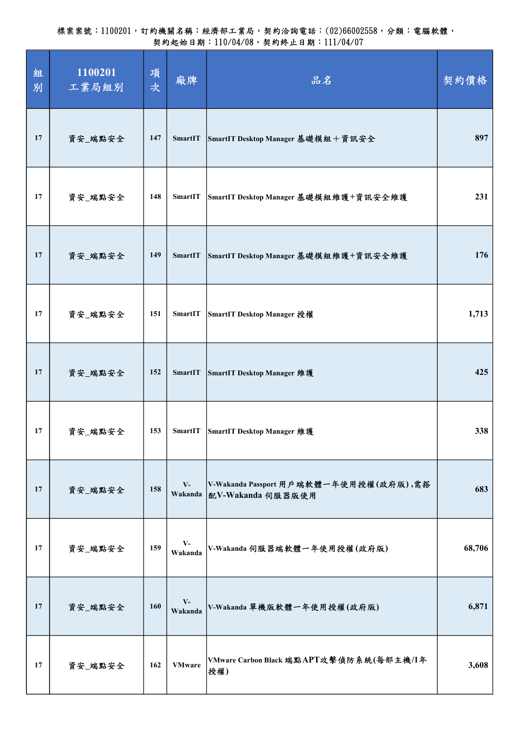標案案號：1100201，訂約機關名稱：經濟部工業局，契約洽詢電話：(02)66002558，分類：電腦軟體，契約起始日期：110/04/08，契約終止日期：111/04/07

| 組別 | 1100201 工業局組別 | 項次 | 廠牌 | 品名 | 契約價格 |
|---|---|---|---|---|---|
| 17 | 資安_端點安全 | 147 | SmartIT | SmartIT Desktop Manager 基礎模組＋資訊安全 | 897 |
| 17 | 資安_端點安全 | 148 | SmartIT | SmartIT Desktop Manager 基礎模組維護+資訊安全維護 | 231 |
| 17 | 資安_端點安全 | 149 | SmartIT | SmartIT Desktop Manager 基礎模組維護+資訊安全維護 | 176 |
| 17 | 資安_端點安全 | 151 | SmartIT | SmartIT Desktop Manager 授權 | 1,713 |
| 17 | 資安_端點安全 | 152 | SmartIT | SmartIT Desktop Manager 維護 | 425 |
| 17 | 資安_端點安全 | 153 | SmartIT | SmartIT Desktop Manager 維護 | 338 |
| 17 | 資安_端點安全 | 158 | V-Wakanda | V-Wakanda Passport 用戶端軟體一年使用授權(政府版),需搭配V-Wakanda 伺服器版使用 | 683 |
| 17 | 資安_端點安全 | 159 | V-Wakanda | V-Wakanda 伺服器端軟體一年使用授權(政府版) | 68,706 |
| 17 | 資安_端點安全 | 160 | V-Wakanda | V-Wakanda 單機版軟體一年使用授權(政府版) | 6,871 |
| 17 | 資安_端點安全 | 162 | VMware | VMware Carbon Black 端點APT攻擊偵防系統(每部主機/1年授權) | 3,608 |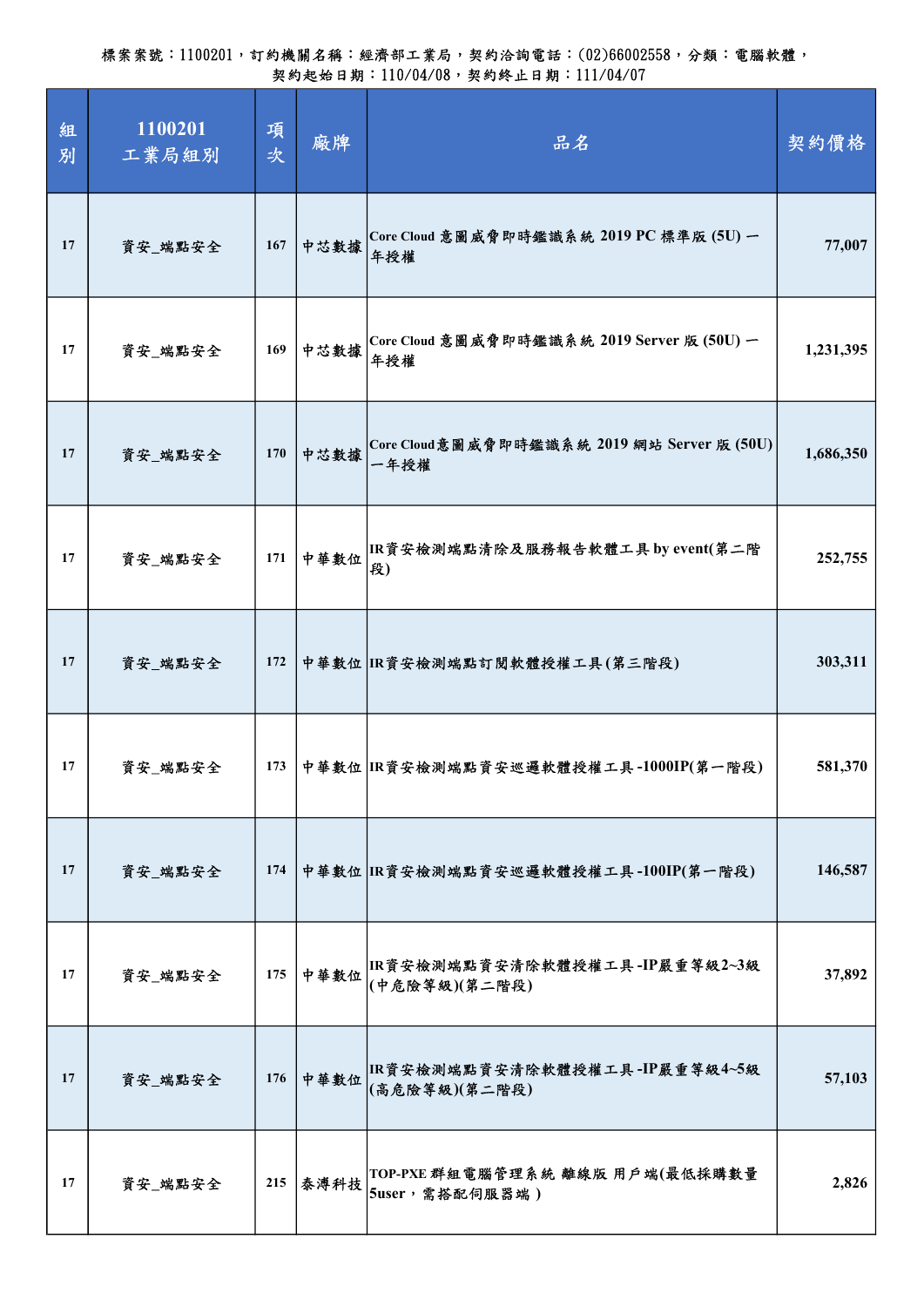標案案號：1100201，訂約機關名稱：經濟部工業局，契約洽詢電話：(02)66002558，分類：電腦軟體，
契約起始日期：110/04/08，契約終止日期：111/04/07

| 組別 | 1100201 工業局組別 | 項次 | 廠牌 | 品名 | 契約價格 |
|---|---|---|---|---|---|
| 17 | 資安_端點安全 | 167 | 中芯數據 | Core Cloud 意圖威脅即時鑑識系統 2019 PC 標準版 (5U) 一年授權 | 77,007 |
| 17 | 資安_端點安全 | 169 | 中芯數據 | Core Cloud 意圖威脅即時鑑識系統 2019 Server 版 (50U) 一年授權 | 1,231,395 |
| 17 | 資安_端點安全 | 170 | 中芯數據 | Core Cloud意圖威脅即時鑑識系統 2019 網站 Server 版 (50U) 一年授權 | 1,686,350 |
| 17 | 資安_端點安全 | 171 | 中華數位 | IR資安檢測端點清除及服務報告軟體工具 by event(第二階段) | 252,755 |
| 17 | 資安_端點安全 | 172 | 中華數位 | IR資安檢測端點訂閱軟體授權工具(第三階段) | 303,311 |
| 17 | 資安_端點安全 | 173 | 中華數位 | IR資安檢測端點資安巡邏軟體授權工具-1000IP(第一階段) | 581,370 |
| 17 | 資安_端點安全 | 174 | 中華數位 | IR資安檢測端點資安巡邏軟體授權工具-100IP(第一階段) | 146,587 |
| 17 | 資安_端點安全 | 175 | 中華數位 | IR資安檢測端點資安清除軟體授權工具-IP嚴重等級2~3級(中危險等級)(第二階段) | 37,892 |
| 17 | 資安_端點安全 | 176 | 中華數位 | IR資安檢測端點資安清除軟體授權工具-IP嚴重等級4~5級(高危險等級)(第二階段) | 57,103 |
| 17 | 資安_端點安全 | 215 | 泰溥科技 | TOP-PXE 群組電腦管理系統 離線版 用戶端(最低採購數量5user，需搭配伺服器端 ) | 2,826 |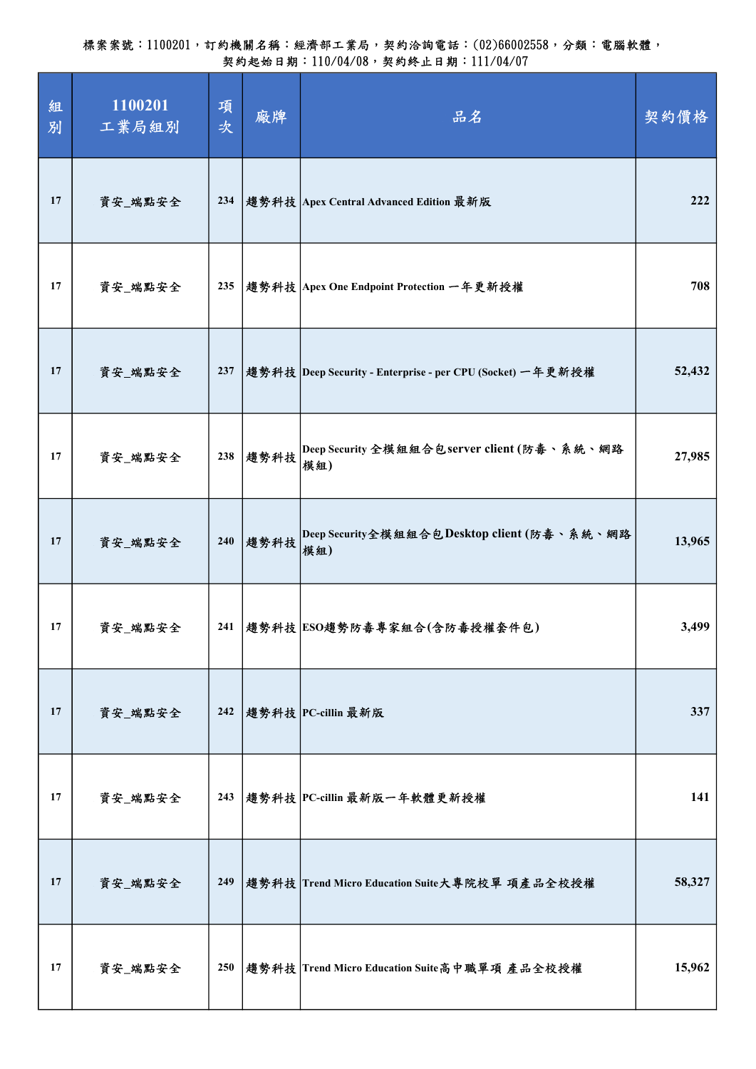標案案號：1100201，訂約機關名稱：經濟部工業局，契約洽詢電話：(02)66002558，分類：電腦軟體，
契約起始日期：110/04/08，契約終止日期：111/04/07

| 組別 | 1100201<br>工業局組別 | 項次 | 廠牌 | 品名 | 契約價格 |
|---|---|---|---|---|---|
| 17 | 資安_端點安全 | 234 | 趨勢科技 | Apex Central Advanced Edition 最新版 | 222 |
| 17 | 資安_端點安全 | 235 | 趨勢科技 | Apex One Endpoint Protection 一年更新授權 | 708 |
| 17 | 資安_端點安全 | 237 | 趨勢科技 | Deep Security - Enterprise - per CPU (Socket) 一年更新授權 | 52,432 |
| 17 | 資安_端點安全 | 238 | 趨勢科技 | Deep Security 全模組組合包server client (防毒、系統、網路模組) | 27,985 |
| 17 | 資安_端點安全 | 240 | 趨勢科技 | Deep Security全模組組合包Desktop client (防毒、系統、網路模組) | 13,965 |
| 17 | 資安_端點安全 | 241 | 趨勢科技 | ESO趨勢防毒專家組合(含防毒授權套件包) | 3,499 |
| 17 | 資安_端點安全 | 242 | 趨勢科技 | PC-cillin 最新版 | 337 |
| 17 | 資安_端點安全 | 243 | 趨勢科技 | PC-cillin 最新版一年軟體更新授權 | 141 |
| 17 | 資安_端點安全 | 249 | 趨勢科技 | Trend Micro Education Suite大專院校單 項產品全校授權 | 58,327 |
| 17 | 資安_端點安全 | 250 | 趨勢科技 | Trend Micro Education Suite高中職單項 產品全校授權 | 15,962 |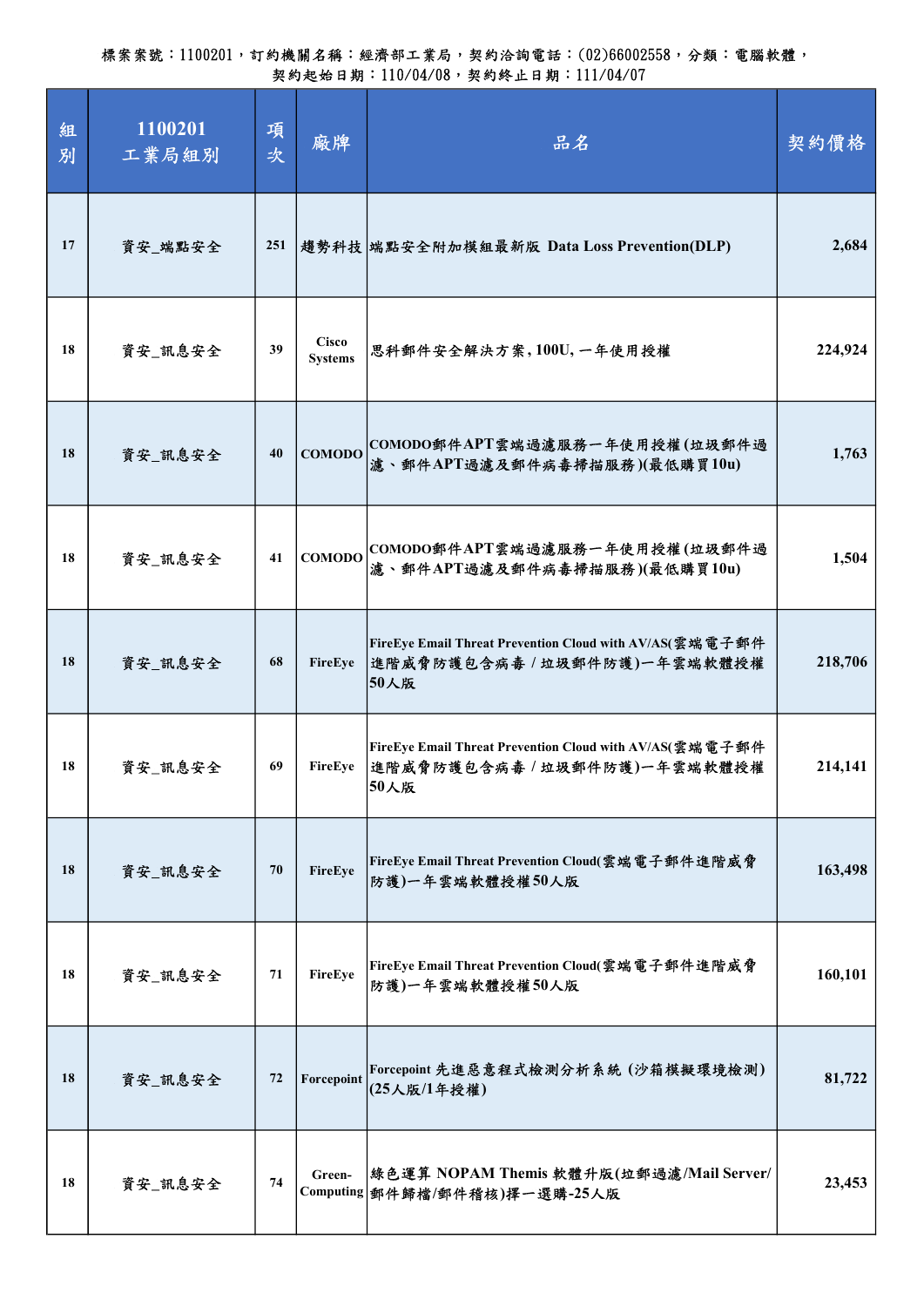標案案號：1100201，訂約機關名稱：經濟部工業局，契約洽詢電話：(02)66002558，分類：電腦軟體，
契約起始日期：110/04/08，契約終止日期：111/04/07

| 組別 | 1100201 工業局組別 | 項次 | 廠牌 | 品名 | 契約價格 |
|---|---|---|---|---|---|
| 17 | 資安_端點安全 | 251 | 趨勢科技 | 端點安全附加模組最新版 Data Loss Prevention(DLP) | 2,684 |
| 18 | 資安_訊息安全 | 39 | Cisco Systems | 思科郵件安全解決方案, 100U, 一年使用授權 | 224,924 |
| 18 | 資安_訊息安全 | 40 | COMODO | COMODO郵件APT雲端過濾服務一年使用授權(垃圾郵件過濾、郵件APT過濾及郵件病毒掃描服務)(最低購買10u) | 1,763 |
| 18 | 資安_訊息安全 | 41 | COMODO | COMODO郵件APT雲端過濾服務一年使用授權(垃圾郵件過濾、郵件APT過濾及郵件病毒掃描服務)(最低購買10u) | 1,504 |
| 18 | 資安_訊息安全 | 68 | FireEye | FireEye Email Threat Prevention Cloud with AV/AS(雲端電子郵件進階威脅防護包含病毒 / 垃圾郵件防護)一年雲端軟體授權50人版 | 218,706 |
| 18 | 資安_訊息安全 | 69 | FireEye | FireEye Email Threat Prevention Cloud with AV/AS(雲端電子郵件進階威脅防護包含病毒 / 垃圾郵件防護)一年雲端軟體授權50人版 | 214,141 |
| 18 | 資安_訊息安全 | 70 | FireEye | FireEye Email Threat Prevention Cloud(雲端電子郵件進階威脅防護)一年雲端軟體授權50人版 | 163,498 |
| 18 | 資安_訊息安全 | 71 | FireEye | FireEye Email Threat Prevention Cloud(雲端電子郵件進階威脅防護)一年雲端軟體授權50人版 | 160,101 |
| 18 | 資安_訊息安全 | 72 | Forcepoint | Forcepoint 先進惡意程式檢測分析系統 (沙箱模擬環境檢測)(25人版/1年授權) | 81,722 |
| 18 | 資安_訊息安全 | 74 | Green-Computing | 綠色運算 NOPAM Themis 軟體升版(垃郵過濾/Mail Server/郵件歸檔/郵件稽核)擇一選購-25人版 | 23,453 |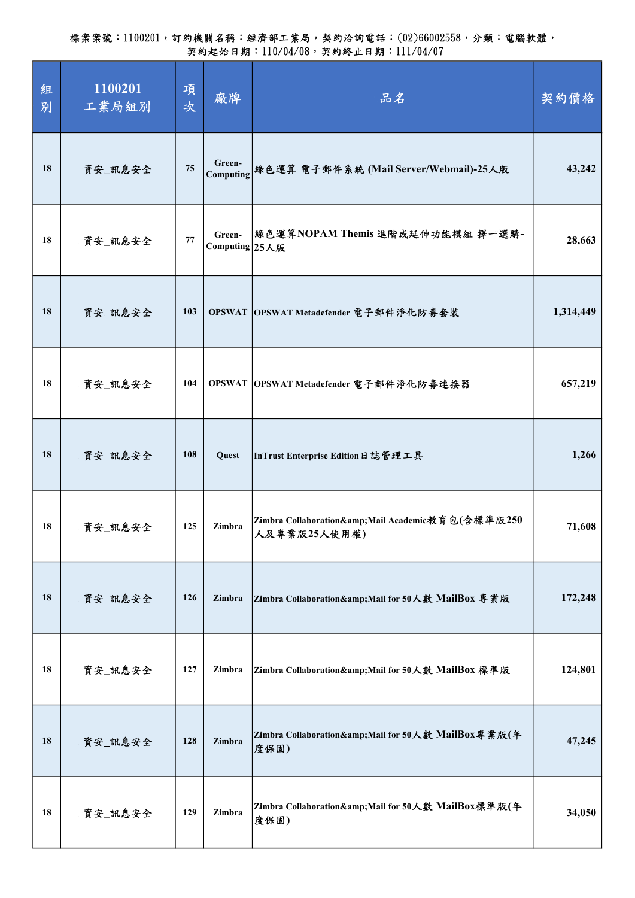標案案號：1100201，訂約機關名稱：經濟部工業局，契約洽詢電話：(02)66002558，分類：電腦軟體，契約起始日期：110/04/08，契約終止日期：111/04/07

| 組別 | 1100201 工業局組別 | 項次 | 廠牌 | 品名 | 契約價格 |
|---|---|---|---|---|---|
| 18 | 資安_訊息安全 | 75 | Green-Computing | 綠色運算 電子郵件系統 (Mail Server/Webmail)-25人版 | 43,242 |
| 18 | 資安_訊息安全 | 77 | Green-Computing | 綠色運算NOPAM Themis 進階或延伸功能模組 擇一選購-25人版 | 28,663 |
| 18 | 資安_訊息安全 | 103 | OPSWAT | OPSWAT Metadefender 電子郵件淨化防毒套裝 | 1,314,449 |
| 18 | 資安_訊息安全 | 104 | OPSWAT | OPSWAT Metadefender 電子郵件淨化防毒連接器 | 657,219 |
| 18 | 資安_訊息安全 | 108 | Quest | InTrust Enterprise Edition日誌管理工具 | 1,266 |
| 18 | 資安_訊息安全 | 125 | Zimbra | Zimbra Collaboration&amp;Mail Academic教育包(含標準版250人及專業版25人使用權) | 71,608 |
| 18 | 資安_訊息安全 | 126 | Zimbra | Zimbra Collaboration&amp;Mail for 50人數 MailBox 專業版 | 172,248 |
| 18 | 資安_訊息安全 | 127 | Zimbra | Zimbra Collaboration&amp;Mail for 50人數 MailBox 標準版 | 124,801 |
| 18 | 資安_訊息安全 | 128 | Zimbra | Zimbra Collaboration&amp;Mail for 50人數 MailBox專業版(年度保固) | 47,245 |
| 18 | 資安_訊息安全 | 129 | Zimbra | Zimbra Collaboration&amp;Mail for 50人數 MailBox標準版(年度保固) | 34,050 |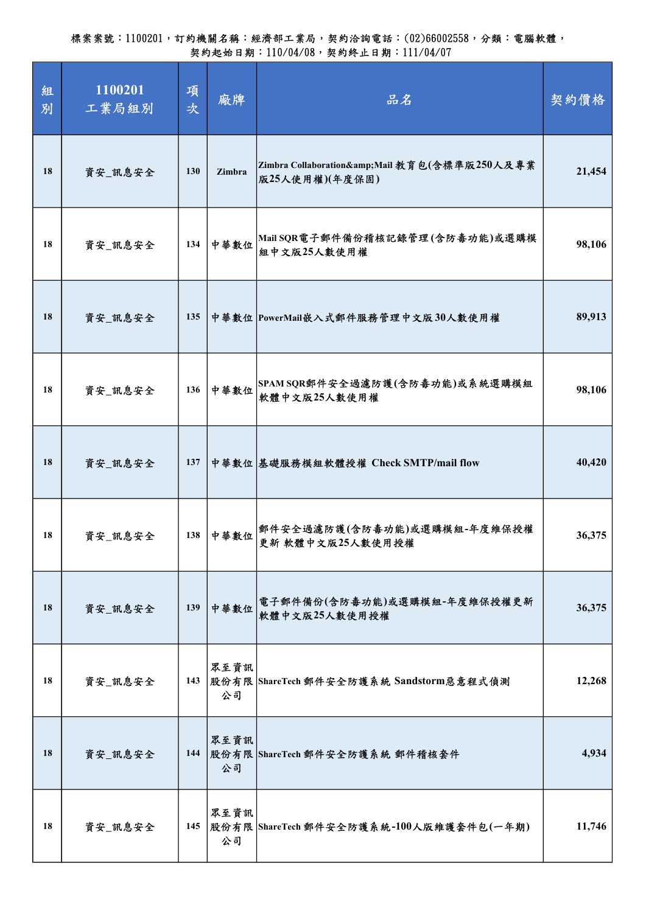標案案號：1100201，訂約機關名稱：經濟部工業局，契約洽詢電話：(02)66002558，分類：電腦軟體，契約起始日期：110/04/08，契約終止日期：111/04/07

| 組別 | 1100201 工業局組別 | 項次 | 廠牌 | 品名 | 契約價格 |
|---|---|---|---|---|---|
| 18 | 資安_訊息安全 | 130 | Zimbra | Zimbra Collaboration&amp;Mail 教育包(含標準版250人及專業版25人使用權)(年度保固) | 21,454 |
| 18 | 資安_訊息安全 | 134 | 中華數位 | Mail SQR電子郵件備份稽核記錄管理(含防毒功能)或選購模組中文版25人數使用權 | 98,106 |
| 18 | 資安_訊息安全 | 135 | 中華數位 | PowerMail嵌入式郵件服務管理中文版30人數使用權 | 89,913 |
| 18 | 資安_訊息安全 | 136 | 中華數位 | SPAM SQR郵件安全過濾防護(含防毒功能)或系統選購模組軟體中文版25人數使用權 | 98,106 |
| 18 | 資安_訊息安全 | 137 | 中華數位 | 基礎服務模組軟體授權 Check SMTP/mail flow | 40,420 |
| 18 | 資安_訊息安全 | 138 | 中華數位 | 郵件安全過濾防護(含防毒功能)或選購模組-年度維保授權更新 軟體中文版25人數使用授權 | 36,375 |
| 18 | 資安_訊息安全 | 139 | 中華數位 | 電子郵件備份(含防毒功能)或選購模組-年度維保授權更新軟體中文版25人數使用授權 | 36,375 |
| 18 | 資安_訊息安全 | 143 | 眾至資訊股份有限公司 | ShareTech 郵件安全防護系統 Sandstorm惡意程式偵測 | 12,268 |
| 18 | 資安_訊息安全 | 144 | 眾至資訊股份有限公司 | ShareTech 郵件安全防護系統 郵件稽核套件 | 4,934 |
| 18 | 資安_訊息安全 | 145 | 眾至資訊股份有限公司 | ShareTech 郵件安全防護系統-100人版維護套件包(一年期) | 11,746 |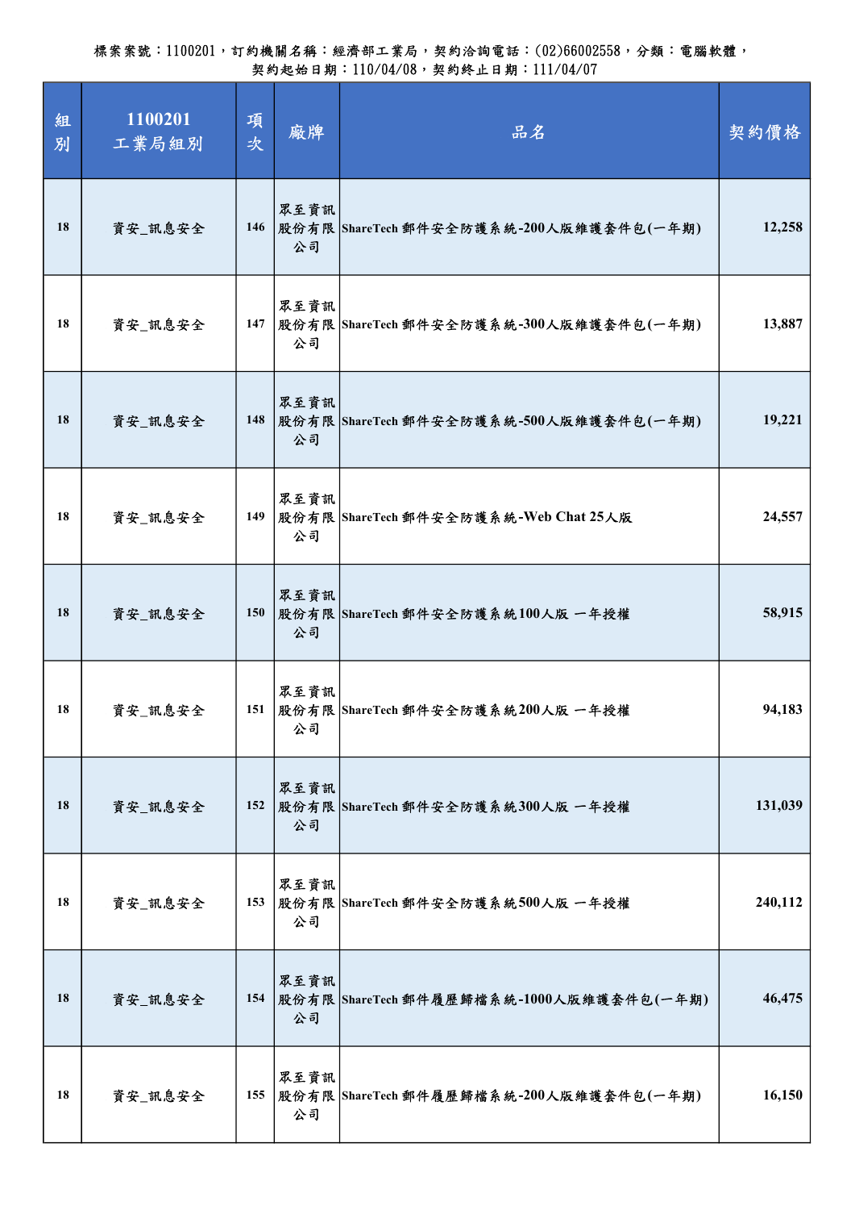標案案號：1100201，訂約機關名稱：經濟部工業局，契約洽詢電話：(02)66002558，分類：電腦軟體，契約起始日期：110/04/08，契約終止日期：111/04/07

| 組別 | 1100201 工業局組別 | 項次 | 廠牌 | 品名 | 契約價格 |
|---|---|---|---|---|---|
| 18 | 資安_訊息安全 | 146 | 眾至資訊股份有限公司 | ShareTech 郵件安全防護系統-200人版維護套件包(一年期) | 12,258 |
| 18 | 資安_訊息安全 | 147 | 眾至資訊股份有限公司 | ShareTech 郵件安全防護系統-300人版維護套件包(一年期) | 13,887 |
| 18 | 資安_訊息安全 | 148 | 眾至資訊股份有限公司 | ShareTech 郵件安全防護系統-500人版維護套件包(一年期) | 19,221 |
| 18 | 資安_訊息安全 | 149 | 眾至資訊股份有限公司 | ShareTech 郵件安全防護系統-Web Chat 25人版 | 24,557 |
| 18 | 資安_訊息安全 | 150 | 眾至資訊股份有限公司 | ShareTech 郵件安全防護系統100人版 一年授權 | 58,915 |
| 18 | 資安_訊息安全 | 151 | 眾至資訊股份有限公司 | ShareTech 郵件安全防護系統200人版 一年授權 | 94,183 |
| 18 | 資安_訊息安全 | 152 | 眾至資訊股份有限公司 | ShareTech 郵件安全防護系統300人版 一年授權 | 131,039 |
| 18 | 資安_訊息安全 | 153 | 眾至資訊股份有限公司 | ShareTech 郵件安全防護系統500人版 一年授權 | 240,112 |
| 18 | 資安_訊息安全 | 154 | 眾至資訊股份有限公司 | ShareTech 郵件履歷歸檔系統-1000人版維護套件包(一年期) | 46,475 |
| 18 | 資安_訊息安全 | 155 | 眾至資訊股份有限公司 | ShareTech 郵件履歷歸檔系統-200人版維護套件包(一年期) | 16,150 |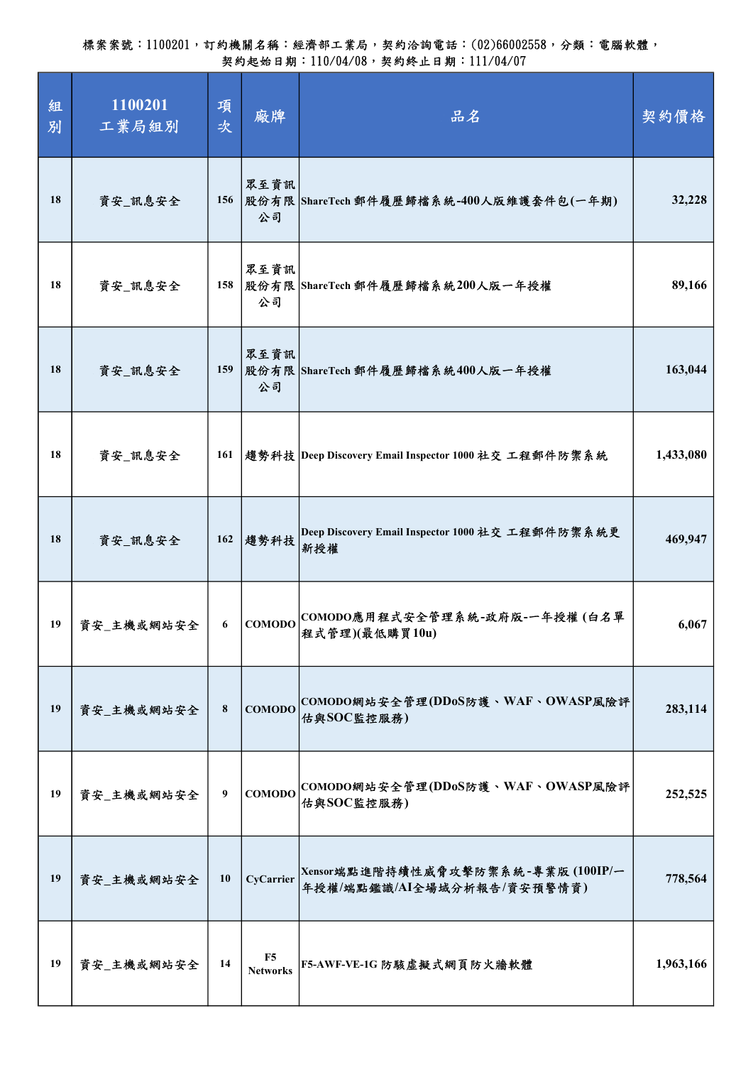標案案號：1100201，訂約機關名稱：經濟部工業局，契約洽詢電話：(02)66002558，分類：電腦軟體，
契約起始日期：110/04/08，契約終止日期：111/04/07

| 組別 | 1100201 工業局組別 | 項次 | 廠牌 | 品名 | 契約價格 |
|---|---|---|---|---|---|
| 18 | 資安_訊息安全 | 156 | 眾至資訊股份有限公司 | ShareTech 郵件履歷歸檔系統-400人版維護套件包(一年期) | 32,228 |
| 18 | 資安_訊息安全 | 158 | 眾至資訊股份有限公司 | ShareTech 郵件履歷歸檔系統200人版一年授權 | 89,166 |
| 18 | 資安_訊息安全 | 159 | 眾至資訊股份有限公司 | ShareTech 郵件履歷歸檔系統400人版一年授權 | 163,044 |
| 18 | 資安_訊息安全 | 161 | 趨勢科技 | Deep Discovery Email Inspector 1000 社交 工程郵件防禦系統 | 1,433,080 |
| 18 | 資安_訊息安全 | 162 | 趨勢科技 | Deep Discovery Email Inspector 1000 社交 工程郵件防禦系統更新授權 | 469,947 |
| 19 | 資安_主機或網站安全 | 6 | COMODO | COMODO應用程式安全管理系統-政府版-一年授權 (白名單程式管理)(最低購買10u) | 6,067 |
| 19 | 資安_主機或網站安全 | 8 | COMODO | COMODO網站安全管理(DDoS防護、WAF、OWASP風險評估與SOC監控服務) | 283,114 |
| 19 | 資安_主機或網站安全 | 9 | COMODO | COMODO網站安全管理(DDoS防護、WAF、OWASP風險評估與SOC監控服務) | 252,525 |
| 19 | 資安_主機或網站安全 | 10 | CyCarrier | Xensor端點進階持續性威脅攻擊防禦系統-專業版 (100IP/一年授權/端點鑑識/AI全場域分析報告/資安預警情資) | 778,564 |
| 19 | 資安_主機或網站安全 | 14 | F5 Networks | F5-AWF-VE-1G 防駭虛擬式網頁防火牆軟體 | 1,963,166 |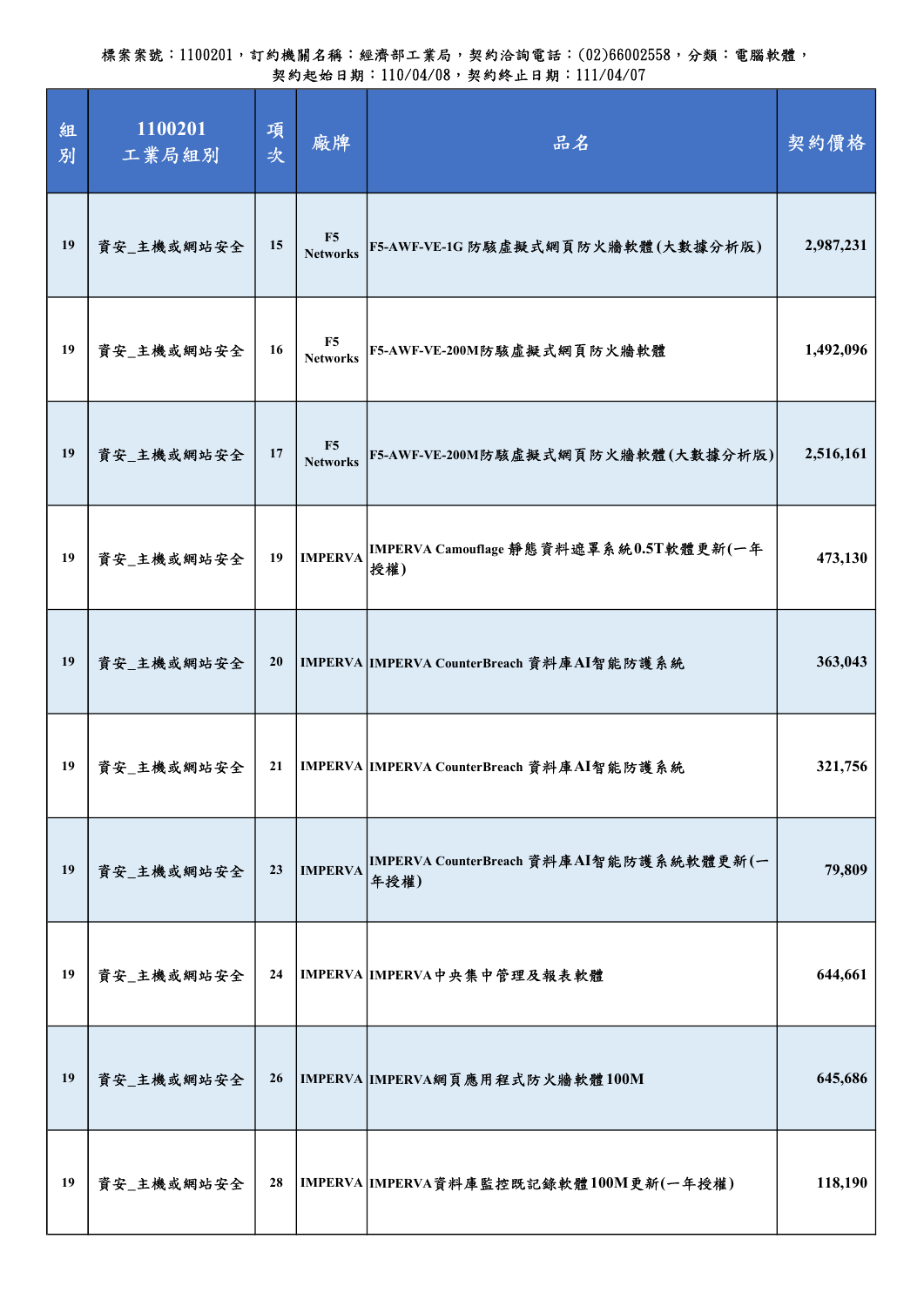標案案號：1100201，訂約機關名稱：經濟部工業局，契約洽詢電話：(02)66002558，分類：電腦軟體，
契約起始日期：110/04/08，契約終止日期：111/04/07

| 組別 | 1100201 工業局組別 | 項次 | 廠牌 | 品名 | 契約價格 |
|---|---|---|---|---|---|
| 19 | 資安_主機或網站安全 | 15 | F5 Networks | F5-AWF-VE-1G 防駭虛擬式網頁防火牆軟體(大數據分析版) | 2,987,231 |
| 19 | 資安_主機或網站安全 | 16 | F5 Networks | F5-AWF-VE-200M防駭虛擬式網頁防火牆軟體 | 1,492,096 |
| 19 | 資安_主機或網站安全 | 17 | F5 Networks | F5-AWF-VE-200M防駭虛擬式網頁防火牆軟體(大數據分析版) | 2,516,161 |
| 19 | 資安_主機或網站安全 | 19 | IMPERVA | IMPERVA Camouflage 靜態資料遮罩系統0.5T軟體更新(一年授權) | 473,130 |
| 19 | 資安_主機或網站安全 | 20 | IMPERVA | IMPERVA CounterBreach 資料庫AI智能防護系統 | 363,043 |
| 19 | 資安_主機或網站安全 | 21 | IMPERVA | IMPERVA CounterBreach 資料庫AI智能防護系統 | 321,756 |
| 19 | 資安_主機或網站安全 | 23 | IMPERVA | IMPERVA CounterBreach 資料庫AI智能防護系統軟體更新(一年授權) | 79,809 |
| 19 | 資安_主機或網站安全 | 24 | IMPERVA | IMPERVA中央集中管理及報表軟體 | 644,661 |
| 19 | 資安_主機或網站安全 | 26 | IMPERVA | IMPERVA網頁應用程式防火牆軟體100M | 645,686 |
| 19 | 資安_主機或網站安全 | 28 | IMPERVA | IMPERVA資料庫監控既記錄軟體100M更新(一年授權) | 118,190 |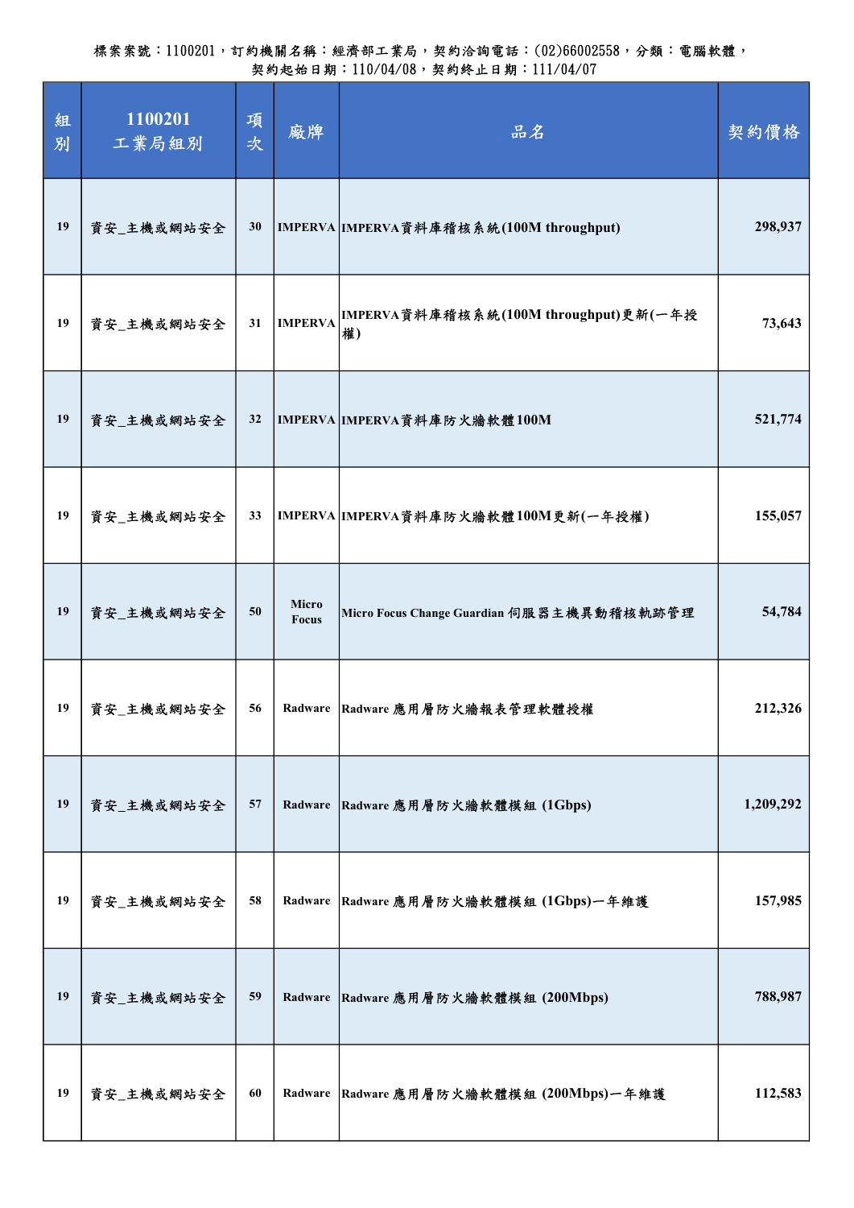標案案號：1100201，訂約機關名稱：經濟部工業局，契約洽詢電話：(02)66002558，分類：電腦軟體，
契約起始日期：110/04/08，契約終止日期：111/04/07

| 組別 | 1100201 工業局組別 | 項次 | 廠牌 | 品名 | 契約價格 |
|---|---|---|---|---|---|
| 19 | 資安_主機或網站安全 | 30 | IMPERVA | IMPERVA資料庫稽核系統(100M throughput) | 298,937 |
| 19 | 資安_主機或網站安全 | 31 | IMPERVA | IMPERVA資料庫稽核系統(100M throughput)更新(一年授權) | 73,643 |
| 19 | 資安_主機或網站安全 | 32 | IMPERVA | IMPERVA資料庫防火牆軟體100M | 521,774 |
| 19 | 資安_主機或網站安全 | 33 | IMPERVA | IMPERVA資料庫防火牆軟體100M更新(一年授權) | 155,057 |
| 19 | 資安_主機或網站安全 | 50 | Micro Focus | Micro Focus Change Guardian 伺服器主機異動稽核軌跡管理 | 54,784 |
| 19 | 資安_主機或網站安全 | 56 | Radware | Radware 應用層防火牆報表管理軟體授權 | 212,326 |
| 19 | 資安_主機或網站安全 | 57 | Radware | Radware 應用層防火牆軟體模組 (1Gbps) | 1,209,292 |
| 19 | 資安_主機或網站安全 | 58 | Radware | Radware 應用層防火牆軟體模組 (1Gbps)一年維護 | 157,985 |
| 19 | 資安_主機或網站安全 | 59 | Radware | Radware 應用層防火牆軟體模組 (200Mbps) | 788,987 |
| 19 | 資安_主機或網站安全 | 60 | Radware | Radware 應用層防火牆軟體模組 (200Mbps)一年維護 | 112,583 |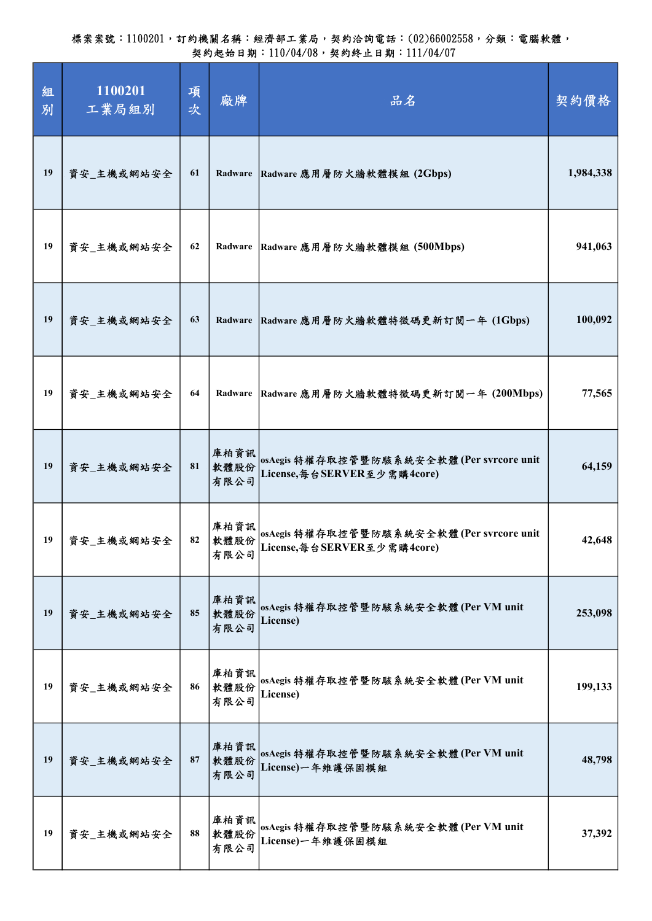標案案號：1100201，訂約機關名稱：經濟部工業局，契約洽詢電話：(02)66002558，分類：電腦軟體，契約起始日期：110/04/08，契約終止日期：111/04/07

| 組別 | 1100201 工業局組別 | 項次 | 廠牌 | 品名 | 契約價格 |
|---|---|---|---|---|---|
| 19 | 資安_主機或網站安全 | 61 | Radware | Radware 應用層防火牆軟體模組 (2Gbps) | 1,984,338 |
| 19 | 資安_主機或網站安全 | 62 | Radware | Radware 應用層防火牆軟體模組 (500Mbps) | 941,063 |
| 19 | 資安_主機或網站安全 | 63 | Radware | Radware 應用層防火牆軟體特徵碼更新訂閱一年 (1Gbps) | 100,092 |
| 19 | 資安_主機或網站安全 | 64 | Radware | Radware 應用層防火牆軟體特徵碼更新訂閱一年 (200Mbps) | 77,565 |
| 19 | 資安_主機或網站安全 | 81 | 庫柏資訊軟體股份有限公司 | osAegis 特權存取控管暨防駭系統安全軟體(Per svrcore unit License,每台SERVER至少需購4core) | 64,159 |
| 19 | 資安_主機或網站安全 | 82 | 庫柏資訊軟體股份有限公司 | osAegis 特權存取控管暨防駭系統安全軟體(Per svrcore unit License,每台SERVER至少需購4core) | 42,648 |
| 19 | 資安_主機或網站安全 | 85 | 庫柏資訊軟體股份有限公司 | osAegis 特權存取控管暨防駭系統安全軟體(Per VM unit License) | 253,098 |
| 19 | 資安_主機或網站安全 | 86 | 庫柏資訊軟體股份有限公司 | osAegis 特權存取控管暨防駭系統安全軟體(Per VM unit License) | 199,133 |
| 19 | 資安_主機或網站安全 | 87 | 庫柏資訊軟體股份有限公司 | osAegis 特權存取控管暨防駭系統安全軟體(Per VM unit License)一年維護保固模組 | 48,798 |
| 19 | 資安_主機或網站安全 | 88 | 庫柏資訊軟體股份有限公司 | osAegis 特權存取控管暨防駭系統安全軟體(Per VM unit License)一年維護保固模組 | 37,392 |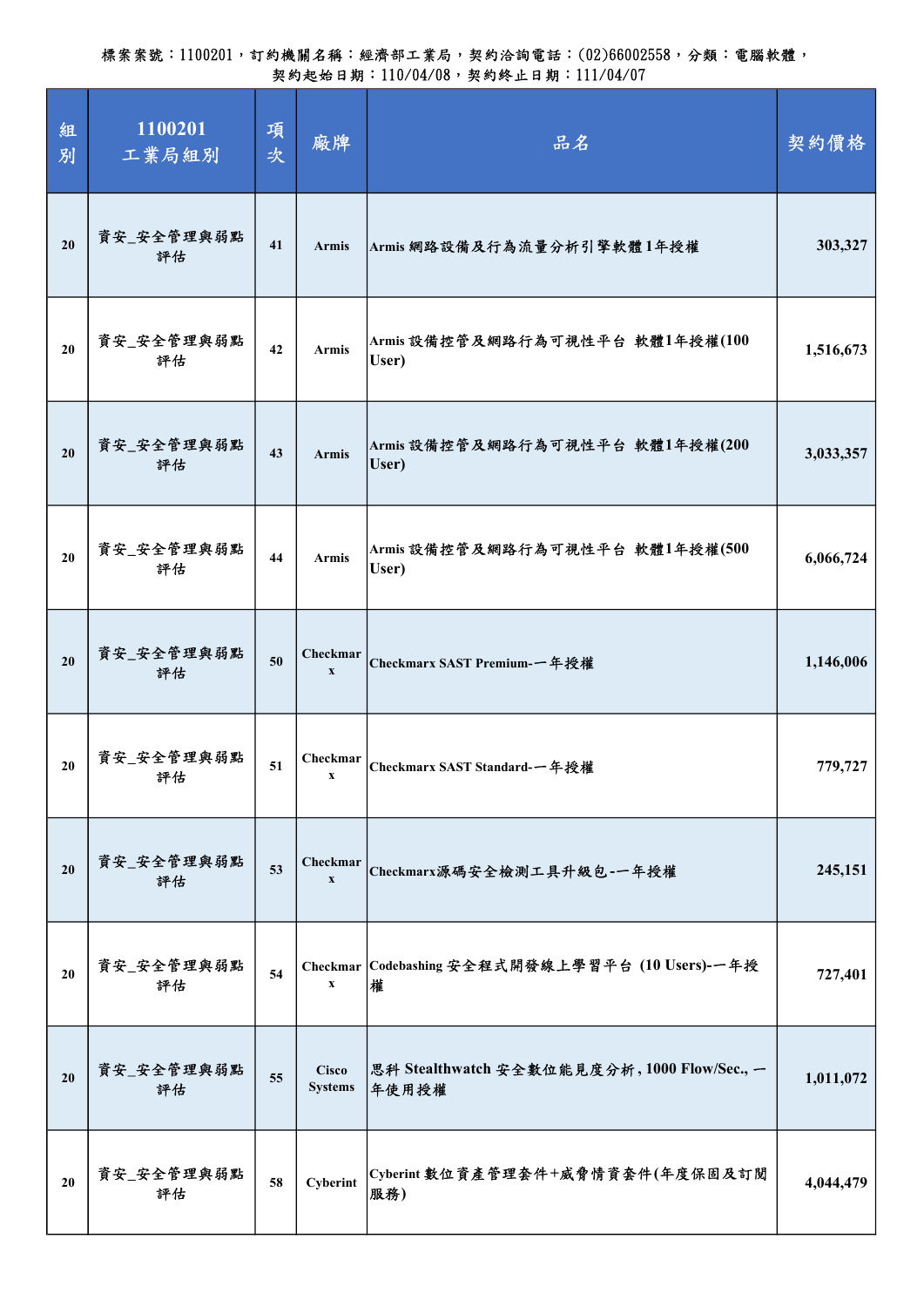標案案號：1100201，訂約機關名稱：經濟部工業局，契約洽詢電話：(02)66002558，分類：電腦軟體，
契約起始日期：110/04/08，契約終止日期：111/04/07

| 組別 | 1100201<br>工業局組別 | 項次 | 廠牌 | 品名 | 契約價格 |
|---|---|---|---|---|---|
| 20 | 資安_安全管理與弱點評估 | 41 | Armis | Armis 網路設備及行為流量分析引擎軟體1年授權 | 303,327 |
| 20 | 資安_安全管理與弱點評估 | 42 | Armis | Armis 設備控管及網路行為可視性平台 軟體1年授權(100 User) | 1,516,673 |
| 20 | 資安_安全管理與弱點評估 | 43 | Armis | Armis 設備控管及網路行為可視性平台 軟體1年授權(200 User) | 3,033,357 |
| 20 | 資安_安全管理與弱點評估 | 44 | Armis | Armis 設備控管及網路行為可視性平台 軟體1年授權(500 User) | 6,066,724 |
| 20 | 資安_安全管理與弱點評估 | 50 | Checkmarx | Checkmarx SAST Premium-一年授權 | 1,146,006 |
| 20 | 資安_安全管理與弱點評估 | 51 | Checkmarx | Checkmarx SAST Standard-一年授權 | 779,727 |
| 20 | 資安_安全管理與弱點評估 | 53 | Checkmarx | Checkmarx源碼安全檢測工具升級包-一年授權 | 245,151 |
| 20 | 資安_安全管理與弱點評估 | 54 | Checkmarx | Codebashing 安全程式開發線上學習平台 (10 Users)-一年授權 | 727,401 |
| 20 | 資安_安全管理與弱點評估 | 55 | Cisco Systems | 思科 Stealthwatch 安全數位能見度分析, 1000 Flow/Sec., 一年使用授權 | 1,011,072 |
| 20 | 資安_安全管理與弱點評估 | 58 | Cyberint | Cyberint 數位資產管理套件+威脅情資套件(年度保固及訂閱服務) | 4,044,479 |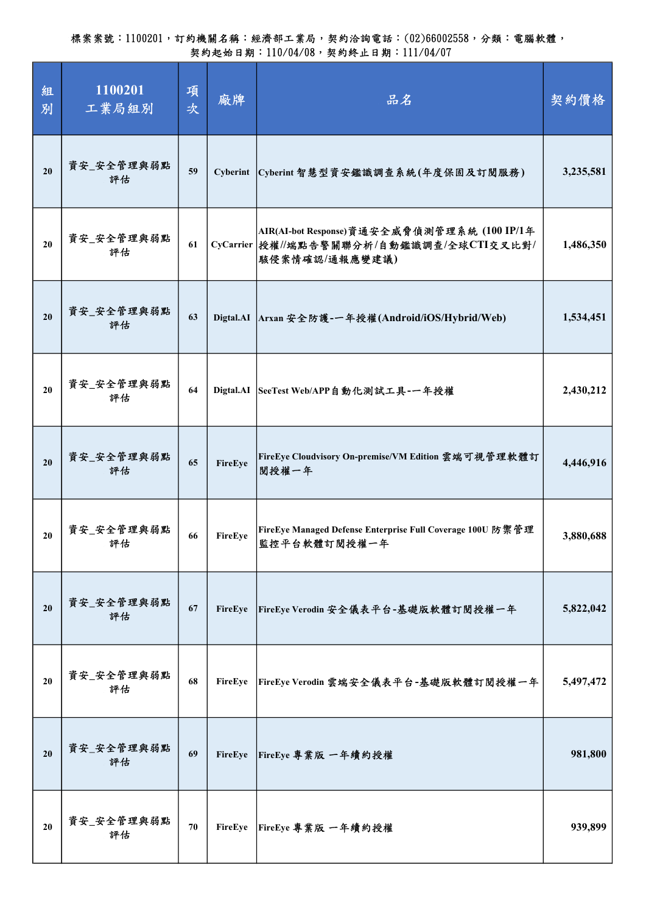標案案號：1100201，訂約機關名稱：經濟部工業局，契約洽詢電話：(02)66002558，分類：電腦軟體，
契約起始日期：110/04/08，契約終止日期：111/04/07

| 組別 | 1100201<br>工業局組別 | 項次 | 廠牌 | 品名 | 契約價格 |
|---|---|---|---|---|---|
| 20 | 資安_安全管理與弱點評估 | 59 | Cyberint | Cyberint 智慧型資安鑑識調查系統(年度保固及訂閱服務) | 3,235,581 |
| 20 | 資安_安全管理與弱點評估 | 61 | CyCarrier | AIR(AI-bot Response)資通安全威脅偵測管理系統 (100 IP/1年授權//端點告警關聯分析/自動鑑識調查/全球CTI交叉比對/駭侵案情確認/通報應變建議) | 1,486,350 |
| 20 | 資安_安全管理與弱點評估 | 63 | Digtal.AI | Arxan 安全防護-一年授權(Android/iOS/Hybrid/Web) | 1,534,451 |
| 20 | 資安_安全管理與弱點評估 | 64 | Digtal.AI | SeeTest Web/APP自動化測試工具-一年授權 | 2,430,212 |
| 20 | 資安_安全管理與弱點評估 | 65 | FireEye | FireEye Cloudvisory On-premise/VM Edition 雲端可視管理軟體訂閱授權一年 | 4,446,916 |
| 20 | 資安_安全管理與弱點評估 | 66 | FireEye | FireEye Managed Defense Enterprise Full Coverage 100U 防禦管理監控平台軟體訂閱授權一年 | 3,880,688 |
| 20 | 資安_安全管理與弱點評估 | 67 | FireEye | FireEye Verodin 安全儀表平台-基礎版軟體訂閱授權一年 | 5,822,042 |
| 20 | 資安_安全管理與弱點評估 | 68 | FireEye | FireEye Verodin 雲端安全儀表平台-基礎版軟體訂閱授權一年 | 5,497,472 |
| 20 | 資安_安全管理與弱點評估 | 69 | FireEye | FireEye 專業版 一年續約授權 | 981,800 |
| 20 | 資安_安全管理與弱點評估 | 70 | FireEye | FireEye 專業版 一年續約授權 | 939,899 |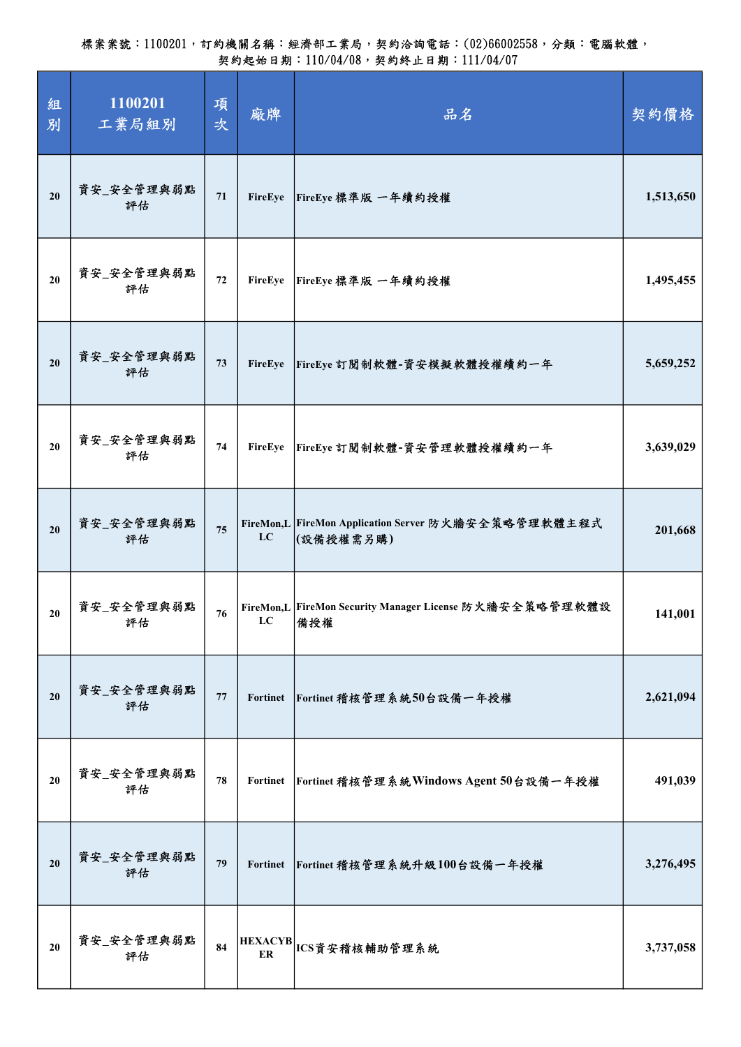標案案號：1100201，訂約機關名稱：經濟部工業局，契約洽詢電話：(02)66002558，分類：電腦軟體，契約起始日期：110/04/08，契約終止日期：111/04/07

| 組別 | 1100201 工業局組別 | 項次 | 廠牌 | 品名 | 契約價格 |
|---|---|---|---|---|---|
| 20 | 資安_安全管理與弱點評估 | 71 | FireEye | FireEye 標準版 一年續約授權 | 1,513,650 |
| 20 | 資安_安全管理與弱點評估 | 72 | FireEye | FireEye 標準版 一年續約授權 | 1,495,455 |
| 20 | 資安_安全管理與弱點評估 | 73 | FireEye | FireEye 訂閱制軟體-資安模擬軟體授權續約一年 | 5,659,252 |
| 20 | 資安_安全管理與弱點評估 | 74 | FireEye | FireEye 訂閱制軟體-資安管理軟體授權續約一年 | 3,639,029 |
| 20 | 資安_安全管理與弱點評估 | 75 | FireMon,LLC | FireMon Application Server 防火牆安全策略管理軟體主程式(設備授權需另購) | 201,668 |
| 20 | 資安_安全管理與弱點評估 | 76 | FireMon,LLC | FireMon Security Manager License 防火牆安全策略管理軟體設備授權 | 141,001 |
| 20 | 資安_安全管理與弱點評估 | 77 | Fortinet | Fortinet 稽核管理系統50台設備一年授權 | 2,621,094 |
| 20 | 資安_安全管理與弱點評估 | 78 | Fortinet | Fortinet 稽核管理系統Windows Agent 50台設備一年授權 | 491,039 |
| 20 | 資安_安全管理與弱點評估 | 79 | Fortinet | Fortinet 稽核管理系統升級100台設備一年授權 | 3,276,495 |
| 20 | 資安_安全管理與弱點評估 | 84 | HEXACYBER | ICS資安稽核輔助管理系統 | 3,737,058 |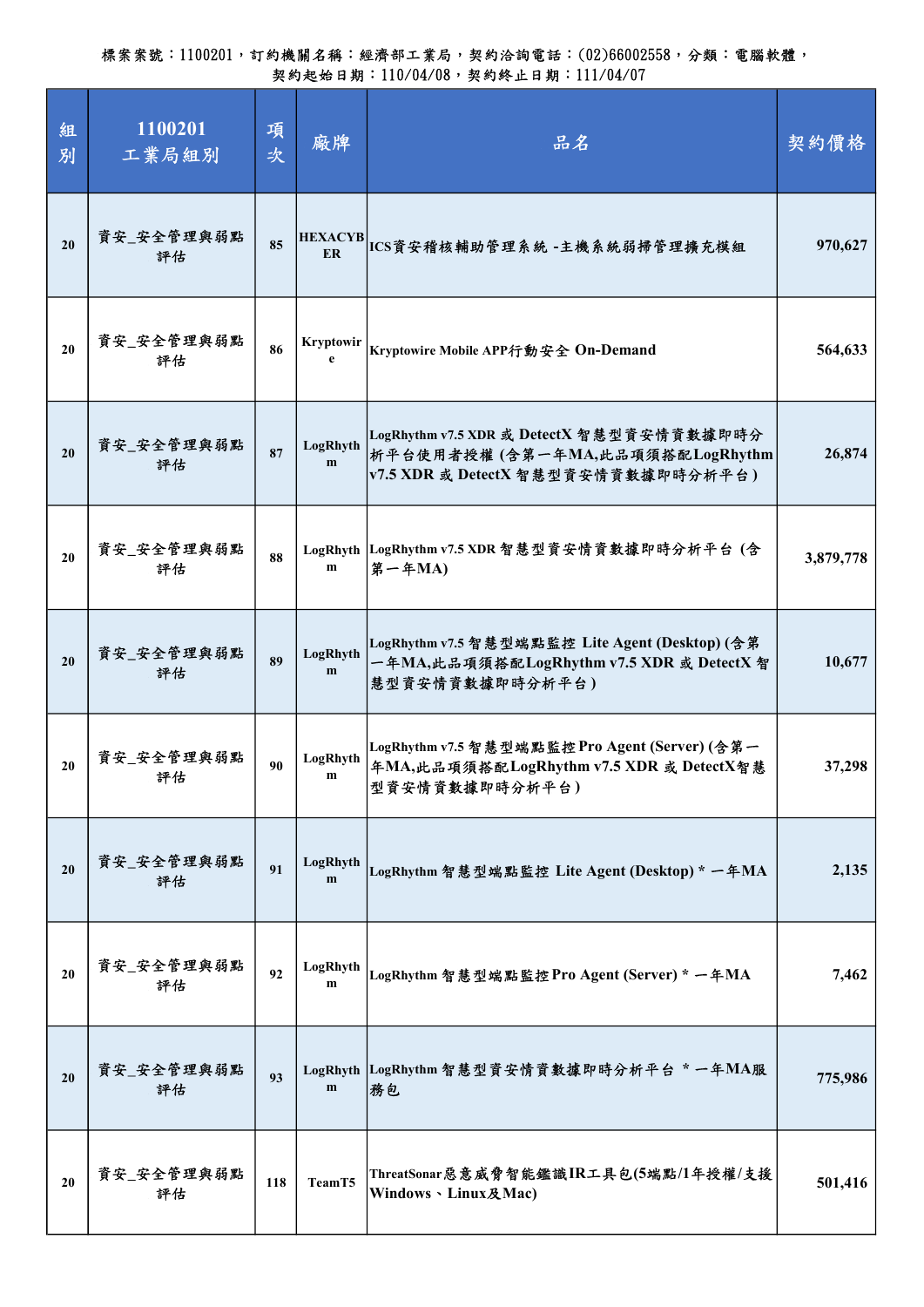標案案號：1100201，訂約機關名稱：經濟部工業局，契約洽詢電話：(02)66002558，分類：電腦軟體，
契約起始日期：110/04/08，契約終止日期：111/04/07

| 組別 | 1100201<br>工業局組別 | 項次 | 廠牌 | 品名 | 契約價格 |
|---|---|---|---|---|---|
| 20 | 資安_安全管理與弱點評估 | 85 | HEXACYBER | ICS資安稽核輔助管理系統 -主機系統弱掃管理擴充模組 | 970,627 |
| 20 | 資安_安全管理與弱點評估 | 86 | Kryptowire | Kryptowire Mobile APP行動安全 On-Demand | 564,633 |
| 20 | 資安_安全管理與弱點評估 | 87 | LogRhythm | LogRhythm v7.5 XDR 或 DetectX 智慧型資安情資數據即時分析平台使用者授權 (含第一年MA,此品項須搭配LogRhythm v7.5 XDR 或 DetectX 智慧型資安情資數據即時分析平台) | 26,874 |
| 20 | 資安_安全管理與弱點評估 | 88 | LogRhythm | LogRhythm v7.5 XDR 智慧型資安情資數據即時分析平台 (含第一年MA) | 3,879,778 |
| 20 | 資安_安全管理與弱點評估 | 89 | LogRhythm | LogRhythm v7.5 智慧型端點監控 Lite Agent (Desktop) (含第一年MA,此品項須搭配LogRhythm v7.5 XDR 或 DetectX 智慧型資安情資數據即時分析平台) | 10,677 |
| 20 | 資安_安全管理與弱點評估 | 90 | LogRhythm | LogRhythm v7.5 智慧型端點監控Pro Agent (Server) (含第一年MA,此品項須搭配LogRhythm v7.5 XDR 或 DetectX智慧型資安情資數據即時分析平台) | 37,298 |
| 20 | 資安_安全管理與弱點評估 | 91 | LogRhythm | LogRhythm 智慧型端點監控 Lite Agent (Desktop) * 一年MA | 2,135 |
| 20 | 資安_安全管理與弱點評估 | 92 | LogRhythm | LogRhythm 智慧型端點監控Pro Agent (Server) * 一年MA | 7,462 |
| 20 | 資安_安全管理與弱點評估 | 93 | LogRhythm | LogRhythm 智慧型資安情資數據即時分析平台 * 一年MA服務包 | 775,986 |
| 20 | 資安_安全管理與弱點評估 | 118 | TeamT5 | ThreatSonar惡意威脅智能鑑識IR工具包(5端點/1年授權/支援Windows、Linux及Mac) | 501,416 |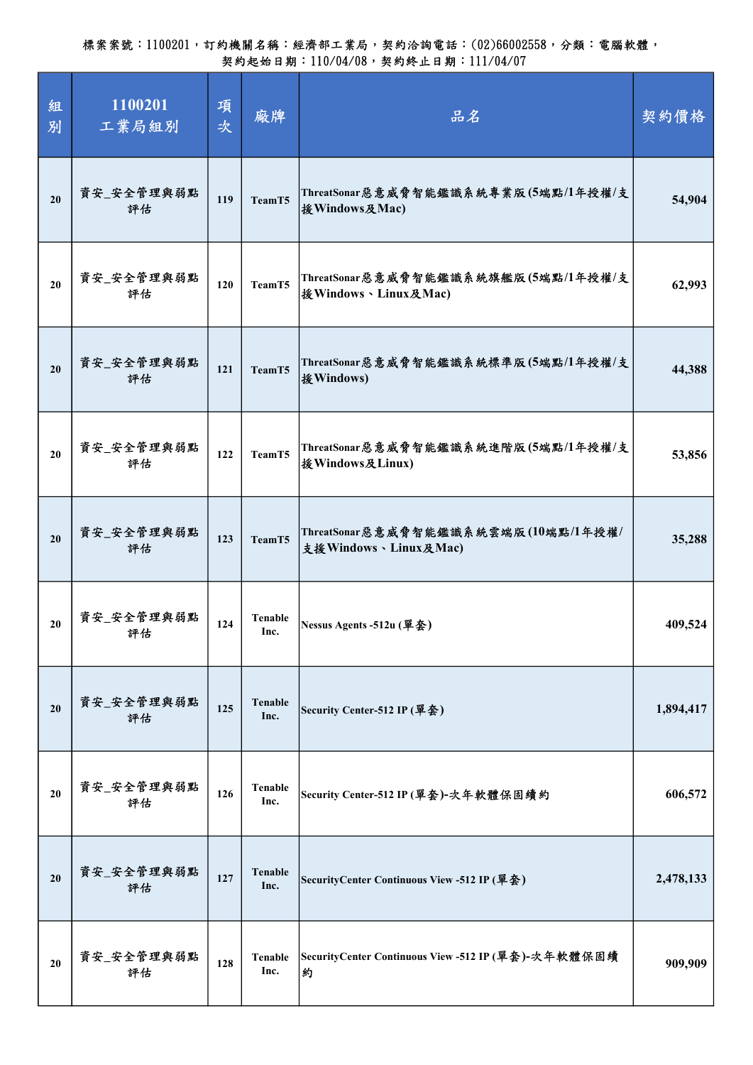標案案號：1100201，訂約機關名稱：經濟部工業局，契約洽詢電話：(02)66002558，分類：電腦軟體，
契約起始日期：110/04/08，契約終止日期：111/04/07

| 組別 | 1100201 工業局組別 | 項次 | 廠牌 | 品名 | 契約價格 |
|---|---|---|---|---|---|
| 20 | 資安_安全管理與弱點評估 | 119 | TeamT5 | ThreatSonar惡意威脅智能鑑識系統專業版(5端點/1年授權/支援Windows及Mac) | 54,904 |
| 20 | 資安_安全管理與弱點評估 | 120 | TeamT5 | ThreatSonar惡意威脅智能鑑識系統旗艦版(5端點/1年授權/支援Windows、Linux及Mac) | 62,993 |
| 20 | 資安_安全管理與弱點評估 | 121 | TeamT5 | ThreatSonar惡意威脅智能鑑識系統標準版(5端點/1年授權/支援Windows) | 44,388 |
| 20 | 資安_安全管理與弱點評估 | 122 | TeamT5 | ThreatSonar惡意威脅智能鑑識系統進階版(5端點/1年授權/支援Windows及Linux) | 53,856 |
| 20 | 資安_安全管理與弱點評估 | 123 | TeamT5 | ThreatSonar惡意威脅智能鑑識系統雲端版(10端點/1年授權/支援Windows、Linux及Mac) | 35,288 |
| 20 | 資安_安全管理與弱點評估 | 124 | Tenable Inc. | Nessus Agents -512u (單套) | 409,524 |
| 20 | 資安_安全管理與弱點評估 | 125 | Tenable Inc. | Security Center-512 IP (單套) | 1,894,417 |
| 20 | 資安_安全管理與弱點評估 | 126 | Tenable Inc. | Security Center-512 IP (單套)-次年軟體保固續約 | 606,572 |
| 20 | 資安_安全管理與弱點評估 | 127 | Tenable Inc. | SecurityCenter Continuous View -512 IP (單套) | 2,478,133 |
| 20 | 資安_安全管理與弱點評估 | 128 | Tenable Inc. | SecurityCenter Continuous View -512 IP (單套)-次年軟體保固續約 | 909,909 |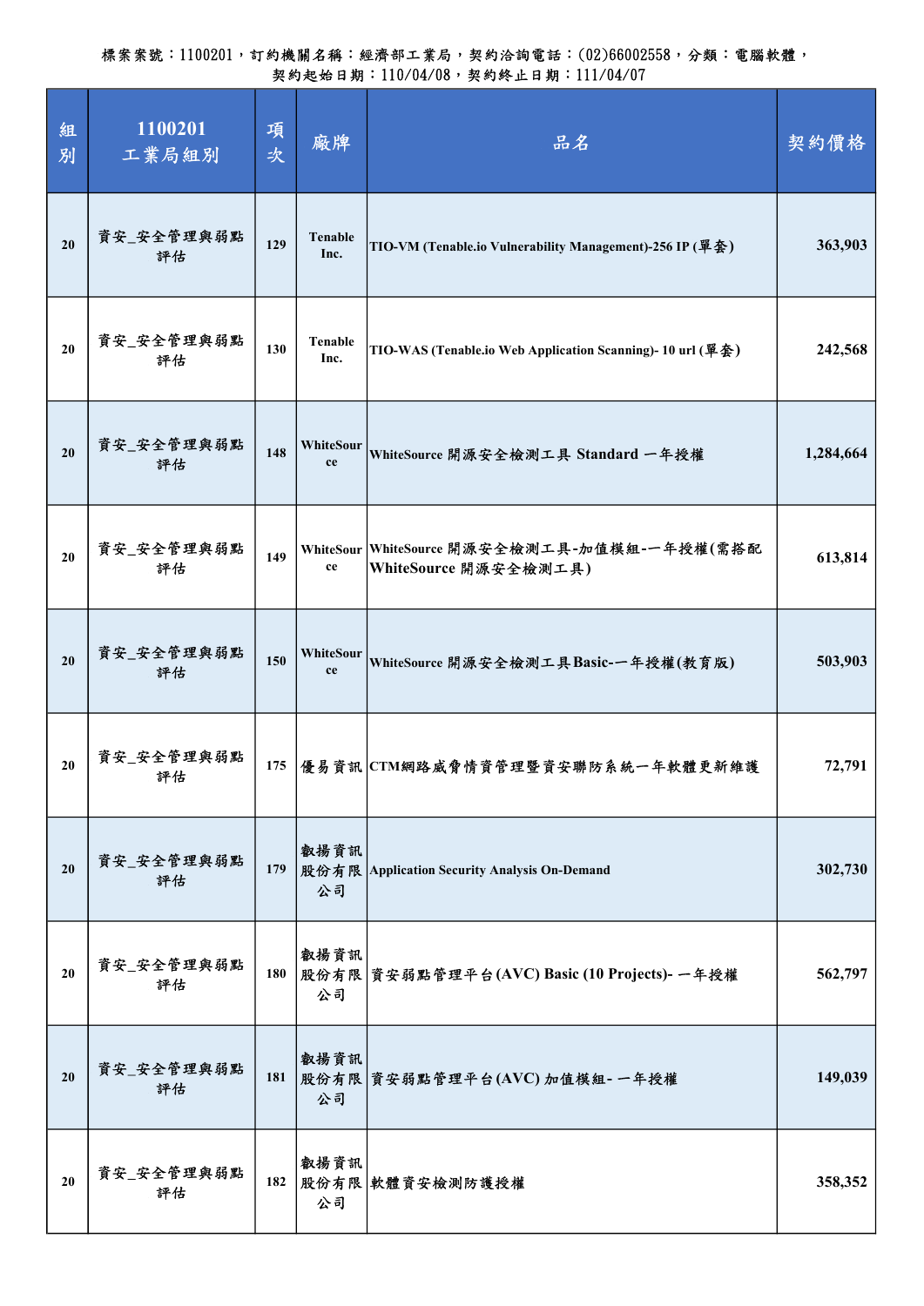標案案號：1100201，訂約機關名稱：經濟部工業局，契約洽詢電話：(02)66002558，分類：電腦軟體，
契約起始日期：110/04/08，契約終止日期：111/04/07

| 組別 | 1100201<br>工業局組別 | 項次 | 廠牌 | 品名 | 契約價格 |
|---|---|---|---|---|---|
| 20 | 資安_安全管理與弱點評估 | 129 | Tenable Inc. | TIO-VM (Tenable.io Vulnerability Management)-256 IP (單套) | 363,903 |
| 20 | 資安_安全管理與弱點評估 | 130 | Tenable Inc. | TIO-WAS (Tenable.io Web Application Scanning)- 10 url (單套) | 242,568 |
| 20 | 資安_安全管理與弱點評估 | 148 | WhiteSource | WhiteSource 開源安全檢測工具 Standard 一年授權 | 1,284,664 |
| 20 | 資安_安全管理與弱點評估 | 149 | WhiteSource | WhiteSource 開源安全檢測工具-加值模組-一年授權(需搭配WhiteSource 開源安全檢測工具) | 613,814 |
| 20 | 資安_安全管理與弱點評估 | 150 | WhiteSource | WhiteSource 開源安全檢測工具Basic-一年授權(教育版) | 503,903 |
| 20 | 資安_安全管理與弱點評估 | 175 | 優易資訊 | CTM網路威脅情資管理暨資安聯防系統一年軟體更新維護 | 72,791 |
| 20 | 資安_安全管理與弱點評估 | 179 | 叡揚資訊股份有限公司 | Application Security Analysis On-Demand | 302,730 |
| 20 | 資安_安全管理與弱點評估 | 180 | 叡揚資訊股份有限公司 | 資安弱點管理平台(AVC) Basic (10 Projects)- 一年授權 | 562,797 |
| 20 | 資安_安全管理與弱點評估 | 181 | 叡揚資訊股份有限公司 | 資安弱點管理平台(AVC) 加值模組- 一年授權 | 149,039 |
| 20 | 資安_安全管理與弱點評估 | 182 | 叡揚資訊股份有限公司 | 軟體資安檢測防護授權 | 358,352 |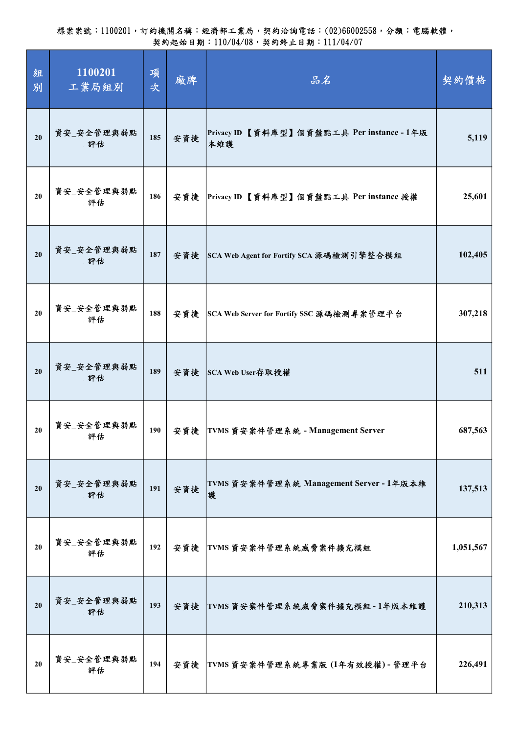標案案號：1100201，訂約機關名稱：經濟部工業局，契約洽詢電話：(02)66002558，分類：電腦軟體，契約起始日期：110/04/08，契約終止日期：111/04/07

| 組別 | 1100201 工業局組別 | 項次 | 廠牌 | 品名 | 契約價格 |
|---|---|---|---|---|---|
| 20 | 資安_安全管理與弱點評估 | 185 | 安資捷 | Privacy ID 【資料庫型】個資盤點工具 Per instance - 1年版本維護 | 5,119 |
| 20 | 資安_安全管理與弱點評估 | 186 | 安資捷 | Privacy ID 【資料庫型】個資盤點工具 Per instance 授權 | 25,601 |
| 20 | 資安_安全管理與弱點評估 | 187 | 安資捷 | SCA Web Agent for Fortify SCA 源碼檢測引擎整合模組 | 102,405 |
| 20 | 資安_安全管理與弱點評估 | 188 | 安資捷 | SCA Web Server for Fortify SSC 源碼檢測專案管理平台 | 307,218 |
| 20 | 資安_安全管理與弱點評估 | 189 | 安資捷 | SCA Web User存取授權 | 511 |
| 20 | 資安_安全管理與弱點評估 | 190 | 安資捷 | TVMS 資安案件管理系統 - Management Server | 687,563 |
| 20 | 資安_安全管理與弱點評估 | 191 | 安資捷 | TVMS 資安案件管理系統 Management Server - 1年版本維護 | 137,513 |
| 20 | 資安_安全管理與弱點評估 | 192 | 安資捷 | TVMS 資安案件管理系統威脅案件擴充模組 | 1,051,567 |
| 20 | 資安_安全管理與弱點評估 | 193 | 安資捷 | TVMS 資安案件管理系統威脅案件擴充模組 - 1年版本維護 | 210,313 |
| 20 | 資安_安全管理與弱點評估 | 194 | 安資捷 | TVMS 資安案件管理系統專業版 (1年有效授權) - 管理平台 | 226,491 |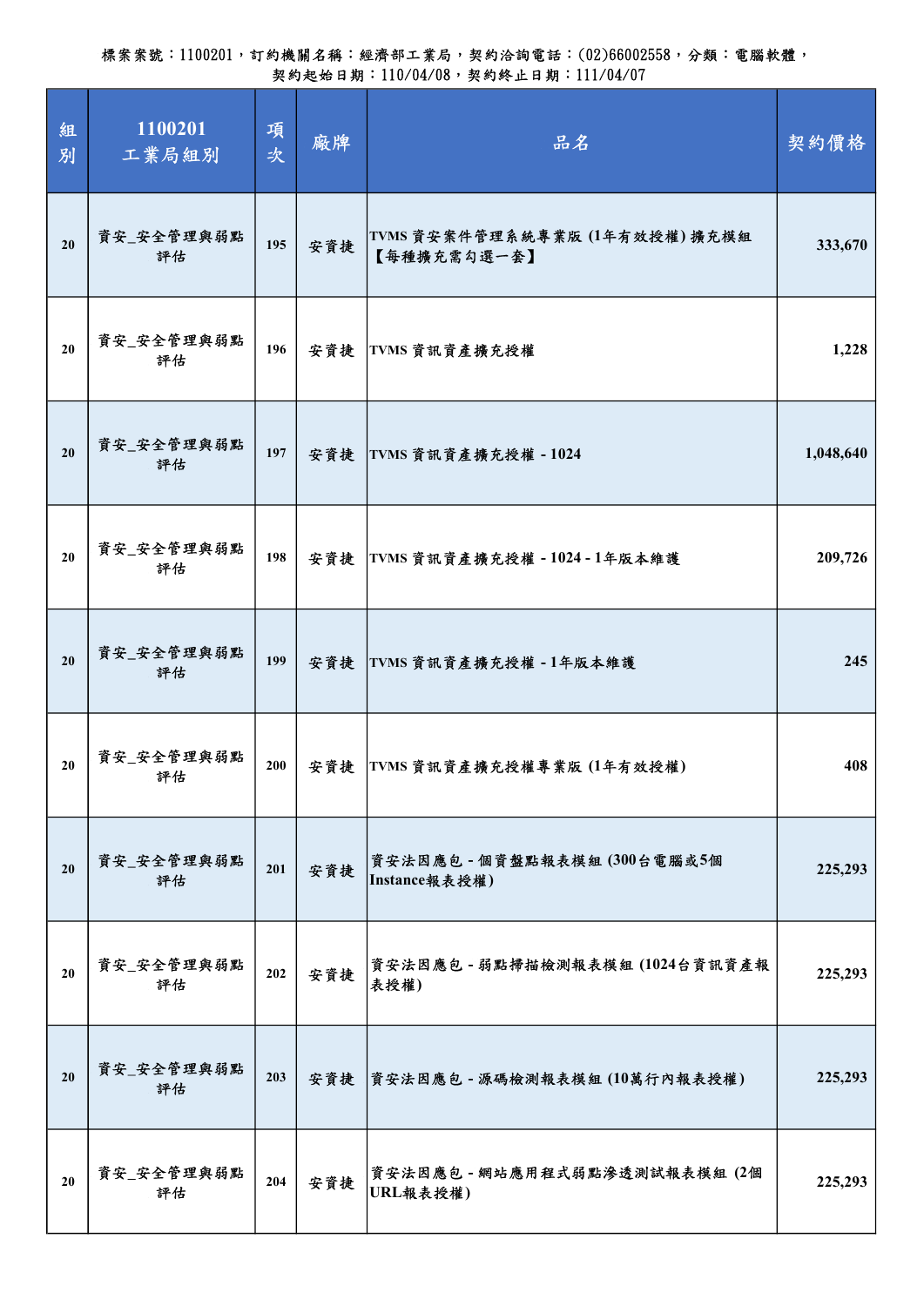標案案號：1100201，訂約機關名稱：經濟部工業局，契約洽詢電話：(02)66002558，分類：電腦軟體，
契約起始日期：110/04/08，契約終止日期：111/04/07

| 組別 | 1100201 工業局組別 | 項次 | 廠牌 | 品名 | 契約價格 |
|---|---|---|---|---|---|
| 20 | 資安_安全管理與弱點評估 | 195 | 安資捷 | TVMS 資安案件管理系統專業版 (1年有效授權) 擴充模組【每種擴充需勾選一套】 | 333,670 |
| 20 | 資安_安全管理與弱點評估 | 196 | 安資捷 | TVMS 資訊資產擴充授權 | 1,228 |
| 20 | 資安_安全管理與弱點評估 | 197 | 安資捷 | TVMS 資訊資產擴充授權 - 1024 | 1,048,640 |
| 20 | 資安_安全管理與弱點評估 | 198 | 安資捷 | TVMS 資訊資產擴充授權 - 1024 - 1年版本維護 | 209,726 |
| 20 | 資安_安全管理與弱點評估 | 199 | 安資捷 | TVMS 資訊資產擴充授權 - 1年版本維護 | 245 |
| 20 | 資安_安全管理與弱點評估 | 200 | 安資捷 | TVMS 資訊資產擴充授權專業版 (1年有效授權) | 408 |
| 20 | 資安_安全管理與弱點評估 | 201 | 安資捷 | 資安法因應包 - 個資盤點報表模組 (300台電腦或5個Instance報表授權) | 225,293 |
| 20 | 資安_安全管理與弱點評估 | 202 | 安資捷 | 資安法因應包 - 弱點掃描檢測報表模組 (1024台資訊資產報表授權) | 225,293 |
| 20 | 資安_安全管理與弱點評估 | 203 | 安資捷 | 資安法因應包 - 源碼檢測報表模組 (10萬行內報表授權) | 225,293 |
| 20 | 資安_安全管理與弱點評估 | 204 | 安資捷 | 資安法因應包 - 網站應用程式弱點滲透測試報表模組 (2個URL報表授權) | 225,293 |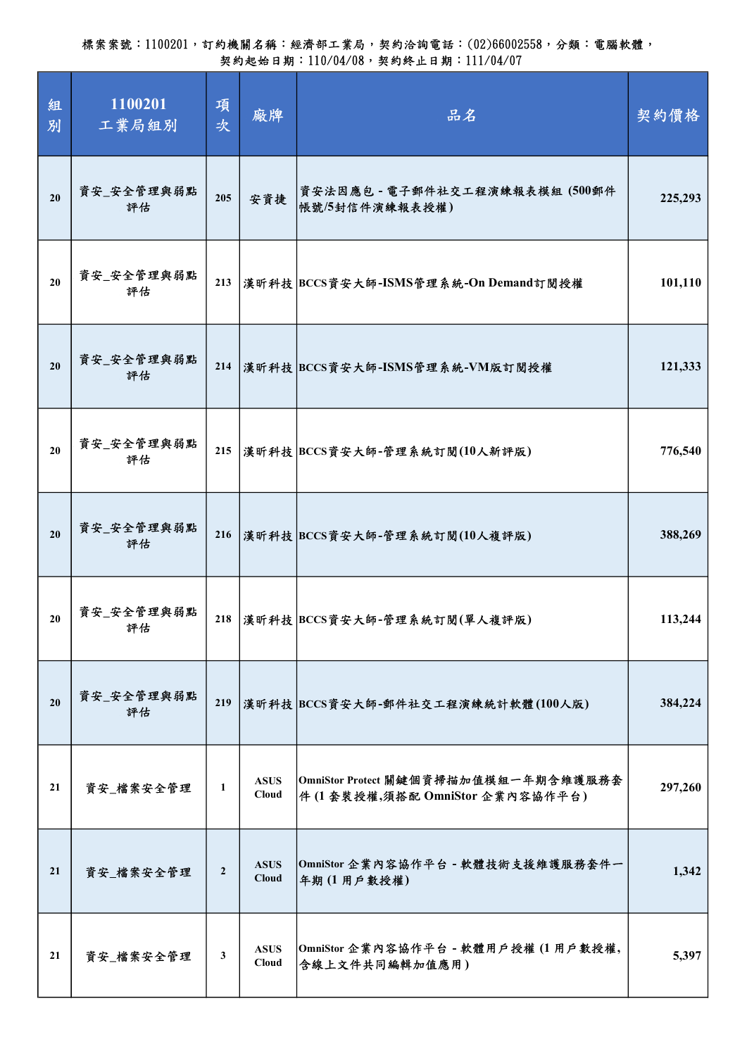標案案號：1100201，訂約機關名稱：經濟部工業局，契約洽詢電話：(02)66002558，分類：電腦軟體，
契約起始日期：110/04/08，契約終止日期：111/04/07

| 組別 | 1100201 工業局組別 | 項次 | 廠牌 | 品名 | 契約價格 |
|---|---|---|---|---|---|
| 20 | 資安_安全管理與弱點評估 | 205 | 安資捷 | 資安法因應包 - 電子郵件社交工程演練報表模組 (500郵件帳號/5封信件演練報表授權) | 225,293 |
| 20 | 資安_安全管理與弱點評估 | 213 | 漢昕科技 | BCCS資安大師-ISMS管理系統-On Demand訂閱授權 | 101,110 |
| 20 | 資安_安全管理與弱點評估 | 214 | 漢昕科技 | BCCS資安大師-ISMS管理系統-VM版訂閱授權 | 121,333 |
| 20 | 資安_安全管理與弱點評估 | 215 | 漢昕科技 | BCCS資安大師-管理系統訂閱(10人新評版) | 776,540 |
| 20 | 資安_安全管理與弱點評估 | 216 | 漢昕科技 | BCCS資安大師-管理系統訂閱(10人複評版) | 388,269 |
| 20 | 資安_安全管理與弱點評估 | 218 | 漢昕科技 | BCCS資安大師-管理系統訂閱(單人複評版) | 113,244 |
| 20 | 資安_安全管理與弱點評估 | 219 | 漢昕科技 | BCCS資安大師-郵件社交工程演練統計軟體(100人版) | 384,224 |
| 21 | 資安_檔案安全管理 | 1 | ASUS Cloud | OmniStor Protect 關鍵個資掃描加值模組一年期含維護服務套件 (1 套裝授權,須搭配 OmniStor 企業內容協作平台) | 297,260 |
| 21 | 資安_檔案安全管理 | 2 | ASUS Cloud | OmniStor 企業內容協作平台 - 軟體技術支援維護服務套件一年期 (1 用戶數授權) | 1,342 |
| 21 | 資安_檔案安全管理 | 3 | ASUS Cloud | OmniStor 企業內容協作平台 - 軟體用戶授權 (1 用戶數授權,含線上文件共同編輯加值應用) | 5,397 |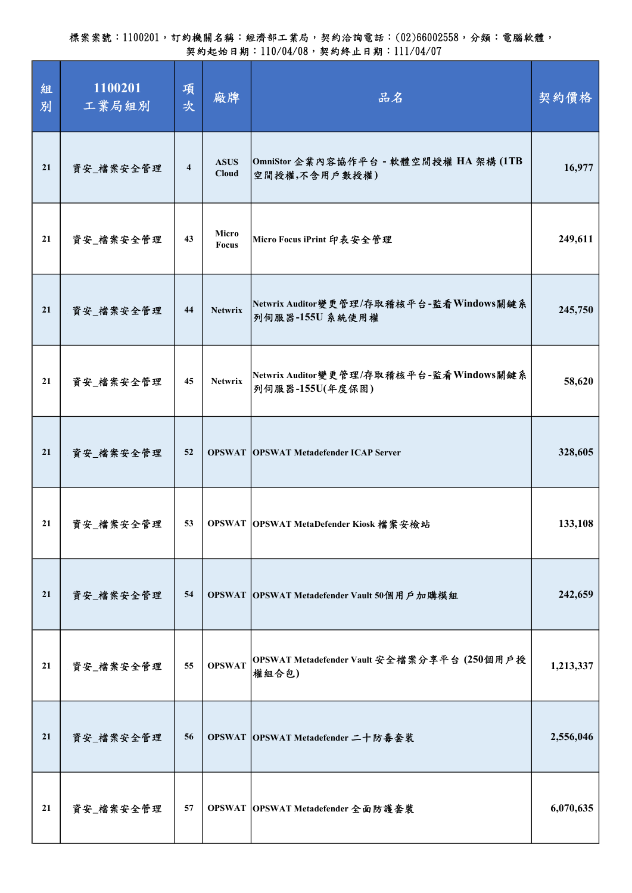標案案號：1100201，訂約機關名稱：經濟部工業局，契約洽詢電話：(02)66002558，分類：電腦軟體，
契約起始日期：110/04/08，契約終止日期：111/04/07

| 組別 | 1100201 工業局組別 | 項次 | 廠牌 | 品名 | 契約價格 |
|---|---|---|---|---|---|
| 21 | 資安_檔案安全管理 | 4 | ASUS Cloud | OmniStor 企業內容協作平台 - 軟體空間授權 HA 架構 (1TB 空間授權,不含用戶數授權) | 16,977 |
| 21 | 資安_檔案安全管理 | 43 | Micro Focus | Micro Focus iPrint 印表安全管理 | 249,611 |
| 21 | 資安_檔案安全管理 | 44 | Netwrix | Netwrix Auditor變更管理/存取稽核平台-監看Windows關鍵系列伺服器-155U 系統使用權 | 245,750 |
| 21 | 資安_檔案安全管理 | 45 | Netwrix | Netwrix Auditor變更管理/存取稽核平台-監看Windows關鍵系列伺服器-155U(年度保固) | 58,620 |
| 21 | 資安_檔案安全管理 | 52 | OPSWAT | OPSWAT Metadefender ICAP Server | 328,605 |
| 21 | 資安_檔案安全管理 | 53 | OPSWAT | OPSWAT MetaDefender Kiosk 檔案安檢站 | 133,108 |
| 21 | 資安_檔案安全管理 | 54 | OPSWAT | OPSWAT Metadefender Vault 50個用戶加購模組 | 242,659 |
| 21 | 資安_檔案安全管理 | 55 | OPSWAT | OPSWAT Metadefender Vault 安全檔案分享平台 (250個用戶授權組合包) | 1,213,337 |
| 21 | 資安_檔案安全管理 | 56 | OPSWAT | OPSWAT Metadefender 二十防毒套裝 | 2,556,046 |
| 21 | 資安_檔案安全管理 | 57 | OPSWAT | OPSWAT Metadefender 全面防護套裝 | 6,070,635 |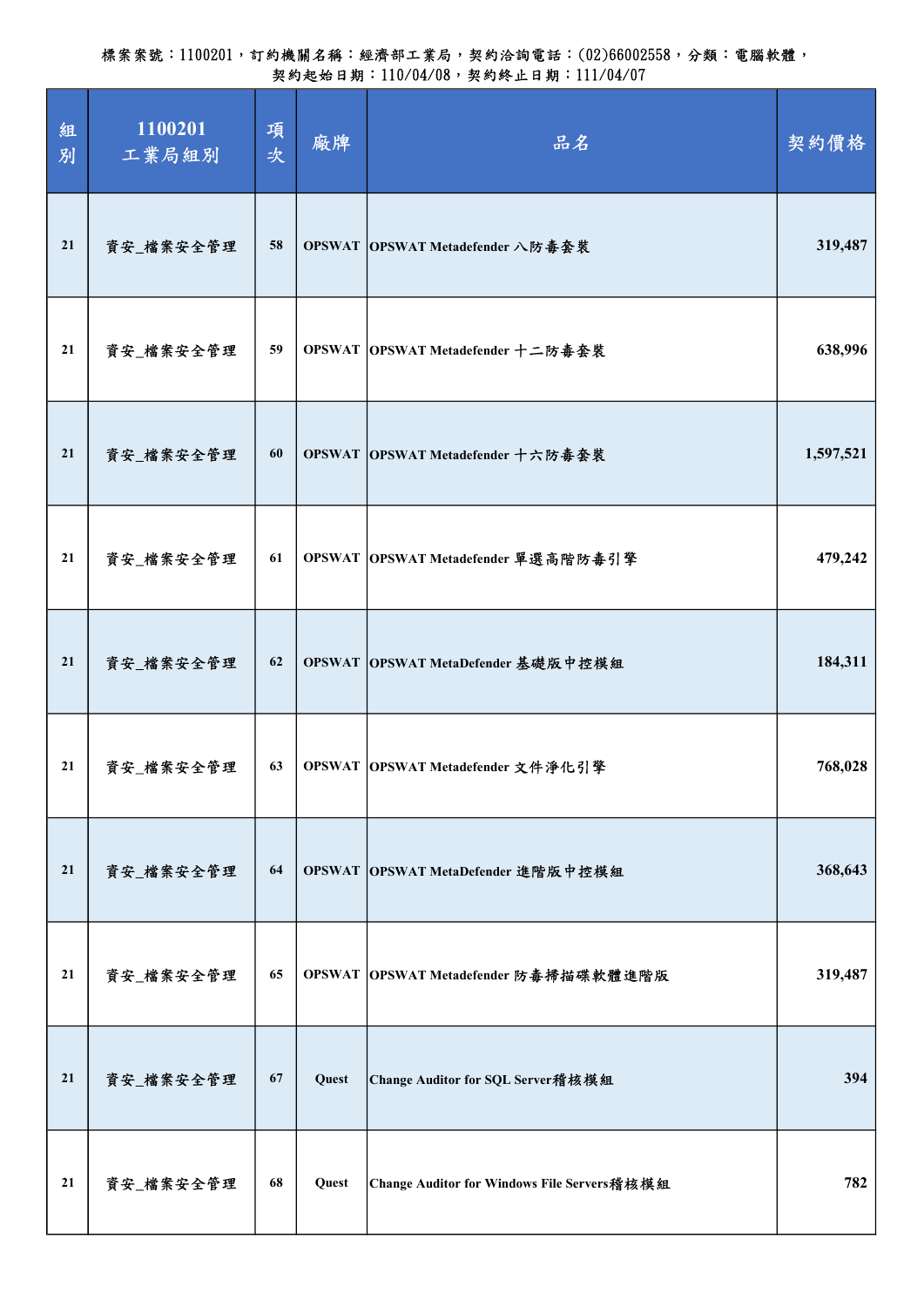標案案號：1100201，訂約機關名稱：經濟部工業局，契約洽詢電話：(02)66002558，分類：電腦軟體，
契約起始日期：110/04/08，契約終止日期：111/04/07

| 組別 | 1100201<br>工業局組別 | 項次 | 廠牌 | 品名 | 契約價格 |
|---|---|---|---|---|---|
| 21 | 資安_檔案安全管理 | 58 | OPSWAT | OPSWAT Metadefender 八防毒套裝 | 319,487 |
| 21 | 資安_檔案安全管理 | 59 | OPSWAT | OPSWAT Metadefender 十二防毒套裝 | 638,996 |
| 21 | 資安_檔案安全管理 | 60 | OPSWAT | OPSWAT Metadefender 十六防毒套裝 | 1,597,521 |
| 21 | 資安_檔案安全管理 | 61 | OPSWAT | OPSWAT Metadefender 單選高階防毒引擎 | 479,242 |
| 21 | 資安_檔案安全管理 | 62 | OPSWAT | OPSWAT MetaDefender 基礎版中控模組 | 184,311 |
| 21 | 資安_檔案安全管理 | 63 | OPSWAT | OPSWAT Metadefender 文件淨化引擎 | 768,028 |
| 21 | 資安_檔案安全管理 | 64 | OPSWAT | OPSWAT MetaDefender 進階版中控模組 | 368,643 |
| 21 | 資安_檔案安全管理 | 65 | OPSWAT | OPSWAT Metadefender 防毒掃描碟軟體進階版 | 319,487 |
| 21 | 資安_檔案安全管理 | 67 | Quest | Change Auditor for SQL Server稽核模組 | 394 |
| 21 | 資安_檔案安全管理 | 68 | Quest | Change Auditor for Windows File Servers稽核模組 | 782 |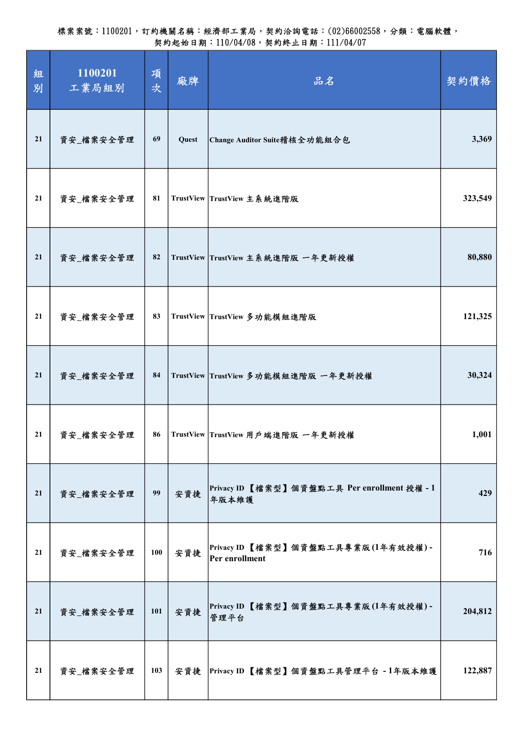標案案號：1100201，訂約機關名稱：經濟部工業局，契約洽詢電話：(02)66002558，分類：電腦軟體，契約起始日期：110/04/08，契約終止日期：111/04/07

| 組別 | 1100201 工業局組別 | 項次 | 廠牌 | 品名 | 契約價格 |
|---|---|---|---|---|---|
| 21 | 資安_檔案安全管理 | 69 | Quest | Change Auditor Suite稽核全功能組合包 | 3,369 |
| 21 | 資安_檔案安全管理 | 81 | TrustView | TrustView 主系統進階版 | 323,549 |
| 21 | 資安_檔案安全管理 | 82 | TrustView | TrustView 主系統進階版 一年更新授權 | 80,880 |
| 21 | 資安_檔案安全管理 | 83 | TrustView | TrustView 多功能模組進階版 | 121,325 |
| 21 | 資安_檔案安全管理 | 84 | TrustView | TrustView 多功能模組進階版 一年更新授權 | 30,324 |
| 21 | 資安_檔案安全管理 | 86 | TrustView | TrustView 用戶端進階版 一年更新授權 | 1,001 |
| 21 | 資安_檔案安全管理 | 99 | 安資捷 | Privacy ID 【檔案型】個資盤點工具 Per enrollment 授權 - 1年版本維護 | 429 |
| 21 | 資安_檔案安全管理 | 100 | 安資捷 | Privacy ID 【檔案型】個資盤點工具專業版(1年有效授權)- Per enrollment | 716 |
| 21 | 資安_檔案安全管理 | 101 | 安資捷 | Privacy ID 【檔案型】個資盤點工具專業版(1年有效授權)- 管理平台 | 204,812 |
| 21 | 資安_檔案安全管理 | 103 | 安資捷 | Privacy ID 【檔案型】個資盤點工具管理平台 - 1年版本維護 | 122,887 |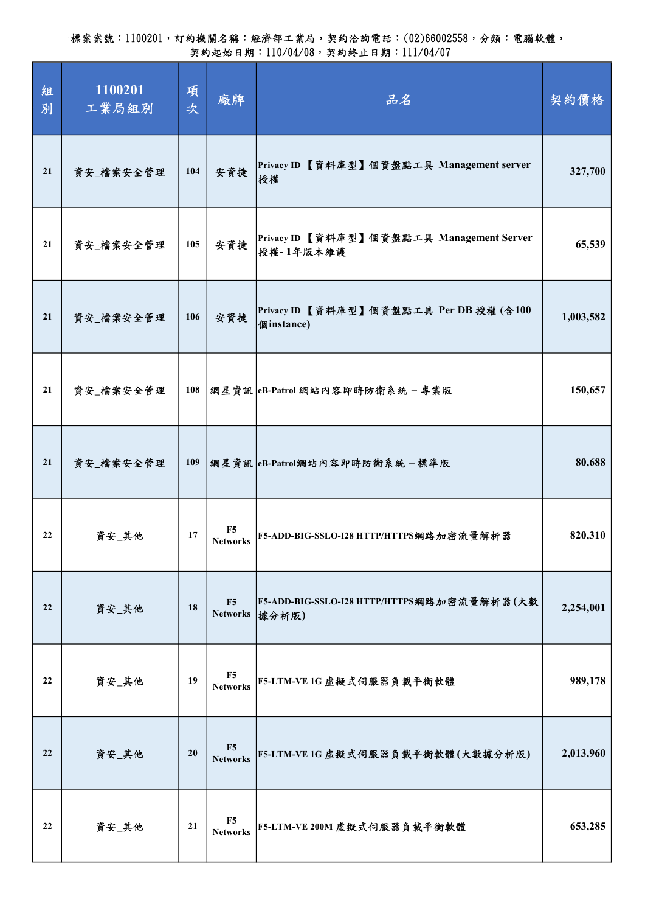標案案號：1100201，訂約機關名稱：經濟部工業局，契約洽詢電話：(02)66002558，分類：電腦軟體，
契約起始日期：110/04/08，契約終止日期：111/04/07

| 組別 | 1100201<br>工業局組別 | 項次 | 廠牌 | 品名 | 契約價格 |
|---|---|---|---|---|---|
| 21 | 資安_檔案安全管理 | 104 | 安資捷 | Privacy ID 【資料庫型】個資盤點工具 Management server 授權 | 327,700 |
| 21 | 資安_檔案安全管理 | 105 | 安資捷 | Privacy ID 【資料庫型】個資盤點工具 Management Server 授權-1年版本維護 | 65,539 |
| 21 | 資安_檔案安全管理 | 106 | 安資捷 | Privacy ID 【資料庫型】個資盤點工具 Per DB 授權 (含100個instance) | 1,003,582 |
| 21 | 資安_檔案安全管理 | 108 | 網星資訊 | eB-Patrol 網站內容即時防衛系統 – 專業版 | 150,657 |
| 21 | 資安_檔案安全管理 | 109 | 網星資訊 | eB-Patrol網站內容即時防衛系統 – 標準版 | 80,688 |
| 22 | 資安_其他 | 17 | F5 Networks | F5-ADD-BIG-SSLO-I28 HTTP/HTTPS網路加密流量解析器 | 820,310 |
| 22 | 資安_其他 | 18 | F5 Networks | F5-ADD-BIG-SSLO-I28 HTTP/HTTPS網路加密流量解析器(大數據分析版) | 2,254,001 |
| 22 | 資安_其他 | 19 | F5 Networks | F5-LTM-VE 1G 虛擬式伺服器負載平衡軟體 | 989,178 |
| 22 | 資安_其他 | 20 | F5 Networks | F5-LTM-VE 1G 虛擬式伺服器負載平衡軟體(大數據分析版) | 2,013,960 |
| 22 | 資安_其他 | 21 | F5 Networks | F5-LTM-VE 200M 虛擬式伺服器負載平衡軟體 | 653,285 |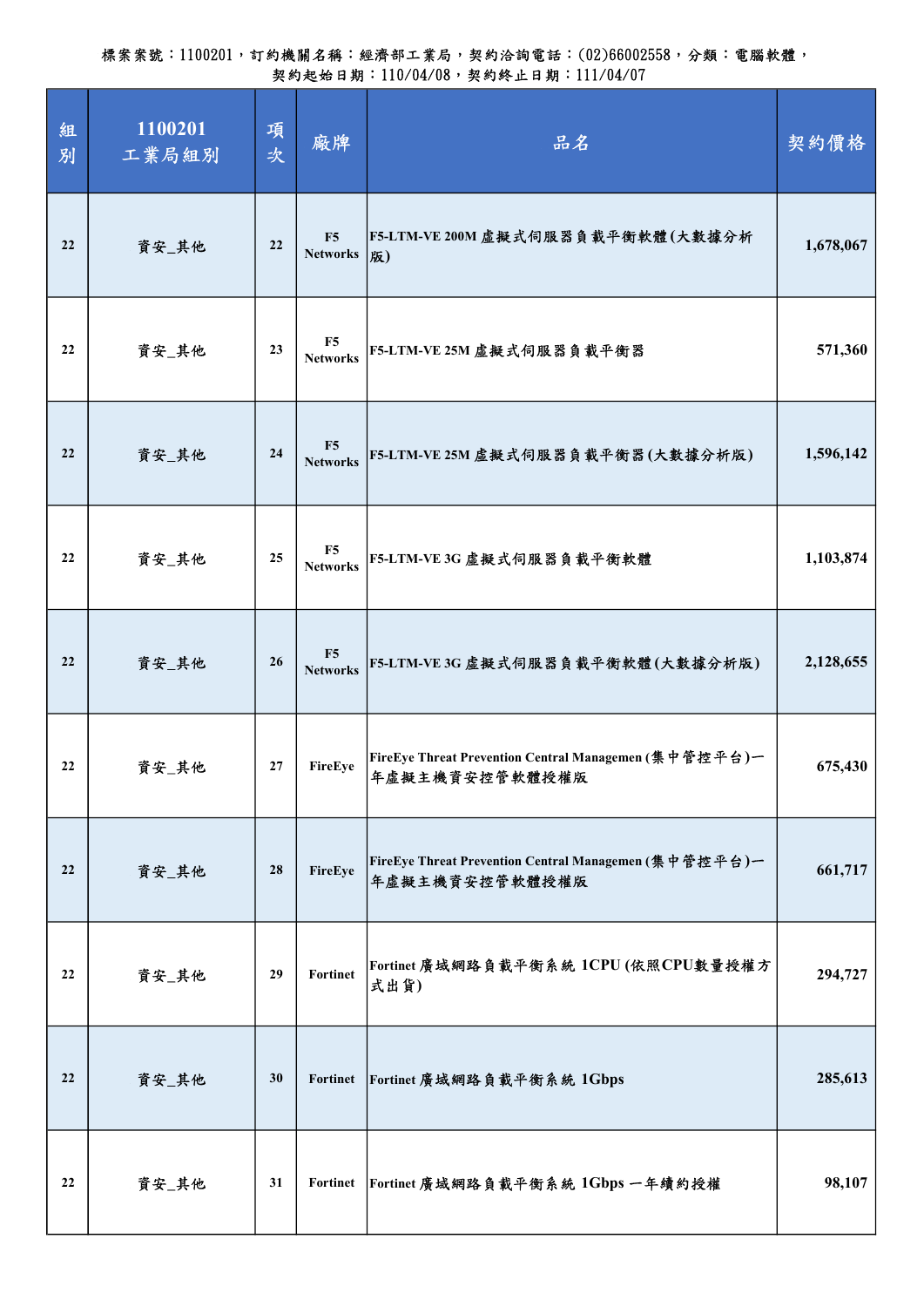標案案號：1100201，訂約機關名稱：經濟部工業局，契約洽詢電話：(02)66002558，分類：電腦軟體，契約起始日期：110/04/08，契約終止日期：111/04/07

| 組別 | 1100201 工業局組別 | 項次 | 廠牌 | 品名 | 契約價格 |
|---|---|---|---|---|---|
| 22 | 資安_其他 | 22 | F5 Networks | F5-LTM-VE 200M 虛擬式伺服器負載平衡軟體(大數據分析版) | 1,678,067 |
| 22 | 資安_其他 | 23 | F5 Networks | F5-LTM-VE 25M 虛擬式伺服器負載平衡器 | 571,360 |
| 22 | 資安_其他 | 24 | F5 Networks | F5-LTM-VE 25M 虛擬式伺服器負載平衡器(大數據分析版) | 1,596,142 |
| 22 | 資安_其他 | 25 | F5 Networks | F5-LTM-VE 3G 虛擬式伺服器負載平衡軟體 | 1,103,874 |
| 22 | 資安_其他 | 26 | F5 Networks | F5-LTM-VE 3G 虛擬式伺服器負載平衡軟體(大數據分析版) | 2,128,655 |
| 22 | 資安_其他 | 27 | FireEye | FireEye Threat Prevention Central Managemen (集中管控平台)一年虛擬主機資安控管軟體授權版 | 675,430 |
| 22 | 資安_其他 | 28 | FireEye | FireEye Threat Prevention Central Managemen (集中管控平台)一年虛擬主機資安控管軟體授權版 | 661,717 |
| 22 | 資安_其他 | 29 | Fortinet | Fortinet 廣域網路負載平衡系統 1CPU (依照CPU數量授權方式出貨) | 294,727 |
| 22 | 資安_其他 | 30 | Fortinet | Fortinet 廣域網路負載平衡系統 1Gbps | 285,613 |
| 22 | 資安_其他 | 31 | Fortinet | Fortinet 廣域網路負載平衡系統 1Gbps 一年續約授權 | 98,107 |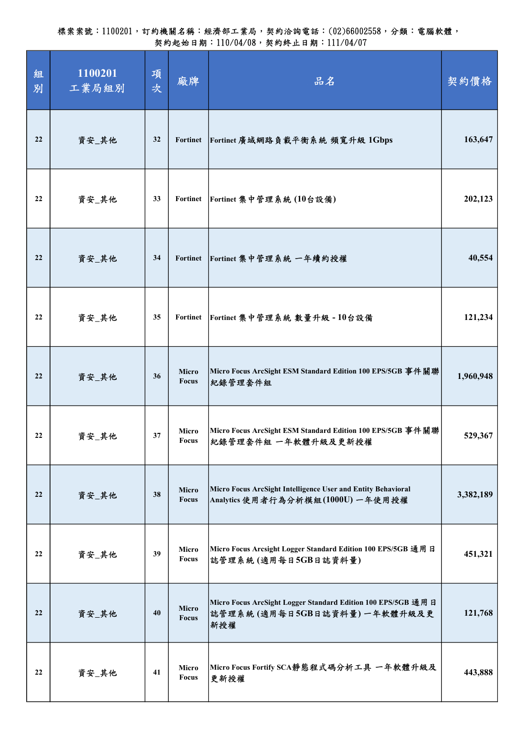標案案號：1100201，訂約機關名稱：經濟部工業局，契約洽詢電話：(02)66002558，分類：電腦軟體，契約起始日期：110/04/08，契約終止日期：111/04/07

| 組別 | 1100201 工業局組別 | 項次 | 廠牌 | 品名 | 契約價格 |
|---|---|---|---|---|---|
| 22 | 資安_其他 | 32 | Fortinet | Fortinet 廣域網路負載平衡系統 頻寬升級 1Gbps | 163,647 |
| 22 | 資安_其他 | 33 | Fortinet | Fortinet 集中管理系統 (10台設備) | 202,123 |
| 22 | 資安_其他 | 34 | Fortinet | Fortinet 集中管理系統 一年續約授權 | 40,554 |
| 22 | 資安_其他 | 35 | Fortinet | Fortinet 集中管理系統 數量升級 - 10台設備 | 121,234 |
| 22 | 資安_其他 | 36 | Micro Focus | Micro Focus ArcSight ESM Standard Edition 100 EPS/5GB 事件關聯紀錄管理套件組 | 1,960,948 |
| 22 | 資安_其他 | 37 | Micro Focus | Micro Focus ArcSight ESM Standard Edition 100 EPS/5GB 事件關聯紀錄管理套件組 一年軟體升級及更新授權 | 529,367 |
| 22 | 資安_其他 | 38 | Micro Focus | Micro Focus ArcSight Intelligence User and Entity Behavioral Analytics 使用者行為分析模組(1000U) 一年使用授權 | 3,382,189 |
| 22 | 資安_其他 | 39 | Micro Focus | Micro Focus Arcsight Logger Standard Edition 100 EPS/5GB 通用日誌管理系統 (適用每日5GB日誌資料量) | 451,321 |
| 22 | 資安_其他 | 40 | Micro Focus | Micro Focus ArcSight Logger Standard Edition 100 EPS/5GB 通用日誌管理系統 (適用每日5GB日誌資料量) 一年軟體升級及更新授權 | 121,768 |
| 22 | 資安_其他 | 41 | Micro Focus | Micro Focus Fortify SCA靜態程式碼分析工具 一年軟體升級及更新授權 | 443,888 |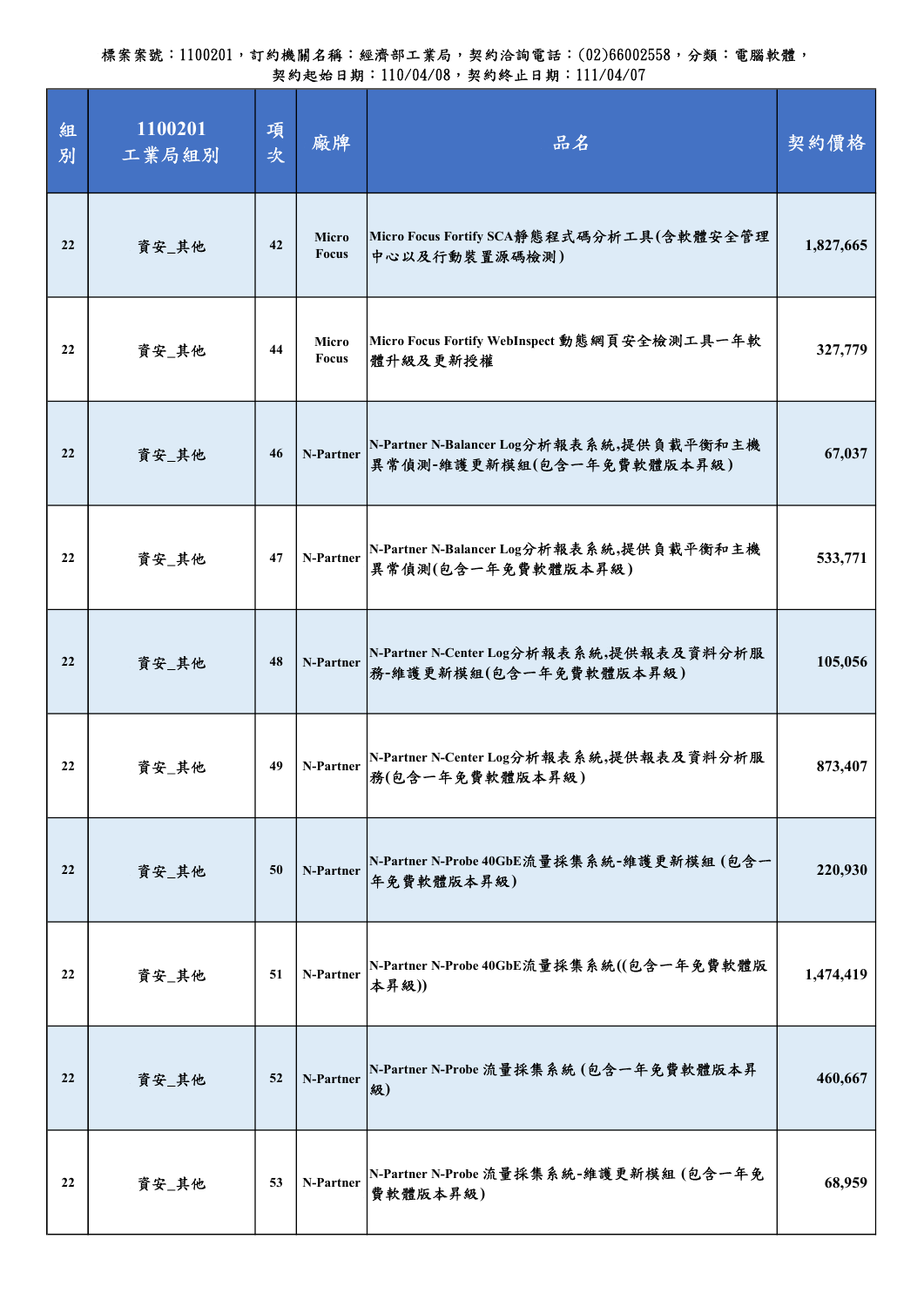標案案號：1100201，訂約機關名稱：經濟部工業局，契約洽詢電話：(02)66002558，分類：電腦軟體，契約起始日期：110/04/08，契約終止日期：111/04/07

| 組別 | 1100201 工業局組別 | 項次 | 廠牌 | 品名 | 契約價格 |
|---|---|---|---|---|---|
| 22 | 資安_其他 | 42 | Micro Focus | Micro Focus Fortify SCA靜態程式碼分析工具(含軟體安全管理中心以及行動裝置源碼檢測) | 1,827,665 |
| 22 | 資安_其他 | 44 | Micro Focus | Micro Focus Fortify WebInspect 動態網頁安全檢測工具一年軟體升級及更新授權 | 327,779 |
| 22 | 資安_其他 | 46 | N-Partner | N-Partner N-Balancer Log分析報表系統,提供負載平衡和主機異常偵測-維護更新模組(包含一年免費軟體版本昇級) | 67,037 |
| 22 | 資安_其他 | 47 | N-Partner | N-Partner N-Balancer Log分析報表系統,提供負載平衡和主機異常偵測(包含一年免費軟體版本昇級) | 533,771 |
| 22 | 資安_其他 | 48 | N-Partner | N-Partner N-Center Log分析報表系統,提供報表及資料分析服務-維護更新模組(包含一年免費軟體版本昇級) | 105,056 |
| 22 | 資安_其他 | 49 | N-Partner | N-Partner N-Center Log分析報表系統,提供報表及資料分析服務(包含一年免費軟體版本昇級) | 873,407 |
| 22 | 資安_其他 | 50 | N-Partner | N-Partner N-Probe 40GbE流量採集系統-維護更新模組 (包含一年免費軟體版本昇級) | 220,930 |
| 22 | 資安_其他 | 51 | N-Partner | N-Partner N-Probe 40GbE流量採集系統((包含一年免費軟體版本昇級)) | 1,474,419 |
| 22 | 資安_其他 | 52 | N-Partner | N-Partner N-Probe 流量採集系統 (包含一年免費軟體版本昇級) | 460,667 |
| 22 | 資安_其他 | 53 | N-Partner | N-Partner N-Probe 流量採集系統-維護更新模組 (包含一年免費軟體版本昇級) | 68,959 |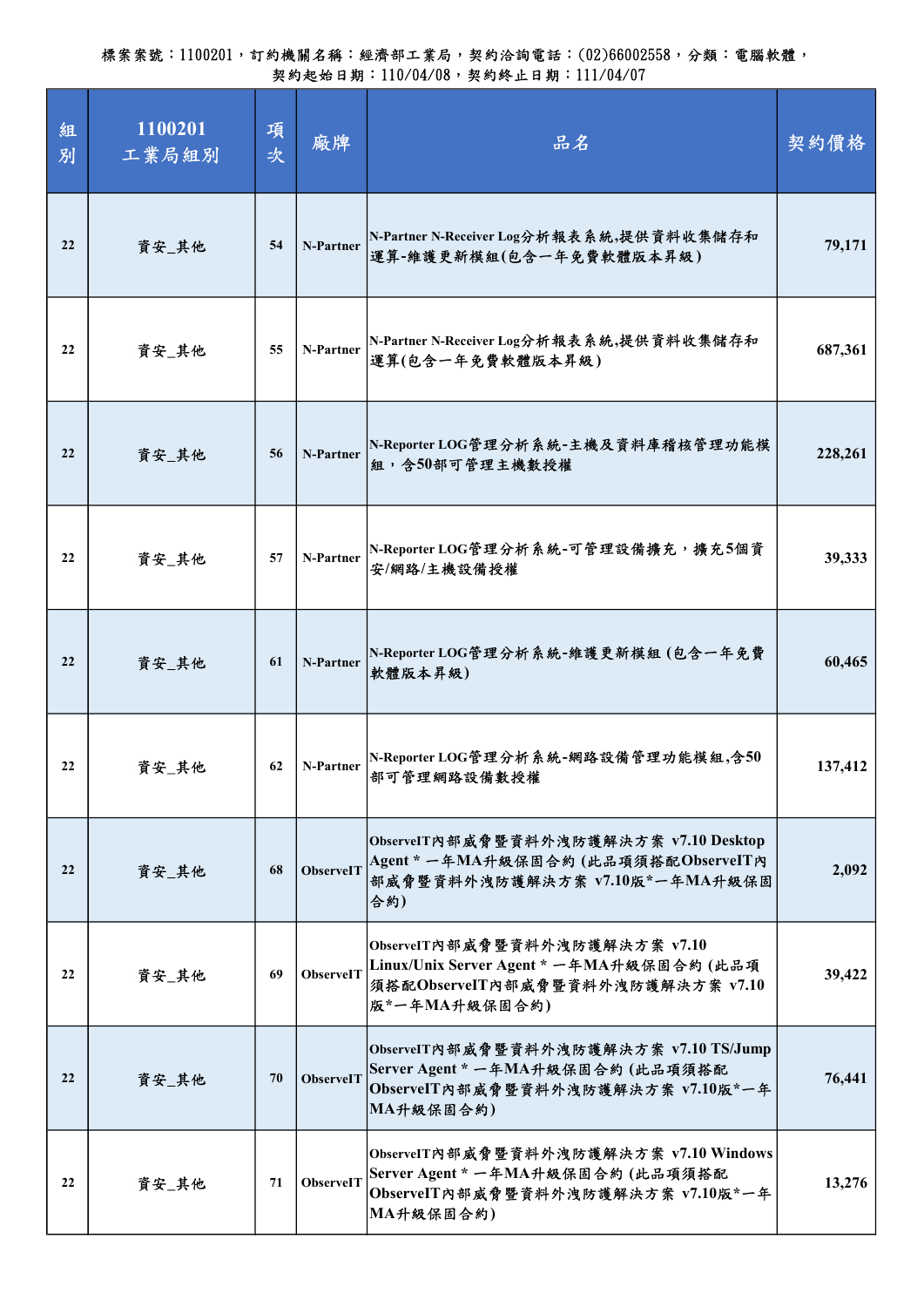標案案號：1100201，訂約機關名稱：經濟部工業局，契約洽詢電話：(02)66002558，分類：電腦軟體，
契約起始日期：110/04/08，契約終止日期：111/04/07

| 組別 | 1100201 工業局組別 | 項次 | 廠牌 | 品名 | 契約價格 |
|---|---|---|---|---|---|
| 22 | 資安_其他 | 54 | N-Partner | N-Partner N-Receiver Log分析報表系統,提供資料收集儲存和運算-維護更新模組(包含一年免費軟體版本昇級) | 79,171 |
| 22 | 資安_其他 | 55 | N-Partner | N-Partner N-Receiver Log分析報表系統,提供資料收集儲存和運算(包含一年免費軟體版本昇級) | 687,361 |
| 22 | 資安_其他 | 56 | N-Partner | N-Reporter LOG管理分析系統-主機及資料庫稽核管理功能模組，含50部可管理主機數授權 | 228,261 |
| 22 | 資安_其他 | 57 | N-Partner | N-Reporter LOG管理分析系統-可管理設備擴充，擴充5個資安/網路/主機設備授權 | 39,333 |
| 22 | 資安_其他 | 61 | N-Partner | N-Reporter LOG管理分析系統-維護更新模組 (包含一年免費軟體版本昇級) | 60,465 |
| 22 | 資安_其他 | 62 | N-Partner | N-Reporter LOG管理分析系統-網路設備管理功能模組,含50部可管理網路設備數授權 | 137,412 |
| 22 | 資安_其他 | 68 | ObserveIT | ObserveIT內部威脅暨資料外洩防護解決方案 v7.10 Desktop Agent * 一年MA升級保固合約 (此品項須搭配ObserveIT內部威脅暨資料外洩防護解決方案 v7.10版*一年MA升級保固合約) | 2,092 |
| 22 | 資安_其他 | 69 | ObserveIT | ObserveIT內部威脅暨資料外洩防護解決方案 v7.10 Linux/Unix Server Agent * 一年MA升級保固合約 (此品項須搭配ObserveIT內部威脅暨資料外洩防護解決方案 v7.10版*一年MA升級保固合約) | 39,422 |
| 22 | 資安_其他 | 70 | ObserveIT | ObserveIT內部威脅暨資料外洩防護解決方案 v7.10 TS/Jump Server Agent * 一年MA升級保固合約 (此品項須搭配ObserveIT內部威脅暨資料外洩防護解決方案 v7.10版*一年MA升級保固合約) | 76,441 |
| 22 | 資安_其他 | 71 | ObserveIT | ObserveIT內部威脅暨資料外洩防護解決方案 v7.10 Windows Server Agent * 一年MA升級保固合約 (此品項須搭配ObserveIT內部威脅暨資料外洩防護解決方案 v7.10版*一年MA升級保固合約) | 13,276 |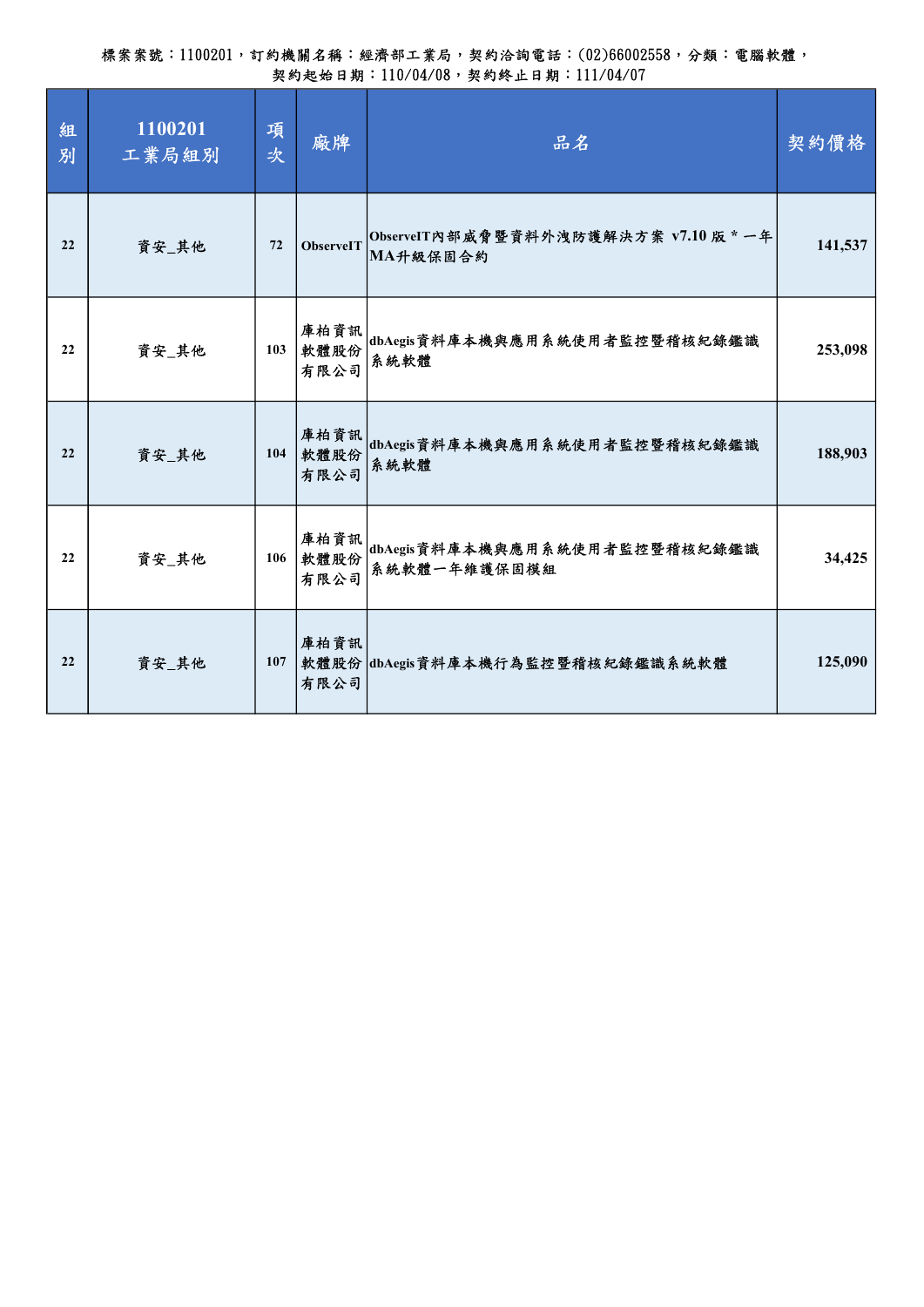標案案號：1100201，訂約機關名稱：經濟部工業局，契約洽詢電話：(02)66002558，分類：電腦軟體，契約起始日期：110/04/08，契約終止日期：111/04/07

| 組別 | 1100201 工業局組別 | 項次 | 廠牌 | 品名 | 契約價格 |
|---|---|---|---|---|---|
| 22 | 資安_其他 | 72 | ObserveIT | ObserveIT內部威脅暨資料外洩防護解決方案 v7.10 版 * 一年MA升級保固合約 | 141,537 |
| 22 | 資安_其他 | 103 | 庫柏資訊軟體股份有限公司 | dbAegis資料庫本機與應用系統使用者監控暨稽核紀錄鑑識系統軟體 | 253,098 |
| 22 | 資安_其他 | 104 | 庫柏資訊軟體股份有限公司 | dbAegis資料庫本機與應用系統使用者監控暨稽核紀錄鑑識系統軟體 | 188,903 |
| 22 | 資安_其他 | 106 | 庫柏資訊軟體股份有限公司 | dbAegis資料庫本機與應用系統使用者監控暨稽核紀錄鑑識系統軟體一年維護保固模組 | 34,425 |
| 22 | 資安_其他 | 107 | 庫柏資訊軟體股份有限公司 | dbAegis資料庫本機行為監控暨稽核紀錄鑑識系統軟體 | 125,090 |